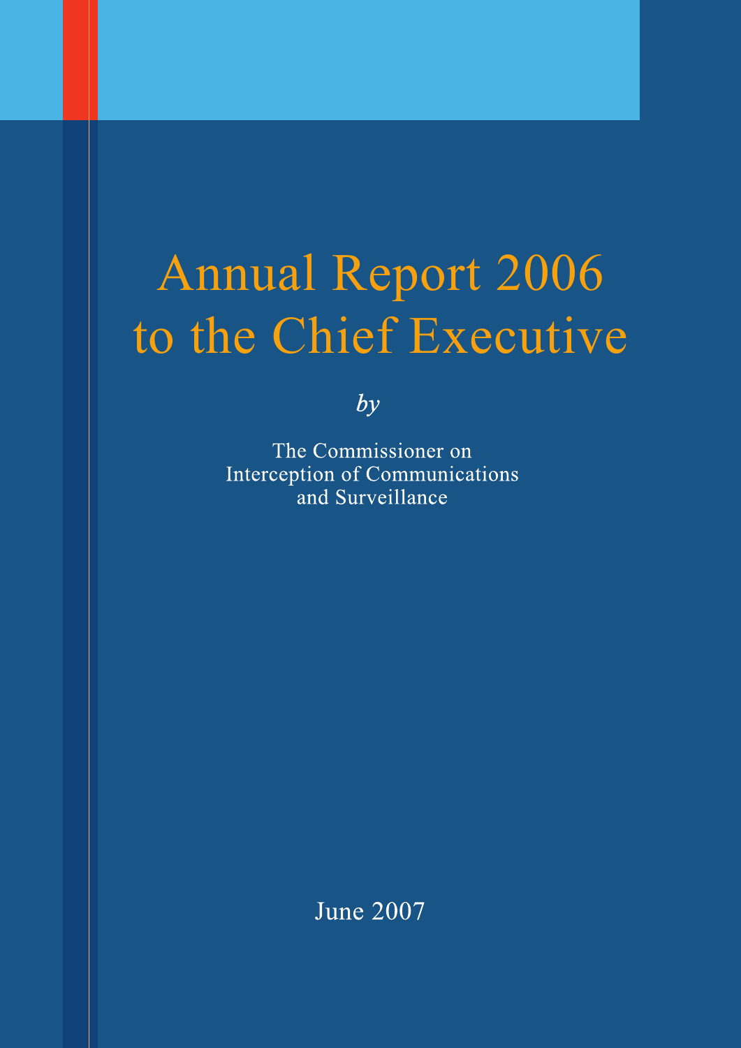# Annual Report 2006 to the Chief Executive

*by*

The Commissioner on
Interception of Communications
and Surveillance

June 2007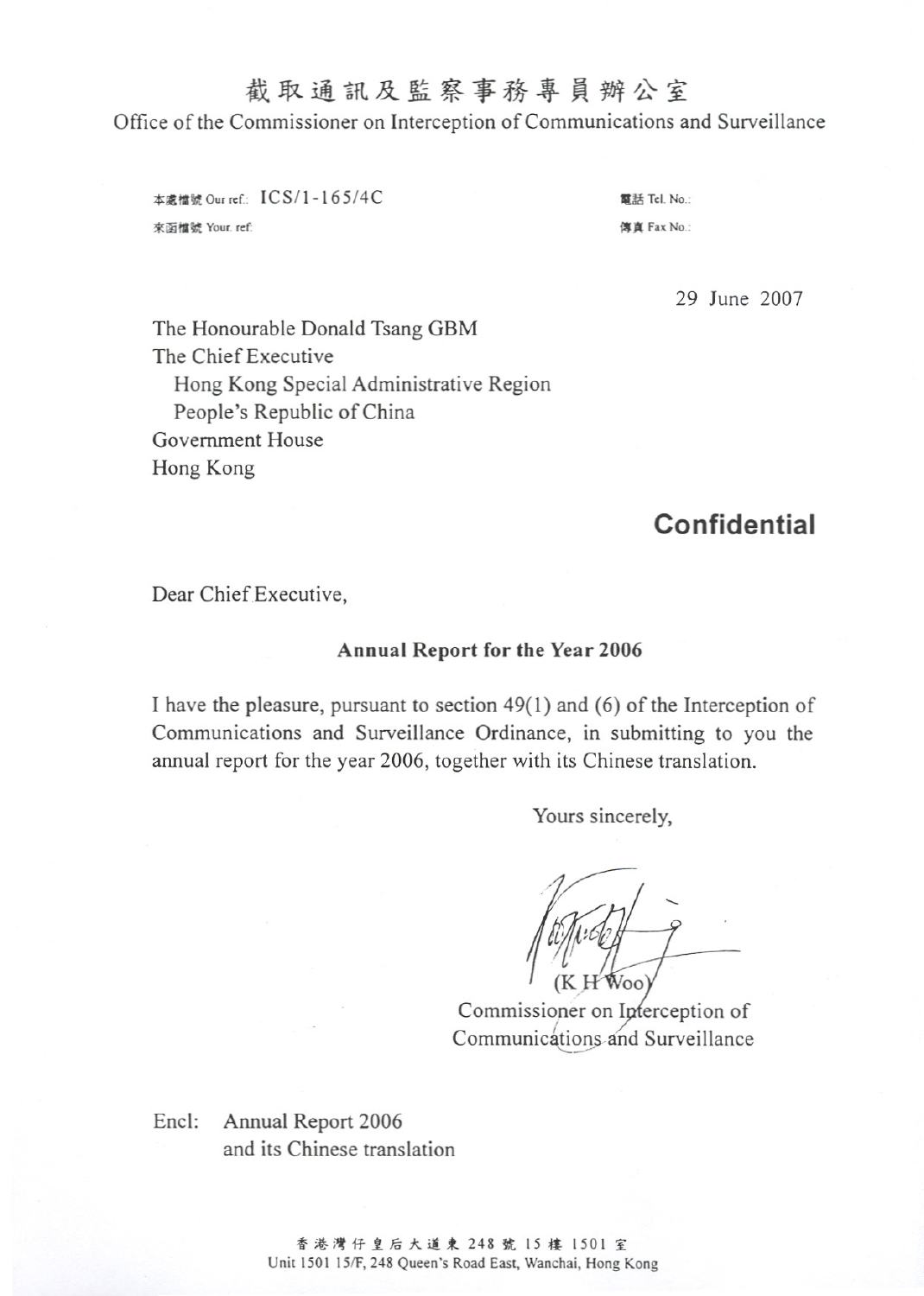# 截取通訊及監察事務專員辦公室

Office of the Commissioner on Interception of Communications and Surveillance

本處檔號 Our ref.: ICS/1-165/4C

來函檔號 Your ref:

電話 Tel. No.:

傳真 Fax No.:

29 June 2007

The Honourable Donald Tsang GBM
The Chief Executive
Hong Kong Special Administrative Region
People's Republic of China
Government House
Hong Kong

**Confidential**

Dear Chief Executive,

**Annual Report for the Year 2006**

I have the pleasure, pursuant to section 49(1) and (6) of the Interception of Communications and Surveillance Ordinance, in submitting to you the annual report for the year 2006, together with its Chinese translation.

Yours sincerely,

(K H Woo)
Commissioner on Interception of Communications and Surveillance

Encl: Annual Report 2006
and its Chinese translation

香港灣仔皇后大道東 248 號 15 樓 1501 室
Unit 1501 15/F, 248 Queen's Road East, Wanchai, Hong Kong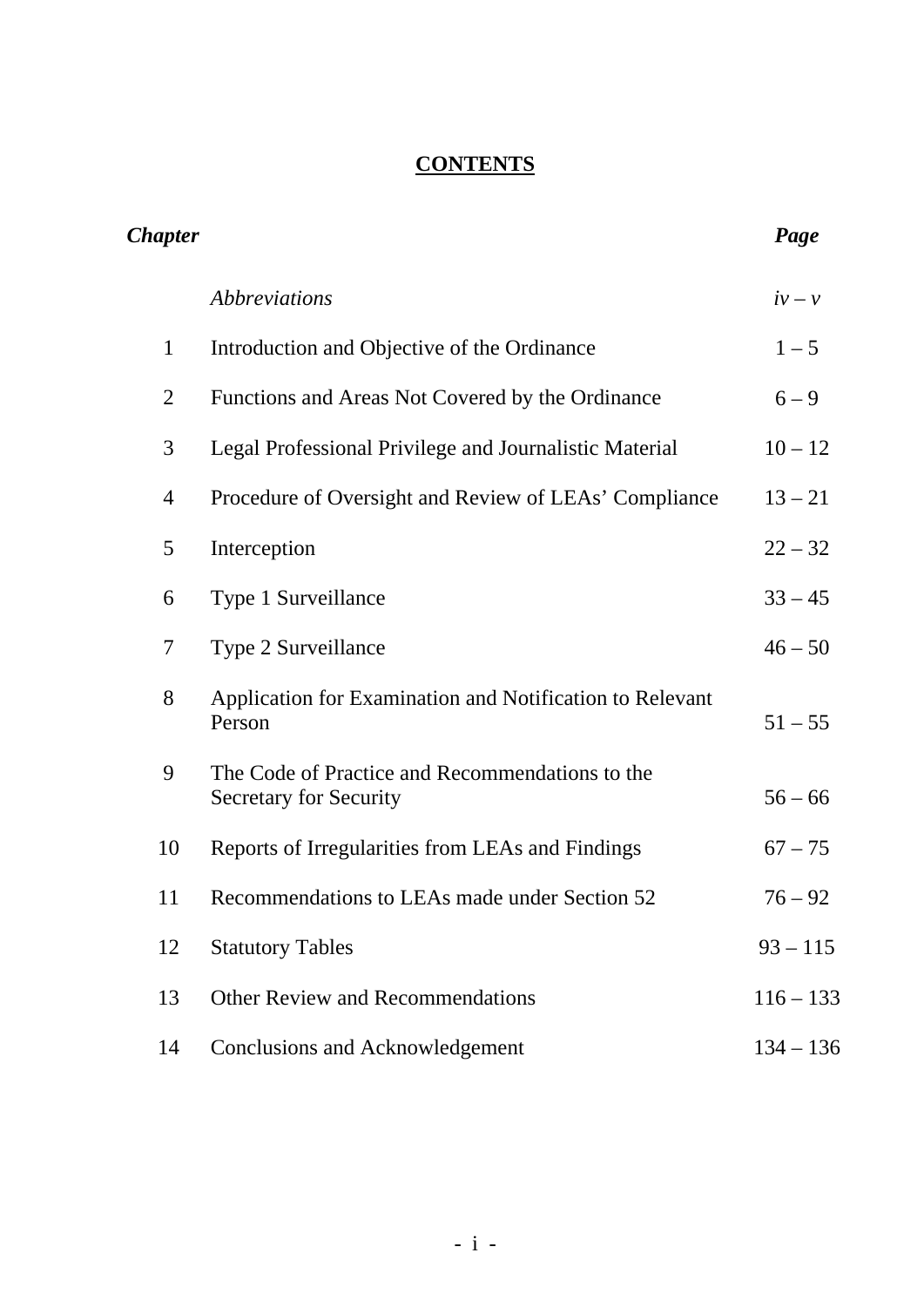# CONTENTS

| *Chapter* | | *Page* |
|---|---|---|
| | *Abbreviations* | *iv – v* |
| 1 | Introduction and Objective of the Ordinance | 1 – 5 |
| 2 | Functions and Areas Not Covered by the Ordinance | 6 – 9 |
| 3 | Legal Professional Privilege and Journalistic Material | 10 – 12 |
| 4 | Procedure of Oversight and Review of LEAs' Compliance | 13 – 21 |
| 5 | Interception | 22 – 32 |
| 6 | Type 1 Surveillance | 33 – 45 |
| 7 | Type 2 Surveillance | 46 – 50 |
| 8 | Application for Examination and Notification to Relevant Person | 51 – 55 |
| 9 | The Code of Practice and Recommendations to the Secretary for Security | 56 – 66 |
| 10 | Reports of Irregularities from LEAs and Findings | 67 – 75 |
| 11 | Recommendations to LEAs made under Section 52 | 76 – 92 |
| 12 | Statutory Tables | 93 – 115 |
| 13 | Other Review and Recommendations | 116 – 133 |
| 14 | Conclusions and Acknowledgement | 134 – 136 |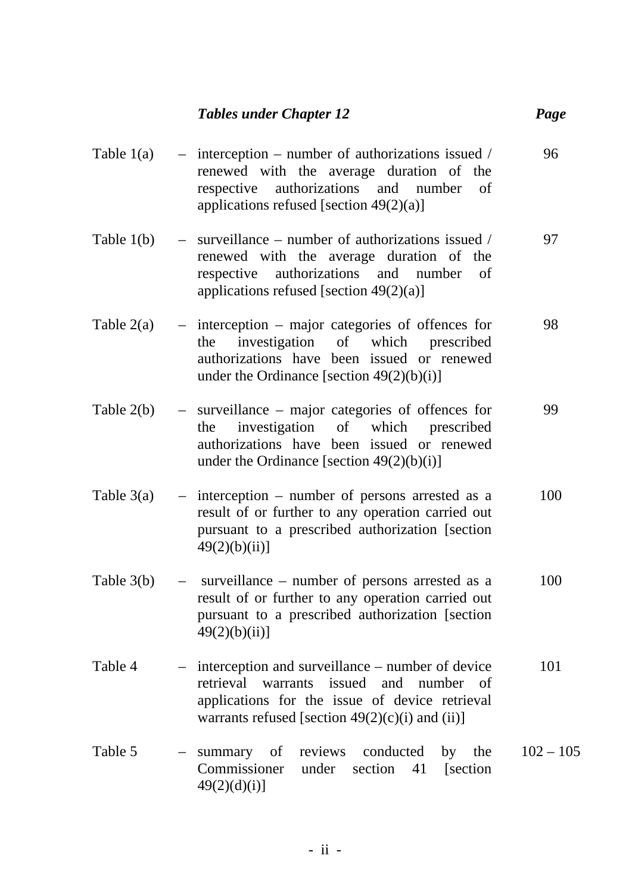| | | ***Tables under Chapter 12*** | ***Page*** |
|---|---|---|---|
| Table 1(a) | – | interception – number of authorizations issued / renewed with the average duration of the respective authorizations and number of applications refused [section 49(2)(a)] | 96 |
| Table 1(b) | – | surveillance – number of authorizations issued / renewed with the average duration of the respective authorizations and number of applications refused [section 49(2)(a)] | 97 |
| Table 2(a) | – | interception – major categories of offences for the investigation of which prescribed authorizations have been issued or renewed under the Ordinance [section 49(2)(b)(i)] | 98 |
| Table 2(b) | – | surveillance – major categories of offences for the investigation of which prescribed authorizations have been issued or renewed under the Ordinance [section 49(2)(b)(i)] | 99 |
| Table 3(a) | – | interception – number of persons arrested as a result of or further to any operation carried out pursuant to a prescribed authorization [section 49(2)(b)(ii)] | 100 |
| Table 3(b) | – | surveillance – number of persons arrested as a result of or further to any operation carried out pursuant to a prescribed authorization [section 49(2)(b)(ii)] | 100 |
| Table 4 | – | interception and surveillance – number of device retrieval warrants issued and number of applications for the issue of device retrieval warrants refused [section 49(2)(c)(i) and (ii)] | 101 |
| Table 5 | – | summary of reviews conducted by the Commissioner under section 41 [section 49(2)(d)(i)] | 102 – 105 |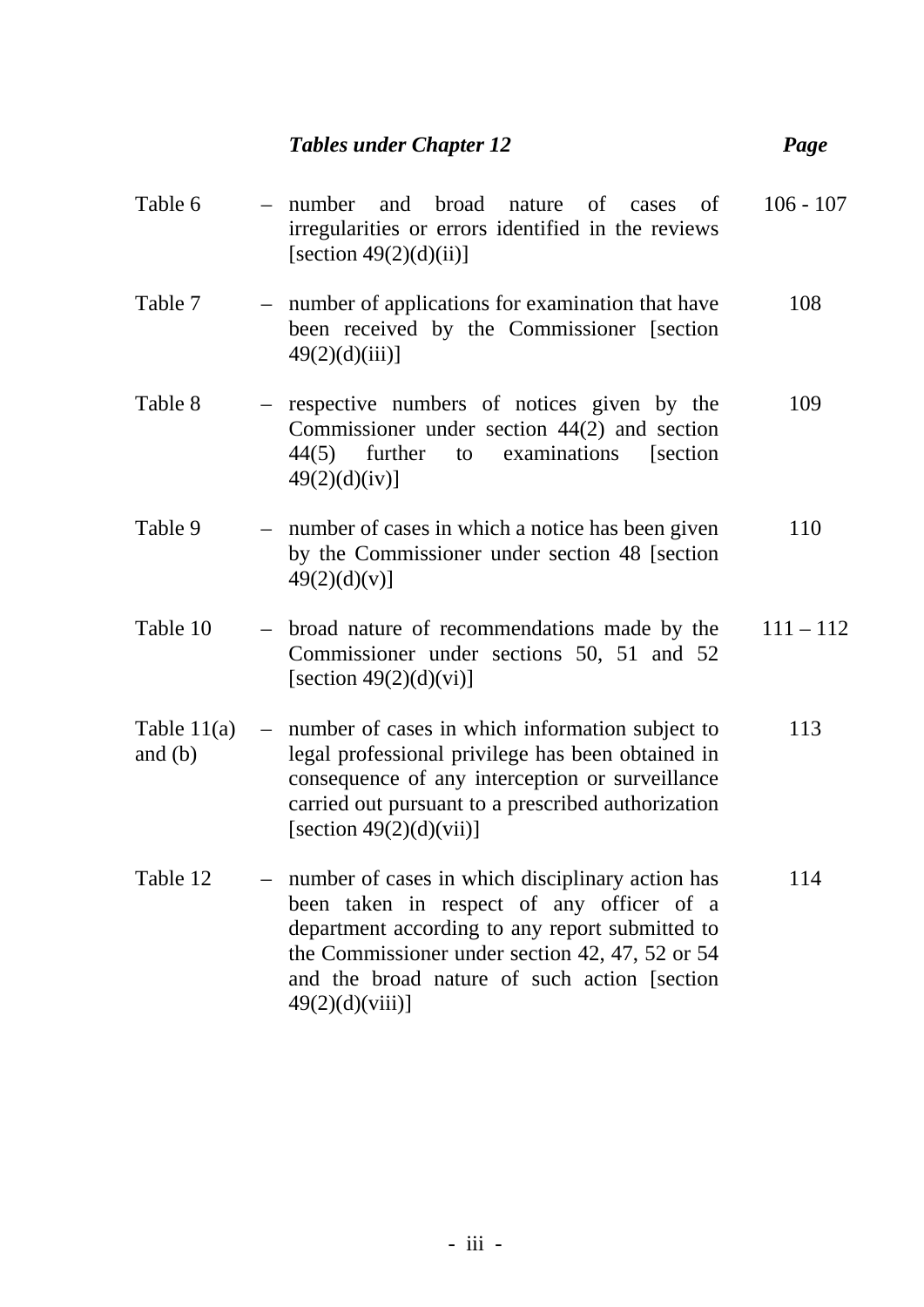| | | *Tables under Chapter 12* | *Page* |
|---|---|---|---|
| Table 6 | – | number and broad nature of cases of irregularities or errors identified in the reviews [section 49(2)(d)(ii)] | 106 - 107 |
| Table 7 | – | number of applications for examination that have been received by the Commissioner [section 49(2)(d)(iii)] | 108 |
| Table 8 | – | respective numbers of notices given by the Commissioner under section 44(2) and section 44(5) further to examinations [section 49(2)(d)(iv)] | 109 |
| Table 9 | – | number of cases in which a notice has been given by the Commissioner under section 48 [section 49(2)(d)(v)] | 110 |
| Table 10 | – | broad nature of recommendations made by the Commissioner under sections 50, 51 and 52 [section 49(2)(d)(vi)] | 111 – 112 |
| Table 11(a) and (b) | – | number of cases in which information subject to legal professional privilege has been obtained in consequence of any interception or surveillance carried out pursuant to a prescribed authorization [section 49(2)(d)(vii)] | 113 |
| Table 12 | – | number of cases in which disciplinary action has been taken in respect of any officer of a department according to any report submitted to the Commissioner under section 42, 47, 52 or 54 and the broad nature of such action [section 49(2)(d)(viii)] | 114 |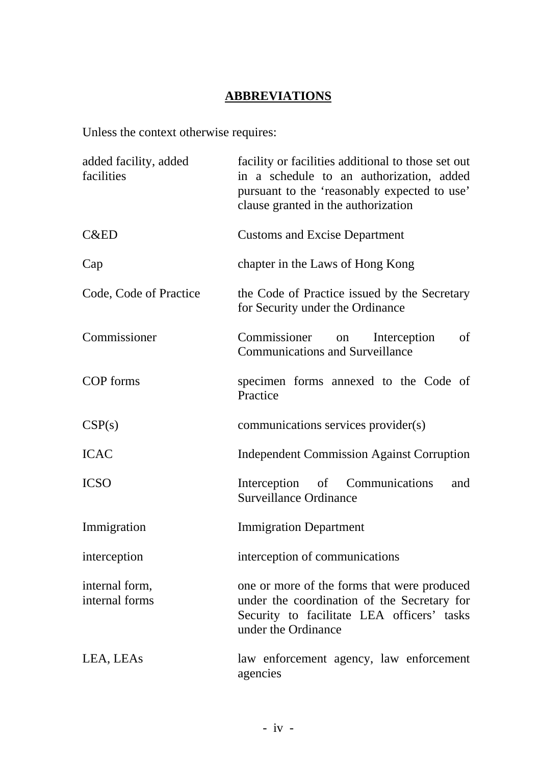# ABBREVIATIONS

Unless the context otherwise requires:

| | |
|---|---|
| added facility, added facilities | facility or facilities additional to those set out in a schedule to an authorization, added pursuant to the 'reasonably expected to use' clause granted in the authorization |
| C&ED | Customs and Excise Department |
| Cap | chapter in the Laws of Hong Kong |
| Code, Code of Practice | the Code of Practice issued by the Secretary for Security under the Ordinance |
| Commissioner | Commissioner on Interception of Communications and Surveillance |
| COP forms | specimen forms annexed to the Code of Practice |
| CSP(s) | communications services provider(s) |
| ICAC | Independent Commission Against Corruption |
| ICSO | Interception of Communications and Surveillance Ordinance |
| Immigration | Immigration Department |
| interception | interception of communications |
| internal form, internal forms | one or more of the forms that were produced under the coordination of the Secretary for Security to facilitate LEA officers' tasks under the Ordinance |
| LEA, LEAs | law enforcement agency, law enforcement agencies |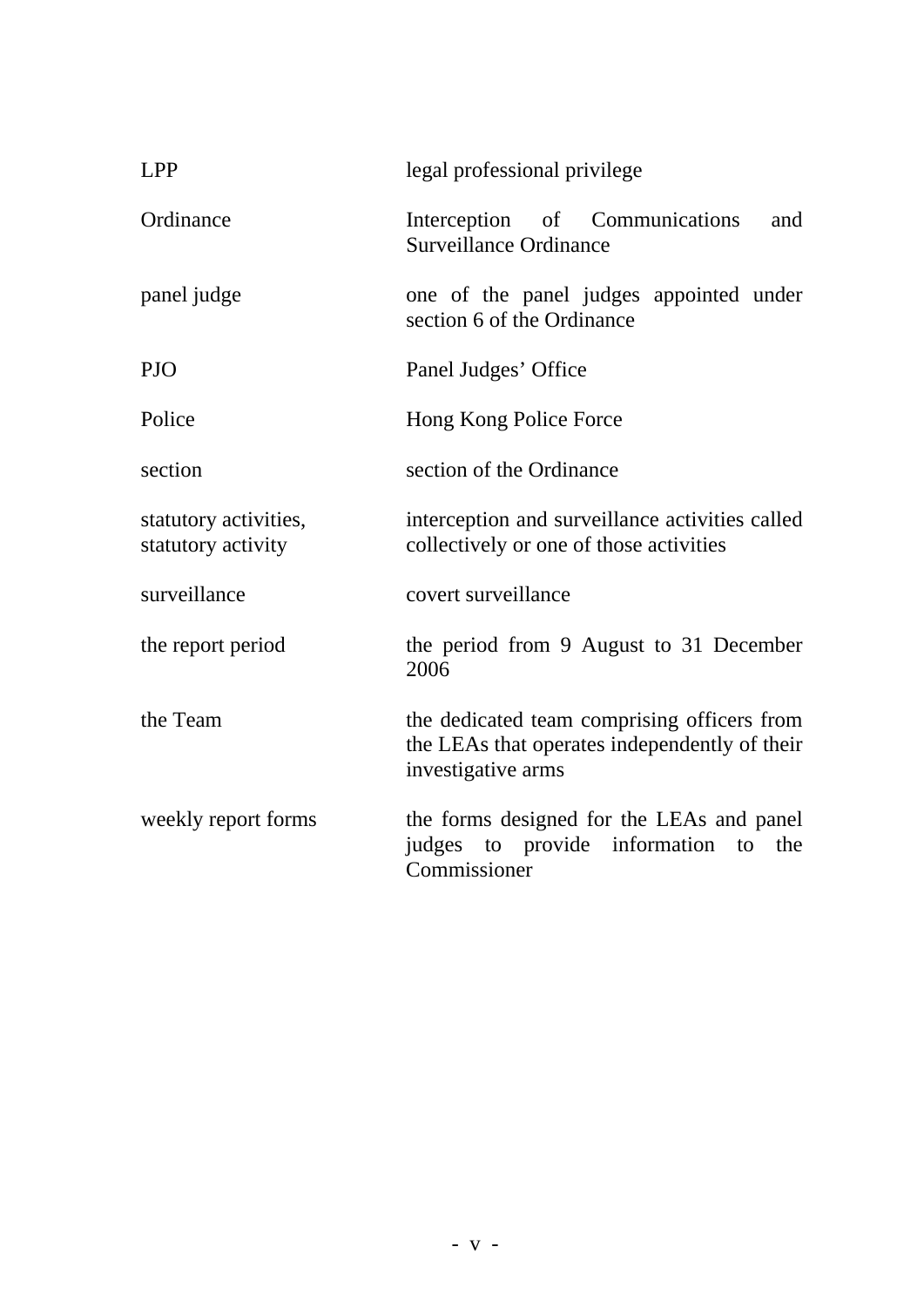| | |
|---|---|
| LPP | legal professional privilege |
| Ordinance | Interception of Communications and Surveillance Ordinance |
| panel judge | one of the panel judges appointed under section 6 of the Ordinance |
| PJO | Panel Judges' Office |
| Police | Hong Kong Police Force |
| section | section of the Ordinance |
| statutory activities, statutory activity | interception and surveillance activities called collectively or one of those activities |
| surveillance | covert surveillance |
| the report period | the period from 9 August to 31 December 2006 |
| the Team | the dedicated team comprising officers from the LEAs that operates independently of their investigative arms |
| weekly report forms | the forms designed for the LEAs and panel judges to provide information to the Commissioner |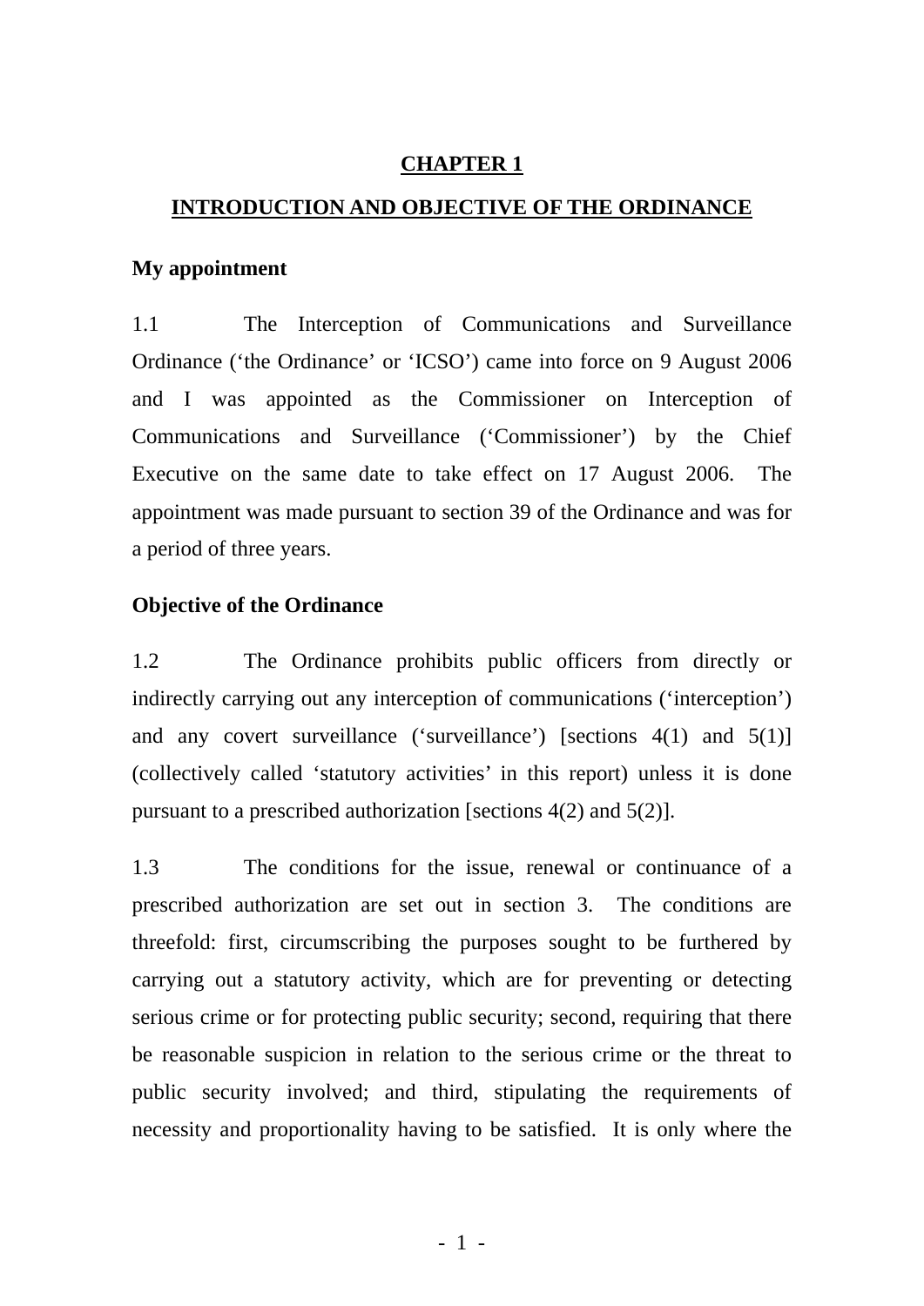# CHAPTER 1

## INTRODUCTION AND OBJECTIVE OF THE ORDINANCE

**My appointment**

1.1 The Interception of Communications and Surveillance Ordinance ('the Ordinance' or 'ICSO') came into force on 9 August 2006 and I was appointed as the Commissioner on Interception of Communications and Surveillance ('Commissioner') by the Chief Executive on the same date to take effect on 17 August 2006. The appointment was made pursuant to section 39 of the Ordinance and was for a period of three years.

**Objective of the Ordinance**

1.2 The Ordinance prohibits public officers from directly or indirectly carrying out any interception of communications ('interception') and any covert surveillance ('surveillance') [sections 4(1) and 5(1)] (collectively called 'statutory activities' in this report) unless it is done pursuant to a prescribed authorization [sections 4(2) and 5(2)].

1.3 The conditions for the issue, renewal or continuance of a prescribed authorization are set out in section 3. The conditions are threefold: first, circumscribing the purposes sought to be furthered by carrying out a statutory activity, which are for preventing or detecting serious crime or for protecting public security; second, requiring that there be reasonable suspicion in relation to the serious crime or the threat to public security involved; and third, stipulating the requirements of necessity and proportionality having to be satisfied. It is only where the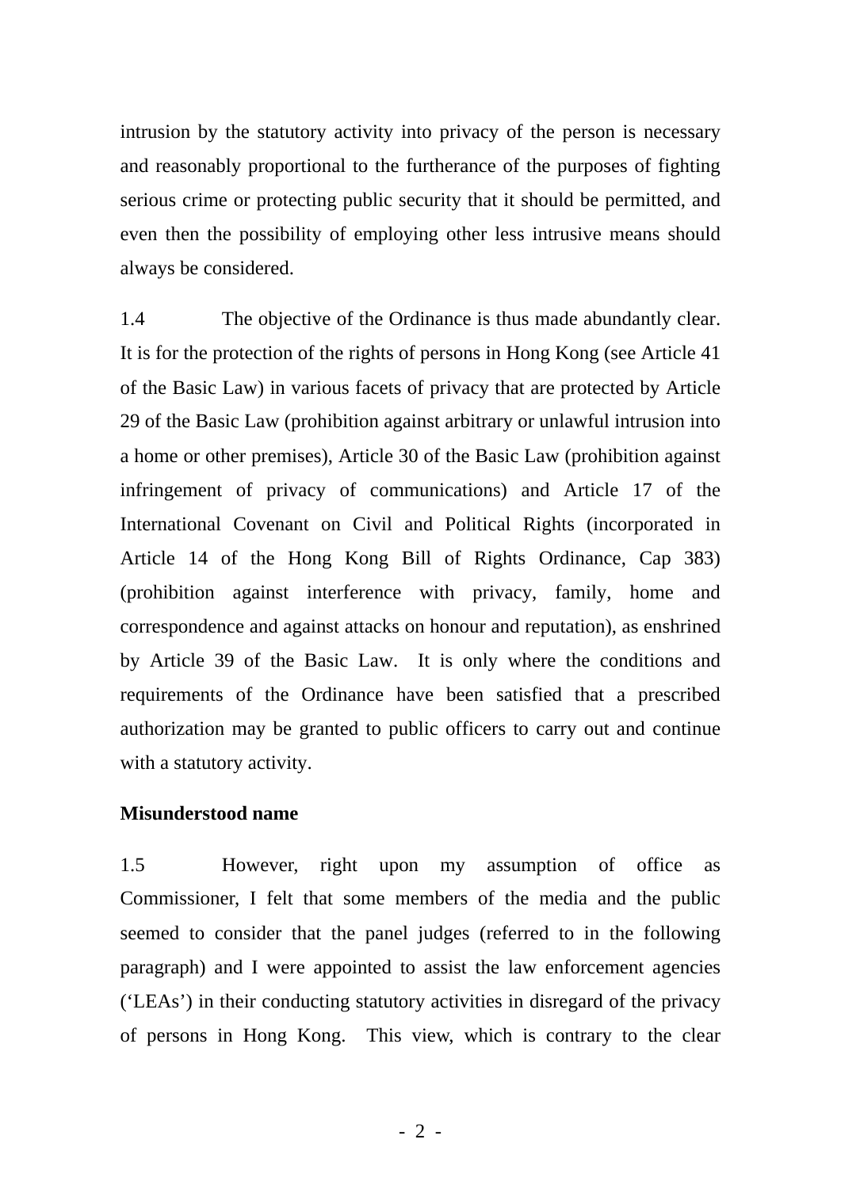intrusion by the statutory activity into privacy of the person is necessary and reasonably proportional to the furtherance of the purposes of fighting serious crime or protecting public security that it should be permitted, and even then the possibility of employing other less intrusive means should always be considered.

1.4 The objective of the Ordinance is thus made abundantly clear. It is for the protection of the rights of persons in Hong Kong (see Article 41 of the Basic Law) in various facets of privacy that are protected by Article 29 of the Basic Law (prohibition against arbitrary or unlawful intrusion into a home or other premises), Article 30 of the Basic Law (prohibition against infringement of privacy of communications) and Article 17 of the International Covenant on Civil and Political Rights (incorporated in Article 14 of the Hong Kong Bill of Rights Ordinance, Cap 383) (prohibition against interference with privacy, family, home and correspondence and against attacks on honour and reputation), as enshrined by Article 39 of the Basic Law. It is only where the conditions and requirements of the Ordinance have been satisfied that a prescribed authorization may be granted to public officers to carry out and continue with a statutory activity.

**Misunderstood name**

1.5 However, right upon my assumption of office as Commissioner, I felt that some members of the media and the public seemed to consider that the panel judges (referred to in the following paragraph) and I were appointed to assist the law enforcement agencies ('LEAs') in their conducting statutory activities in disregard of the privacy of persons in Hong Kong. This view, which is contrary to the clear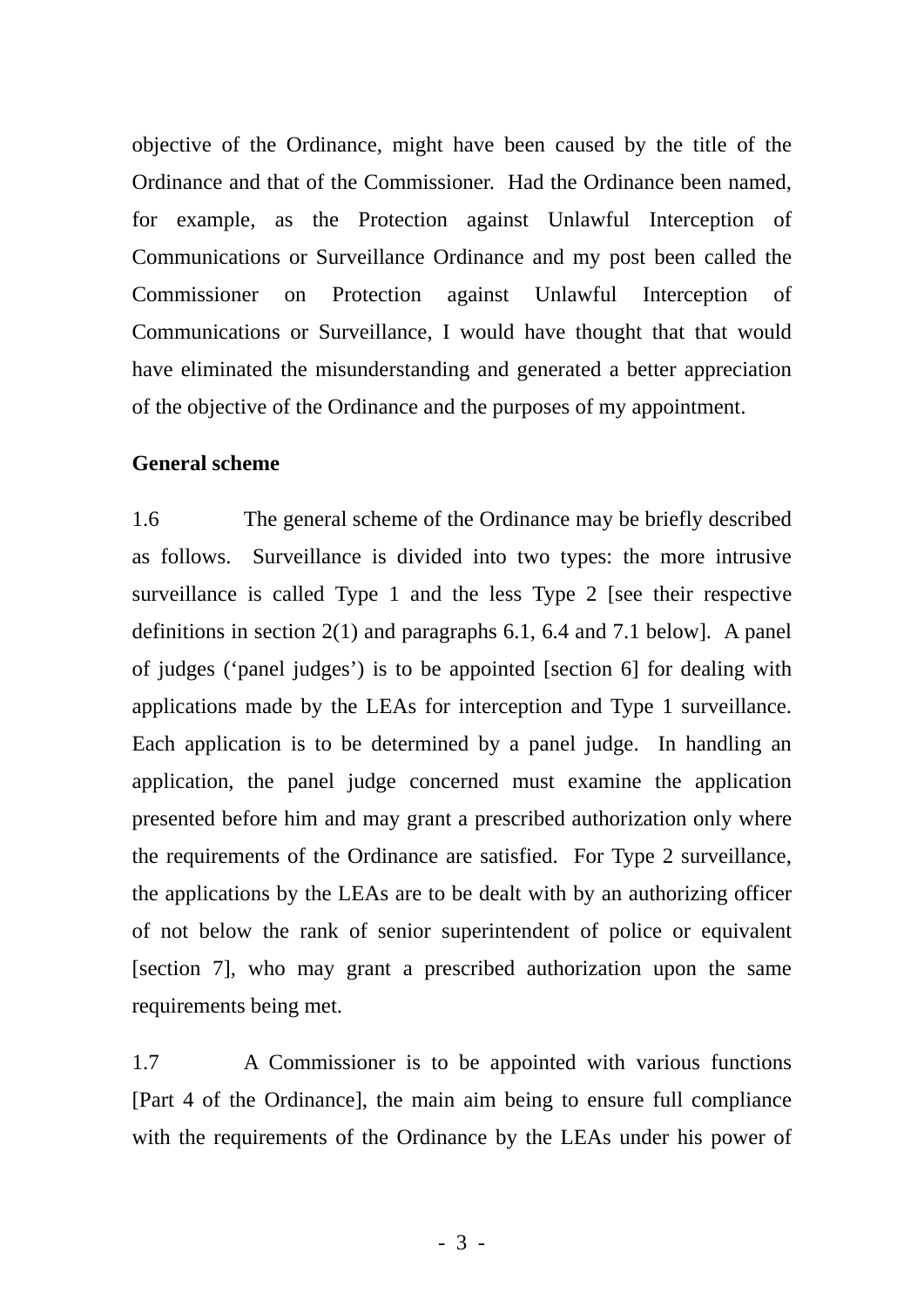objective of the Ordinance, might have been caused by the title of the Ordinance and that of the Commissioner. Had the Ordinance been named, for example, as the Protection against Unlawful Interception of Communications or Surveillance Ordinance and my post been called the Commissioner on Protection against Unlawful Interception of Communications or Surveillance, I would have thought that that would have eliminated the misunderstanding and generated a better appreciation of the objective of the Ordinance and the purposes of my appointment.

**General scheme**

1.6 The general scheme of the Ordinance may be briefly described as follows. Surveillance is divided into two types: the more intrusive surveillance is called Type 1 and the less Type 2 [see their respective definitions in section 2(1) and paragraphs 6.1, 6.4 and 7.1 below]. A panel of judges (‘panel judges’) is to be appointed [section 6] for dealing with applications made by the LEAs for interception and Type 1 surveillance. Each application is to be determined by a panel judge. In handling an application, the panel judge concerned must examine the application presented before him and may grant a prescribed authorization only where the requirements of the Ordinance are satisfied. For Type 2 surveillance, the applications by the LEAs are to be dealt with by an authorizing officer of not below the rank of senior superintendent of police or equivalent [section 7], who may grant a prescribed authorization upon the same requirements being met.

1.7 A Commissioner is to be appointed with various functions [Part 4 of the Ordinance], the main aim being to ensure full compliance with the requirements of the Ordinance by the LEAs under his power of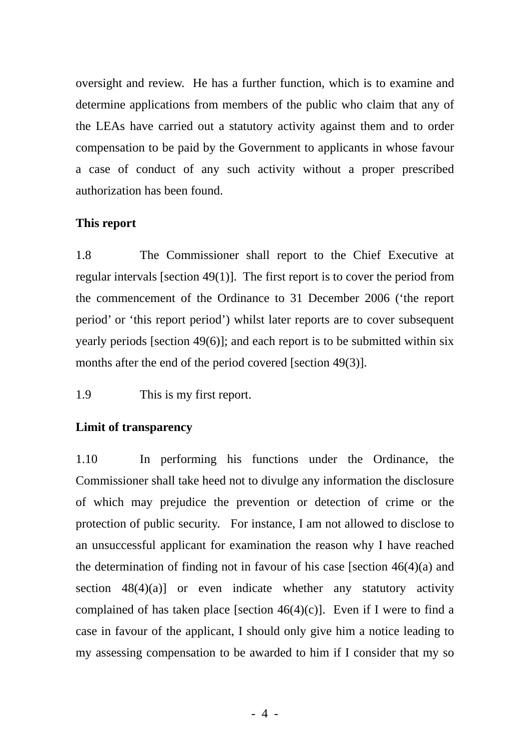oversight and review. He has a further function, which is to examine and determine applications from members of the public who claim that any of the LEAs have carried out a statutory activity against them and to order compensation to be paid by the Government to applicants in whose favour a case of conduct of any such activity without a proper prescribed authorization has been found.

**This report**

1.8 The Commissioner shall report to the Chief Executive at regular intervals [section 49(1)]. The first report is to cover the period from the commencement of the Ordinance to 31 December 2006 ('the report period' or 'this report period') whilst later reports are to cover subsequent yearly periods [section 49(6)]; and each report is to be submitted within six months after the end of the period covered [section 49(3)].

1.9 This is my first report.

**Limit of transparency**

1.10 In performing his functions under the Ordinance, the Commissioner shall take heed not to divulge any information the disclosure of which may prejudice the prevention or detection of crime or the protection of public security. For instance, I am not allowed to disclose to an unsuccessful applicant for examination the reason why I have reached the determination of finding not in favour of his case [section 46(4)(a) and section 48(4)(a)] or even indicate whether any statutory activity complained of has taken place [section 46(4)(c)]. Even if I were to find a case in favour of the applicant, I should only give him a notice leading to my assessing compensation to be awarded to him if I consider that my so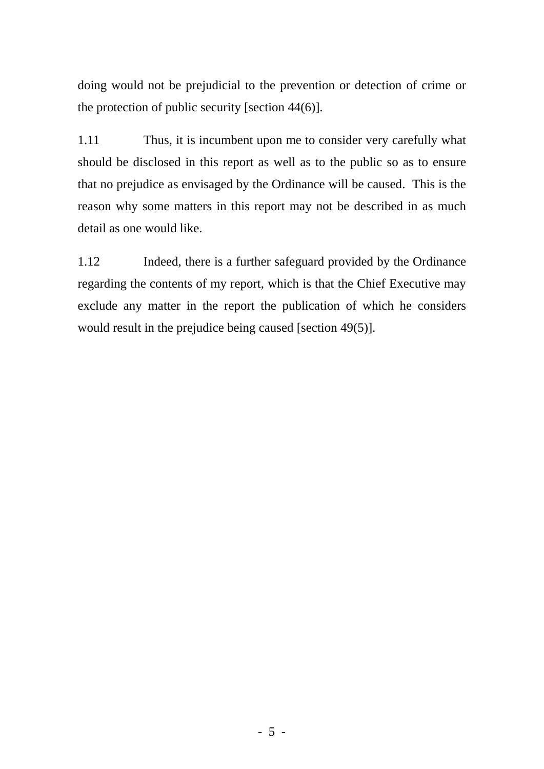doing would not be prejudicial to the prevention or detection of crime or the protection of public security [section 44(6)].

1.11 Thus, it is incumbent upon me to consider very carefully what should be disclosed in this report as well as to the public so as to ensure that no prejudice as envisaged by the Ordinance will be caused. This is the reason why some matters in this report may not be described in as much detail as one would like.

1.12 Indeed, there is a further safeguard provided by the Ordinance regarding the contents of my report, which is that the Chief Executive may exclude any matter in the report the publication of which he considers would result in the prejudice being caused [section 49(5)].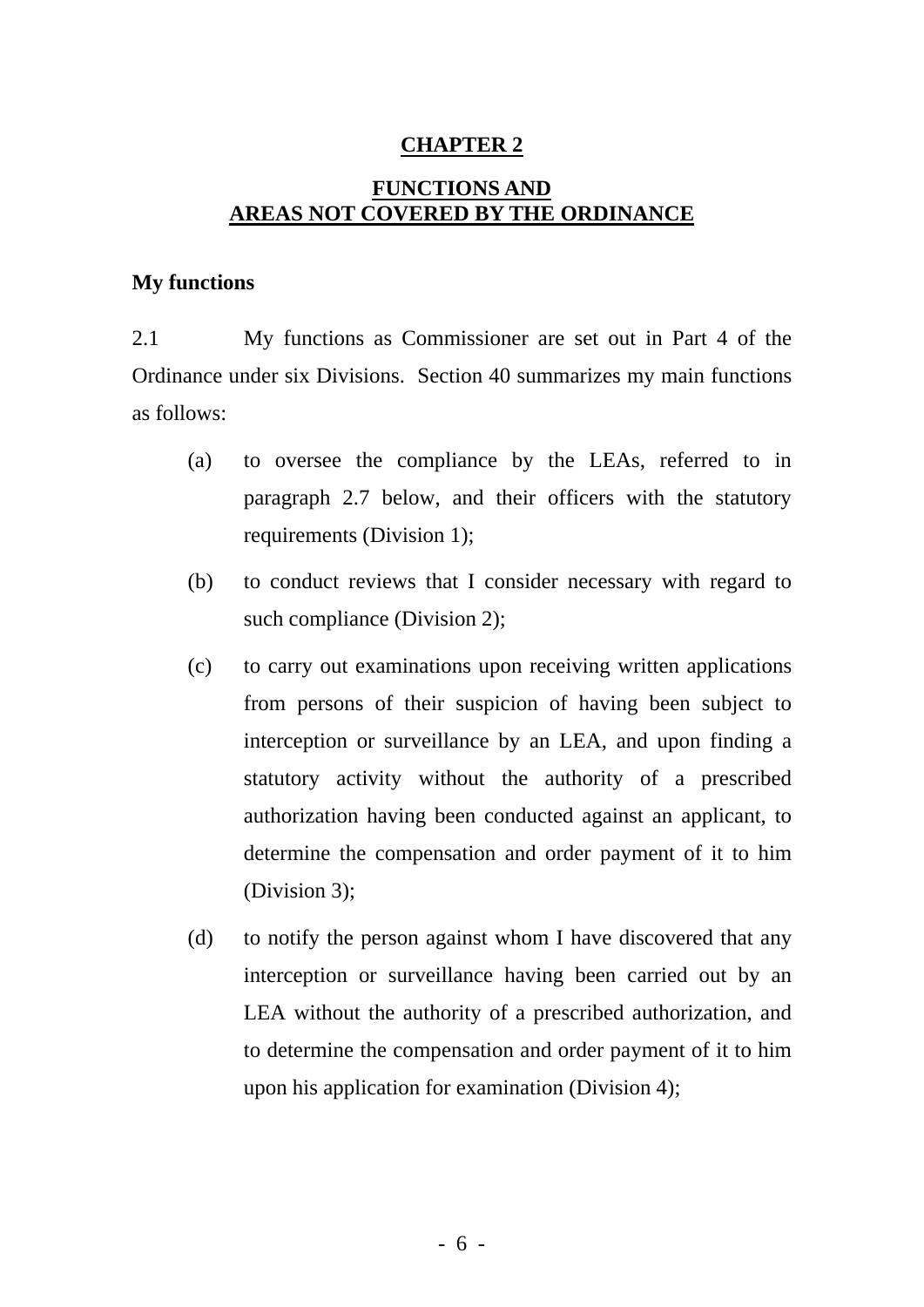# CHAPTER 2

## FUNCTIONS AND AREAS NOT COVERED BY THE ORDINANCE

### My functions

2.1 My functions as Commissioner are set out in Part 4 of the Ordinance under six Divisions. Section 40 summarizes my main functions as follows:

(a) to oversee the compliance by the LEAs, referred to in paragraph 2.7 below, and their officers with the statutory requirements (Division 1);

(b) to conduct reviews that I consider necessary with regard to such compliance (Division 2);

(c) to carry out examinations upon receiving written applications from persons of their suspicion of having been subject to interception or surveillance by an LEA, and upon finding a statutory activity without the authority of a prescribed authorization having been conducted against an applicant, to determine the compensation and order payment of it to him (Division 3);

(d) to notify the person against whom I have discovered that any interception or surveillance having been carried out by an LEA without the authority of a prescribed authorization, and to determine the compensation and order payment of it to him upon his application for examination (Division 4);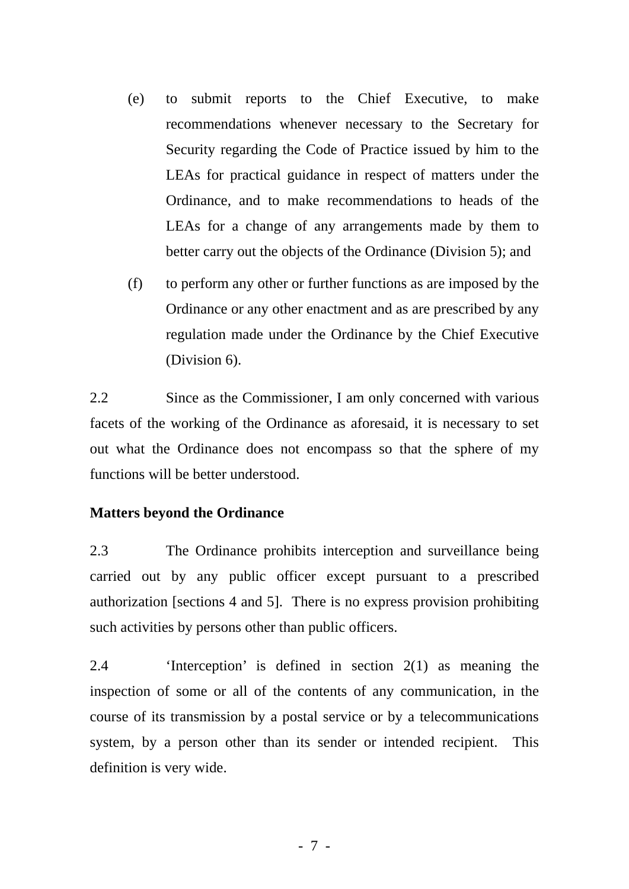(e) to submit reports to the Chief Executive, to make recommendations whenever necessary to the Secretary for Security regarding the Code of Practice issued by him to the LEAs for practical guidance in respect of matters under the Ordinance, and to make recommendations to heads of the LEAs for a change of any arrangements made by them to better carry out the objects of the Ordinance (Division 5); and

(f) to perform any other or further functions as are imposed by the Ordinance or any other enactment and as are prescribed by any regulation made under the Ordinance by the Chief Executive (Division 6).

2.2 Since as the Commissioner, I am only concerned with various facets of the working of the Ordinance as aforesaid, it is necessary to set out what the Ordinance does not encompass so that the sphere of my functions will be better understood.

**Matters beyond the Ordinance**

2.3 The Ordinance prohibits interception and surveillance being carried out by any public officer except pursuant to a prescribed authorization [sections 4 and 5]. There is no express provision prohibiting such activities by persons other than public officers.

2.4 'Interception' is defined in section 2(1) as meaning the inspection of some or all of the contents of any communication, in the course of its transmission by a postal service or by a telecommunications system, by a person other than its sender or intended recipient. This definition is very wide.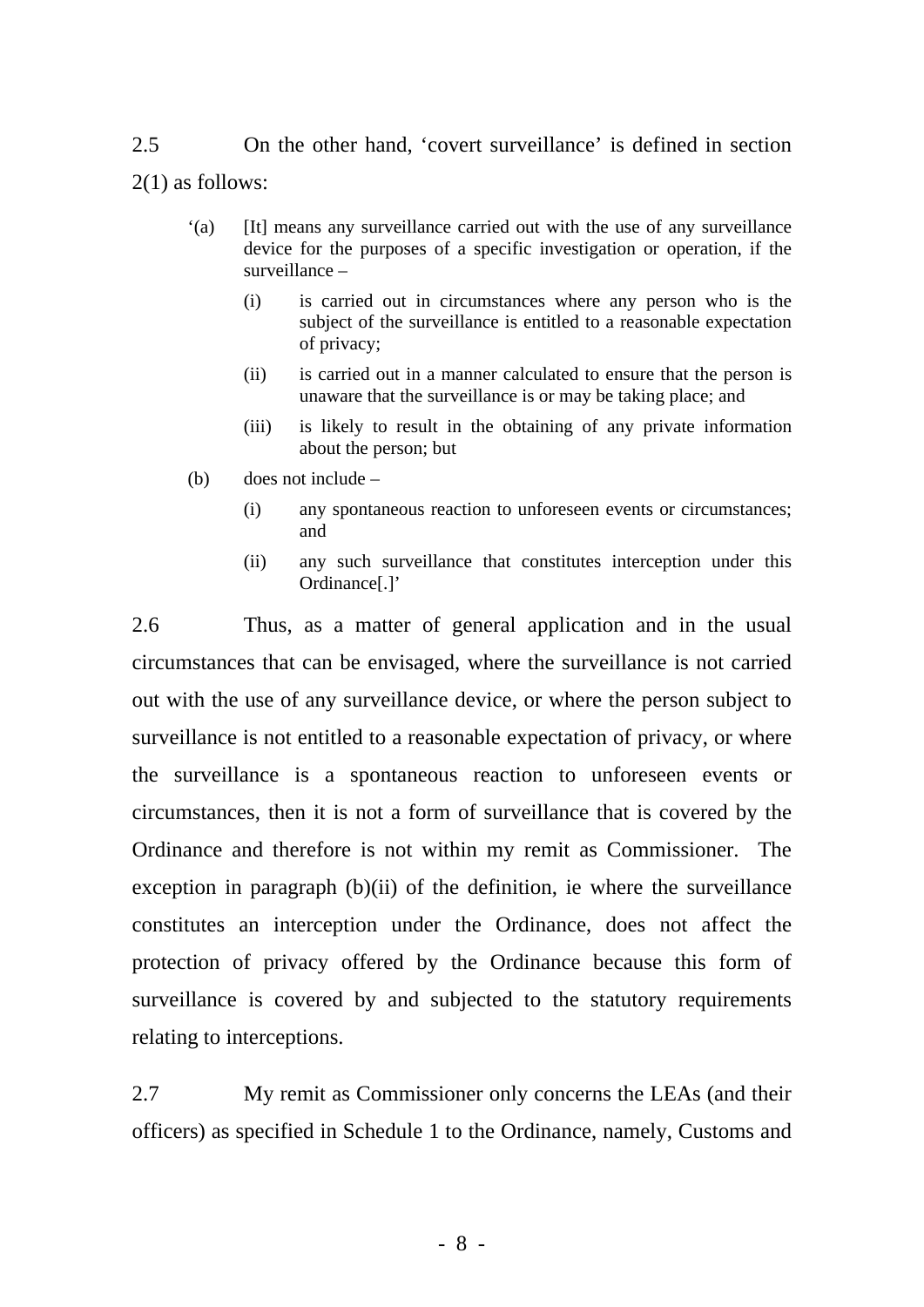2.5 On the other hand, 'covert surveillance' is defined in section 2(1) as follows:

> '(a) [It] means any surveillance carried out with the use of any surveillance device for the purposes of a specific investigation or operation, if the surveillance –
>
> (i) is carried out in circumstances where any person who is the subject of the surveillance is entitled to a reasonable expectation of privacy;
>
> (ii) is carried out in a manner calculated to ensure that the person is unaware that the surveillance is or may be taking place; and
>
> (iii) is likely to result in the obtaining of any private information about the person; but
>
> (b) does not include –
>
> (i) any spontaneous reaction to unforeseen events or circumstances; and
>
> (ii) any such surveillance that constitutes interception under this Ordinance[.]'

2.6 Thus, as a matter of general application and in the usual circumstances that can be envisaged, where the surveillance is not carried out with the use of any surveillance device, or where the person subject to surveillance is not entitled to a reasonable expectation of privacy, or where the surveillance is a spontaneous reaction to unforeseen events or circumstances, then it is not a form of surveillance that is covered by the Ordinance and therefore is not within my remit as Commissioner. The exception in paragraph (b)(ii) of the definition, ie where the surveillance constitutes an interception under the Ordinance, does not affect the protection of privacy offered by the Ordinance because this form of surveillance is covered by and subjected to the statutory requirements relating to interceptions.

2.7 My remit as Commissioner only concerns the LEAs (and their officers) as specified in Schedule 1 to the Ordinance, namely, Customs and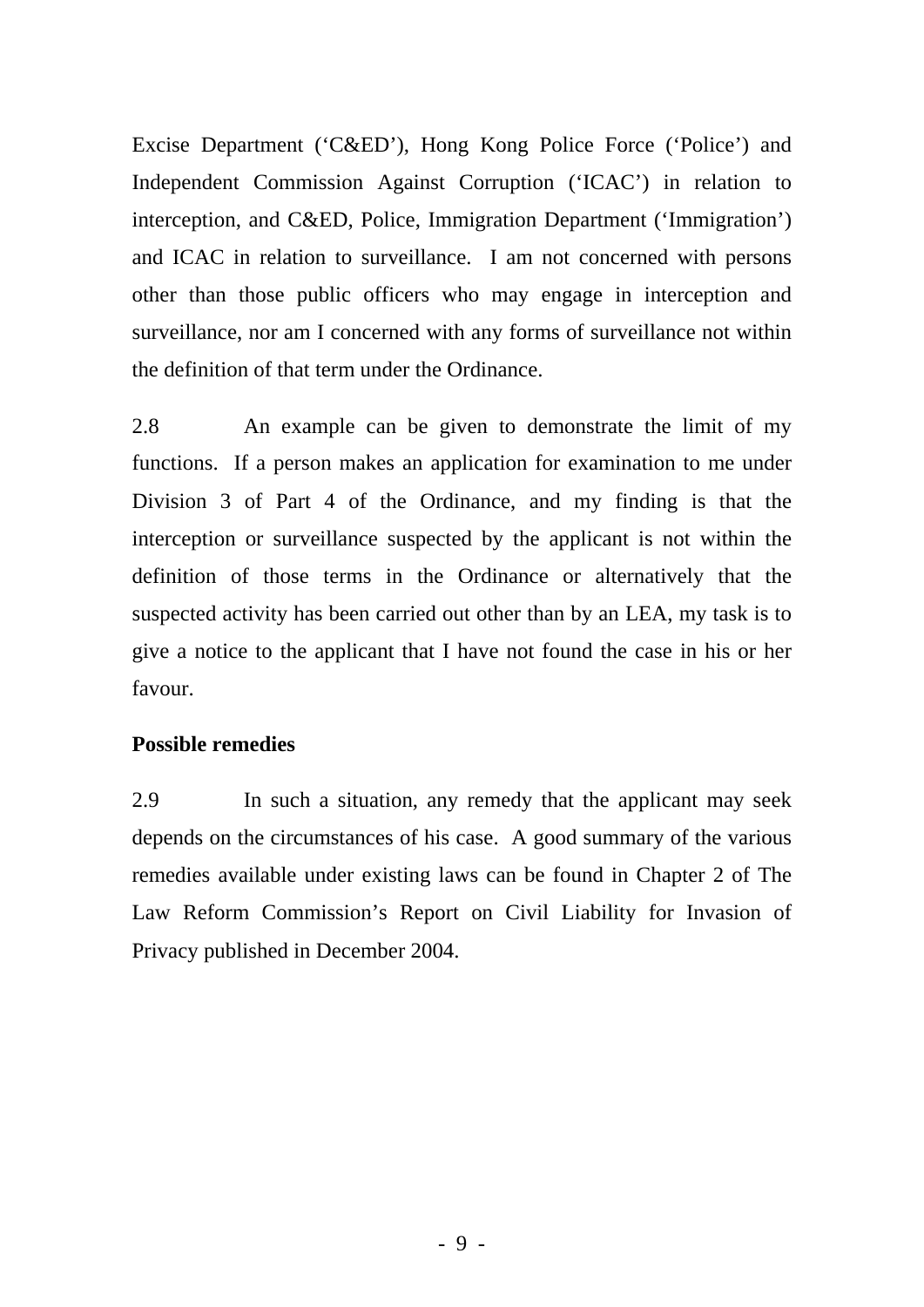Excise Department (‘C&ED’), Hong Kong Police Force (‘Police’) and Independent Commission Against Corruption (‘ICAC’) in relation to interception, and C&ED, Police, Immigration Department (‘Immigration’) and ICAC in relation to surveillance. I am not concerned with persons other than those public officers who may engage in interception and surveillance, nor am I concerned with any forms of surveillance not within the definition of that term under the Ordinance.

2.8 An example can be given to demonstrate the limit of my functions. If a person makes an application for examination to me under Division 3 of Part 4 of the Ordinance, and my finding is that the interception or surveillance suspected by the applicant is not within the definition of those terms in the Ordinance or alternatively that the suspected activity has been carried out other than by an LEA, my task is to give a notice to the applicant that I have not found the case in his or her favour.

**Possible remedies**

2.9 In such a situation, any remedy that the applicant may seek depends on the circumstances of his case. A good summary of the various remedies available under existing laws can be found in Chapter 2 of The Law Reform Commission’s Report on Civil Liability for Invasion of Privacy published in December 2004.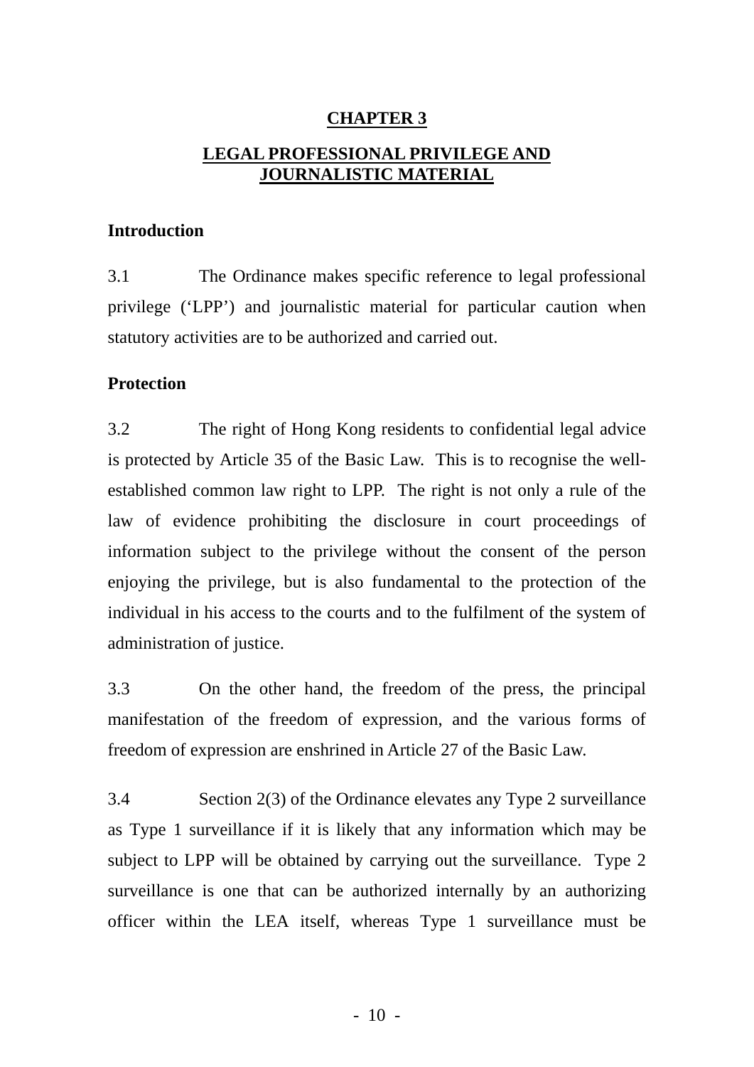# CHAPTER 3

## LEGAL PROFESSIONAL PRIVILEGE AND JOURNALISTIC MATERIAL

### Introduction

3.1 The Ordinance makes specific reference to legal professional privilege ('LPP') and journalistic material for particular caution when statutory activities are to be authorized and carried out.

### Protection

3.2 The right of Hong Kong residents to confidential legal advice is protected by Article 35 of the Basic Law. This is to recognise the well-established common law right to LPP. The right is not only a rule of the law of evidence prohibiting the disclosure in court proceedings of information subject to the privilege without the consent of the person enjoying the privilege, but is also fundamental to the protection of the individual in his access to the courts and to the fulfilment of the system of administration of justice.

3.3 On the other hand, the freedom of the press, the principal manifestation of the freedom of expression, and the various forms of freedom of expression are enshrined in Article 27 of the Basic Law.

3.4 Section 2(3) of the Ordinance elevates any Type 2 surveillance as Type 1 surveillance if it is likely that any information which may be subject to LPP will be obtained by carrying out the surveillance. Type 2 surveillance is one that can be authorized internally by an authorizing officer within the LEA itself, whereas Type 1 surveillance must be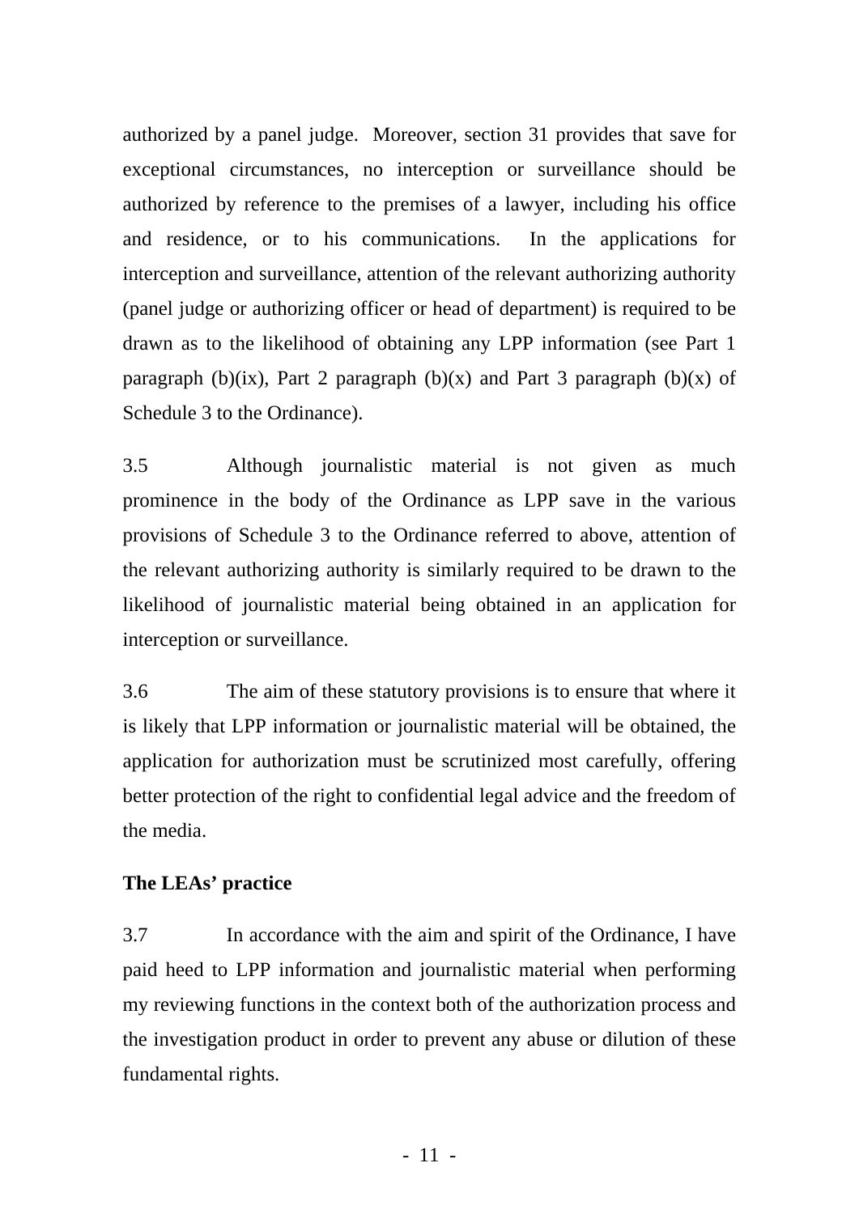authorized by a panel judge. Moreover, section 31 provides that save for exceptional circumstances, no interception or surveillance should be authorized by reference to the premises of a lawyer, including his office and residence, or to his communications. In the applications for interception and surveillance, attention of the relevant authorizing authority (panel judge or authorizing officer or head of department) is required to be drawn as to the likelihood of obtaining any LPP information (see Part 1 paragraph (b)(ix), Part 2 paragraph (b)(x) and Part 3 paragraph (b)(x) of Schedule 3 to the Ordinance).

3.5 Although journalistic material is not given as much prominence in the body of the Ordinance as LPP save in the various provisions of Schedule 3 to the Ordinance referred to above, attention of the relevant authorizing authority is similarly required to be drawn to the likelihood of journalistic material being obtained in an application for interception or surveillance.

3.6 The aim of these statutory provisions is to ensure that where it is likely that LPP information or journalistic material will be obtained, the application for authorization must be scrutinized most carefully, offering better protection of the right to confidential legal advice and the freedom of the media.

**The LEAs' practice**

3.7 In accordance with the aim and spirit of the Ordinance, I have paid heed to LPP information and journalistic material when performing my reviewing functions in the context both of the authorization process and the investigation product in order to prevent any abuse or dilution of these fundamental rights.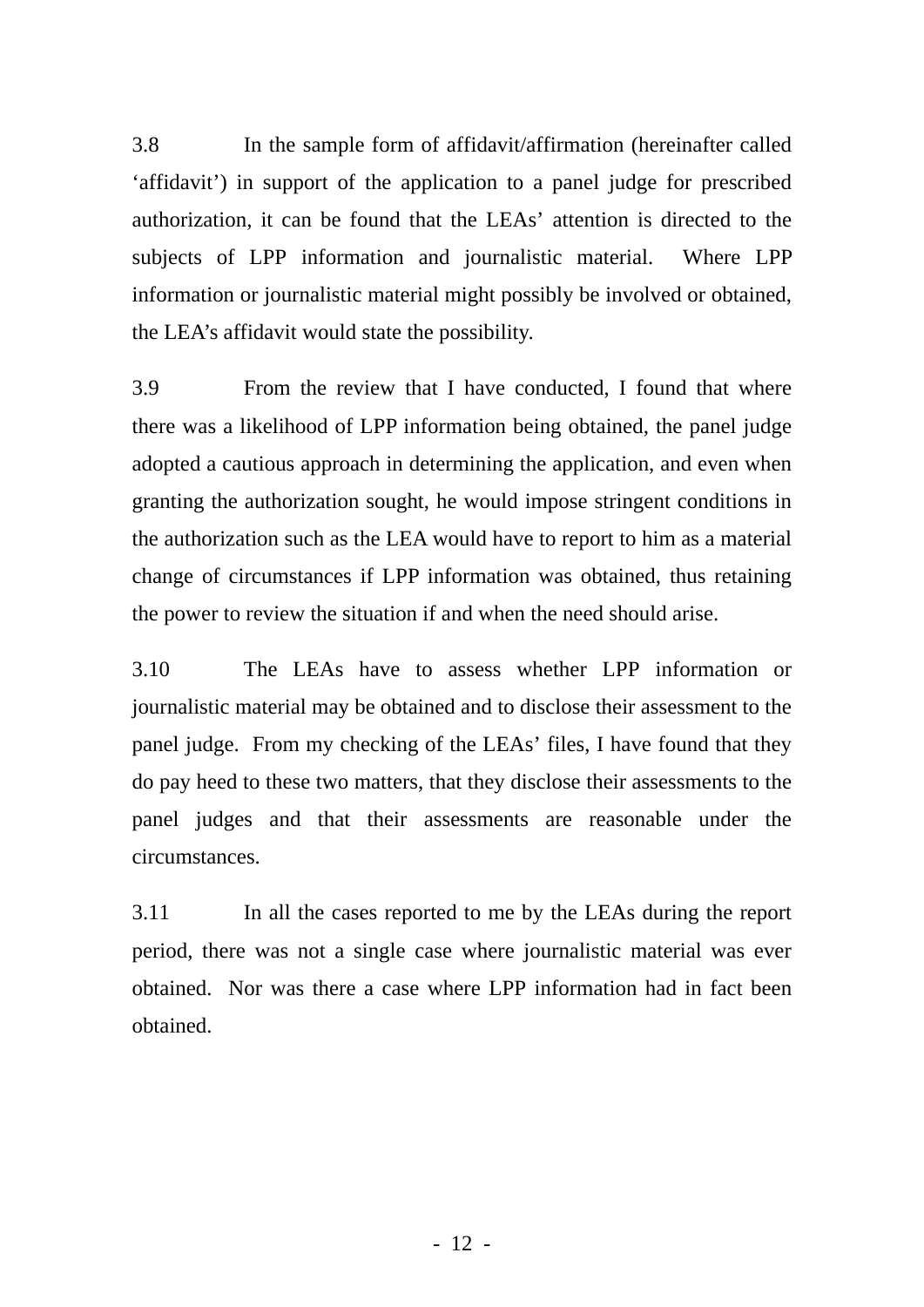3.8 In the sample form of affidavit/affirmation (hereinafter called 'affidavit') in support of the application to a panel judge for prescribed authorization, it can be found that the LEAs' attention is directed to the subjects of LPP information and journalistic material. Where LPP information or journalistic material might possibly be involved or obtained, the LEA's affidavit would state the possibility.

3.9 From the review that I have conducted, I found that where there was a likelihood of LPP information being obtained, the panel judge adopted a cautious approach in determining the application, and even when granting the authorization sought, he would impose stringent conditions in the authorization such as the LEA would have to report to him as a material change of circumstances if LPP information was obtained, thus retaining the power to review the situation if and when the need should arise.

3.10 The LEAs have to assess whether LPP information or journalistic material may be obtained and to disclose their assessment to the panel judge. From my checking of the LEAs' files, I have found that they do pay heed to these two matters, that they disclose their assessments to the panel judges and that their assessments are reasonable under the circumstances.

3.11 In all the cases reported to me by the LEAs during the report period, there was not a single case where journalistic material was ever obtained. Nor was there a case where LPP information had in fact been obtained.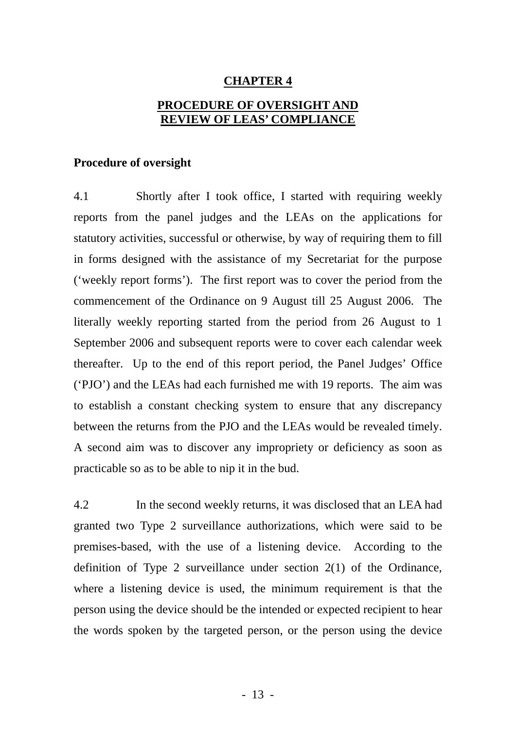# CHAPTER 4

## PROCEDURE OF OVERSIGHT AND REVIEW OF LEAS' COMPLIANCE

### Procedure of oversight

4.1 Shortly after I took office, I started with requiring weekly reports from the panel judges and the LEAs on the applications for statutory activities, successful or otherwise, by way of requiring them to fill in forms designed with the assistance of my Secretariat for the purpose ('weekly report forms'). The first report was to cover the period from the commencement of the Ordinance on 9 August till 25 August 2006. The literally weekly reporting started from the period from 26 August to 1 September 2006 and subsequent reports were to cover each calendar week thereafter. Up to the end of this report period, the Panel Judges' Office ('PJO') and the LEAs had each furnished me with 19 reports. The aim was to establish a constant checking system to ensure that any discrepancy between the returns from the PJO and the LEAs would be revealed timely. A second aim was to discover any impropriety or deficiency as soon as practicable so as to be able to nip it in the bud.

4.2 In the second weekly returns, it was disclosed that an LEA had granted two Type 2 surveillance authorizations, which were said to be premises-based, with the use of a listening device. According to the definition of Type 2 surveillance under section 2(1) of the Ordinance, where a listening device is used, the minimum requirement is that the person using the device should be the intended or expected recipient to hear the words spoken by the targeted person, or the person using the device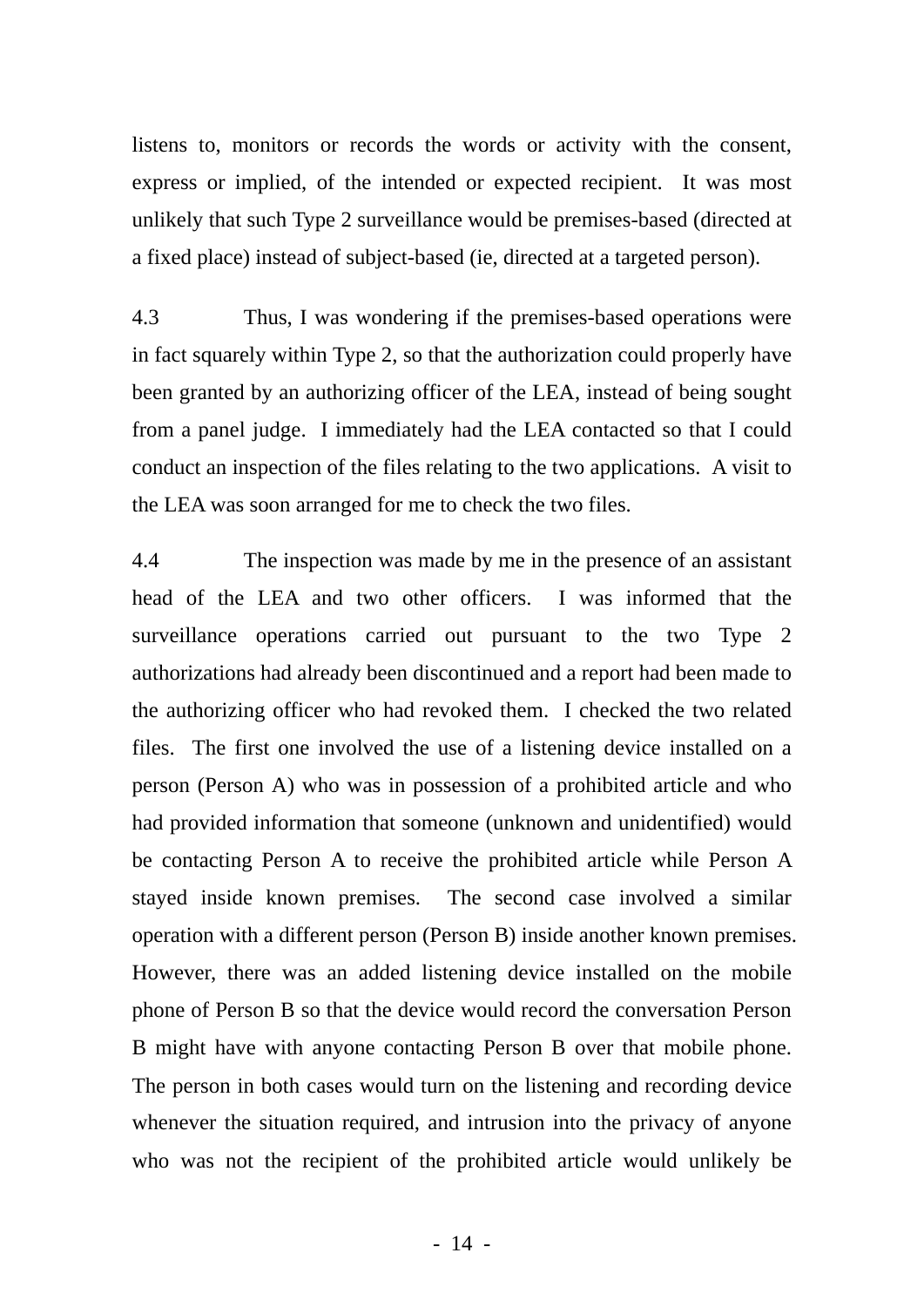listens to, monitors or records the words or activity with the consent, express or implied, of the intended or expected recipient. It was most unlikely that such Type 2 surveillance would be premises-based (directed at a fixed place) instead of subject-based (ie, directed at a targeted person).

4.3 Thus, I was wondering if the premises-based operations were in fact squarely within Type 2, so that the authorization could properly have been granted by an authorizing officer of the LEA, instead of being sought from a panel judge. I immediately had the LEA contacted so that I could conduct an inspection of the files relating to the two applications. A visit to the LEA was soon arranged for me to check the two files.

4.4 The inspection was made by me in the presence of an assistant head of the LEA and two other officers. I was informed that the surveillance operations carried out pursuant to the two Type 2 authorizations had already been discontinued and a report had been made to the authorizing officer who had revoked them. I checked the two related files. The first one involved the use of a listening device installed on a person (Person A) who was in possession of a prohibited article and who had provided information that someone (unknown and unidentified) would be contacting Person A to receive the prohibited article while Person A stayed inside known premises. The second case involved a similar operation with a different person (Person B) inside another known premises. However, there was an added listening device installed on the mobile phone of Person B so that the device would record the conversation Person B might have with anyone contacting Person B over that mobile phone. The person in both cases would turn on the listening and recording device whenever the situation required, and intrusion into the privacy of anyone who was not the recipient of the prohibited article would unlikely be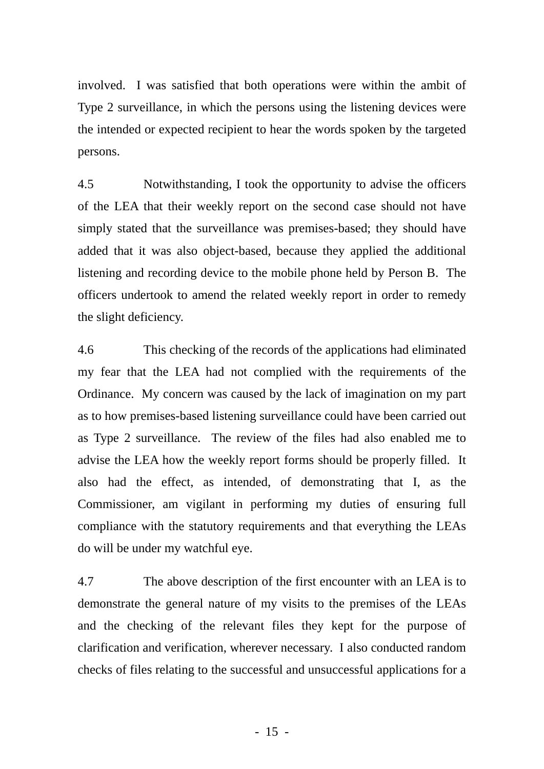involved. I was satisfied that both operations were within the ambit of Type 2 surveillance, in which the persons using the listening devices were the intended or expected recipient to hear the words spoken by the targeted persons.

4.5 Notwithstanding, I took the opportunity to advise the officers of the LEA that their weekly report on the second case should not have simply stated that the surveillance was premises-based; they should have added that it was also object-based, because they applied the additional listening and recording device to the mobile phone held by Person B. The officers undertook to amend the related weekly report in order to remedy the slight deficiency.

4.6 This checking of the records of the applications had eliminated my fear that the LEA had not complied with the requirements of the Ordinance. My concern was caused by the lack of imagination on my part as to how premises-based listening surveillance could have been carried out as Type 2 surveillance. The review of the files had also enabled me to advise the LEA how the weekly report forms should be properly filled. It also had the effect, as intended, of demonstrating that I, as the Commissioner, am vigilant in performing my duties of ensuring full compliance with the statutory requirements and that everything the LEAs do will be under my watchful eye.

4.7 The above description of the first encounter with an LEA is to demonstrate the general nature of my visits to the premises of the LEAs and the checking of the relevant files they kept for the purpose of clarification and verification, wherever necessary. I also conducted random checks of files relating to the successful and unsuccessful applications for a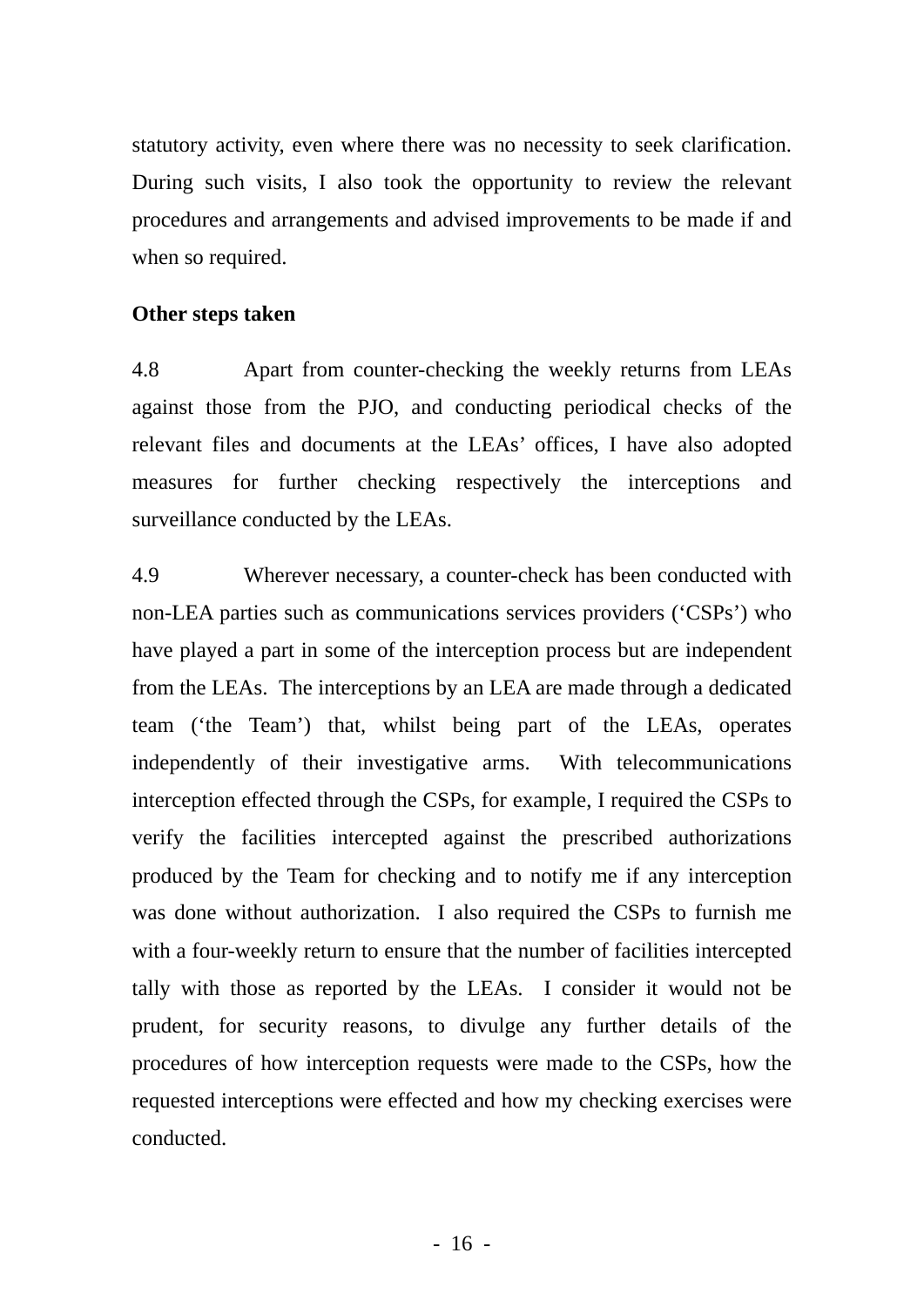statutory activity, even where there was no necessity to seek clarification. During such visits, I also took the opportunity to review the relevant procedures and arrangements and advised improvements to be made if and when so required.

**Other steps taken**

4.8 Apart from counter-checking the weekly returns from LEAs against those from the PJO, and conducting periodical checks of the relevant files and documents at the LEAs' offices, I have also adopted measures for further checking respectively the interceptions and surveillance conducted by the LEAs.

4.9 Wherever necessary, a counter-check has been conducted with non-LEA parties such as communications services providers ('CSPs') who have played a part in some of the interception process but are independent from the LEAs. The interceptions by an LEA are made through a dedicated team ('the Team') that, whilst being part of the LEAs, operates independently of their investigative arms. With telecommunications interception effected through the CSPs, for example, I required the CSPs to verify the facilities intercepted against the prescribed authorizations produced by the Team for checking and to notify me if any interception was done without authorization. I also required the CSPs to furnish me with a four-weekly return to ensure that the number of facilities intercepted tally with those as reported by the LEAs. I consider it would not be prudent, for security reasons, to divulge any further details of the procedures of how interception requests were made to the CSPs, how the requested interceptions were effected and how my checking exercises were conducted.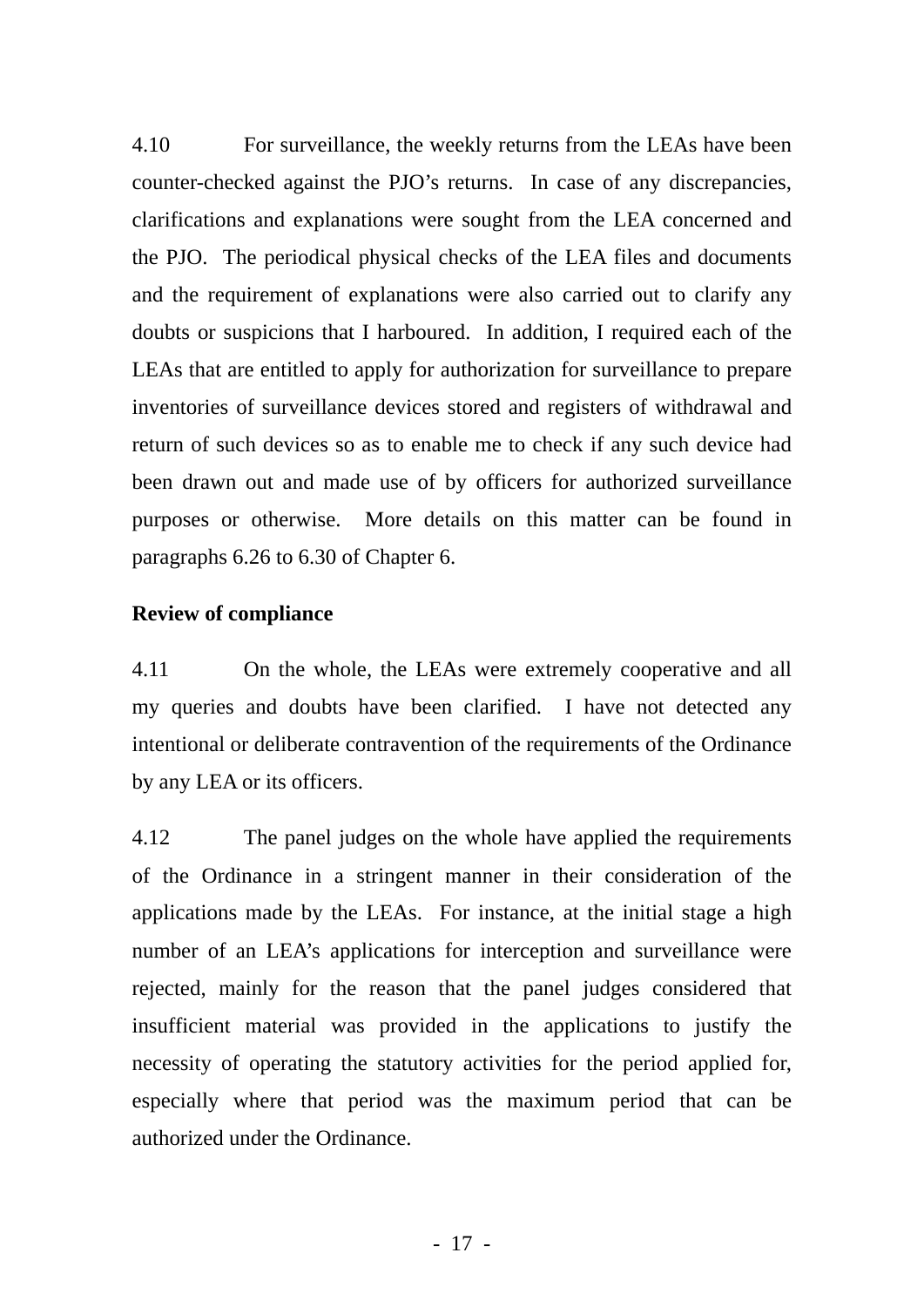4.10 For surveillance, the weekly returns from the LEAs have been counter-checked against the PJO's returns. In case of any discrepancies, clarifications and explanations were sought from the LEA concerned and the PJO. The periodical physical checks of the LEA files and documents and the requirement of explanations were also carried out to clarify any doubts or suspicions that I harboured. In addition, I required each of the LEAs that are entitled to apply for authorization for surveillance to prepare inventories of surveillance devices stored and registers of withdrawal and return of such devices so as to enable me to check if any such device had been drawn out and made use of by officers for authorized surveillance purposes or otherwise. More details on this matter can be found in paragraphs 6.26 to 6.30 of Chapter 6.

**Review of compliance**

4.11 On the whole, the LEAs were extremely cooperative and all my queries and doubts have been clarified. I have not detected any intentional or deliberate contravention of the requirements of the Ordinance by any LEA or its officers.

4.12 The panel judges on the whole have applied the requirements of the Ordinance in a stringent manner in their consideration of the applications made by the LEAs. For instance, at the initial stage a high number of an LEA's applications for interception and surveillance were rejected, mainly for the reason that the panel judges considered that insufficient material was provided in the applications to justify the necessity of operating the statutory activities for the period applied for, especially where that period was the maximum period that can be authorized under the Ordinance.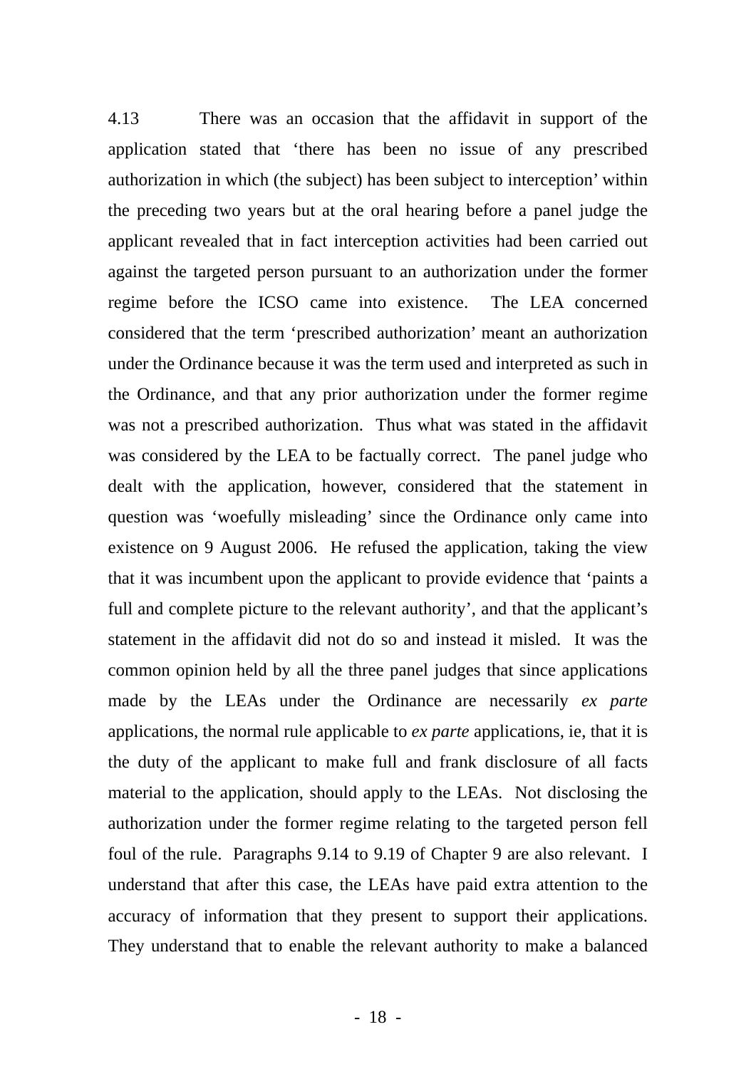4.13 There was an occasion that the affidavit in support of the application stated that ‘there has been no issue of any prescribed authorization in which (the subject) has been subject to interception’ within the preceding two years but at the oral hearing before a panel judge the applicant revealed that in fact interception activities had been carried out against the targeted person pursuant to an authorization under the former regime before the ICSO came into existence. The LEA concerned considered that the term ‘prescribed authorization’ meant an authorization under the Ordinance because it was the term used and interpreted as such in the Ordinance, and that any prior authorization under the former regime was not a prescribed authorization. Thus what was stated in the affidavit was considered by the LEA to be factually correct. The panel judge who dealt with the application, however, considered that the statement in question was ‘woefully misleading’ since the Ordinance only came into existence on 9 August 2006. He refused the application, taking the view that it was incumbent upon the applicant to provide evidence that ‘paints a full and complete picture to the relevant authority’, and that the applicant’s statement in the affidavit did not do so and instead it misled. It was the common opinion held by all the three panel judges that since applications made by the LEAs under the Ordinance are necessarily *ex parte* applications, the normal rule applicable to *ex parte* applications, ie, that it is the duty of the applicant to make full and frank disclosure of all facts material to the application, should apply to the LEAs. Not disclosing the authorization under the former regime relating to the targeted person fell foul of the rule. Paragraphs 9.14 to 9.19 of Chapter 9 are also relevant. I understand that after this case, the LEAs have paid extra attention to the accuracy of information that they present to support their applications. They understand that to enable the relevant authority to make a balanced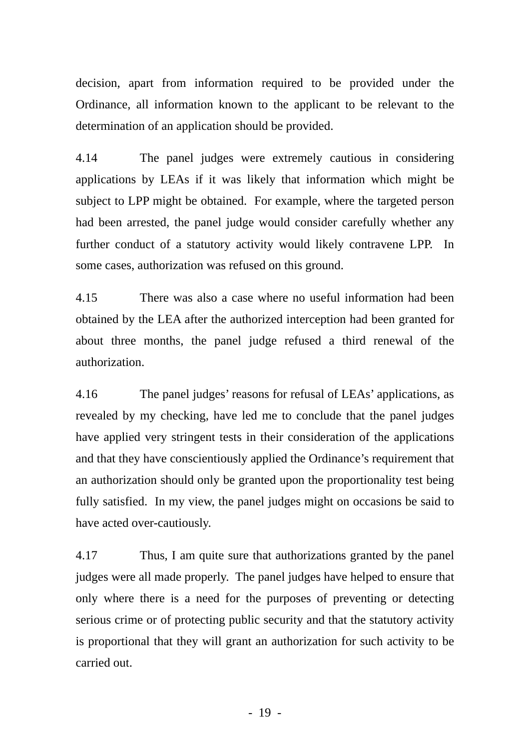decision, apart from information required to be provided under the Ordinance, all information known to the applicant to be relevant to the determination of an application should be provided.

4.14 The panel judges were extremely cautious in considering applications by LEAs if it was likely that information which might be subject to LPP might be obtained. For example, where the targeted person had been arrested, the panel judge would consider carefully whether any further conduct of a statutory activity would likely contravene LPP. In some cases, authorization was refused on this ground.

4.15 There was also a case where no useful information had been obtained by the LEA after the authorized interception had been granted for about three months, the panel judge refused a third renewal of the authorization.

4.16 The panel judges' reasons for refusal of LEAs' applications, as revealed by my checking, have led me to conclude that the panel judges have applied very stringent tests in their consideration of the applications and that they have conscientiously applied the Ordinance's requirement that an authorization should only be granted upon the proportionality test being fully satisfied. In my view, the panel judges might on occasions be said to have acted over-cautiously.

4.17 Thus, I am quite sure that authorizations granted by the panel judges were all made properly. The panel judges have helped to ensure that only where there is a need for the purposes of preventing or detecting serious crime or of protecting public security and that the statutory activity is proportional that they will grant an authorization for such activity to be carried out.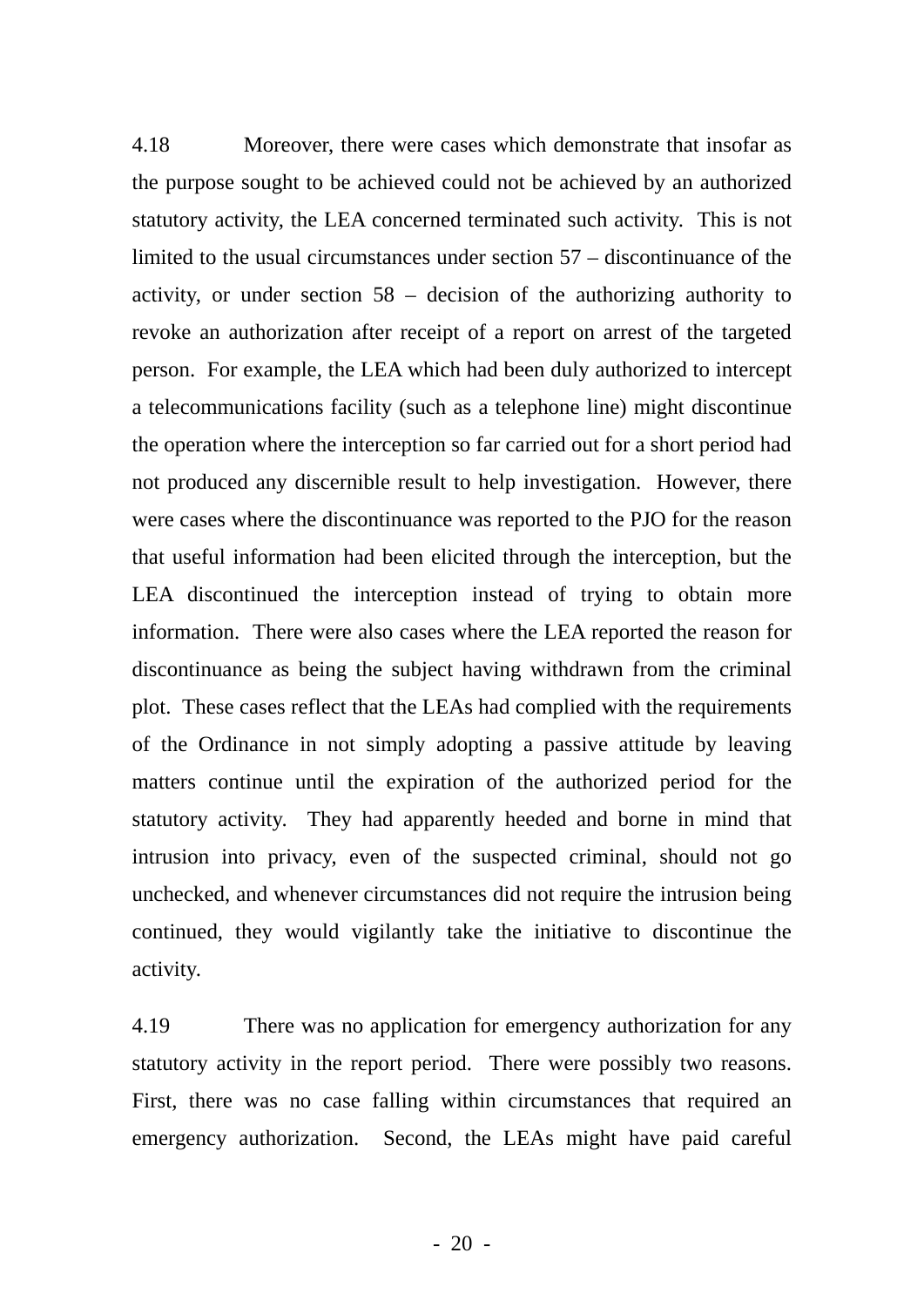4.18 Moreover, there were cases which demonstrate that insofar as the purpose sought to be achieved could not be achieved by an authorized statutory activity, the LEA concerned terminated such activity. This is not limited to the usual circumstances under section 57 – discontinuance of the activity, or under section 58 – decision of the authorizing authority to revoke an authorization after receipt of a report on arrest of the targeted person. For example, the LEA which had been duly authorized to intercept a telecommunications facility (such as a telephone line) might discontinue the operation where the interception so far carried out for a short period had not produced any discernible result to help investigation. However, there were cases where the discontinuance was reported to the PJO for the reason that useful information had been elicited through the interception, but the LEA discontinued the interception instead of trying to obtain more information. There were also cases where the LEA reported the reason for discontinuance as being the subject having withdrawn from the criminal plot. These cases reflect that the LEAs had complied with the requirements of the Ordinance in not simply adopting a passive attitude by leaving matters continue until the expiration of the authorized period for the statutory activity. They had apparently heeded and borne in mind that intrusion into privacy, even of the suspected criminal, should not go unchecked, and whenever circumstances did not require the intrusion being continued, they would vigilantly take the initiative to discontinue the activity.

4.19 There was no application for emergency authorization for any statutory activity in the report period. There were possibly two reasons. First, there was no case falling within circumstances that required an emergency authorization. Second, the LEAs might have paid careful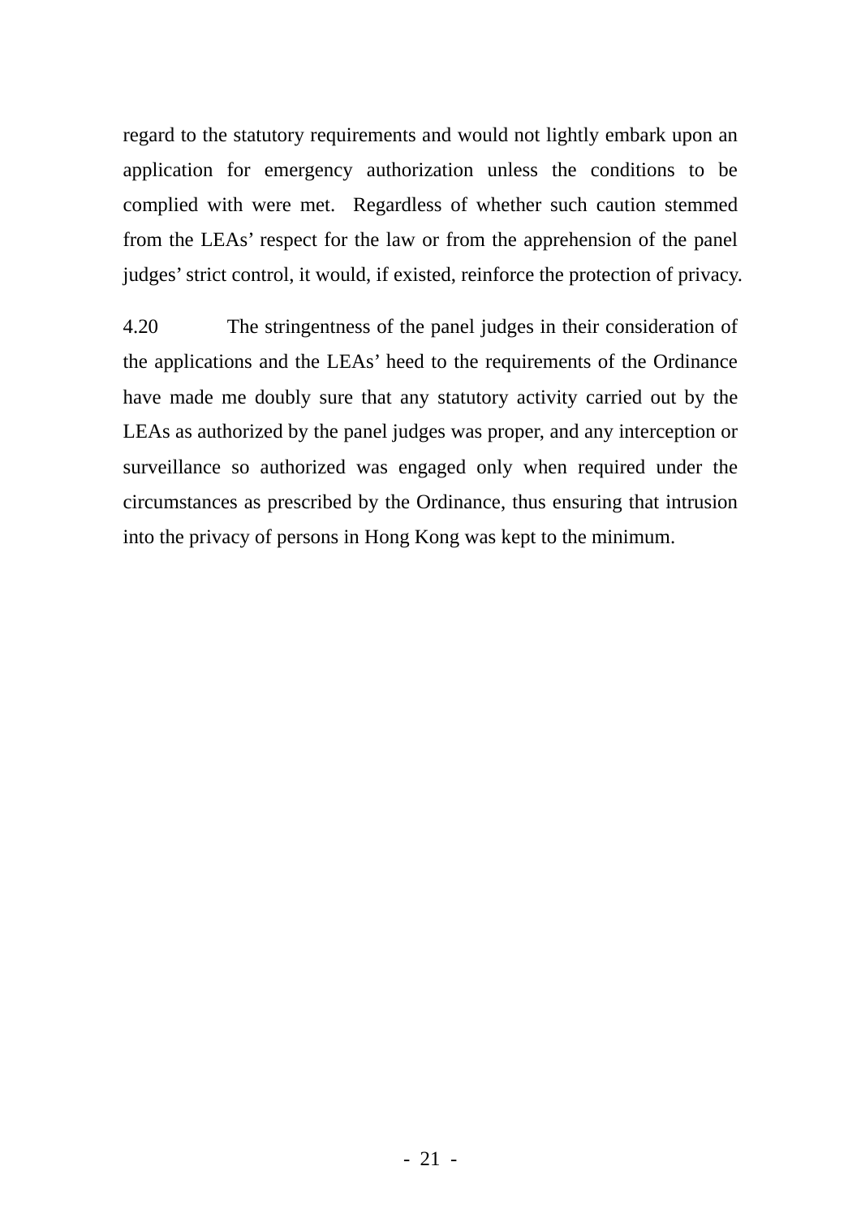regard to the statutory requirements and would not lightly embark upon an application for emergency authorization unless the conditions to be complied with were met. Regardless of whether such caution stemmed from the LEAs' respect for the law or from the apprehension of the panel judges' strict control, it would, if existed, reinforce the protection of privacy.

4.20 The stringentness of the panel judges in their consideration of the applications and the LEAs' heed to the requirements of the Ordinance have made me doubly sure that any statutory activity carried out by the LEAs as authorized by the panel judges was proper, and any interception or surveillance so authorized was engaged only when required under the circumstances as prescribed by the Ordinance, thus ensuring that intrusion into the privacy of persons in Hong Kong was kept to the minimum.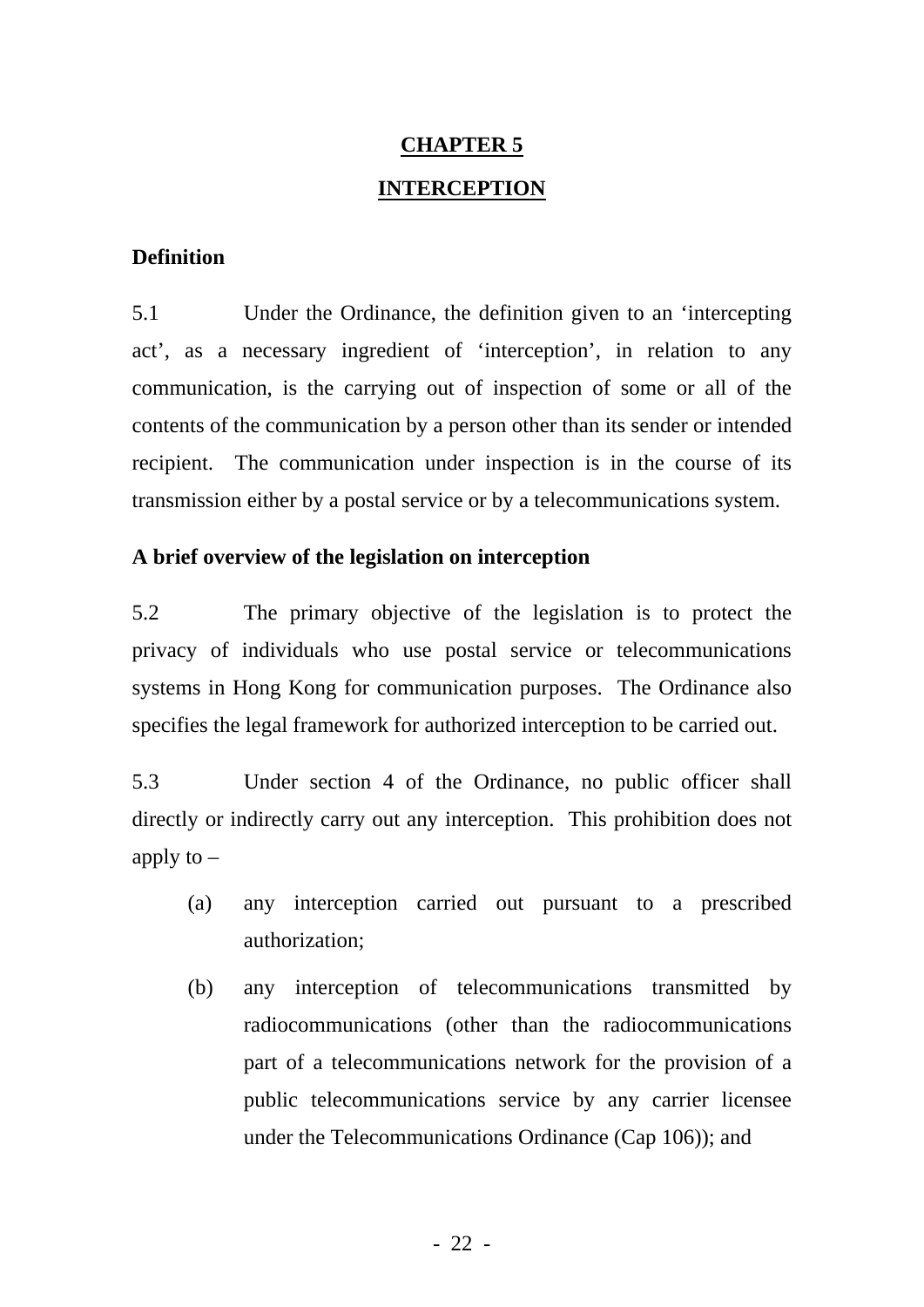# CHAPTER 5

## INTERCEPTION

### Definition

5.1 Under the Ordinance, the definition given to an 'intercepting act', as a necessary ingredient of 'interception', in relation to any communication, is the carrying out of inspection of some or all of the contents of the communication by a person other than its sender or intended recipient. The communication under inspection is in the course of its transmission either by a postal service or by a telecommunications system.

### A brief overview of the legislation on interception

5.2 The primary objective of the legislation is to protect the privacy of individuals who use postal service or telecommunications systems in Hong Kong for communication purposes. The Ordinance also specifies the legal framework for authorized interception to be carried out.

5.3 Under section 4 of the Ordinance, no public officer shall directly or indirectly carry out any interception. This prohibition does not apply to –

(a) any interception carried out pursuant to a prescribed authorization;

(b) any interception of telecommunications transmitted by radiocommunications (other than the radiocommunications part of a telecommunications network for the provision of a public telecommunications service by any carrier licensee under the Telecommunications Ordinance (Cap 106)); and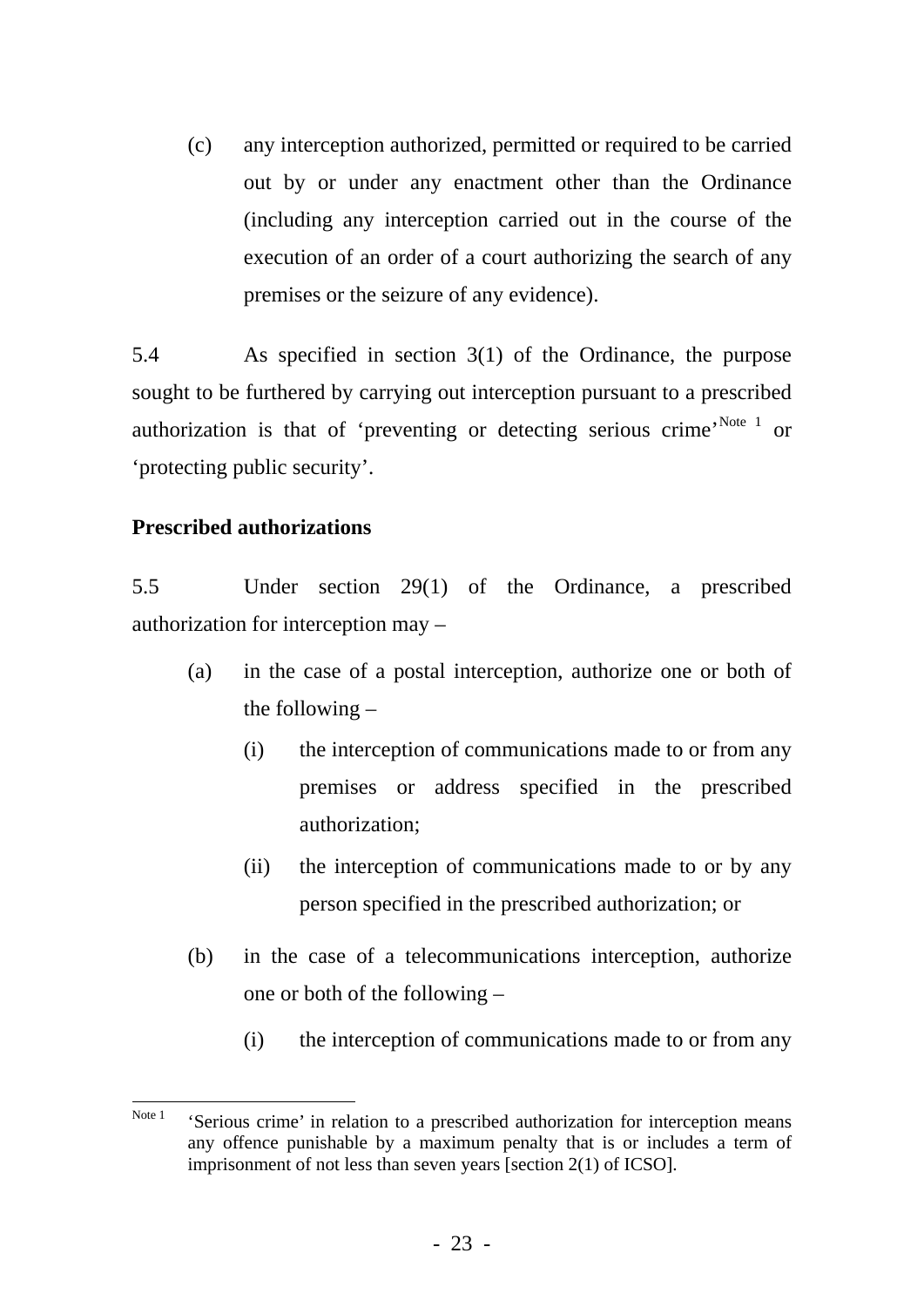(c) any interception authorized, permitted or required to be carried out by or under any enactment other than the Ordinance (including any interception carried out in the course of the execution of an order of a court authorizing the search of any premises or the seizure of any evidence).

5.4 As specified in section 3(1) of the Ordinance, the purpose sought to be furthered by carrying out interception pursuant to a prescribed authorization is that of 'preventing or detecting serious crime'[Note 1] or 'protecting public security'.

**Prescribed authorizations**

5.5 Under section 29(1) of the Ordinance, a prescribed authorization for interception may –

- (a) in the case of a postal interception, authorize one or both of the following –
  - (i) the interception of communications made to or from any premises or address specified in the prescribed authorization;
  - (ii) the interception of communications made to or by any person specified in the prescribed authorization; or
- (b) in the case of a telecommunications interception, authorize one or both of the following –
  - (i) the interception of communications made to or from any

---

Note 1 'Serious crime' in relation to a prescribed authorization for interception means any offence punishable by a maximum penalty that is or includes a term of imprisonment of not less than seven years [section 2(1) of ICSO].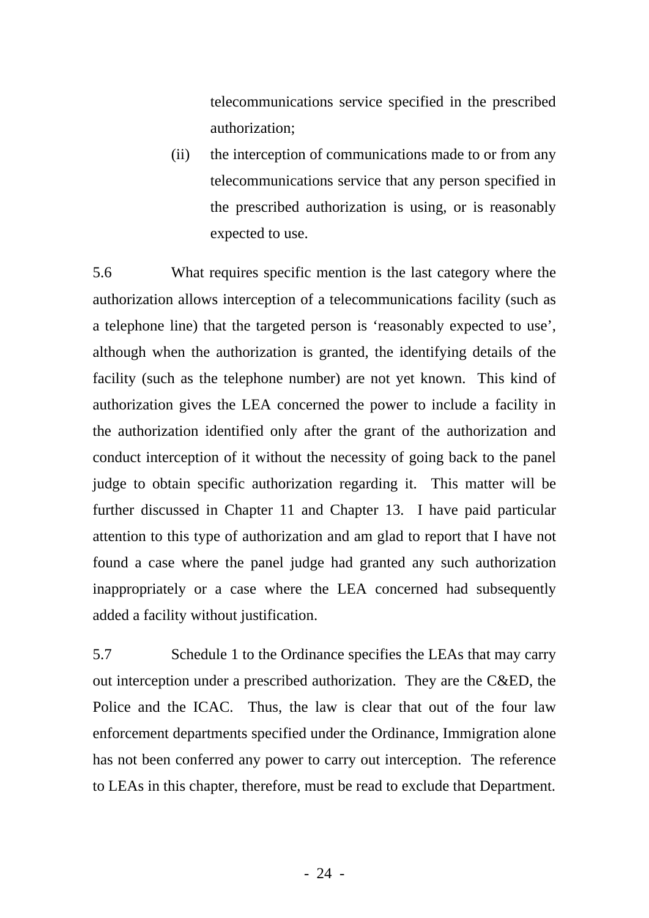telecommunications service specified in the prescribed authorization;

(ii) the interception of communications made to or from any telecommunications service that any person specified in the prescribed authorization is using, or is reasonably expected to use.

5.6 What requires specific mention is the last category where the authorization allows interception of a telecommunications facility (such as a telephone line) that the targeted person is 'reasonably expected to use', although when the authorization is granted, the identifying details of the facility (such as the telephone number) are not yet known. This kind of authorization gives the LEA concerned the power to include a facility in the authorization identified only after the grant of the authorization and conduct interception of it without the necessity of going back to the panel judge to obtain specific authorization regarding it. This matter will be further discussed in Chapter 11 and Chapter 13. I have paid particular attention to this type of authorization and am glad to report that I have not found a case where the panel judge had granted any such authorization inappropriately or a case where the LEA concerned had subsequently added a facility without justification.

5.7 Schedule 1 to the Ordinance specifies the LEAs that may carry out interception under a prescribed authorization. They are the C&ED, the Police and the ICAC. Thus, the law is clear that out of the four law enforcement departments specified under the Ordinance, Immigration alone has not been conferred any power to carry out interception. The reference to LEAs in this chapter, therefore, must be read to exclude that Department.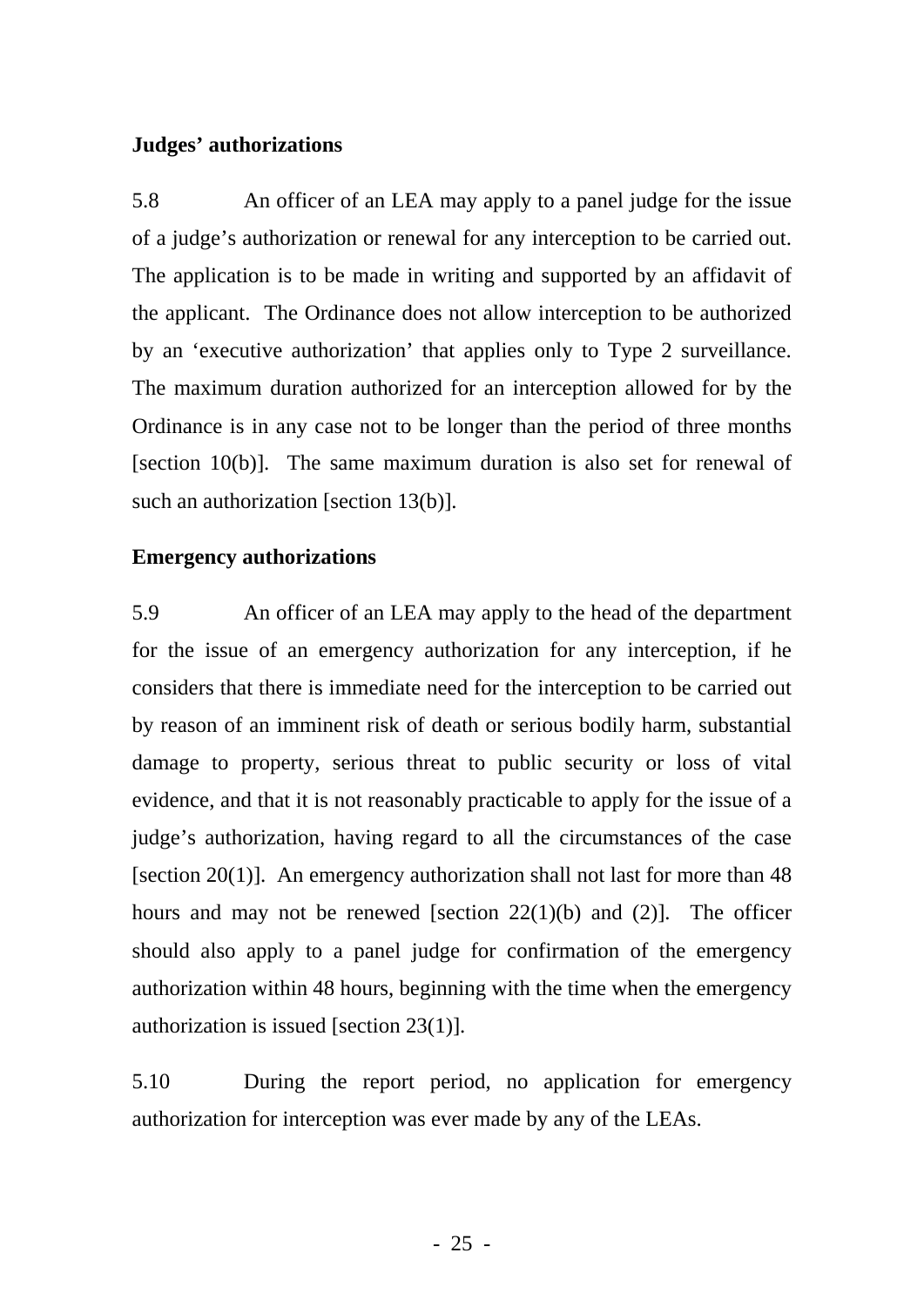**Judges' authorizations**

5.8 An officer of an LEA may apply to a panel judge for the issue of a judge's authorization or renewal for any interception to be carried out. The application is to be made in writing and supported by an affidavit of the applicant. The Ordinance does not allow interception to be authorized by an 'executive authorization' that applies only to Type 2 surveillance. The maximum duration authorized for an interception allowed for by the Ordinance is in any case not to be longer than the period of three months [section 10(b)]. The same maximum duration is also set for renewal of such an authorization [section 13(b)].

**Emergency authorizations**

5.9 An officer of an LEA may apply to the head of the department for the issue of an emergency authorization for any interception, if he considers that there is immediate need for the interception to be carried out by reason of an imminent risk of death or serious bodily harm, substantial damage to property, serious threat to public security or loss of vital evidence, and that it is not reasonably practicable to apply for the issue of a judge's authorization, having regard to all the circumstances of the case [section 20(1)]. An emergency authorization shall not last for more than 48 hours and may not be renewed [section 22(1)(b) and (2)]. The officer should also apply to a panel judge for confirmation of the emergency authorization within 48 hours, beginning with the time when the emergency authorization is issued [section 23(1)].

5.10 During the report period, no application for emergency authorization for interception was ever made by any of the LEAs.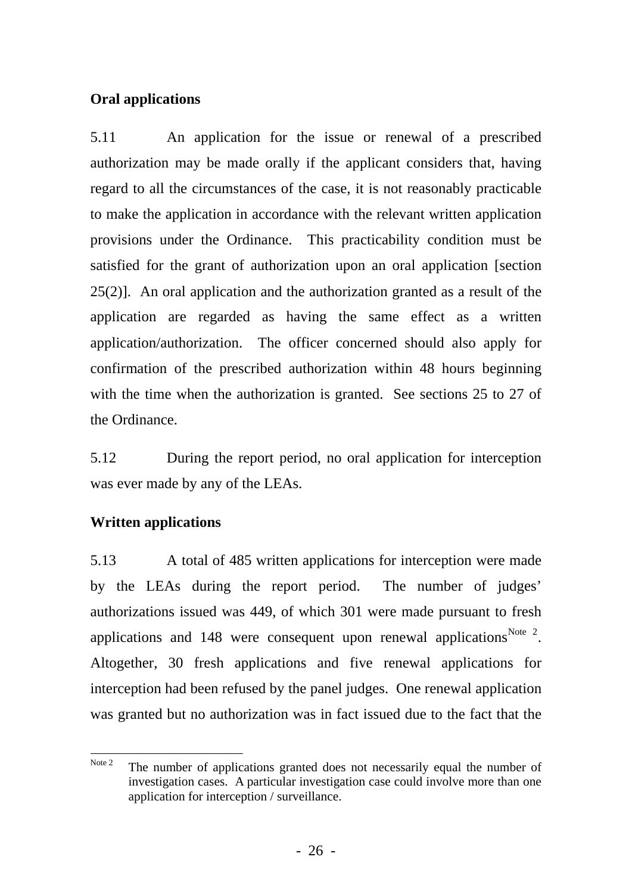### Oral applications

5.11 An application for the issue or renewal of a prescribed authorization may be made orally if the applicant considers that, having regard to all the circumstances of the case, it is not reasonably practicable to make the application in accordance with the relevant written application provisions under the Ordinance. This practicability condition must be satisfied for the grant of authorization upon an oral application [section 25(2)]. An oral application and the authorization granted as a result of the application are regarded as having the same effect as a written application/authorization. The officer concerned should also apply for confirmation of the prescribed authorization within 48 hours beginning with the time when the authorization is granted. See sections 25 to 27 of the Ordinance.

5.12 During the report period, no oral application for interception was ever made by any of the LEAs.

### Written applications

5.13 A total of 485 written applications for interception were made by the LEAs during the report period. The number of judges' authorizations issued was 449, of which 301 were made pursuant to fresh applications and 148 were consequent upon renewal applications[Note 2]. Altogether, 30 fresh applications and five renewal applications for interception had been refused by the panel judges. One renewal application was granted but no authorization was in fact issued due to the fact that the

---

[Note 2] The number of applications granted does not necessarily equal the number of investigation cases. A particular investigation case could involve more than one application for interception / surveillance.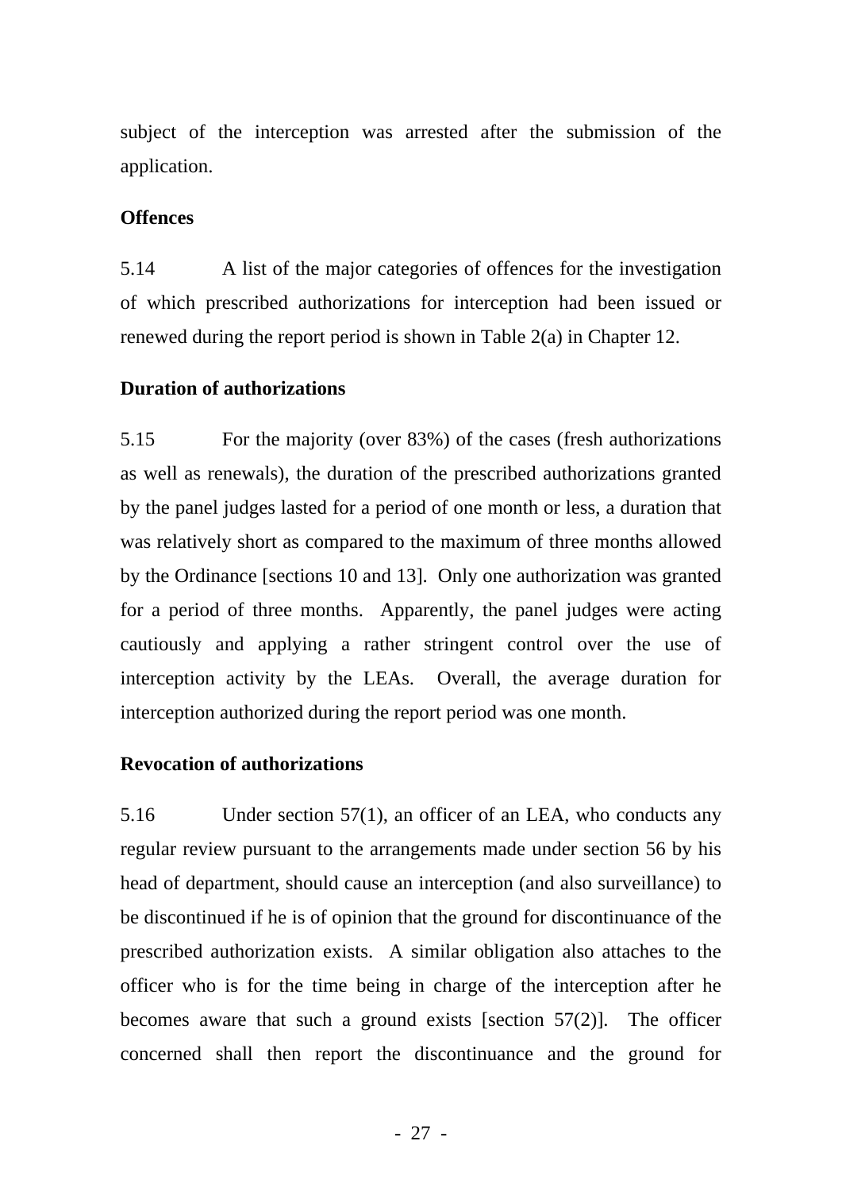subject of the interception was arrested after the submission of the application.

**Offences**

5.14 A list of the major categories of offences for the investigation of which prescribed authorizations for interception had been issued or renewed during the report period is shown in Table 2(a) in Chapter 12.

**Duration of authorizations**

5.15 For the majority (over 83%) of the cases (fresh authorizations as well as renewals), the duration of the prescribed authorizations granted by the panel judges lasted for a period of one month or less, a duration that was relatively short as compared to the maximum of three months allowed by the Ordinance [sections 10 and 13]. Only one authorization was granted for a period of three months. Apparently, the panel judges were acting cautiously and applying a rather stringent control over the use of interception activity by the LEAs. Overall, the average duration for interception authorized during the report period was one month.

**Revocation of authorizations**

5.16 Under section 57(1), an officer of an LEA, who conducts any regular review pursuant to the arrangements made under section 56 by his head of department, should cause an interception (and also surveillance) to be discontinued if he is of opinion that the ground for discontinuance of the prescribed authorization exists. A similar obligation also attaches to the officer who is for the time being in charge of the interception after he becomes aware that such a ground exists [section 57(2)]. The officer concerned shall then report the discontinuance and the ground for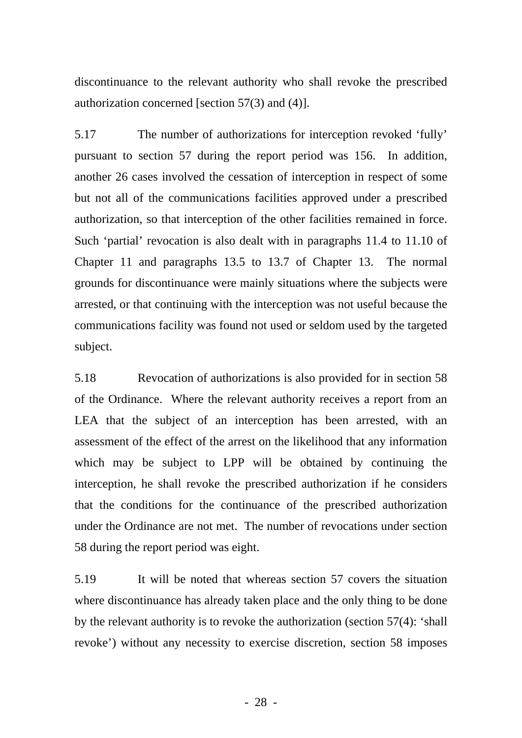discontinuance to the relevant authority who shall revoke the prescribed authorization concerned [section 57(3) and (4)].

5.17 The number of authorizations for interception revoked 'fully' pursuant to section 57 during the report period was 156. In addition, another 26 cases involved the cessation of interception in respect of some but not all of the communications facilities approved under a prescribed authorization, so that interception of the other facilities remained in force. Such 'partial' revocation is also dealt with in paragraphs 11.4 to 11.10 of Chapter 11 and paragraphs 13.5 to 13.7 of Chapter 13. The normal grounds for discontinuance were mainly situations where the subjects were arrested, or that continuing with the interception was not useful because the communications facility was found not used or seldom used by the targeted subject.

5.18 Revocation of authorizations is also provided for in section 58 of the Ordinance. Where the relevant authority receives a report from an LEA that the subject of an interception has been arrested, with an assessment of the effect of the arrest on the likelihood that any information which may be subject to LPP will be obtained by continuing the interception, he shall revoke the prescribed authorization if he considers that the conditions for the continuance of the prescribed authorization under the Ordinance are not met. The number of revocations under section 58 during the report period was eight.

5.19 It will be noted that whereas section 57 covers the situation where discontinuance has already taken place and the only thing to be done by the relevant authority is to revoke the authorization (section 57(4): 'shall revoke') without any necessity to exercise discretion, section 58 imposes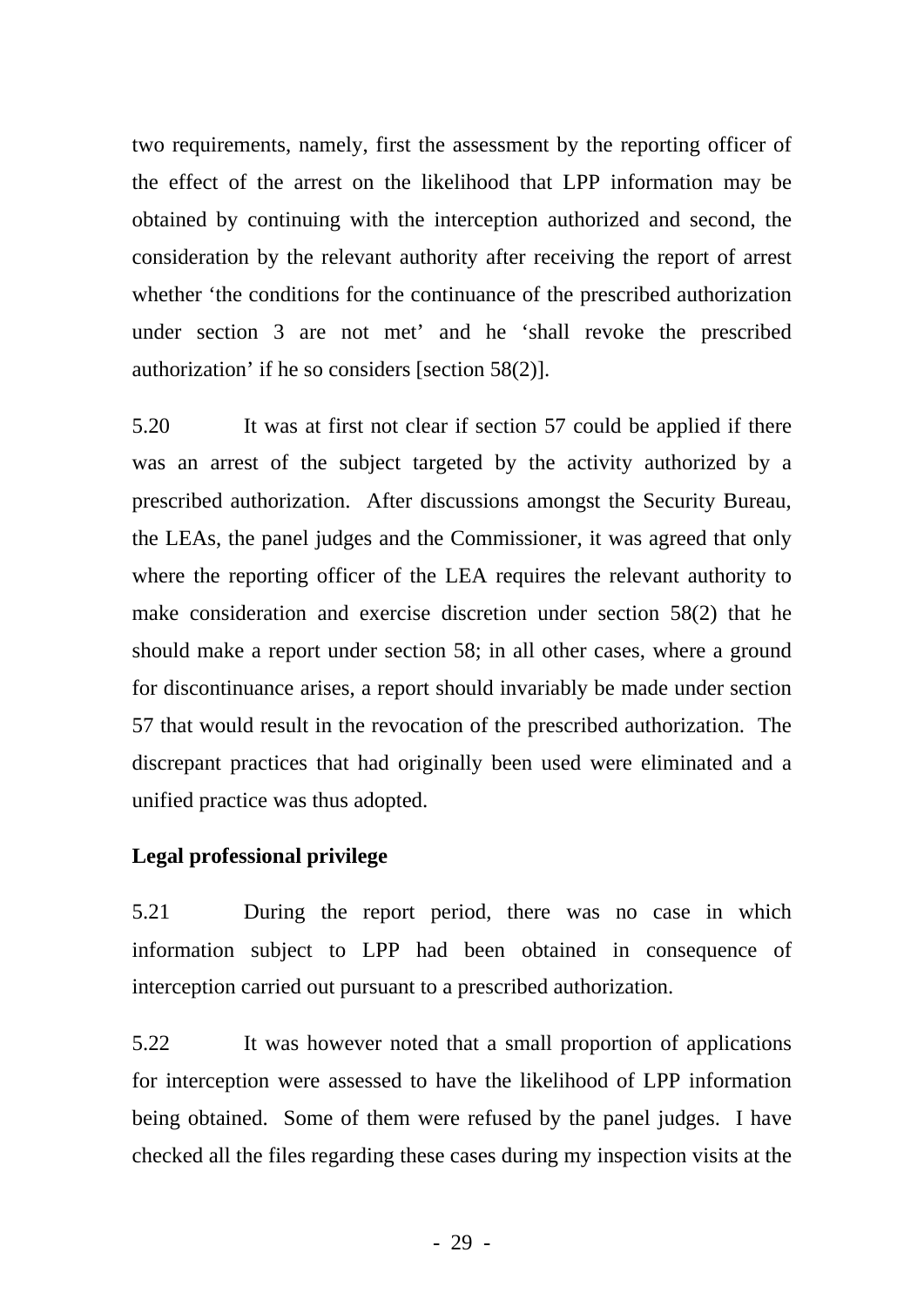two requirements, namely, first the assessment by the reporting officer of the effect of the arrest on the likelihood that LPP information may be obtained by continuing with the interception authorized and second, the consideration by the relevant authority after receiving the report of arrest whether 'the conditions for the continuance of the prescribed authorization under section 3 are not met' and he 'shall revoke the prescribed authorization' if he so considers [section 58(2)].

5.20 It was at first not clear if section 57 could be applied if there was an arrest of the subject targeted by the activity authorized by a prescribed authorization. After discussions amongst the Security Bureau, the LEAs, the panel judges and the Commissioner, it was agreed that only where the reporting officer of the LEA requires the relevant authority to make consideration and exercise discretion under section 58(2) that he should make a report under section 58; in all other cases, where a ground for discontinuance arises, a report should invariably be made under section 57 that would result in the revocation of the prescribed authorization. The discrepant practices that had originally been used were eliminated and a unified practice was thus adopted.

**Legal professional privilege**

5.21 During the report period, there was no case in which information subject to LPP had been obtained in consequence of interception carried out pursuant to a prescribed authorization.

5.22 It was however noted that a small proportion of applications for interception were assessed to have the likelihood of LPP information being obtained. Some of them were refused by the panel judges. I have checked all the files regarding these cases during my inspection visits at the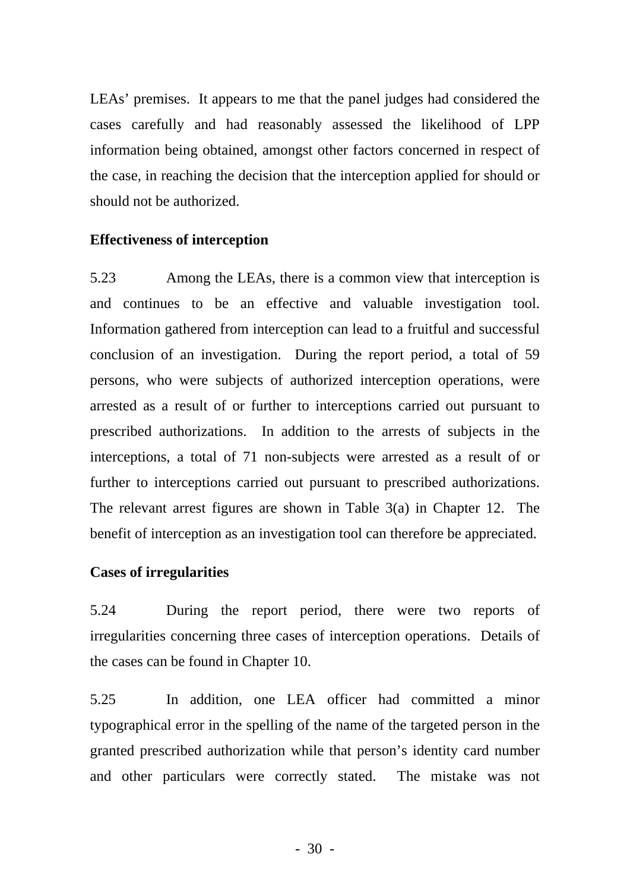LEAs' premises. It appears to me that the panel judges had considered the cases carefully and had reasonably assessed the likelihood of LPP information being obtained, amongst other factors concerned in respect of the case, in reaching the decision that the interception applied for should or should not be authorized.

**Effectiveness of interception**

5.23 Among the LEAs, there is a common view that interception is and continues to be an effective and valuable investigation tool. Information gathered from interception can lead to a fruitful and successful conclusion of an investigation. During the report period, a total of 59 persons, who were subjects of authorized interception operations, were arrested as a result of or further to interceptions carried out pursuant to prescribed authorizations. In addition to the arrests of subjects in the interceptions, a total of 71 non-subjects were arrested as a result of or further to interceptions carried out pursuant to prescribed authorizations. The relevant arrest figures are shown in Table 3(a) in Chapter 12. The benefit of interception as an investigation tool can therefore be appreciated.

**Cases of irregularities**

5.24 During the report period, there were two reports of irregularities concerning three cases of interception operations. Details of the cases can be found in Chapter 10.

5.25 In addition, one LEA officer had committed a minor typographical error in the spelling of the name of the targeted person in the granted prescribed authorization while that person's identity card number and other particulars were correctly stated. The mistake was not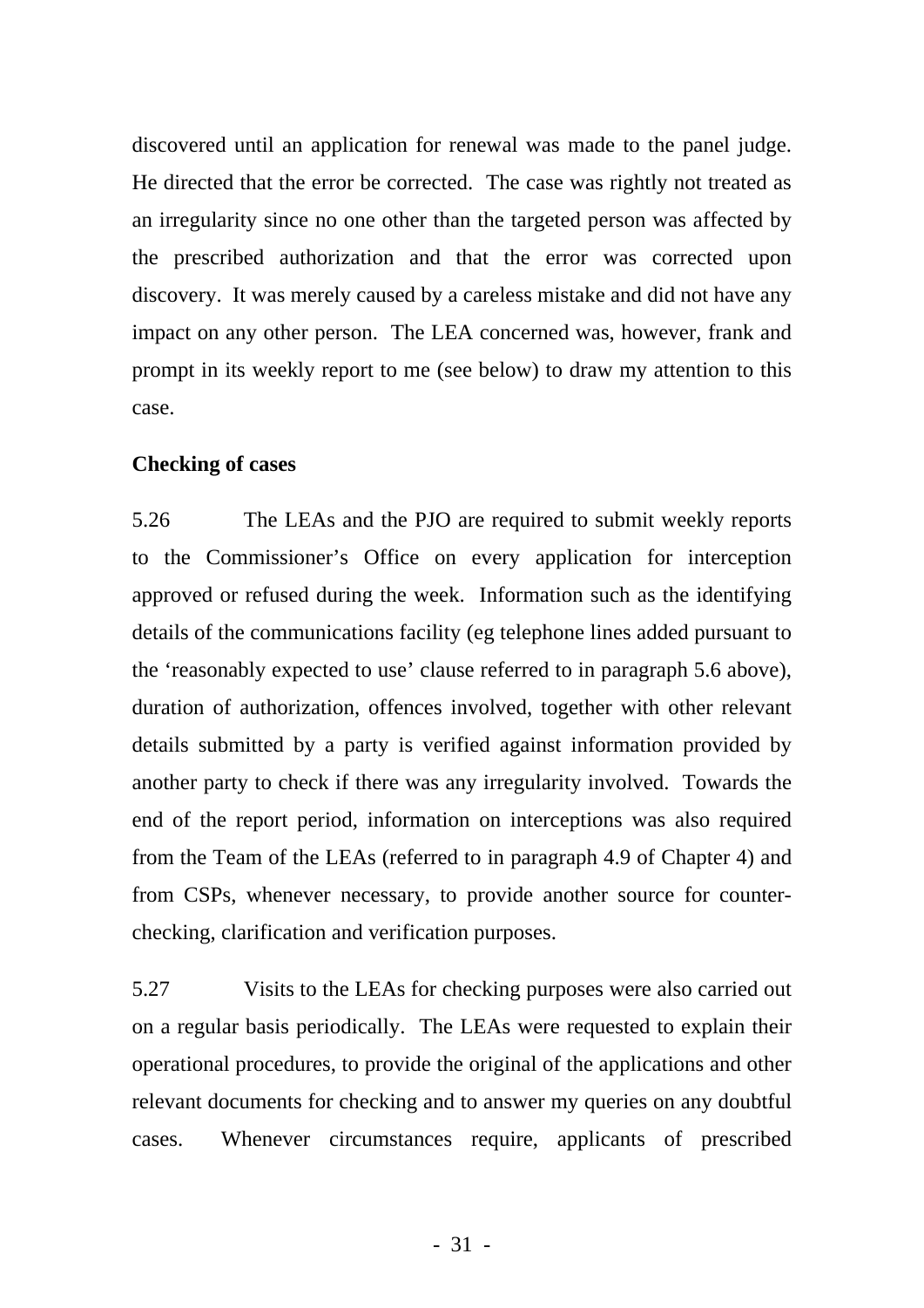discovered until an application for renewal was made to the panel judge. He directed that the error be corrected. The case was rightly not treated as an irregularity since no one other than the targeted person was affected by the prescribed authorization and that the error was corrected upon discovery. It was merely caused by a careless mistake and did not have any impact on any other person. The LEA concerned was, however, frank and prompt in its weekly report to me (see below) to draw my attention to this case.

**Checking of cases**

5.26 The LEAs and the PJO are required to submit weekly reports to the Commissioner's Office on every application for interception approved or refused during the week. Information such as the identifying details of the communications facility (eg telephone lines added pursuant to the 'reasonably expected to use' clause referred to in paragraph 5.6 above), duration of authorization, offences involved, together with other relevant details submitted by a party is verified against information provided by another party to check if there was any irregularity involved. Towards the end of the report period, information on interceptions was also required from the Team of the LEAs (referred to in paragraph 4.9 of Chapter 4) and from CSPs, whenever necessary, to provide another source for counter-checking, clarification and verification purposes.

5.27 Visits to the LEAs for checking purposes were also carried out on a regular basis periodically. The LEAs were requested to explain their operational procedures, to provide the original of the applications and other relevant documents for checking and to answer my queries on any doubtful cases. Whenever circumstances require, applicants of prescribed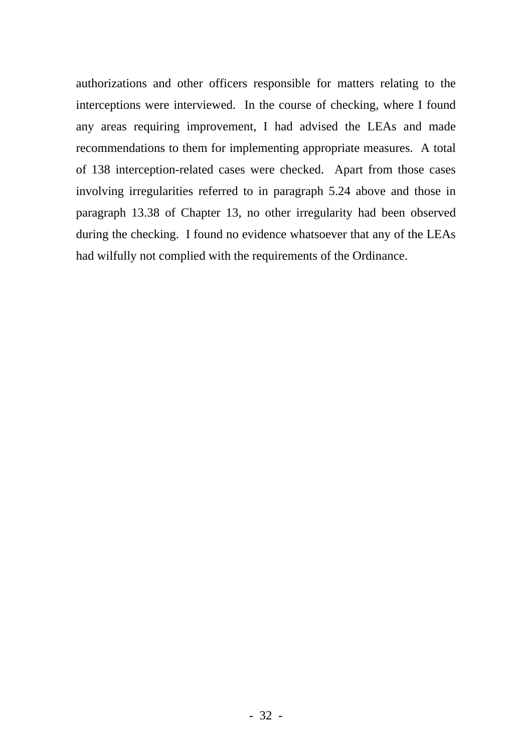authorizations and other officers responsible for matters relating to the interceptions were interviewed. In the course of checking, where I found any areas requiring improvement, I had advised the LEAs and made recommendations to them for implementing appropriate measures. A total of 138 interception-related cases were checked. Apart from those cases involving irregularities referred to in paragraph 5.24 above and those in paragraph 13.38 of Chapter 13, no other irregularity had been observed during the checking. I found no evidence whatsoever that any of the LEAs had wilfully not complied with the requirements of the Ordinance.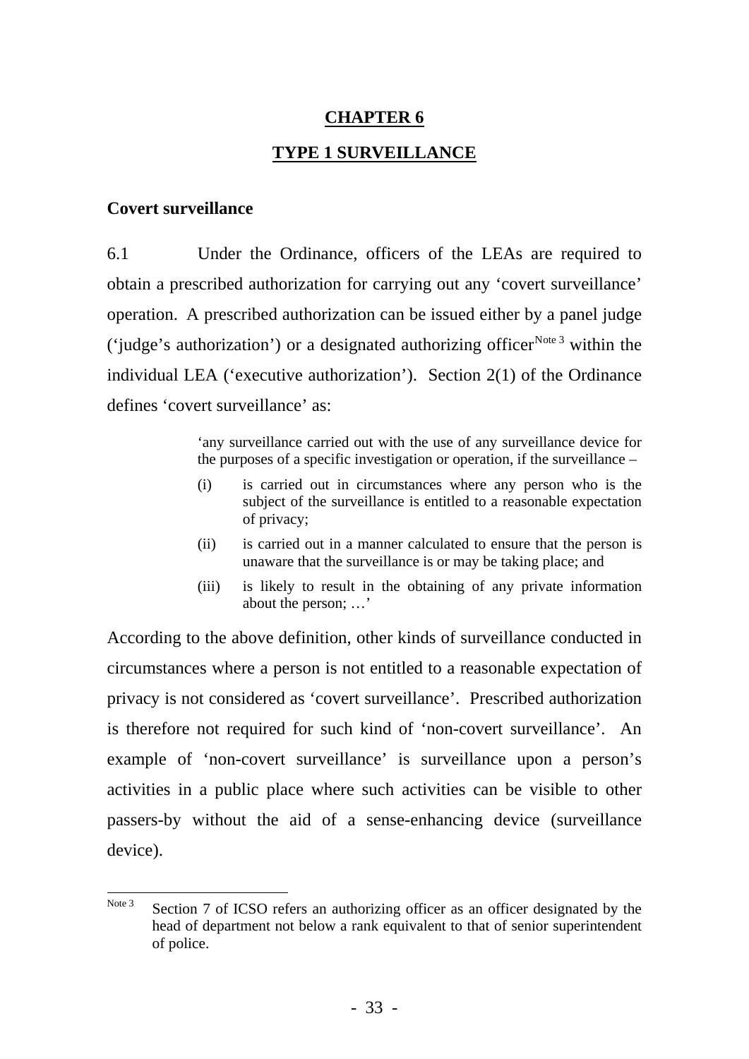# CHAPTER 6

## TYPE 1 SURVEILLANCE

### Covert surveillance

6.1 Under the Ordinance, officers of the LEAs are required to obtain a prescribed authorization for carrying out any 'covert surveillance' operation. A prescribed authorization can be issued either by a panel judge ('judge's authorization') or a designated authorizing officer[Note 3] within the individual LEA ('executive authorization'). Section 2(1) of the Ordinance defines 'covert surveillance' as:

> 'any surveillance carried out with the use of any surveillance device for the purposes of a specific investigation or operation, if the surveillance –
>
> (i) is carried out in circumstances where any person who is the subject of the surveillance is entitled to a reasonable expectation of privacy;
>
> (ii) is carried out in a manner calculated to ensure that the person is unaware that the surveillance is or may be taking place; and
>
> (iii) is likely to result in the obtaining of any private information about the person; …'

According to the above definition, other kinds of surveillance conducted in circumstances where a person is not entitled to a reasonable expectation of privacy is not considered as 'covert surveillance'. Prescribed authorization is therefore not required for such kind of 'non-covert surveillance'. An example of 'non-covert surveillance' is surveillance upon a person's activities in a public place where such activities can be visible to other passers-by without the aid of a sense-enhancing device (surveillance device).

---

Note 3 Section 7 of ICSO refers an authorizing officer as an officer designated by the head of department not below a rank equivalent to that of senior superintendent of police.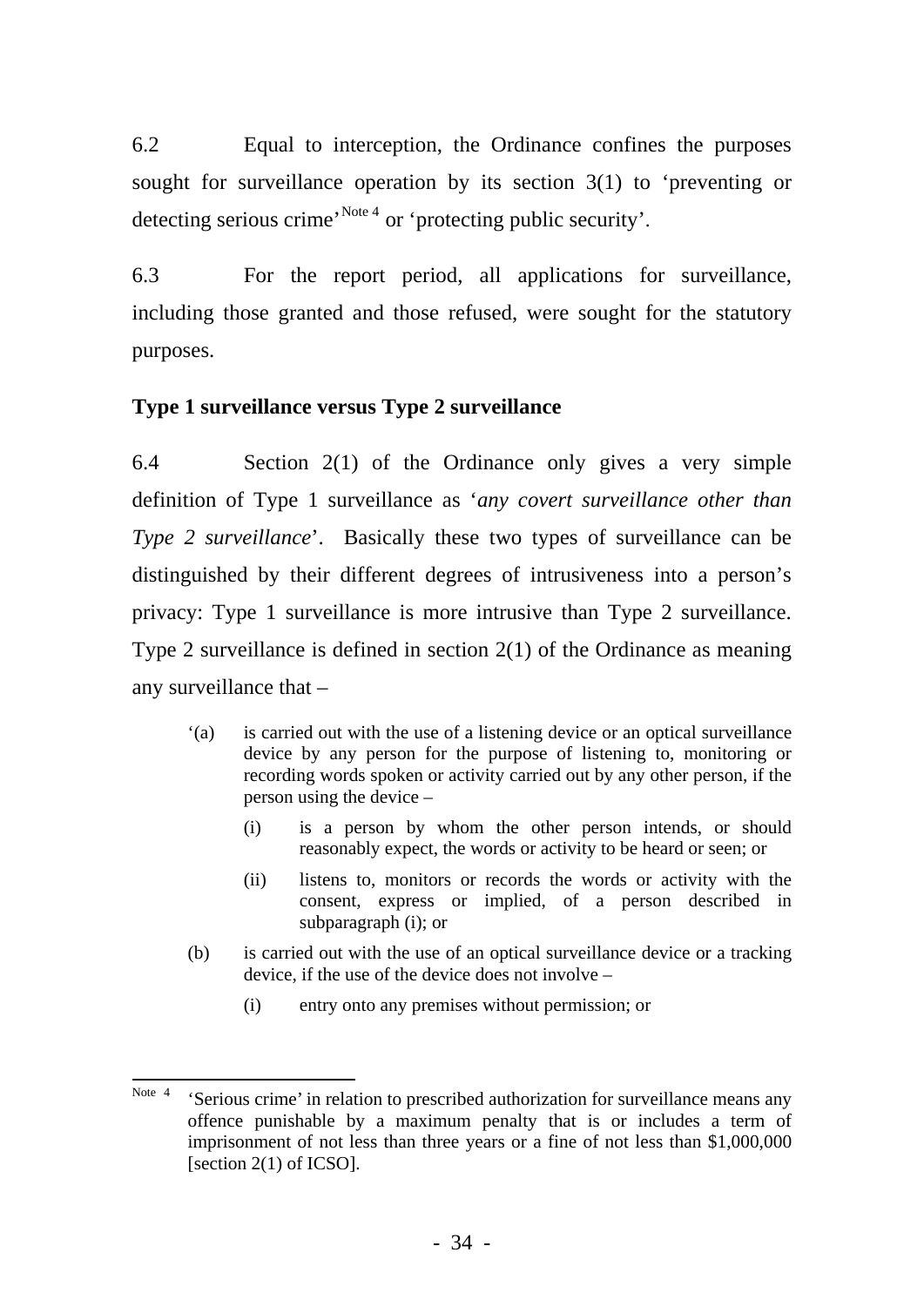6.2 Equal to interception, the Ordinance confines the purposes sought for surveillance operation by its section 3(1) to 'preventing or detecting serious crime'[Note 4] or 'protecting public security'.

6.3 For the report period, all applications for surveillance, including those granted and those refused, were sought for the statutory purposes.

**Type 1 surveillance versus Type 2 surveillance**

6.4 Section 2(1) of the Ordinance only gives a very simple definition of Type 1 surveillance as '*any covert surveillance other than Type 2 surveillance*'. Basically these two types of surveillance can be distinguished by their different degrees of intrusiveness into a person's privacy: Type 1 surveillance is more intrusive than Type 2 surveillance. Type 2 surveillance is defined in section 2(1) of the Ordinance as meaning any surveillance that –

> '(a) is carried out with the use of a listening device or an optical surveillance device by any person for the purpose of listening to, monitoring or recording words spoken or activity carried out by any other person, if the person using the device –
>
> (i) is a person by whom the other person intends, or should reasonably expect, the words or activity to be heard or seen; or
>
> (ii) listens to, monitors or records the words or activity with the consent, express or implied, of a person described in subparagraph (i); or
>
> (b) is carried out with the use of an optical surveillance device or a tracking device, if the use of the device does not involve –
>
> (i) entry onto any premises without permission; or

---

Note 4 'Serious crime' in relation to prescribed authorization for surveillance means any offence punishable by a maximum penalty that is or includes a term of imprisonment of not less than three years or a fine of not less than $1,000,000 [section 2(1) of ICSO].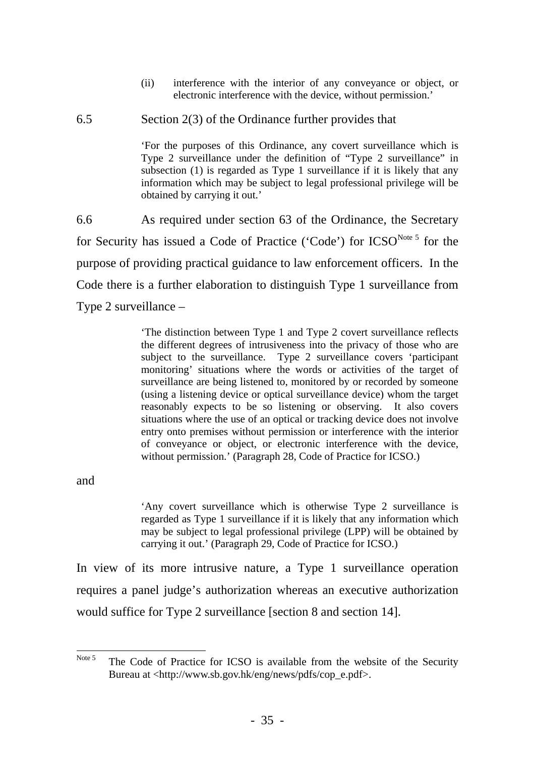> (ii) interference with the interior of any conveyance or object, or electronic interference with the device, without permission.'

6.5 Section 2(3) of the Ordinance further provides that

> 'For the purposes of this Ordinance, any covert surveillance which is Type 2 surveillance under the definition of "Type 2 surveillance" in subsection (1) is regarded as Type 1 surveillance if it is likely that any information which may be subject to legal professional privilege will be obtained by carrying it out.'

6.6 As required under section 63 of the Ordinance, the Secretary for Security has issued a Code of Practice ('Code') for ICSO[Note 5] for the purpose of providing practical guidance to law enforcement officers. In the Code there is a further elaboration to distinguish Type 1 surveillance from Type 2 surveillance –

> 'The distinction between Type 1 and Type 2 covert surveillance reflects the different degrees of intrusiveness into the privacy of those who are subject to the surveillance. Type 2 surveillance covers 'participant monitoring' situations where the words or activities of the target of surveillance are being listened to, monitored by or recorded by someone (using a listening device or optical surveillance device) whom the target reasonably expects to be so listening or observing. It also covers situations where the use of an optical or tracking device does not involve entry onto premises without permission or interference with the interior of conveyance or object, or electronic interference with the device, without permission.' (Paragraph 28, Code of Practice for ICSO.)

and

> 'Any covert surveillance which is otherwise Type 2 surveillance is regarded as Type 1 surveillance if it is likely that any information which may be subject to legal professional privilege (LPP) will be obtained by carrying it out.' (Paragraph 29, Code of Practice for ICSO.)

In view of its more intrusive nature, a Type 1 surveillance operation requires a panel judge's authorization whereas an executive authorization would suffice for Type 2 surveillance [section 8 and section 14].

---

Note 5 The Code of Practice for ICSO is available from the website of the Security Bureau at <http://www.sb.gov.hk/eng/news/pdfs/cop_e.pdf>.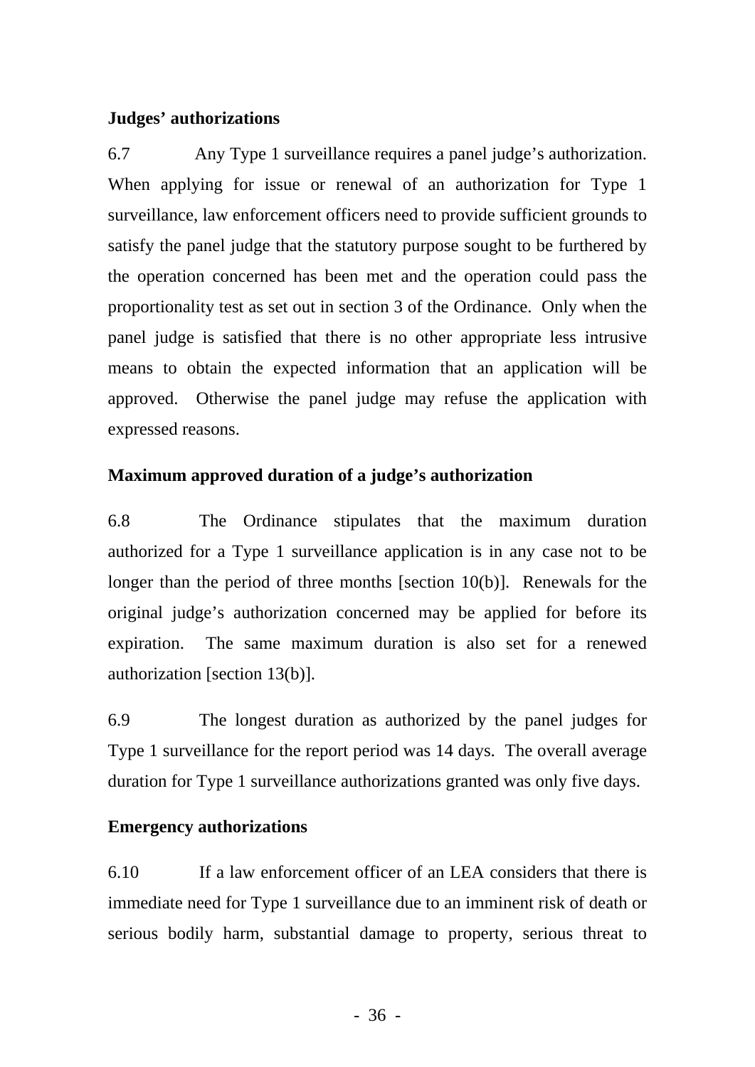**Judges' authorizations**

6.7 Any Type 1 surveillance requires a panel judge's authorization. When applying for issue or renewal of an authorization for Type 1 surveillance, law enforcement officers need to provide sufficient grounds to satisfy the panel judge that the statutory purpose sought to be furthered by the operation concerned has been met and the operation could pass the proportionality test as set out in section 3 of the Ordinance. Only when the panel judge is satisfied that there is no other appropriate less intrusive means to obtain the expected information that an application will be approved. Otherwise the panel judge may refuse the application with expressed reasons.

**Maximum approved duration of a judge's authorization**

6.8 The Ordinance stipulates that the maximum duration authorized for a Type 1 surveillance application is in any case not to be longer than the period of three months [section 10(b)]. Renewals for the original judge's authorization concerned may be applied for before its expiration. The same maximum duration is also set for a renewed authorization [section 13(b)].

6.9 The longest duration as authorized by the panel judges for Type 1 surveillance for the report period was 14 days. The overall average duration for Type 1 surveillance authorizations granted was only five days.

**Emergency authorizations**

6.10 If a law enforcement officer of an LEA considers that there is immediate need for Type 1 surveillance due to an imminent risk of death or serious bodily harm, substantial damage to property, serious threat to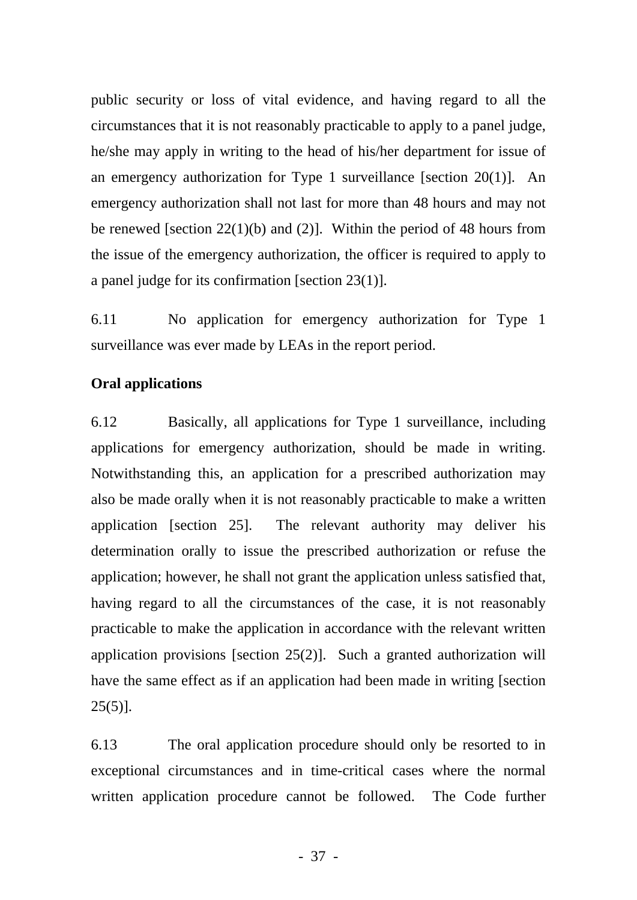public security or loss of vital evidence, and having regard to all the circumstances that it is not reasonably practicable to apply to a panel judge, he/she may apply in writing to the head of his/her department for issue of an emergency authorization for Type 1 surveillance [section 20(1)]. An emergency authorization shall not last for more than 48 hours and may not be renewed [section 22(1)(b) and (2)]. Within the period of 48 hours from the issue of the emergency authorization, the officer is required to apply to a panel judge for its confirmation [section 23(1)].

6.11 No application for emergency authorization for Type 1 surveillance was ever made by LEAs in the report period.

**Oral applications**

6.12 Basically, all applications for Type 1 surveillance, including applications for emergency authorization, should be made in writing. Notwithstanding this, an application for a prescribed authorization may also be made orally when it is not reasonably practicable to make a written application [section 25]. The relevant authority may deliver his determination orally to issue the prescribed authorization or refuse the application; however, he shall not grant the application unless satisfied that, having regard to all the circumstances of the case, it is not reasonably practicable to make the application in accordance with the relevant written application provisions [section 25(2)]. Such a granted authorization will have the same effect as if an application had been made in writing [section 25(5)].

6.13 The oral application procedure should only be resorted to in exceptional circumstances and in time-critical cases where the normal written application procedure cannot be followed. The Code further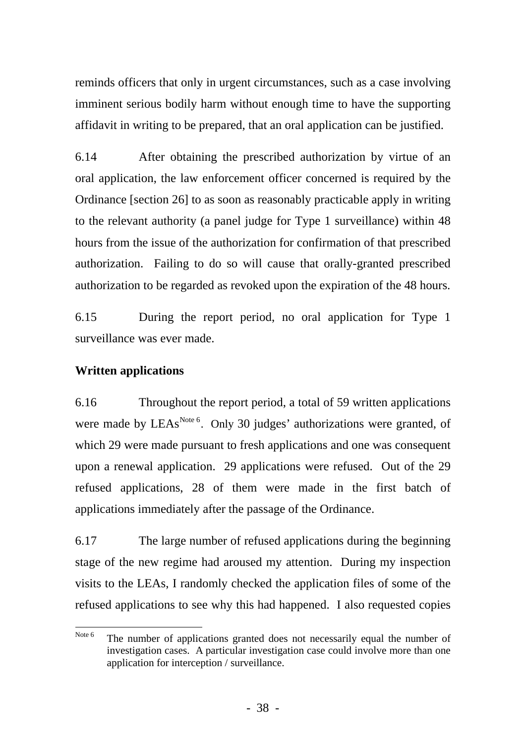reminds officers that only in urgent circumstances, such as a case involving imminent serious bodily harm without enough time to have the supporting affidavit in writing to be prepared, that an oral application can be justified.

6.14 After obtaining the prescribed authorization by virtue of an oral application, the law enforcement officer concerned is required by the Ordinance [section 26] to as soon as reasonably practicable apply in writing to the relevant authority (a panel judge for Type 1 surveillance) within 48 hours from the issue of the authorization for confirmation of that prescribed authorization. Failing to do so will cause that orally-granted prescribed authorization to be regarded as revoked upon the expiration of the 48 hours.

6.15 During the report period, no oral application for Type 1 surveillance was ever made.

**Written applications**

6.16 Throughout the report period, a total of 59 written applications were made by LEAs[Note 6]. Only 30 judges' authorizations were granted, of which 29 were made pursuant to fresh applications and one was consequent upon a renewal application. 29 applications were refused. Out of the 29 refused applications, 28 of them were made in the first batch of applications immediately after the passage of the Ordinance.

6.17 The large number of refused applications during the beginning stage of the new regime had aroused my attention. During my inspection visits to the LEAs, I randomly checked the application files of some of the refused applications to see why this had happened. I also requested copies

---

Note 6 The number of applications granted does not necessarily equal the number of investigation cases. A particular investigation case could involve more than one application for interception / surveillance.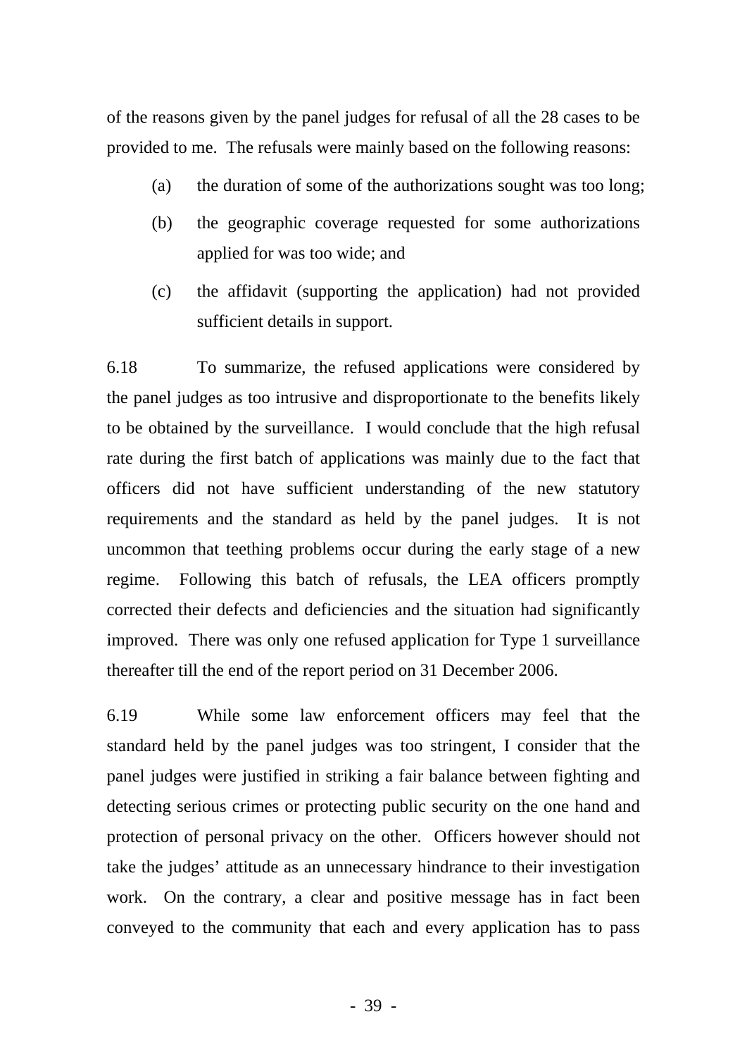of the reasons given by the panel judges for refusal of all the 28 cases to be provided to me. The refusals were mainly based on the following reasons:

(a) the duration of some of the authorizations sought was too long;

(b) the geographic coverage requested for some authorizations applied for was too wide; and

(c) the affidavit (supporting the application) had not provided sufficient details in support.

6.18 To summarize, the refused applications were considered by the panel judges as too intrusive and disproportionate to the benefits likely to be obtained by the surveillance. I would conclude that the high refusal rate during the first batch of applications was mainly due to the fact that officers did not have sufficient understanding of the new statutory requirements and the standard as held by the panel judges. It is not uncommon that teething problems occur during the early stage of a new regime. Following this batch of refusals, the LEA officers promptly corrected their defects and deficiencies and the situation had significantly improved. There was only one refused application for Type 1 surveillance thereafter till the end of the report period on 31 December 2006.

6.19 While some law enforcement officers may feel that the standard held by the panel judges was too stringent, I consider that the panel judges were justified in striking a fair balance between fighting and detecting serious crimes or protecting public security on the one hand and protection of personal privacy on the other. Officers however should not take the judges' attitude as an unnecessary hindrance to their investigation work. On the contrary, a clear and positive message has in fact been conveyed to the community that each and every application has to pass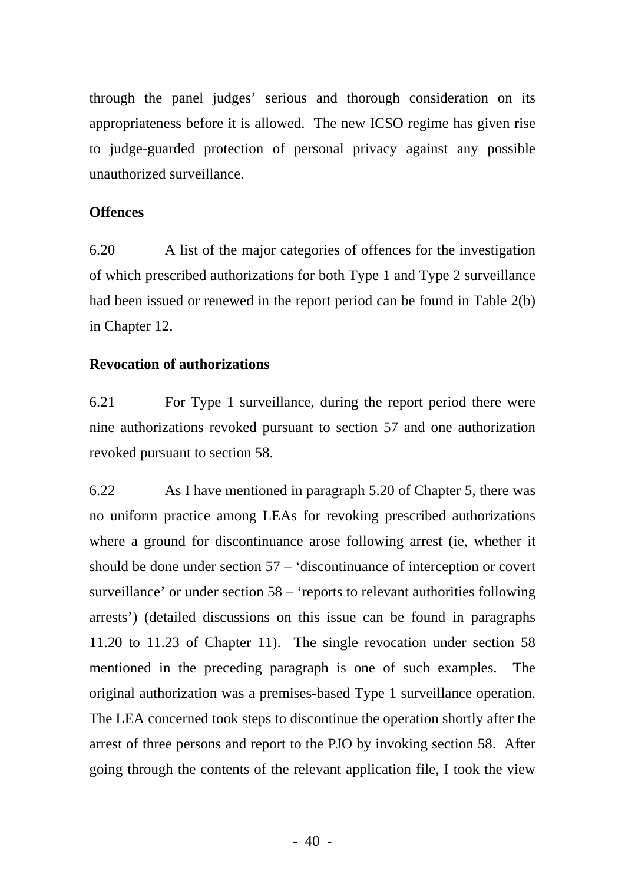through the panel judges' serious and thorough consideration on its appropriateness before it is allowed. The new ICSO regime has given rise to judge-guarded protection of personal privacy against any possible unauthorized surveillance.

**Offences**

6.20 A list of the major categories of offences for the investigation of which prescribed authorizations for both Type 1 and Type 2 surveillance had been issued or renewed in the report period can be found in Table 2(b) in Chapter 12.

**Revocation of authorizations**

6.21 For Type 1 surveillance, during the report period there were nine authorizations revoked pursuant to section 57 and one authorization revoked pursuant to section 58.

6.22 As I have mentioned in paragraph 5.20 of Chapter 5, there was no uniform practice among LEAs for revoking prescribed authorizations where a ground for discontinuance arose following arrest (ie, whether it should be done under section 57 – 'discontinuance of interception or covert surveillance' or under section 58 – 'reports to relevant authorities following arrests') (detailed discussions on this issue can be found in paragraphs 11.20 to 11.23 of Chapter 11). The single revocation under section 58 mentioned in the preceding paragraph is one of such examples. The original authorization was a premises-based Type 1 surveillance operation. The LEA concerned took steps to discontinue the operation shortly after the arrest of three persons and report to the PJO by invoking section 58. After going through the contents of the relevant application file, I took the view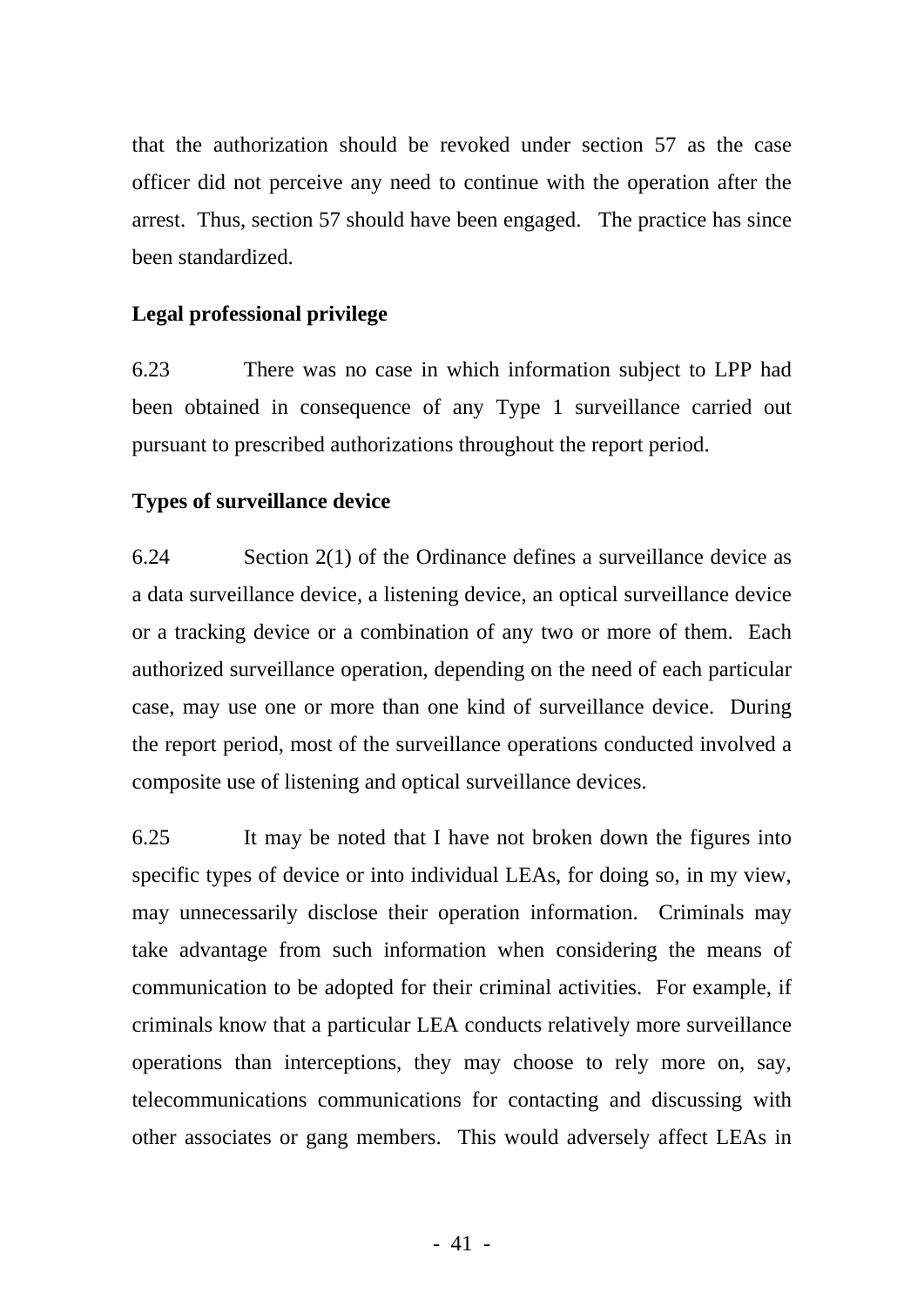that the authorization should be revoked under section 57 as the case officer did not perceive any need to continue with the operation after the arrest. Thus, section 57 should have been engaged. The practice has since been standardized.

**Legal professional privilege**

6.23 There was no case in which information subject to LPP had been obtained in consequence of any Type 1 surveillance carried out pursuant to prescribed authorizations throughout the report period.

**Types of surveillance device**

6.24 Section 2(1) of the Ordinance defines a surveillance device as a data surveillance device, a listening device, an optical surveillance device or a tracking device or a combination of any two or more of them. Each authorized surveillance operation, depending on the need of each particular case, may use one or more than one kind of surveillance device. During the report period, most of the surveillance operations conducted involved a composite use of listening and optical surveillance devices.

6.25 It may be noted that I have not broken down the figures into specific types of device or into individual LEAs, for doing so, in my view, may unnecessarily disclose their operation information. Criminals may take advantage from such information when considering the means of communication to be adopted for their criminal activities. For example, if criminals know that a particular LEA conducts relatively more surveillance operations than interceptions, they may choose to rely more on, say, telecommunications communications for contacting and discussing with other associates or gang members. This would adversely affect LEAs in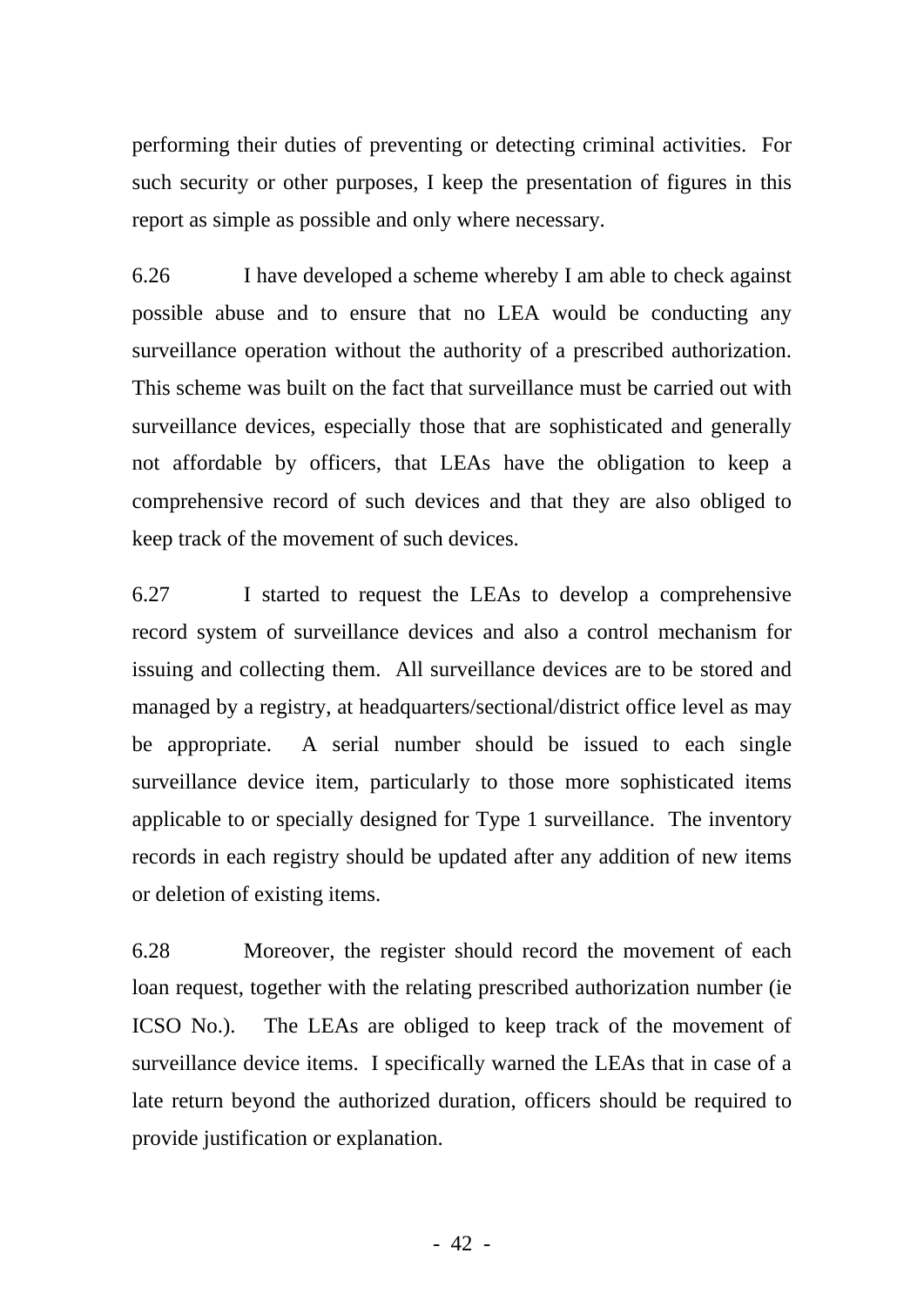performing their duties of preventing or detecting criminal activities. For such security or other purposes, I keep the presentation of figures in this report as simple as possible and only where necessary.

6.26 I have developed a scheme whereby I am able to check against possible abuse and to ensure that no LEA would be conducting any surveillance operation without the authority of a prescribed authorization. This scheme was built on the fact that surveillance must be carried out with surveillance devices, especially those that are sophisticated and generally not affordable by officers, that LEAs have the obligation to keep a comprehensive record of such devices and that they are also obliged to keep track of the movement of such devices.

6.27 I started to request the LEAs to develop a comprehensive record system of surveillance devices and also a control mechanism for issuing and collecting them. All surveillance devices are to be stored and managed by a registry, at headquarters/sectional/district office level as may be appropriate. A serial number should be issued to each single surveillance device item, particularly to those more sophisticated items applicable to or specially designed for Type 1 surveillance. The inventory records in each registry should be updated after any addition of new items or deletion of existing items.

6.28 Moreover, the register should record the movement of each loan request, together with the relating prescribed authorization number (ie ICSO No.). The LEAs are obliged to keep track of the movement of surveillance device items. I specifically warned the LEAs that in case of a late return beyond the authorized duration, officers should be required to provide justification or explanation.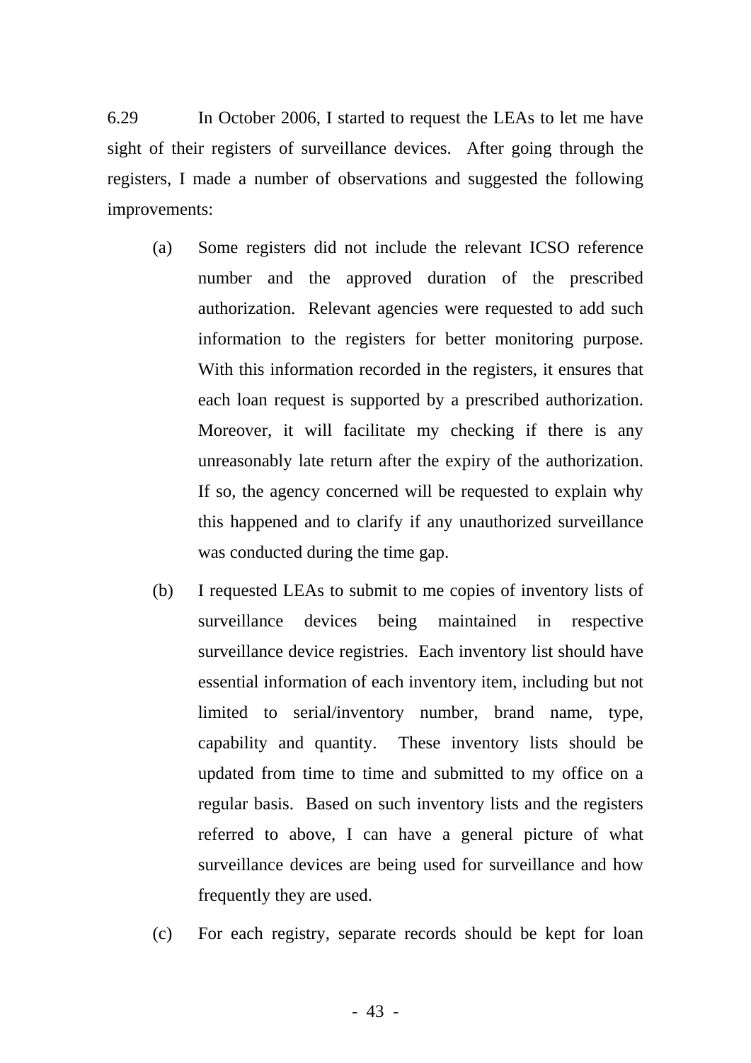6.29 In October 2006, I started to request the LEAs to let me have sight of their registers of surveillance devices. After going through the registers, I made a number of observations and suggested the following improvements:

(a) Some registers did not include the relevant ICSO reference number and the approved duration of the prescribed authorization. Relevant agencies were requested to add such information to the registers for better monitoring purpose. With this information recorded in the registers, it ensures that each loan request is supported by a prescribed authorization. Moreover, it will facilitate my checking if there is any unreasonably late return after the expiry of the authorization. If so, the agency concerned will be requested to explain why this happened and to clarify if any unauthorized surveillance was conducted during the time gap.

(b) I requested LEAs to submit to me copies of inventory lists of surveillance devices being maintained in respective surveillance device registries. Each inventory list should have essential information of each inventory item, including but not limited to serial/inventory number, brand name, type, capability and quantity. These inventory lists should be updated from time to time and submitted to my office on a regular basis. Based on such inventory lists and the registers referred to above, I can have a general picture of what surveillance devices are being used for surveillance and how frequently they are used.

(c) For each registry, separate records should be kept for loan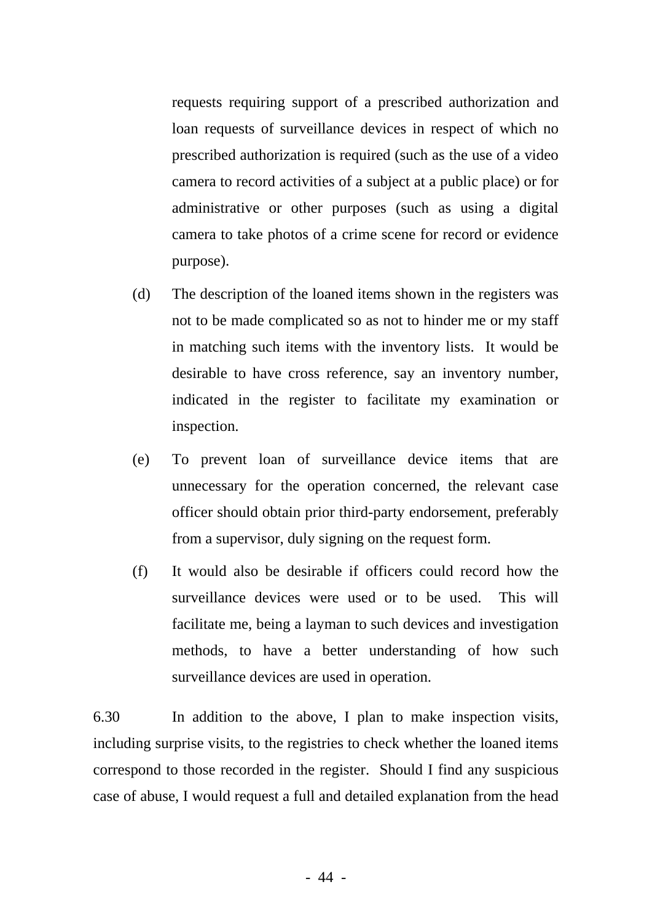requests requiring support of a prescribed authorization and loan requests of surveillance devices in respect of which no prescribed authorization is required (such as the use of a video camera to record activities of a subject at a public place) or for administrative or other purposes (such as using a digital camera to take photos of a crime scene for record or evidence purpose).

(d) The description of the loaned items shown in the registers was not to be made complicated so as not to hinder me or my staff in matching such items with the inventory lists. It would be desirable to have cross reference, say an inventory number, indicated in the register to facilitate my examination or inspection.

(e) To prevent loan of surveillance device items that are unnecessary for the operation concerned, the relevant case officer should obtain prior third-party endorsement, preferably from a supervisor, duly signing on the request form.

(f) It would also be desirable if officers could record how the surveillance devices were used or to be used. This will facilitate me, being a layman to such devices and investigation methods, to have a better understanding of how such surveillance devices are used in operation.

6.30 In addition to the above, I plan to make inspection visits, including surprise visits, to the registries to check whether the loaned items correspond to those recorded in the register. Should I find any suspicious case of abuse, I would request a full and detailed explanation from the head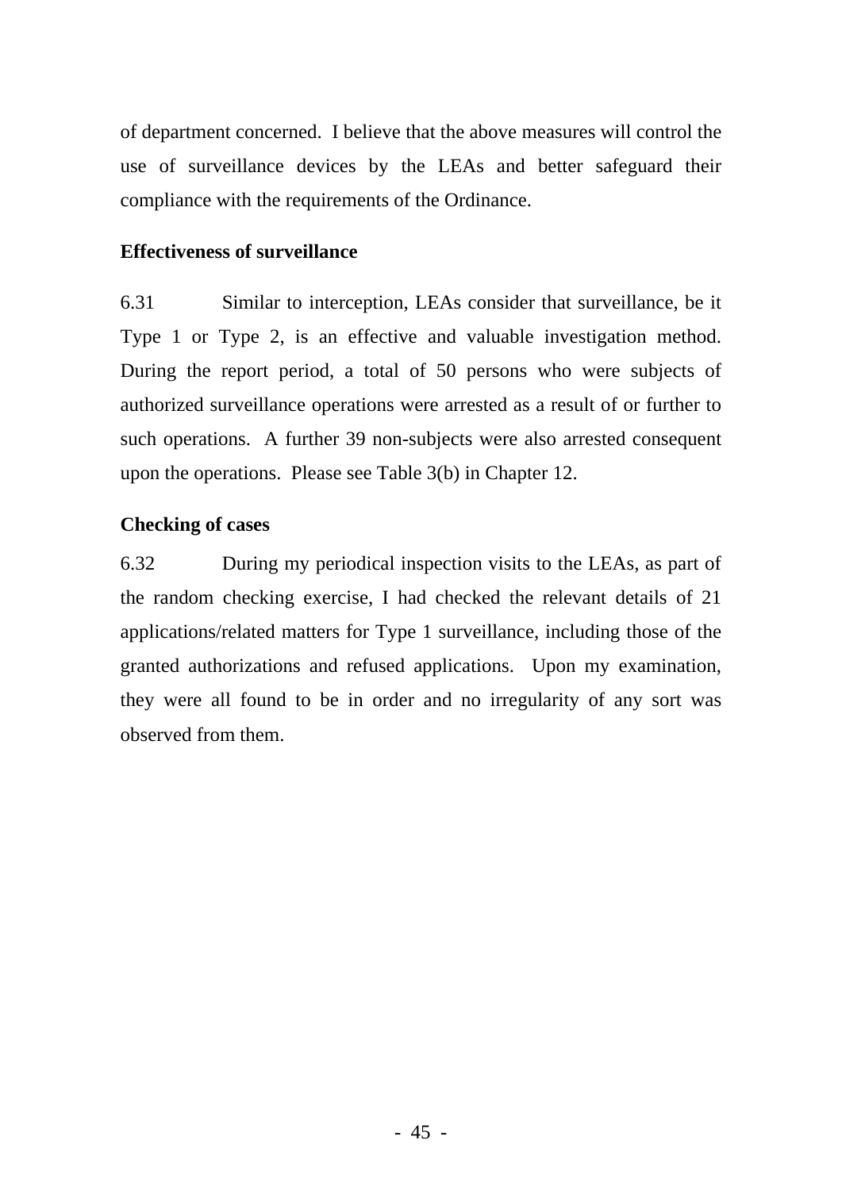of department concerned. I believe that the above measures will control the use of surveillance devices by the LEAs and better safeguard their compliance with the requirements of the Ordinance.

**Effectiveness of surveillance**

6.31 Similar to interception, LEAs consider that surveillance, be it Type 1 or Type 2, is an effective and valuable investigation method. During the report period, a total of 50 persons who were subjects of authorized surveillance operations were arrested as a result of or further to such operations. A further 39 non-subjects were also arrested consequent upon the operations. Please see Table 3(b) in Chapter 12.

**Checking of cases**

6.32 During my periodical inspection visits to the LEAs, as part of the random checking exercise, I had checked the relevant details of 21 applications/related matters for Type 1 surveillance, including those of the granted authorizations and refused applications. Upon my examination, they were all found to be in order and no irregularity of any sort was observed from them.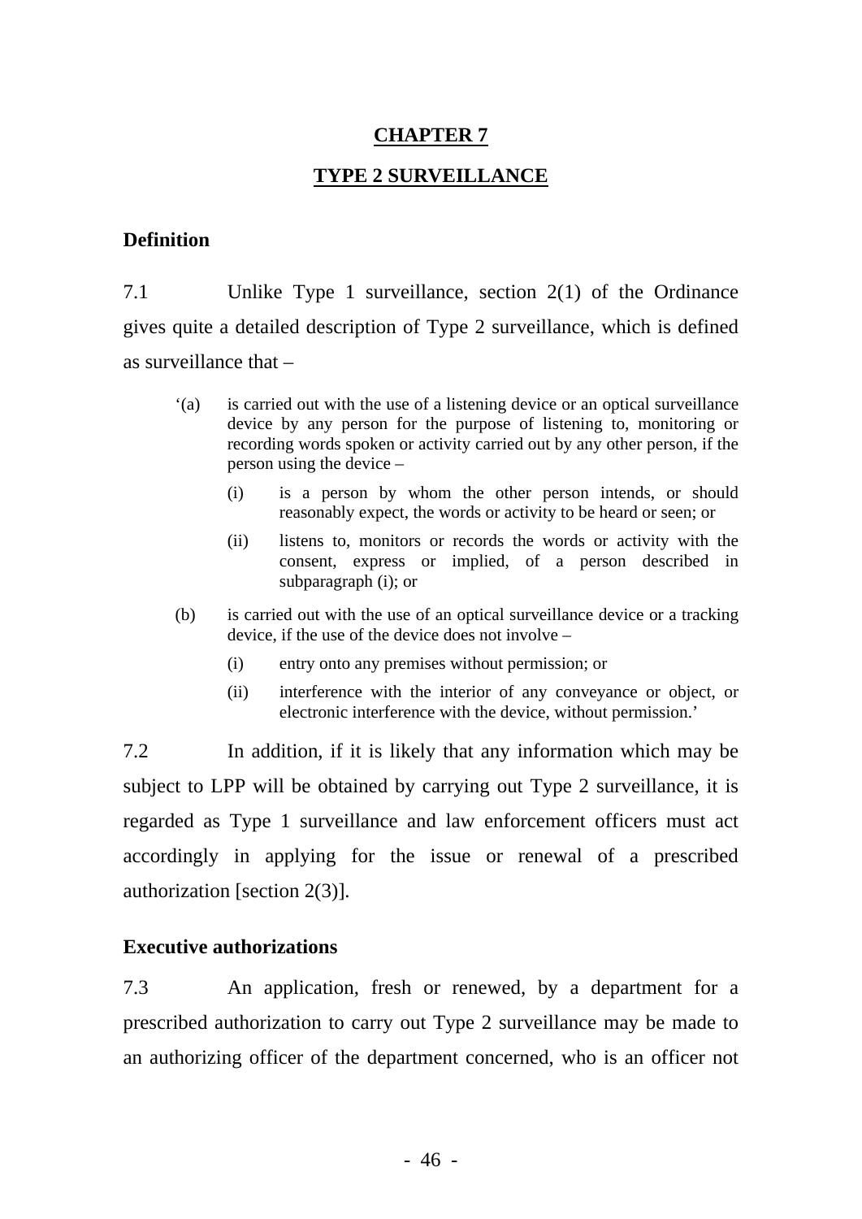# CHAPTER 7

## TYPE 2 SURVEILLANCE

### Definition

7.1 Unlike Type 1 surveillance, section 2(1) of the Ordinance gives quite a detailed description of Type 2 surveillance, which is defined as surveillance that –

> '(a) is carried out with the use of a listening device or an optical surveillance device by any person for the purpose of listening to, monitoring or recording words spoken or activity carried out by any other person, if the person using the device –
>
> (i) is a person by whom the other person intends, or should reasonably expect, the words or activity to be heard or seen; or
>
> (ii) listens to, monitors or records the words or activity with the consent, express or implied, of a person described in subparagraph (i); or
>
> (b) is carried out with the use of an optical surveillance device or a tracking device, if the use of the device does not involve –
>
> (i) entry onto any premises without permission; or
>
> (ii) interference with the interior of any conveyance or object, or electronic interference with the device, without permission.'

7.2 In addition, if it is likely that any information which may be subject to LPP will be obtained by carrying out Type 2 surveillance, it is regarded as Type 1 surveillance and law enforcement officers must act accordingly in applying for the issue or renewal of a prescribed authorization [section 2(3)].

### Executive authorizations

7.3 An application, fresh or renewed, by a department for a prescribed authorization to carry out Type 2 surveillance may be made to an authorizing officer of the department concerned, who is an officer not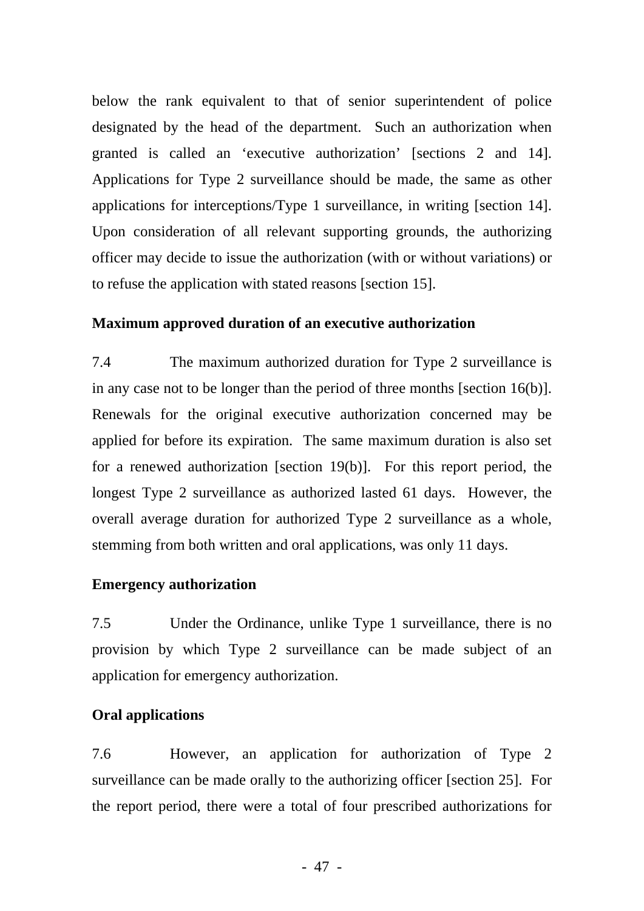below the rank equivalent to that of senior superintendent of police designated by the head of the department. Such an authorization when granted is called an 'executive authorization' [sections 2 and 14]. Applications for Type 2 surveillance should be made, the same as other applications for interceptions/Type 1 surveillance, in writing [section 14]. Upon consideration of all relevant supporting grounds, the authorizing officer may decide to issue the authorization (with or without variations) or to refuse the application with stated reasons [section 15].

**Maximum approved duration of an executive authorization**

7.4 The maximum authorized duration for Type 2 surveillance is in any case not to be longer than the period of three months [section 16(b)]. Renewals for the original executive authorization concerned may be applied for before its expiration. The same maximum duration is also set for a renewed authorization [section 19(b)]. For this report period, the longest Type 2 surveillance as authorized lasted 61 days. However, the overall average duration for authorized Type 2 surveillance as a whole, stemming from both written and oral applications, was only 11 days.

**Emergency authorization**

7.5 Under the Ordinance, unlike Type 1 surveillance, there is no provision by which Type 2 surveillance can be made subject of an application for emergency authorization.

**Oral applications**

7.6 However, an application for authorization of Type 2 surveillance can be made orally to the authorizing officer [section 25]. For the report period, there were a total of four prescribed authorizations for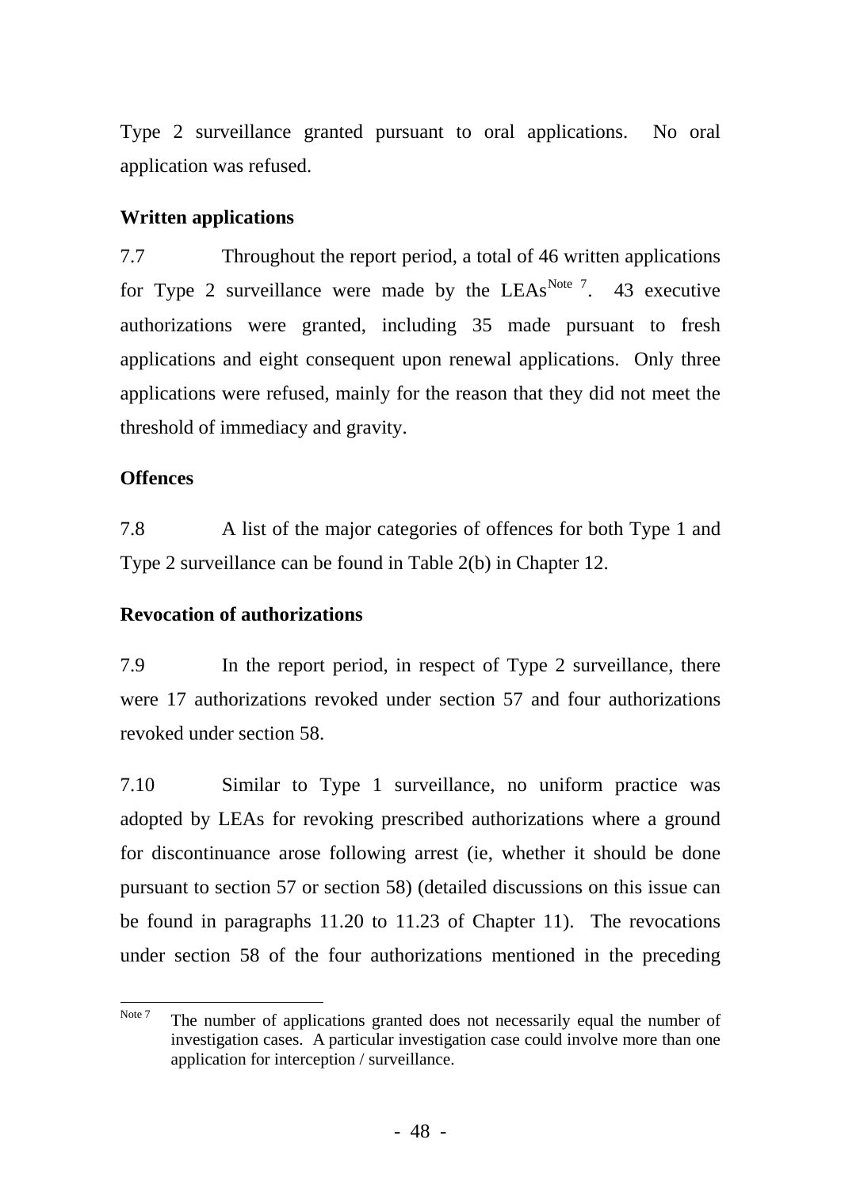Type 2 surveillance granted pursuant to oral applications. No oral application was refused.

**Written applications**

7.7 Throughout the report period, a total of 46 written applications for Type 2 surveillance were made by the LEAs[Note 7]. 43 executive authorizations were granted, including 35 made pursuant to fresh applications and eight consequent upon renewal applications. Only three applications were refused, mainly for the reason that they did not meet the threshold of immediacy and gravity.

**Offences**

7.8 A list of the major categories of offences for both Type 1 and Type 2 surveillance can be found in Table 2(b) in Chapter 12.

**Revocation of authorizations**

7.9 In the report period, in respect of Type 2 surveillance, there were 17 authorizations revoked under section 57 and four authorizations revoked under section 58.

7.10 Similar to Type 1 surveillance, no uniform practice was adopted by LEAs for revoking prescribed authorizations where a ground for discontinuance arose following arrest (ie, whether it should be done pursuant to section 57 or section 58) (detailed discussions on this issue can be found in paragraphs 11.20 to 11.23 of Chapter 11). The revocations under section 58 of the four authorizations mentioned in the preceding

---

[Note 7] The number of applications granted does not necessarily equal the number of investigation cases. A particular investigation case could involve more than one application for interception / surveillance.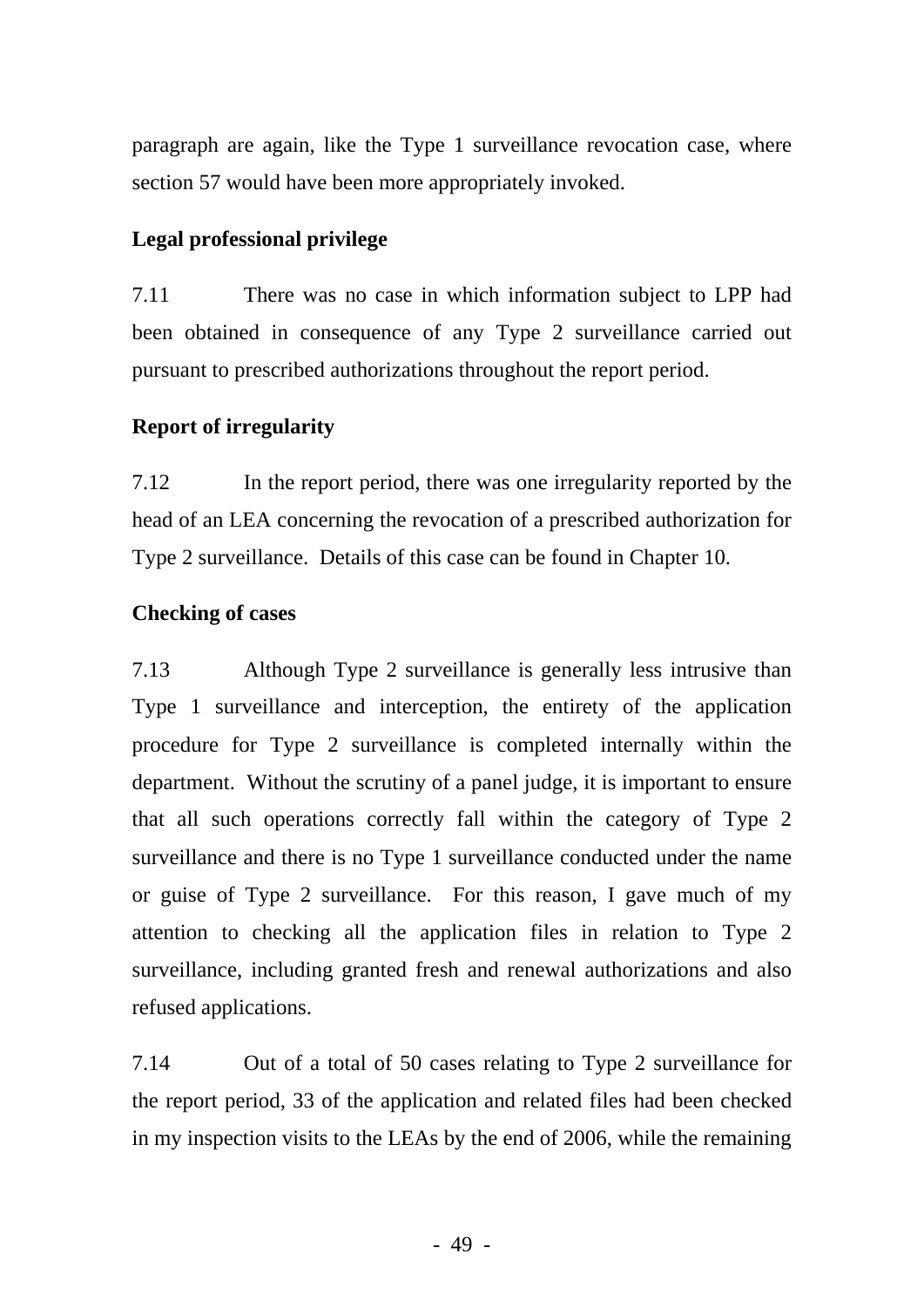paragraph are again, like the Type 1 surveillance revocation case, where section 57 would have been more appropriately invoked.

**Legal professional privilege**

7.11 There was no case in which information subject to LPP had been obtained in consequence of any Type 2 surveillance carried out pursuant to prescribed authorizations throughout the report period.

**Report of irregularity**

7.12 In the report period, there was one irregularity reported by the head of an LEA concerning the revocation of a prescribed authorization for Type 2 surveillance. Details of this case can be found in Chapter 10.

**Checking of cases**

7.13 Although Type 2 surveillance is generally less intrusive than Type 1 surveillance and interception, the entirety of the application procedure for Type 2 surveillance is completed internally within the department. Without the scrutiny of a panel judge, it is important to ensure that all such operations correctly fall within the category of Type 2 surveillance and there is no Type 1 surveillance conducted under the name or guise of Type 2 surveillance. For this reason, I gave much of my attention to checking all the application files in relation to Type 2 surveillance, including granted fresh and renewal authorizations and also refused applications.

7.14 Out of a total of 50 cases relating to Type 2 surveillance for the report period, 33 of the application and related files had been checked in my inspection visits to the LEAs by the end of 2006, while the remaining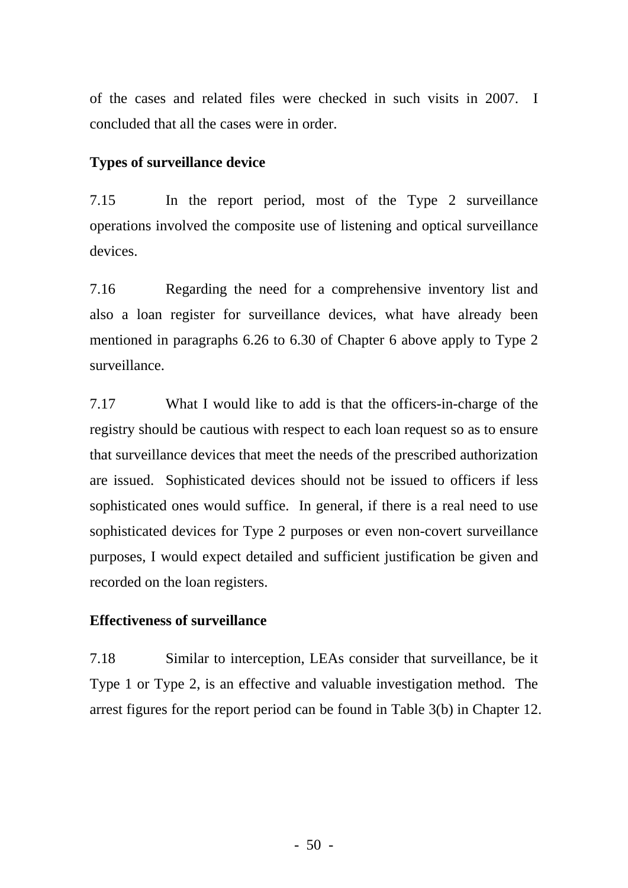of the cases and related files were checked in such visits in 2007. I concluded that all the cases were in order.

**Types of surveillance device**

7.15 In the report period, most of the Type 2 surveillance operations involved the composite use of listening and optical surveillance devices.

7.16 Regarding the need for a comprehensive inventory list and also a loan register for surveillance devices, what have already been mentioned in paragraphs 6.26 to 6.30 of Chapter 6 above apply to Type 2 surveillance.

7.17 What I would like to add is that the officers-in-charge of the registry should be cautious with respect to each loan request so as to ensure that surveillance devices that meet the needs of the prescribed authorization are issued. Sophisticated devices should not be issued to officers if less sophisticated ones would suffice. In general, if there is a real need to use sophisticated devices for Type 2 purposes or even non-covert surveillance purposes, I would expect detailed and sufficient justification be given and recorded on the loan registers.

**Effectiveness of surveillance**

7.18 Similar to interception, LEAs consider that surveillance, be it Type 1 or Type 2, is an effective and valuable investigation method. The arrest figures for the report period can be found in Table 3(b) in Chapter 12.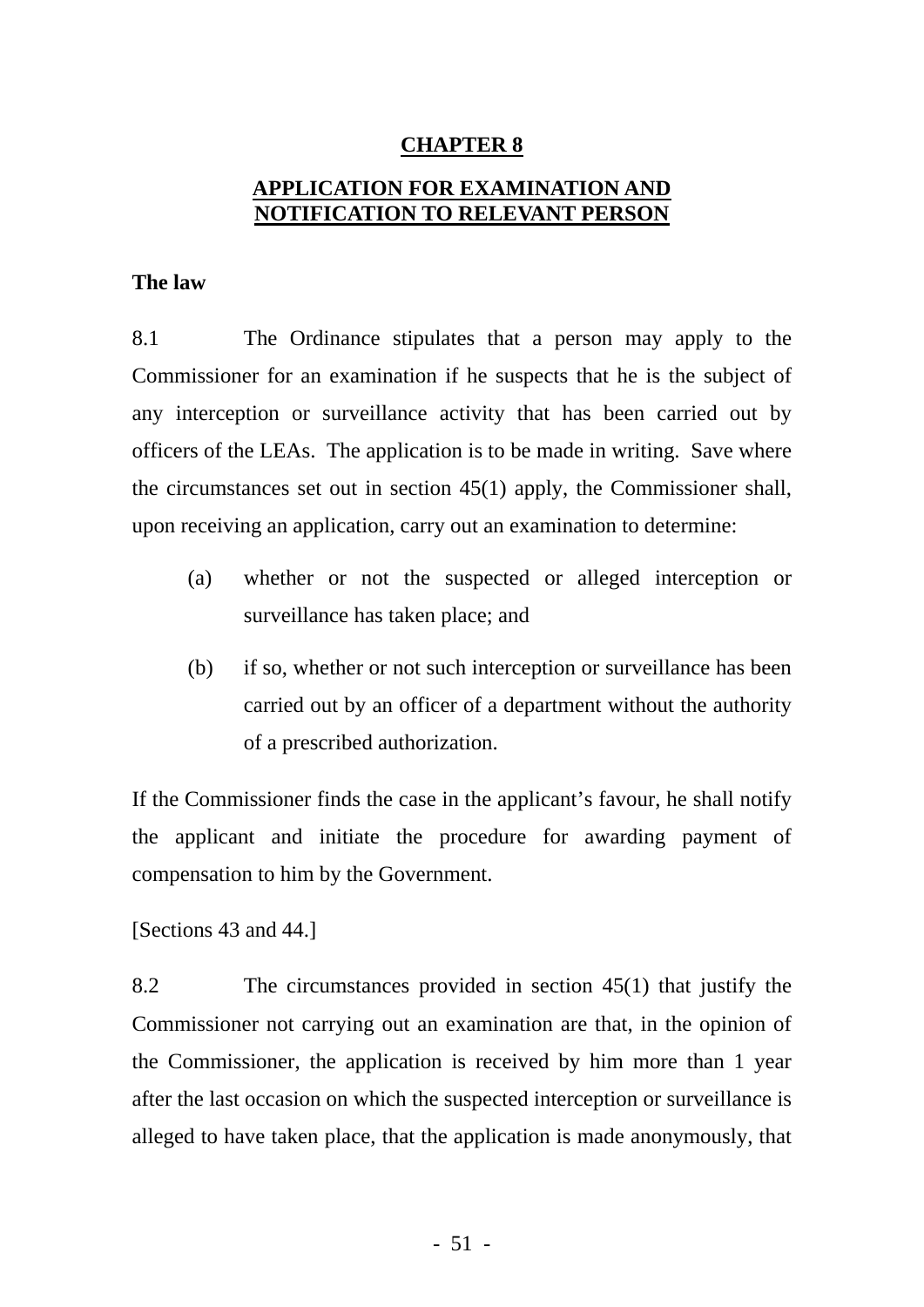# CHAPTER 8

## APPLICATION FOR EXAMINATION AND NOTIFICATION TO RELEVANT PERSON

### The law

8.1 The Ordinance stipulates that a person may apply to the Commissioner for an examination if he suspects that he is the subject of any interception or surveillance activity that has been carried out by officers of the LEAs. The application is to be made in writing. Save where the circumstances set out in section 45(1) apply, the Commissioner shall, upon receiving an application, carry out an examination to determine:

(a) whether or not the suspected or alleged interception or surveillance has taken place; and

(b) if so, whether or not such interception or surveillance has been carried out by an officer of a department without the authority of a prescribed authorization.

If the Commissioner finds the case in the applicant's favour, he shall notify the applicant and initiate the procedure for awarding payment of compensation to him by the Government.

[Sections 43 and 44.]

8.2 The circumstances provided in section 45(1) that justify the Commissioner not carrying out an examination are that, in the opinion of the Commissioner, the application is received by him more than 1 year after the last occasion on which the suspected interception or surveillance is alleged to have taken place, that the application is made anonymously, that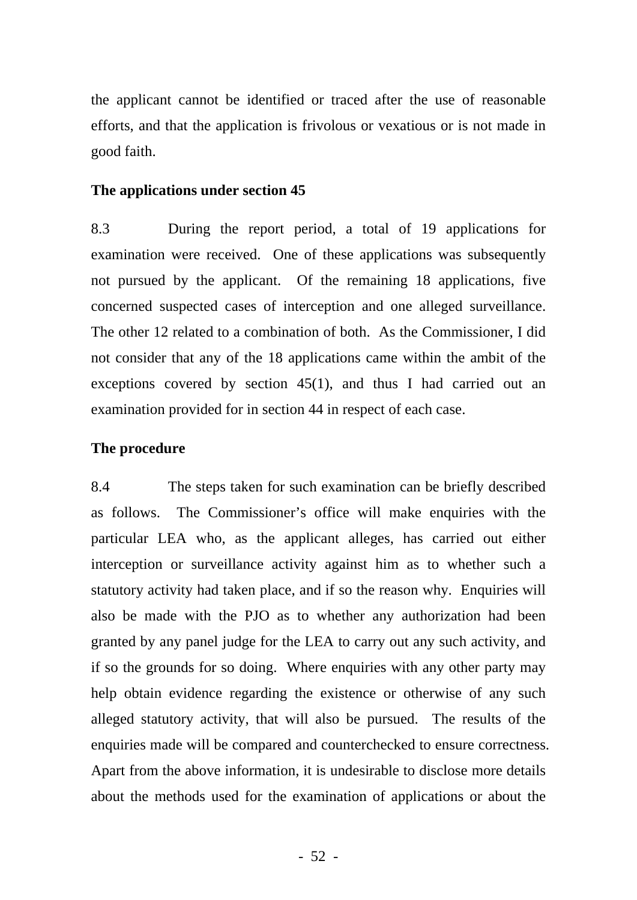the applicant cannot be identified or traced after the use of reasonable efforts, and that the application is frivolous or vexatious or is not made in good faith.

**The applications under section 45**

8.3 During the report period, a total of 19 applications for examination were received. One of these applications was subsequently not pursued by the applicant. Of the remaining 18 applications, five concerned suspected cases of interception and one alleged surveillance. The other 12 related to a combination of both. As the Commissioner, I did not consider that any of the 18 applications came within the ambit of the exceptions covered by section 45(1), and thus I had carried out an examination provided for in section 44 in respect of each case.

**The procedure**

8.4 The steps taken for such examination can be briefly described as follows. The Commissioner's office will make enquiries with the particular LEA who, as the applicant alleges, has carried out either interception or surveillance activity against him as to whether such a statutory activity had taken place, and if so the reason why. Enquiries will also be made with the PJO as to whether any authorization had been granted by any panel judge for the LEA to carry out any such activity, and if so the grounds for so doing. Where enquiries with any other party may help obtain evidence regarding the existence or otherwise of any such alleged statutory activity, that will also be pursued. The results of the enquiries made will be compared and counterchecked to ensure correctness. Apart from the above information, it is undesirable to disclose more details about the methods used for the examination of applications or about the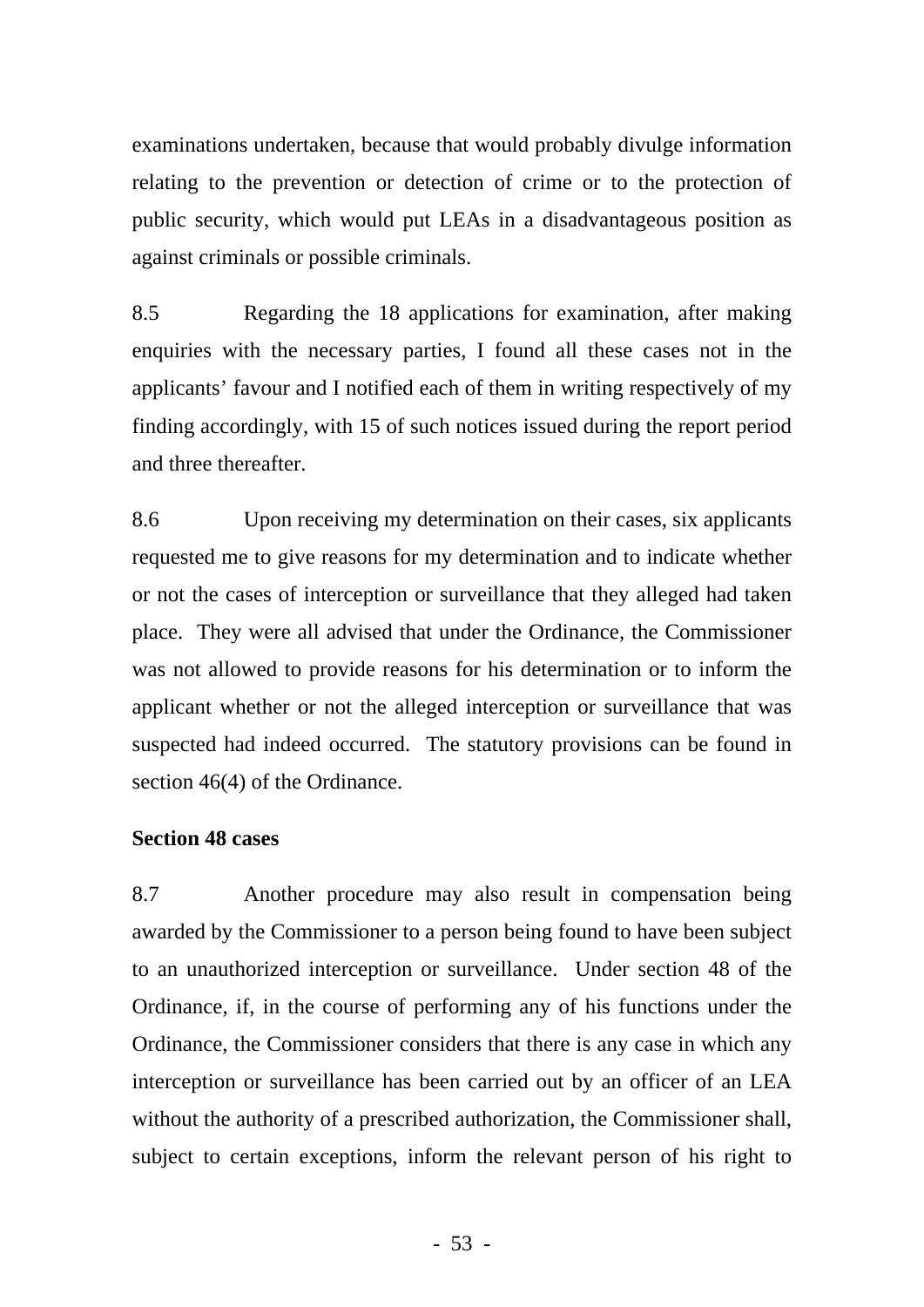examinations undertaken, because that would probably divulge information relating to the prevention or detection of crime or to the protection of public security, which would put LEAs in a disadvantageous position as against criminals or possible criminals.

8.5 Regarding the 18 applications for examination, after making enquiries with the necessary parties, I found all these cases not in the applicants' favour and I notified each of them in writing respectively of my finding accordingly, with 15 of such notices issued during the report period and three thereafter.

8.6 Upon receiving my determination on their cases, six applicants requested me to give reasons for my determination and to indicate whether or not the cases of interception or surveillance that they alleged had taken place. They were all advised that under the Ordinance, the Commissioner was not allowed to provide reasons for his determination or to inform the applicant whether or not the alleged interception or surveillance that was suspected had indeed occurred. The statutory provisions can be found in section 46(4) of the Ordinance.

**Section 48 cases**

8.7 Another procedure may also result in compensation being awarded by the Commissioner to a person being found to have been subject to an unauthorized interception or surveillance. Under section 48 of the Ordinance, if, in the course of performing any of his functions under the Ordinance, the Commissioner considers that there is any case in which any interception or surveillance has been carried out by an officer of an LEA without the authority of a prescribed authorization, the Commissioner shall, subject to certain exceptions, inform the relevant person of his right to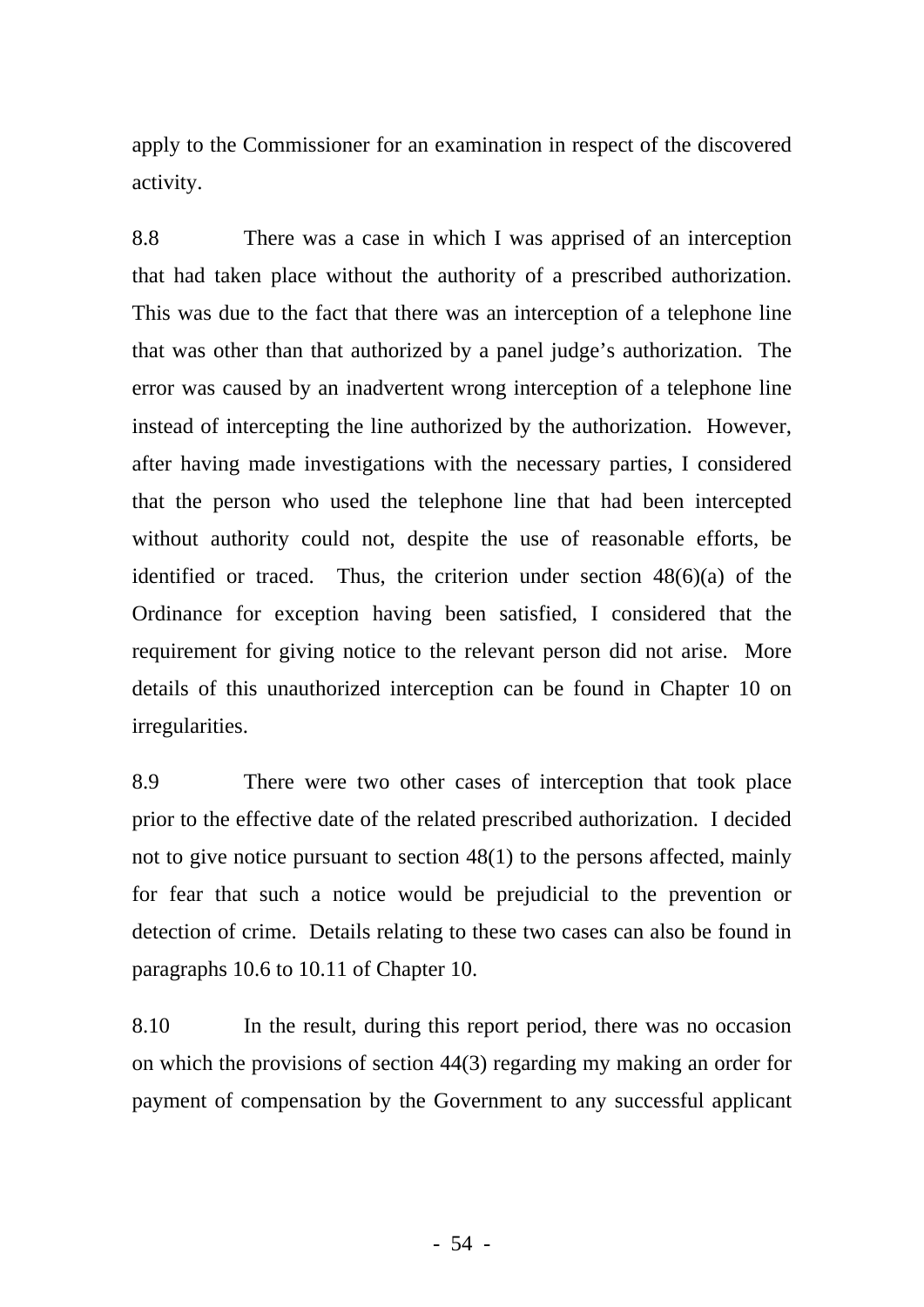apply to the Commissioner for an examination in respect of the discovered activity.

8.8 There was a case in which I was apprised of an interception that had taken place without the authority of a prescribed authorization. This was due to the fact that there was an interception of a telephone line that was other than that authorized by a panel judge's authorization. The error was caused by an inadvertent wrong interception of a telephone line instead of intercepting the line authorized by the authorization. However, after having made investigations with the necessary parties, I considered that the person who used the telephone line that had been intercepted without authority could not, despite the use of reasonable efforts, be identified or traced. Thus, the criterion under section 48(6)(a) of the Ordinance for exception having been satisfied, I considered that the requirement for giving notice to the relevant person did not arise. More details of this unauthorized interception can be found in Chapter 10 on irregularities.

8.9 There were two other cases of interception that took place prior to the effective date of the related prescribed authorization. I decided not to give notice pursuant to section 48(1) to the persons affected, mainly for fear that such a notice would be prejudicial to the prevention or detection of crime. Details relating to these two cases can also be found in paragraphs 10.6 to 10.11 of Chapter 10.

8.10 In the result, during this report period, there was no occasion on which the provisions of section 44(3) regarding my making an order for payment of compensation by the Government to any successful applicant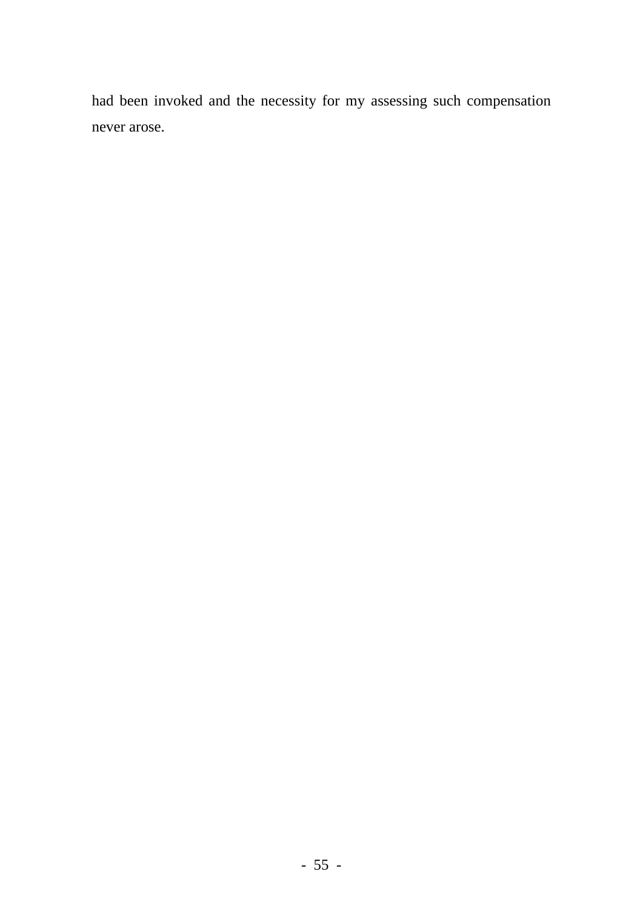had been invoked and the necessity for my assessing such compensation never arose.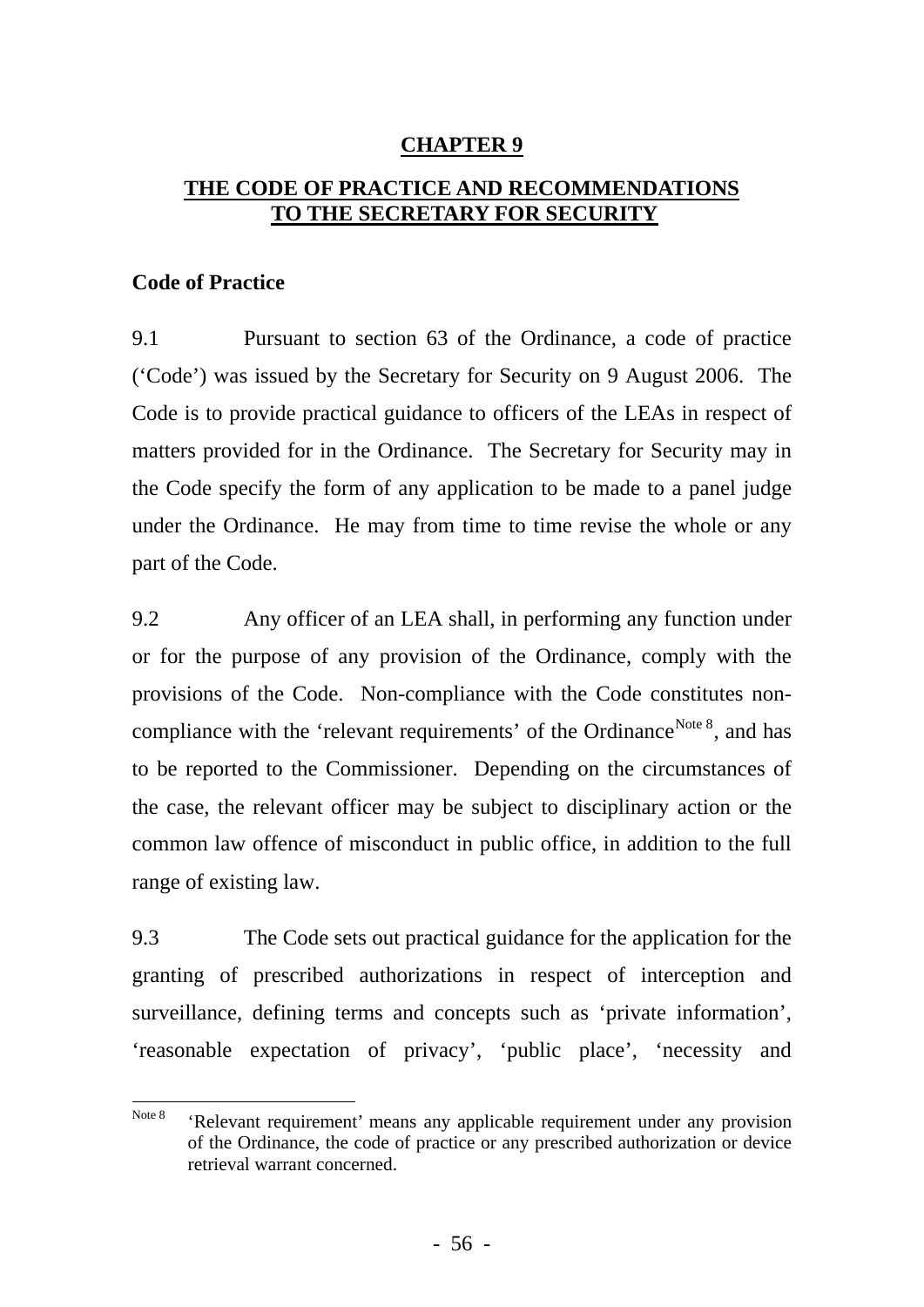# CHAPTER 9

## THE CODE OF PRACTICE AND RECOMMENDATIONS TO THE SECRETARY FOR SECURITY

### Code of Practice

9.1 Pursuant to section 63 of the Ordinance, a code of practice ('Code') was issued by the Secretary for Security on 9 August 2006. The Code is to provide practical guidance to officers of the LEAs in respect of matters provided for in the Ordinance. The Secretary for Security may in the Code specify the form of any application to be made to a panel judge under the Ordinance. He may from time to time revise the whole or any part of the Code.

9.2 Any officer of an LEA shall, in performing any function under or for the purpose of any provision of the Ordinance, comply with the provisions of the Code. Non-compliance with the Code constitutes non-compliance with the 'relevant requirements' of the Ordinance[Note 8], and has to be reported to the Commissioner. Depending on the circumstances of the case, the relevant officer may be subject to disciplinary action or the common law offence of misconduct in public office, in addition to the full range of existing law.

9.3 The Code sets out practical guidance for the application for the granting of prescribed authorizations in respect of interception and surveillance, defining terms and concepts such as 'private information', 'reasonable expectation of privacy', 'public place', 'necessity and

---

[Note 8] 'Relevant requirement' means any applicable requirement under any provision of the Ordinance, the code of practice or any prescribed authorization or device retrieval warrant concerned.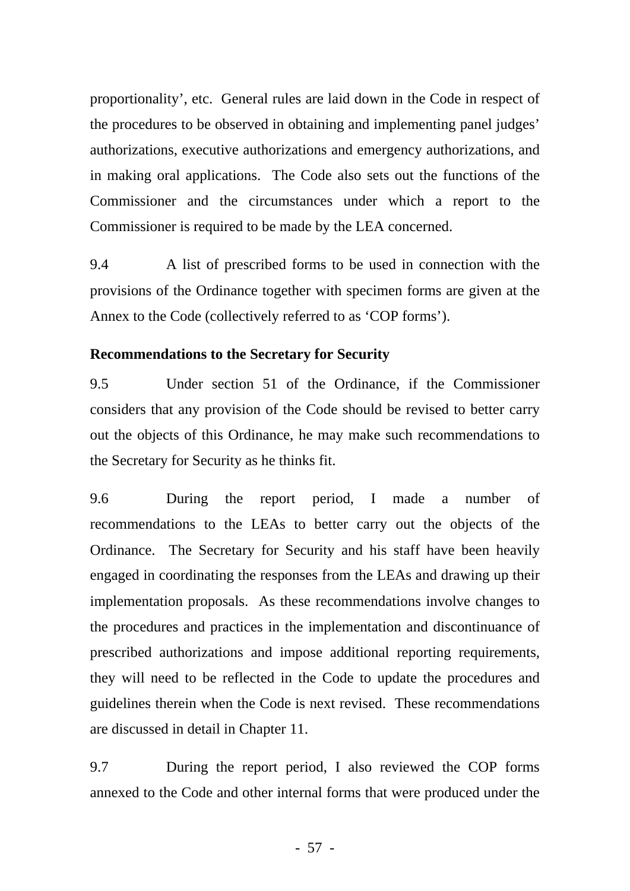proportionality', etc. General rules are laid down in the Code in respect of the procedures to be observed in obtaining and implementing panel judges' authorizations, executive authorizations and emergency authorizations, and in making oral applications. The Code also sets out the functions of the Commissioner and the circumstances under which a report to the Commissioner is required to be made by the LEA concerned.

9.4 A list of prescribed forms to be used in connection with the provisions of the Ordinance together with specimen forms are given at the Annex to the Code (collectively referred to as 'COP forms').

**Recommendations to the Secretary for Security**

9.5 Under section 51 of the Ordinance, if the Commissioner considers that any provision of the Code should be revised to better carry out the objects of this Ordinance, he may make such recommendations to the Secretary for Security as he thinks fit.

9.6 During the report period, I made a number of recommendations to the LEAs to better carry out the objects of the Ordinance. The Secretary for Security and his staff have been heavily engaged in coordinating the responses from the LEAs and drawing up their implementation proposals. As these recommendations involve changes to the procedures and practices in the implementation and discontinuance of prescribed authorizations and impose additional reporting requirements, they will need to be reflected in the Code to update the procedures and guidelines therein when the Code is next revised. These recommendations are discussed in detail in Chapter 11.

9.7 During the report period, I also reviewed the COP forms annexed to the Code and other internal forms that were produced under the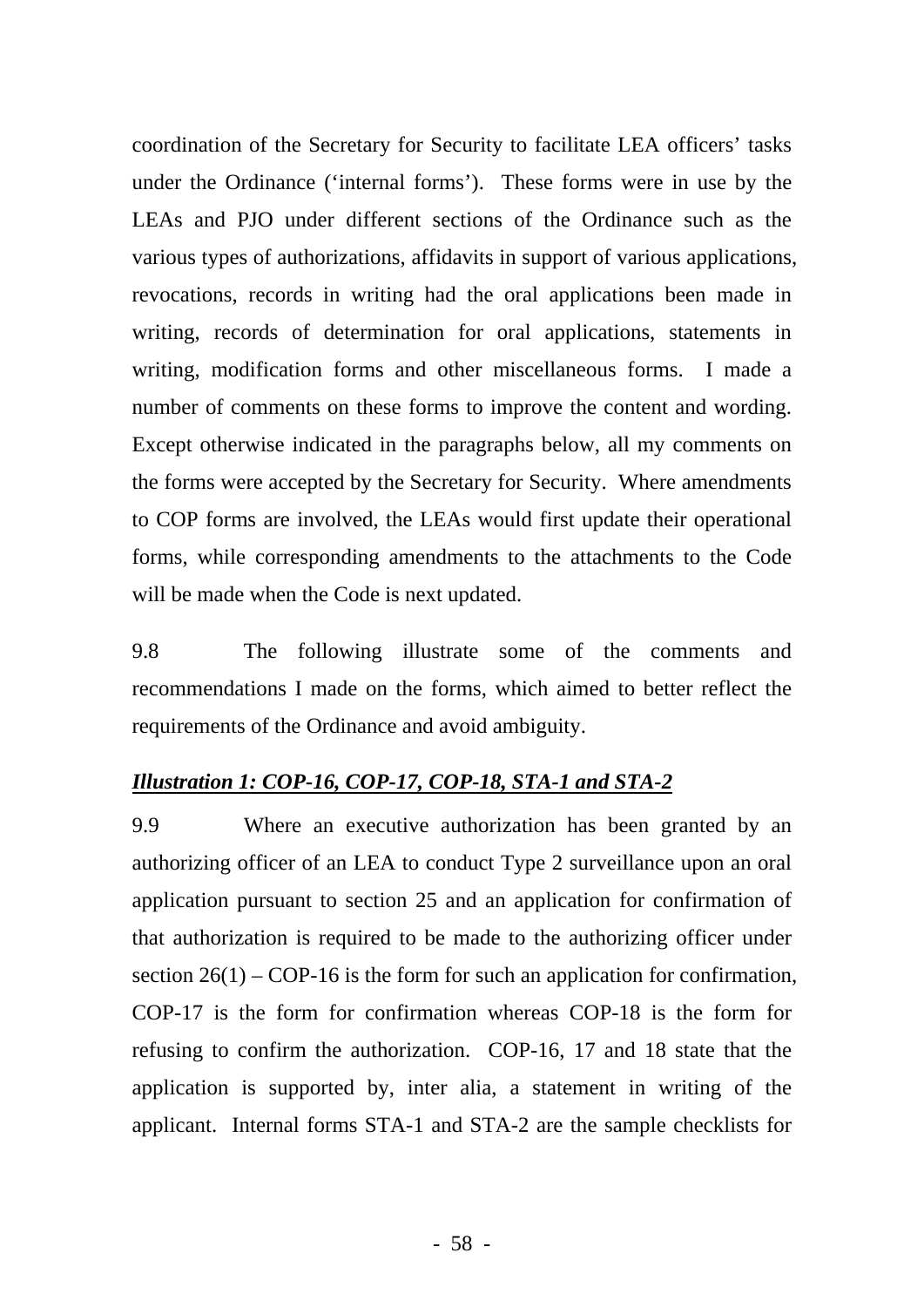coordination of the Secretary for Security to facilitate LEA officers' tasks under the Ordinance ('internal forms'). These forms were in use by the LEAs and PJO under different sections of the Ordinance such as the various types of authorizations, affidavits in support of various applications, revocations, records in writing had the oral applications been made in writing, records of determination for oral applications, statements in writing, modification forms and other miscellaneous forms. I made a number of comments on these forms to improve the content and wording. Except otherwise indicated in the paragraphs below, all my comments on the forms were accepted by the Secretary for Security. Where amendments to COP forms are involved, the LEAs would first update their operational forms, while corresponding amendments to the attachments to the Code will be made when the Code is next updated.

9.8 The following illustrate some of the comments and recommendations I made on the forms, which aimed to better reflect the requirements of the Ordinance and avoid ambiguity.

***Illustration 1: COP-16, COP-17, COP-18, STA-1 and STA-2***

9.9 Where an executive authorization has been granted by an authorizing officer of an LEA to conduct Type 2 surveillance upon an oral application pursuant to section 25 and an application for confirmation of that authorization is required to be made to the authorizing officer under section 26(1) – COP-16 is the form for such an application for confirmation, COP-17 is the form for confirmation whereas COP-18 is the form for refusing to confirm the authorization. COP-16, 17 and 18 state that the application is supported by, inter alia, a statement in writing of the applicant. Internal forms STA-1 and STA-2 are the sample checklists for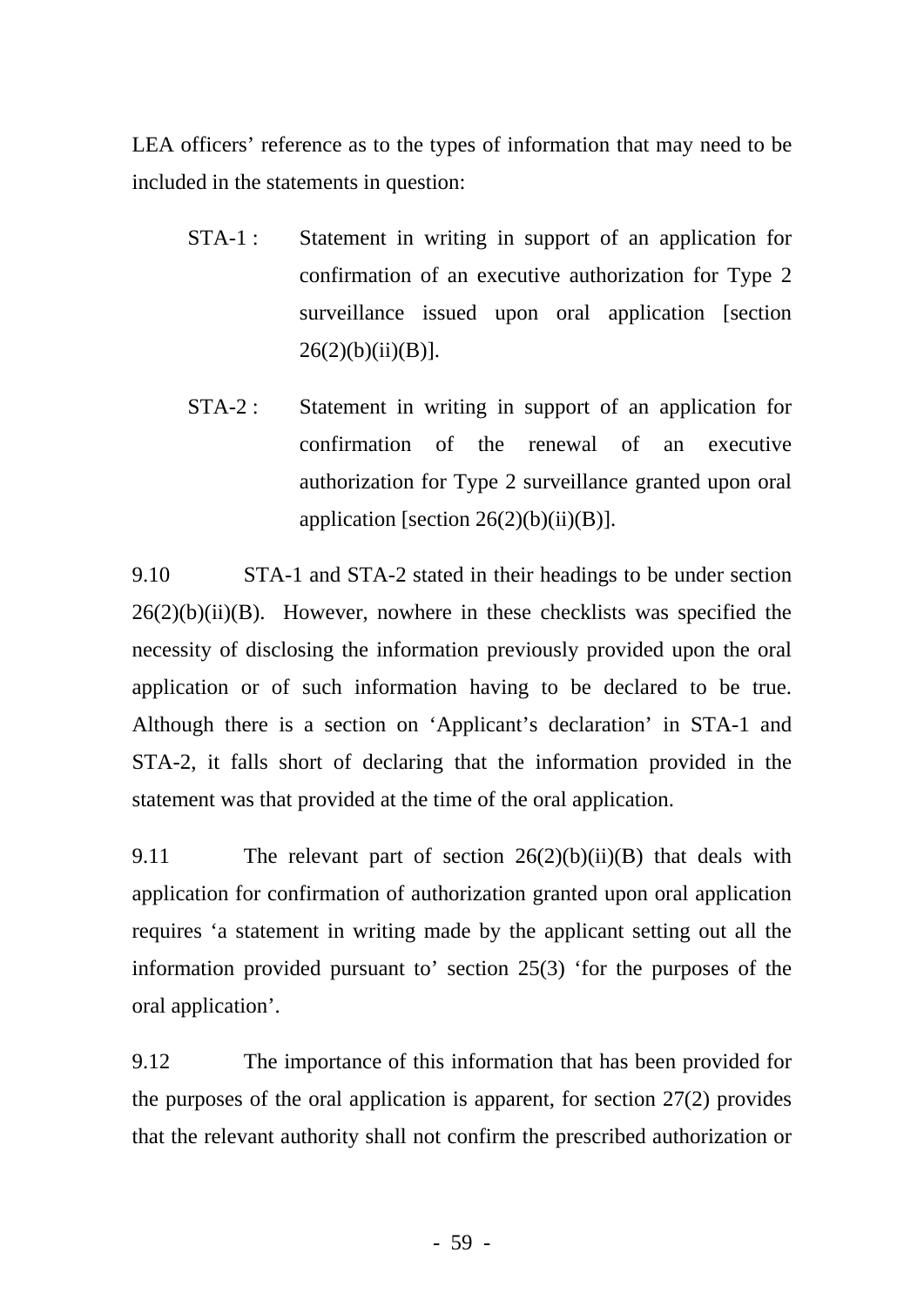LEA officers' reference as to the types of information that may need to be included in the statements in question:

STA-1 : Statement in writing in support of an application for confirmation of an executive authorization for Type 2 surveillance issued upon oral application [section 26(2)(b)(ii)(B)].

STA-2 : Statement in writing in support of an application for confirmation of the renewal of an executive authorization for Type 2 surveillance granted upon oral application [section 26(2)(b)(ii)(B)].

9.10 STA-1 and STA-2 stated in their headings to be under section 26(2)(b)(ii)(B). However, nowhere in these checklists was specified the necessity of disclosing the information previously provided upon the oral application or of such information having to be declared to be true. Although there is a section on 'Applicant's declaration' in STA-1 and STA-2, it falls short of declaring that the information provided in the statement was that provided at the time of the oral application.

9.11 The relevant part of section 26(2)(b)(ii)(B) that deals with application for confirmation of authorization granted upon oral application requires 'a statement in writing made by the applicant setting out all the information provided pursuant to' section 25(3) 'for the purposes of the oral application'.

9.12 The importance of this information that has been provided for the purposes of the oral application is apparent, for section 27(2) provides that the relevant authority shall not confirm the prescribed authorization or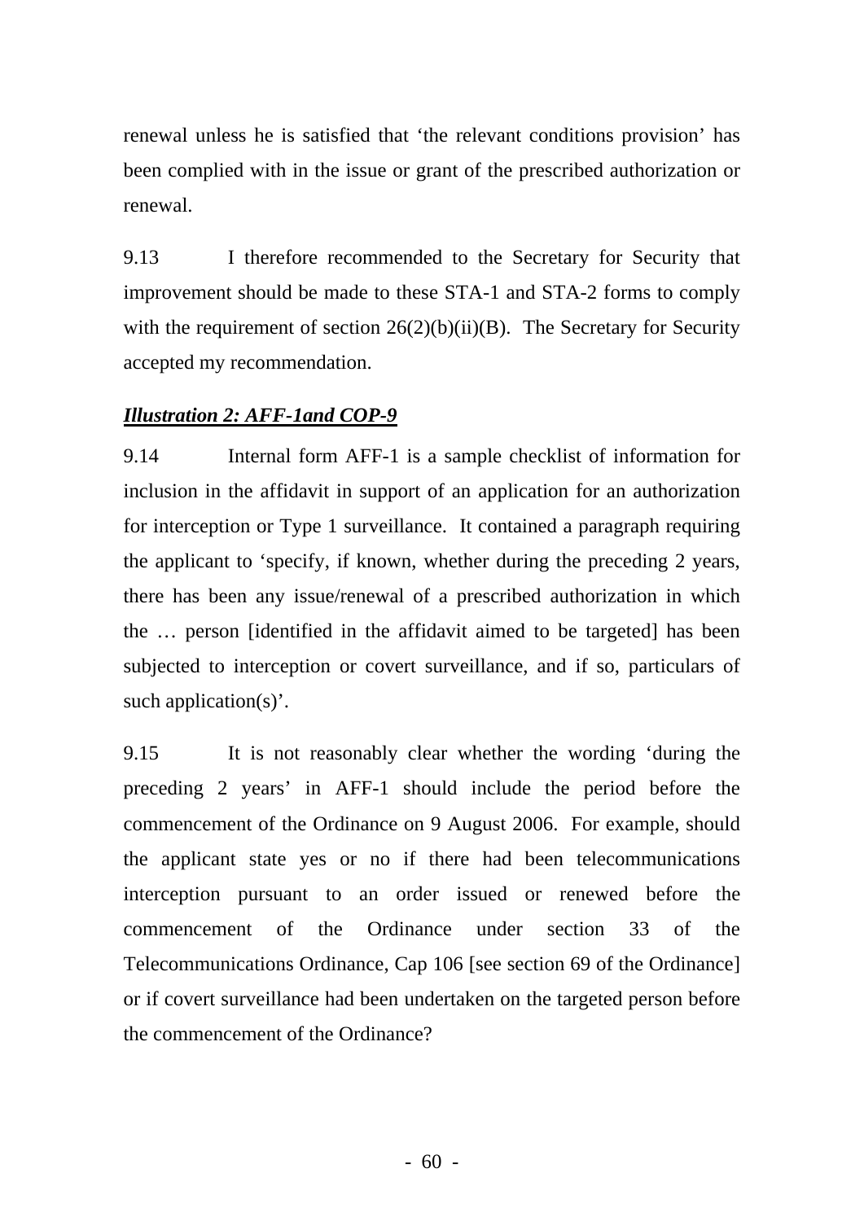renewal unless he is satisfied that 'the relevant conditions provision' has been complied with in the issue or grant of the prescribed authorization or renewal.

9.13 I therefore recommended to the Secretary for Security that improvement should be made to these STA-1 and STA-2 forms to comply with the requirement of section 26(2)(b)(ii)(B). The Secretary for Security accepted my recommendation.

***Illustration 2: AFF-1and COP-9***

9.14 Internal form AFF-1 is a sample checklist of information for inclusion in the affidavit in support of an application for an authorization for interception or Type 1 surveillance. It contained a paragraph requiring the applicant to 'specify, if known, whether during the preceding 2 years, there has been any issue/renewal of a prescribed authorization in which the … person [identified in the affidavit aimed to be targeted] has been subjected to interception or covert surveillance, and if so, particulars of such application(s)'.

9.15 It is not reasonably clear whether the wording 'during the preceding 2 years' in AFF-1 should include the period before the commencement of the Ordinance on 9 August 2006. For example, should the applicant state yes or no if there had been telecommunications interception pursuant to an order issued or renewed before the commencement of the Ordinance under section 33 of the Telecommunications Ordinance, Cap 106 [see section 69 of the Ordinance] or if covert surveillance had been undertaken on the targeted person before the commencement of the Ordinance?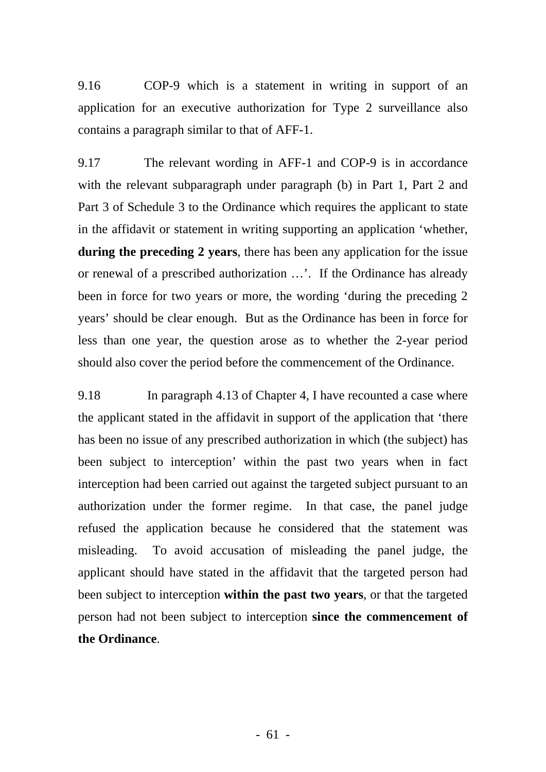9.16 COP-9 which is a statement in writing in support of an application for an executive authorization for Type 2 surveillance also contains a paragraph similar to that of AFF-1.

9.17 The relevant wording in AFF-1 and COP-9 is in accordance with the relevant subparagraph under paragraph (b) in Part 1, Part 2 and Part 3 of Schedule 3 to the Ordinance which requires the applicant to state in the affidavit or statement in writing supporting an application 'whether, **during the preceding 2 years**, there has been any application for the issue or renewal of a prescribed authorization …'. If the Ordinance has already been in force for two years or more, the wording 'during the preceding 2 years' should be clear enough. But as the Ordinance has been in force for less than one year, the question arose as to whether the 2-year period should also cover the period before the commencement of the Ordinance.

9.18 In paragraph 4.13 of Chapter 4, I have recounted a case where the applicant stated in the affidavit in support of the application that 'there has been no issue of any prescribed authorization in which (the subject) has been subject to interception' within the past two years when in fact interception had been carried out against the targeted subject pursuant to an authorization under the former regime. In that case, the panel judge refused the application because he considered that the statement was misleading. To avoid accusation of misleading the panel judge, the applicant should have stated in the affidavit that the targeted person had been subject to interception **within the past two years**, or that the targeted person had not been subject to interception **since the commencement of the Ordinance**.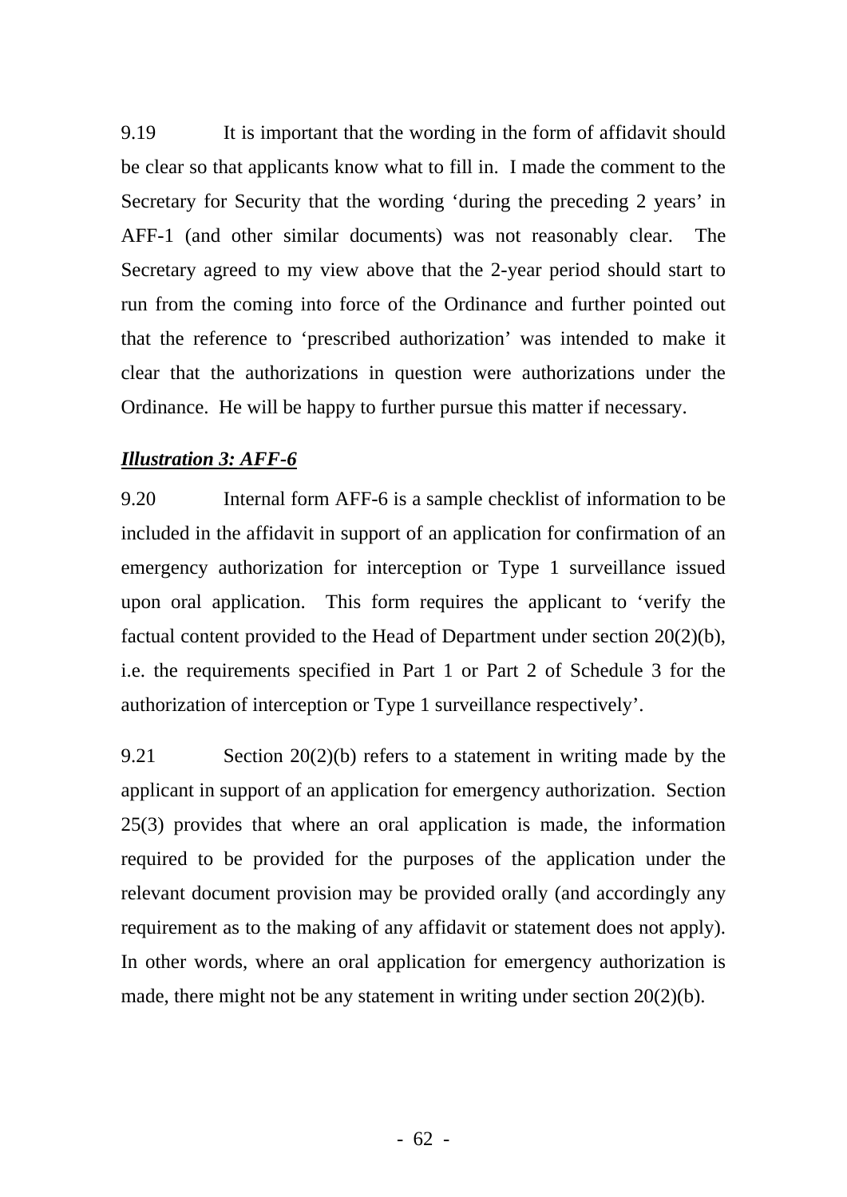9.19 It is important that the wording in the form of affidavit should be clear so that applicants know what to fill in. I made the comment to the Secretary for Security that the wording 'during the preceding 2 years' in AFF-1 (and other similar documents) was not reasonably clear. The Secretary agreed to my view above that the 2-year period should start to run from the coming into force of the Ordinance and further pointed out that the reference to 'prescribed authorization' was intended to make it clear that the authorizations in question were authorizations under the Ordinance. He will be happy to further pursue this matter if necessary.

***Illustration 3: AFF-6***

9.20 Internal form AFF-6 is a sample checklist of information to be included in the affidavit in support of an application for confirmation of an emergency authorization for interception or Type 1 surveillance issued upon oral application. This form requires the applicant to 'verify the factual content provided to the Head of Department under section 20(2)(b), i.e. the requirements specified in Part 1 or Part 2 of Schedule 3 for the authorization of interception or Type 1 surveillance respectively'.

9.21 Section 20(2)(b) refers to a statement in writing made by the applicant in support of an application for emergency authorization. Section 25(3) provides that where an oral application is made, the information required to be provided for the purposes of the application under the relevant document provision may be provided orally (and accordingly any requirement as to the making of any affidavit or statement does not apply). In other words, where an oral application for emergency authorization is made, there might not be any statement in writing under section 20(2)(b).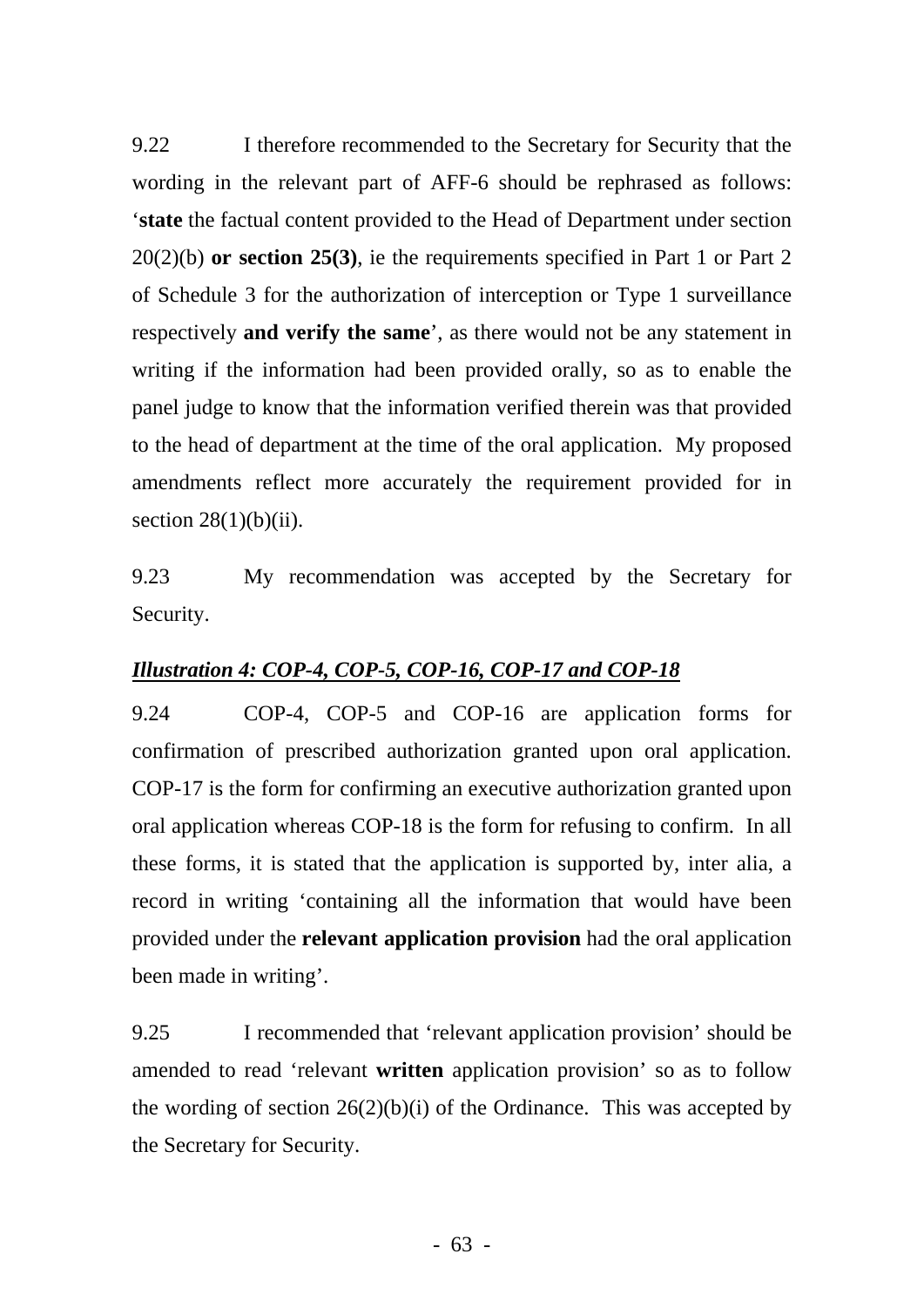9.22 I therefore recommended to the Secretary for Security that the wording in the relevant part of AFF-6 should be rephrased as follows: '**state** the factual content provided to the Head of Department under section 20(2)(b) **or section 25(3)**, ie the requirements specified in Part 1 or Part 2 of Schedule 3 for the authorization of interception or Type 1 surveillance respectively **and verify the same**', as there would not be any statement in writing if the information had been provided orally, so as to enable the panel judge to know that the information verified therein was that provided to the head of department at the time of the oral application. My proposed amendments reflect more accurately the requirement provided for in section 28(1)(b)(ii).

9.23 My recommendation was accepted by the Secretary for Security.

***<u>Illustration 4: COP-4, COP-5, COP-16, COP-17 and COP-18</u>***

9.24 COP-4, COP-5 and COP-16 are application forms for confirmation of prescribed authorization granted upon oral application. COP-17 is the form for confirming an executive authorization granted upon oral application whereas COP-18 is the form for refusing to confirm. In all these forms, it is stated that the application is supported by, inter alia, a record in writing 'containing all the information that would have been provided under the **relevant application provision** had the oral application been made in writing'.

9.25 I recommended that 'relevant application provision' should be amended to read 'relevant **written** application provision' so as to follow the wording of section 26(2)(b)(i) of the Ordinance. This was accepted by the Secretary for Security.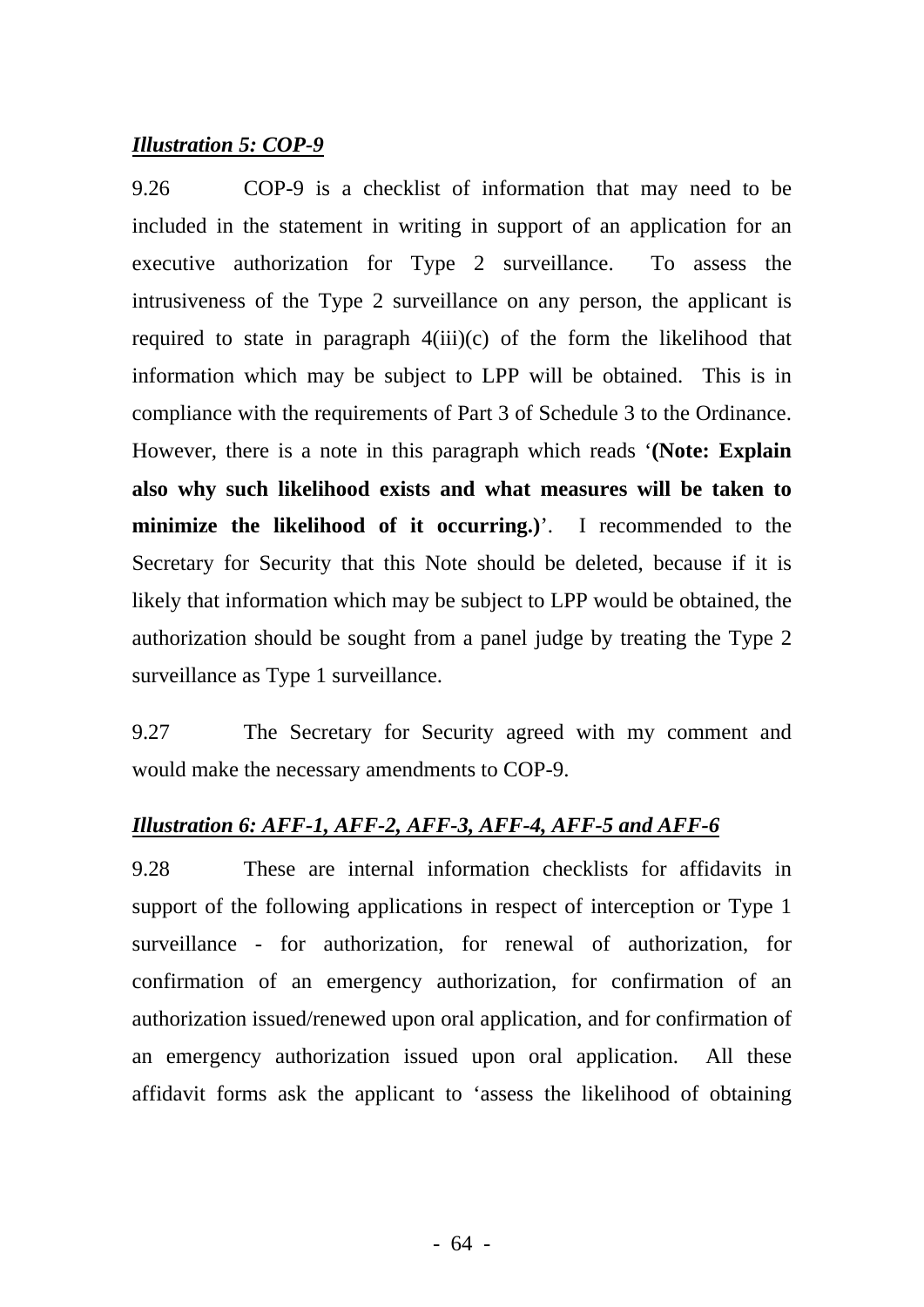***Illustration 5: COP-9***

9.26 COP-9 is a checklist of information that may need to be included in the statement in writing in support of an application for an executive authorization for Type 2 surveillance. To assess the intrusiveness of the Type 2 surveillance on any person, the applicant is required to state in paragraph 4(iii)(c) of the form the likelihood that information which may be subject to LPP will be obtained. This is in compliance with the requirements of Part 3 of Schedule 3 to the Ordinance. However, there is a note in this paragraph which reads '**(Note: Explain also why such likelihood exists and what measures will be taken to minimize the likelihood of it occurring.)**'. I recommended to the Secretary for Security that this Note should be deleted, because if it is likely that information which may be subject to LPP would be obtained, the authorization should be sought from a panel judge by treating the Type 2 surveillance as Type 1 surveillance.

9.27 The Secretary for Security agreed with my comment and would make the necessary amendments to COP-9.

***Illustration 6: AFF-1, AFF-2, AFF-3, AFF-4, AFF-5 and AFF-6***

9.28 These are internal information checklists for affidavits in support of the following applications in respect of interception or Type 1 surveillance - for authorization, for renewal of authorization, for confirmation of an emergency authorization, for confirmation of an authorization issued/renewed upon oral application, and for confirmation of an emergency authorization issued upon oral application. All these affidavit forms ask the applicant to 'assess the likelihood of obtaining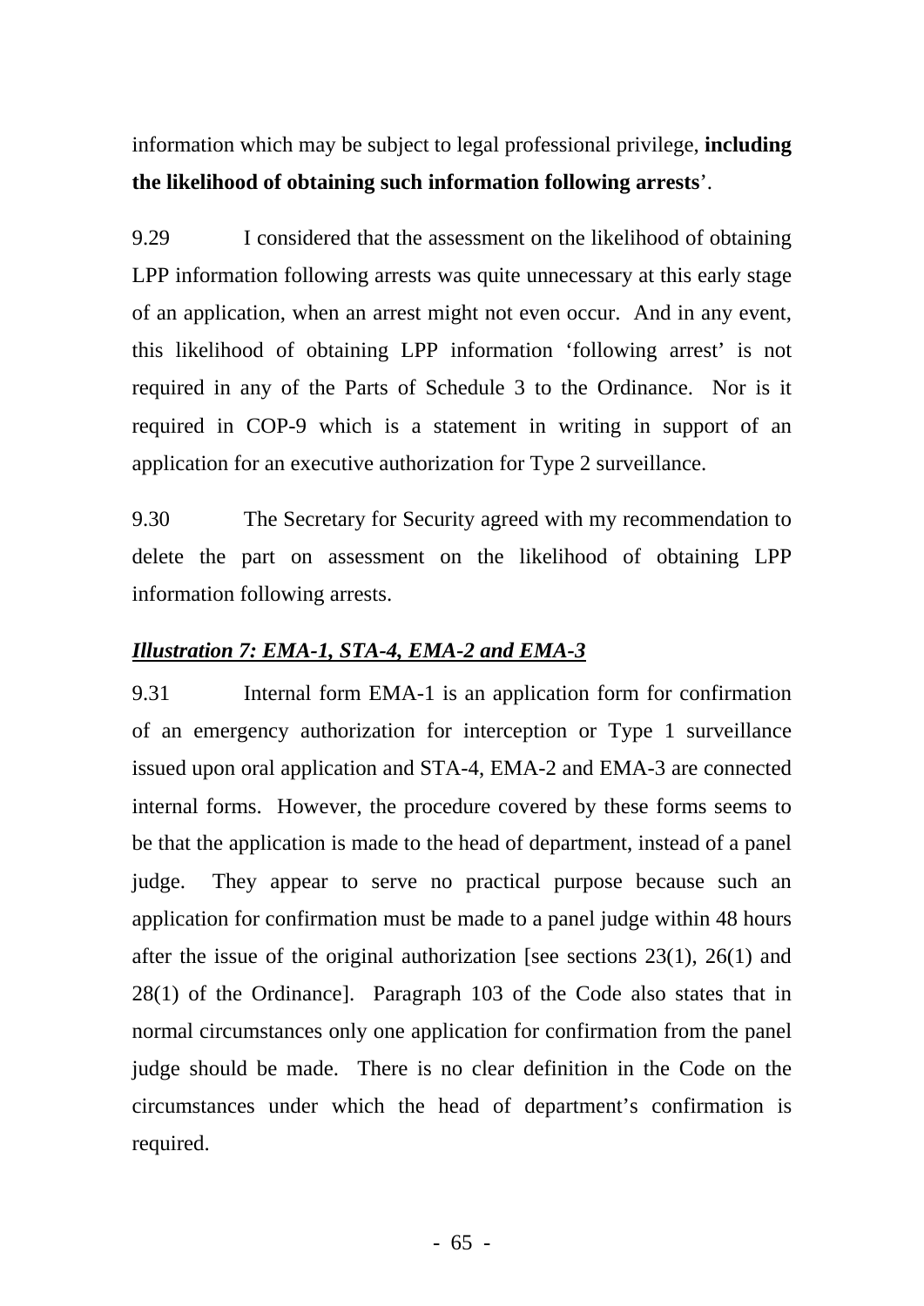information which may be subject to legal professional privilege, **including the likelihood of obtaining such information following arrests**'.

9.29 I considered that the assessment on the likelihood of obtaining LPP information following arrests was quite unnecessary at this early stage of an application, when an arrest might not even occur. And in any event, this likelihood of obtaining LPP information 'following arrest' is not required in any of the Parts of Schedule 3 to the Ordinance. Nor is it required in COP-9 which is a statement in writing in support of an application for an executive authorization for Type 2 surveillance.

9.30 The Secretary for Security agreed with my recommendation to delete the part on assessment on the likelihood of obtaining LPP information following arrests.

***Illustration 7: EMA-1, STA-4, EMA-2 and EMA-3***

9.31 Internal form EMA-1 is an application form for confirmation of an emergency authorization for interception or Type 1 surveillance issued upon oral application and STA-4, EMA-2 and EMA-3 are connected internal forms. However, the procedure covered by these forms seems to be that the application is made to the head of department, instead of a panel judge. They appear to serve no practical purpose because such an application for confirmation must be made to a panel judge within 48 hours after the issue of the original authorization [see sections 23(1), 26(1) and 28(1) of the Ordinance]. Paragraph 103 of the Code also states that in normal circumstances only one application for confirmation from the panel judge should be made. There is no clear definition in the Code on the circumstances under which the head of department's confirmation is required.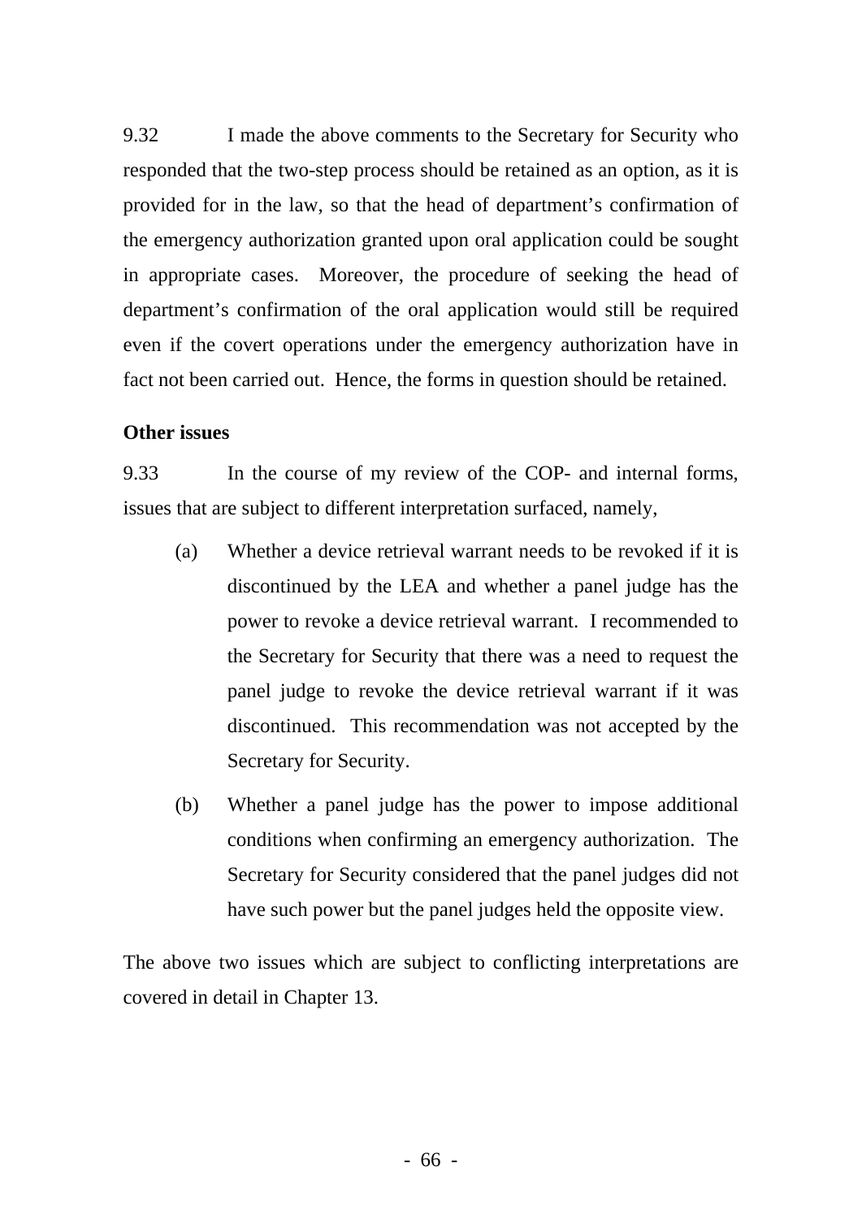9.32 I made the above comments to the Secretary for Security who responded that the two-step process should be retained as an option, as it is provided for in the law, so that the head of department's confirmation of the emergency authorization granted upon oral application could be sought in appropriate cases. Moreover, the procedure of seeking the head of department's confirmation of the oral application would still be required even if the covert operations under the emergency authorization have in fact not been carried out. Hence, the forms in question should be retained.

**Other issues**

9.33 In the course of my review of the COP- and internal forms, issues that are subject to different interpretation surfaced, namely,

(a) Whether a device retrieval warrant needs to be revoked if it is discontinued by the LEA and whether a panel judge has the power to revoke a device retrieval warrant. I recommended to the Secretary for Security that there was a need to request the panel judge to revoke the device retrieval warrant if it was discontinued. This recommendation was not accepted by the Secretary for Security.

(b) Whether a panel judge has the power to impose additional conditions when confirming an emergency authorization. The Secretary for Security considered that the panel judges did not have such power but the panel judges held the opposite view.

The above two issues which are subject to conflicting interpretations are covered in detail in Chapter 13.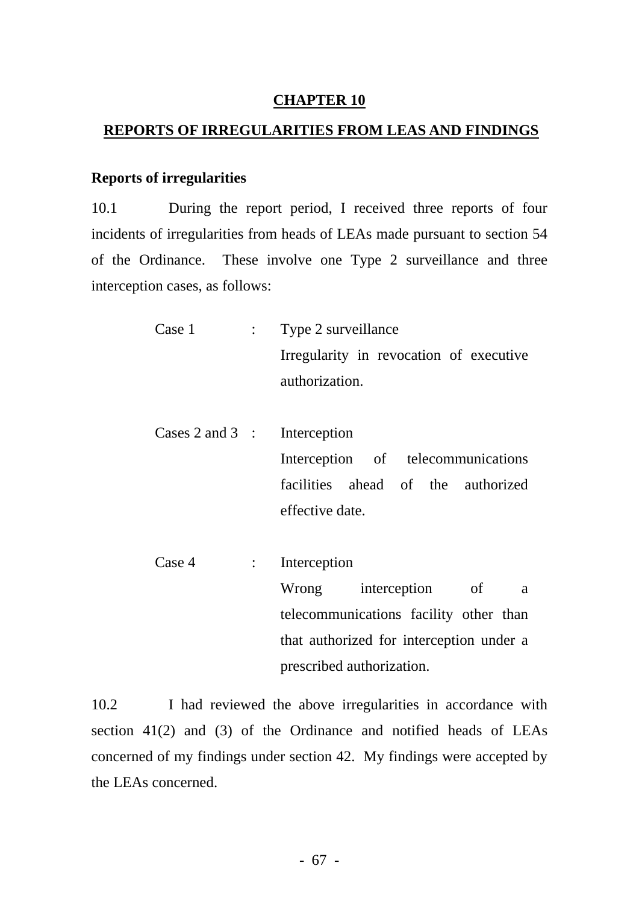# CHAPTER 10

## REPORTS OF IRREGULARITIES FROM LEAS AND FINDINGS

### Reports of irregularities

10.1 During the report period, I received three reports of four incidents of irregularities from heads of LEAs made pursuant to section 54 of the Ordinance. These involve one Type 2 surveillance and three interception cases, as follows:

| | | |
|---|---|---|
| Case 1 | : | Type 2 surveillance<br>Irregularity in revocation of executive authorization. |
| Cases 2 and 3 | : | Interception<br>Interception of telecommunications facilities ahead of the authorized effective date. |
| Case 4 | : | Interception<br>Wrong interception of a telecommunications facility other than that authorized for interception under a prescribed authorization. |

10.2 I had reviewed the above irregularities in accordance with section 41(2) and (3) of the Ordinance and notified heads of LEAs concerned of my findings under section 42. My findings were accepted by the LEAs concerned.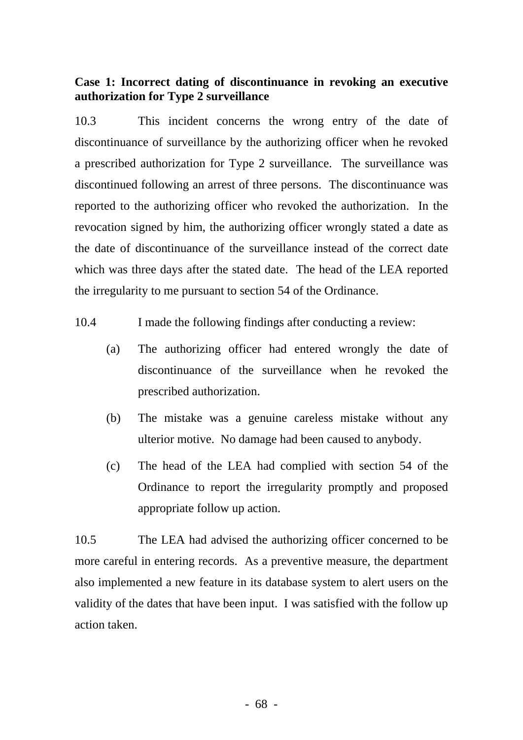**Case 1: Incorrect dating of discontinuance in revoking an executive authorization for Type 2 surveillance**

10.3 This incident concerns the wrong entry of the date of discontinuance of surveillance by the authorizing officer when he revoked a prescribed authorization for Type 2 surveillance. The surveillance was discontinued following an arrest of three persons. The discontinuance was reported to the authorizing officer who revoked the authorization. In the revocation signed by him, the authorizing officer wrongly stated a date as the date of discontinuance of the surveillance instead of the correct date which was three days after the stated date. The head of the LEA reported the irregularity to me pursuant to section 54 of the Ordinance.

10.4 I made the following findings after conducting a review:

(a) The authorizing officer had entered wrongly the date of discontinuance of the surveillance when he revoked the prescribed authorization.

(b) The mistake was a genuine careless mistake without any ulterior motive. No damage had been caused to anybody.

(c) The head of the LEA had complied with section 54 of the Ordinance to report the irregularity promptly and proposed appropriate follow up action.

10.5 The LEA had advised the authorizing officer concerned to be more careful in entering records. As a preventive measure, the department also implemented a new feature in its database system to alert users on the validity of the dates that have been input. I was satisfied with the follow up action taken.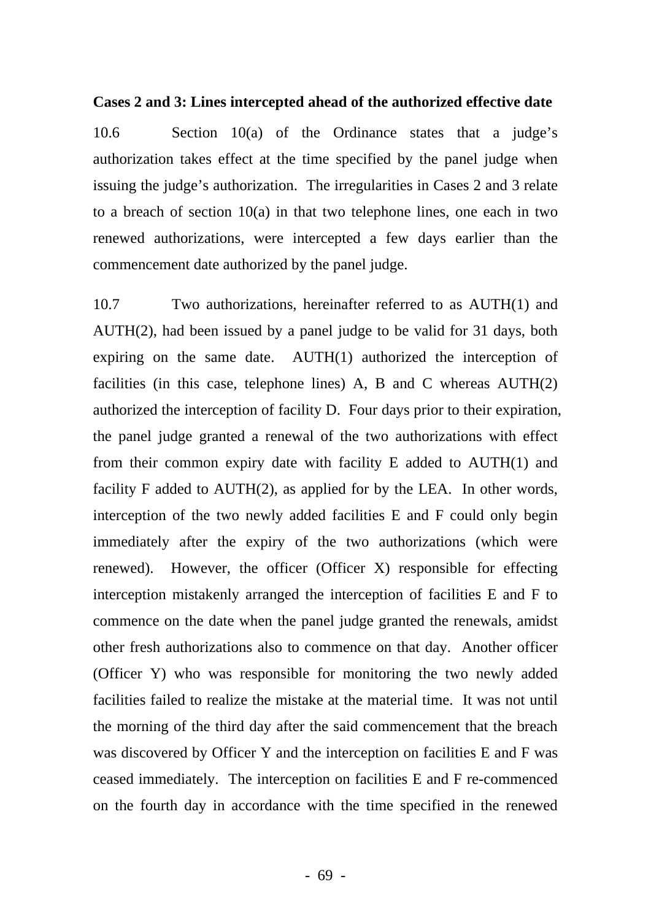**Cases 2 and 3: Lines intercepted ahead of the authorized effective date**

10.6 Section 10(a) of the Ordinance states that a judge's authorization takes effect at the time specified by the panel judge when issuing the judge's authorization. The irregularities in Cases 2 and 3 relate to a breach of section 10(a) in that two telephone lines, one each in two renewed authorizations, were intercepted a few days earlier than the commencement date authorized by the panel judge.

10.7 Two authorizations, hereinafter referred to as AUTH(1) and AUTH(2), had been issued by a panel judge to be valid for 31 days, both expiring on the same date. AUTH(1) authorized the interception of facilities (in this case, telephone lines) A, B and C whereas AUTH(2) authorized the interception of facility D. Four days prior to their expiration, the panel judge granted a renewal of the two authorizations with effect from their common expiry date with facility E added to AUTH(1) and facility F added to AUTH(2), as applied for by the LEA. In other words, interception of the two newly added facilities E and F could only begin immediately after the expiry of the two authorizations (which were renewed). However, the officer (Officer X) responsible for effecting interception mistakenly arranged the interception of facilities E and F to commence on the date when the panel judge granted the renewals, amidst other fresh authorizations also to commence on that day. Another officer (Officer Y) who was responsible for monitoring the two newly added facilities failed to realize the mistake at the material time. It was not until the morning of the third day after the said commencement that the breach was discovered by Officer Y and the interception on facilities E and F was ceased immediately. The interception on facilities E and F re-commenced on the fourth day in accordance with the time specified in the renewed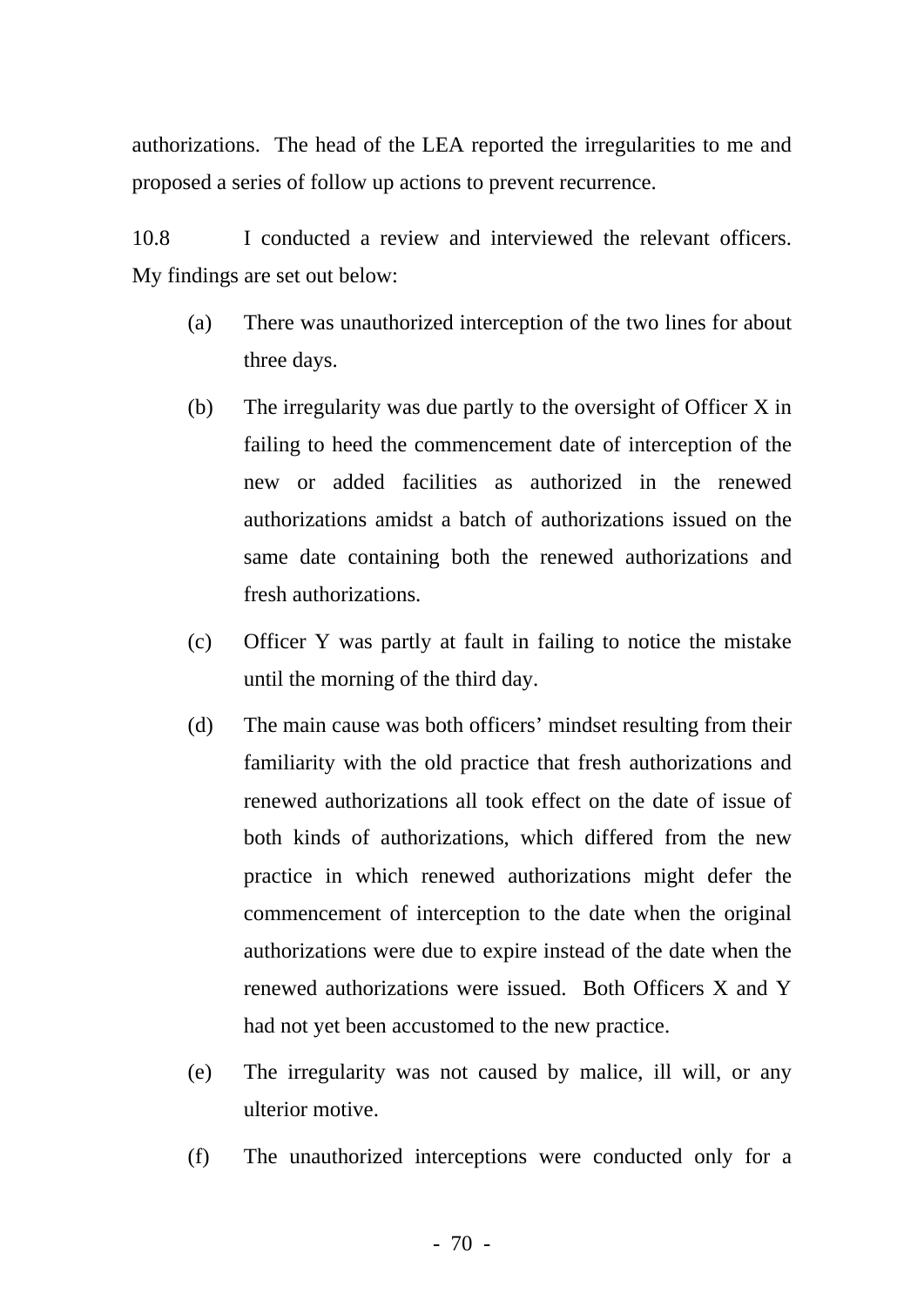authorizations. The head of the LEA reported the irregularities to me and proposed a series of follow up actions to prevent recurrence.

10.8 I conducted a review and interviewed the relevant officers. My findings are set out below:

(a) There was unauthorized interception of the two lines for about three days.

(b) The irregularity was due partly to the oversight of Officer X in failing to heed the commencement date of interception of the new or added facilities as authorized in the renewed authorizations amidst a batch of authorizations issued on the same date containing both the renewed authorizations and fresh authorizations.

(c) Officer Y was partly at fault in failing to notice the mistake until the morning of the third day.

(d) The main cause was both officers' mindset resulting from their familiarity with the old practice that fresh authorizations and renewed authorizations all took effect on the date of issue of both kinds of authorizations, which differed from the new practice in which renewed authorizations might defer the commencement of interception to the date when the original authorizations were due to expire instead of the date when the renewed authorizations were issued. Both Officers X and Y had not yet been accustomed to the new practice.

(e) The irregularity was not caused by malice, ill will, or any ulterior motive.

(f) The unauthorized interceptions were conducted only for a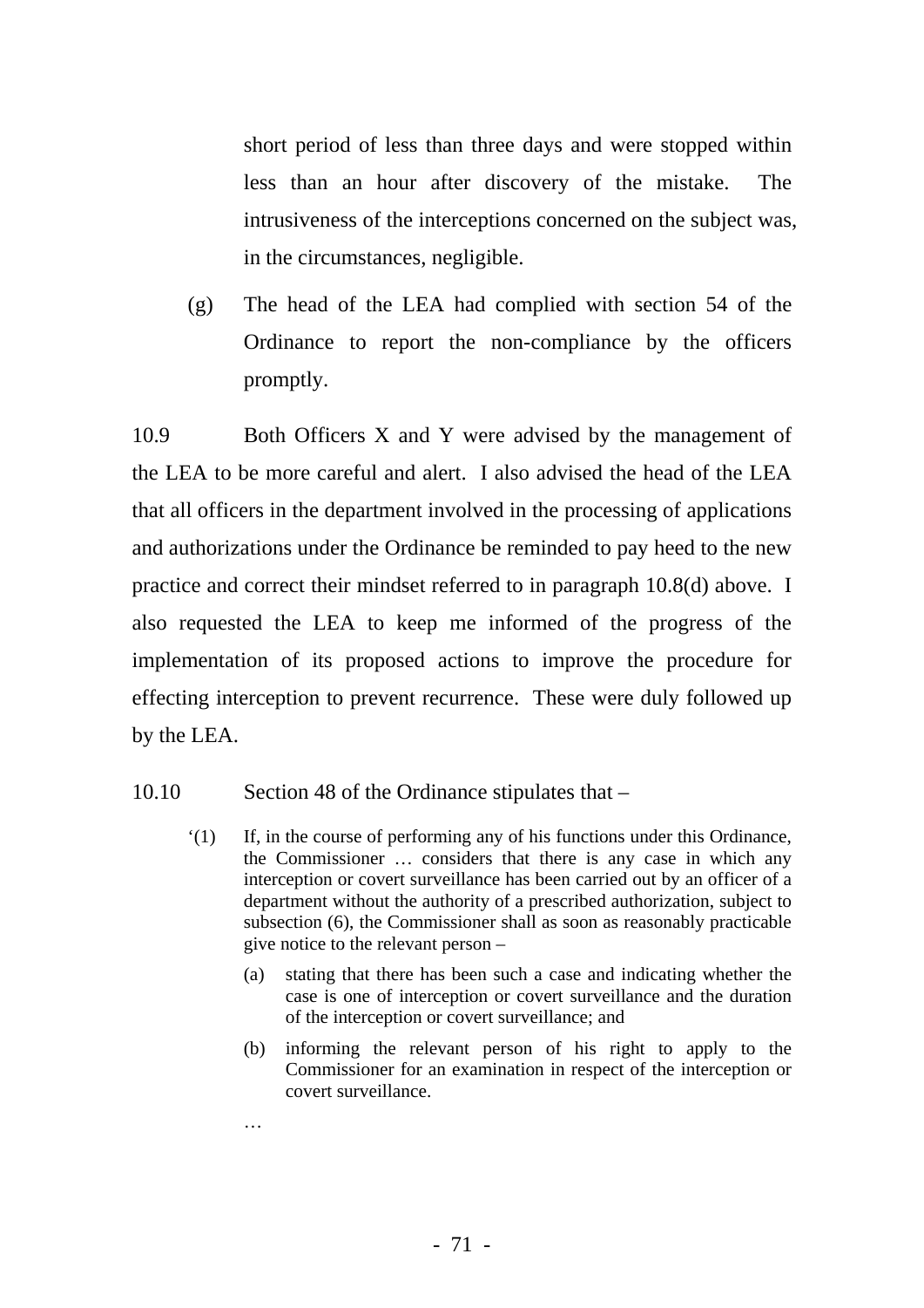short period of less than three days and were stopped within less than an hour after discovery of the mistake. The intrusiveness of the interceptions concerned on the subject was, in the circumstances, negligible.

(g) The head of the LEA had complied with section 54 of the Ordinance to report the non-compliance by the officers promptly.

10.9 Both Officers X and Y were advised by the management of the LEA to be more careful and alert. I also advised the head of the LEA that all officers in the department involved in the processing of applications and authorizations under the Ordinance be reminded to pay heed to the new practice and correct their mindset referred to in paragraph 10.8(d) above. I also requested the LEA to keep me informed of the progress of the implementation of its proposed actions to improve the procedure for effecting interception to prevent recurrence. These were duly followed up by the LEA.

10.10 Section 48 of the Ordinance stipulates that –

> '(1) If, in the course of performing any of his functions under this Ordinance, the Commissioner … considers that there is any case in which any interception or covert surveillance has been carried out by an officer of a department without the authority of a prescribed authorization, subject to subsection (6), the Commissioner shall as soon as reasonably practicable give notice to the relevant person –
>
> (a) stating that there has been such a case and indicating whether the case is one of interception or covert surveillance and the duration of the interception or covert surveillance; and
>
> (b) informing the relevant person of his right to apply to the Commissioner for an examination in respect of the interception or covert surveillance.
>
> …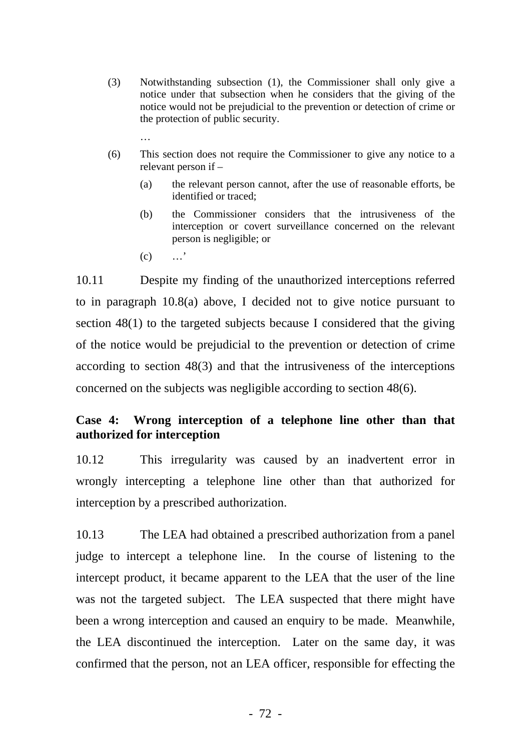(3) Notwithstanding subsection (1), the Commissioner shall only give a notice under that subsection when he considers that the giving of the notice would not be prejudicial to the prevention or detection of crime or the protection of public security.

…

(6) This section does not require the Commissioner to give any notice to a relevant person if –

(a) the relevant person cannot, after the use of reasonable efforts, be identified or traced;

(b) the Commissioner considers that the intrusiveness of the interception or covert surveillance concerned on the relevant person is negligible; or

(c) …'

10.11 Despite my finding of the unauthorized interceptions referred to in paragraph 10.8(a) above, I decided not to give notice pursuant to section 48(1) to the targeted subjects because I considered that the giving of the notice would be prejudicial to the prevention or detection of crime according to section 48(3) and that the intrusiveness of the interceptions concerned on the subjects was negligible according to section 48(6).

**Case 4: Wrong interception of a telephone line other than that authorized for interception**

10.12 This irregularity was caused by an inadvertent error in wrongly intercepting a telephone line other than that authorized for interception by a prescribed authorization.

10.13 The LEA had obtained a prescribed authorization from a panel judge to intercept a telephone line. In the course of listening to the intercept product, it became apparent to the LEA that the user of the line was not the targeted subject. The LEA suspected that there might have been a wrong interception and caused an enquiry to be made. Meanwhile, the LEA discontinued the interception. Later on the same day, it was confirmed that the person, not an LEA officer, responsible for effecting the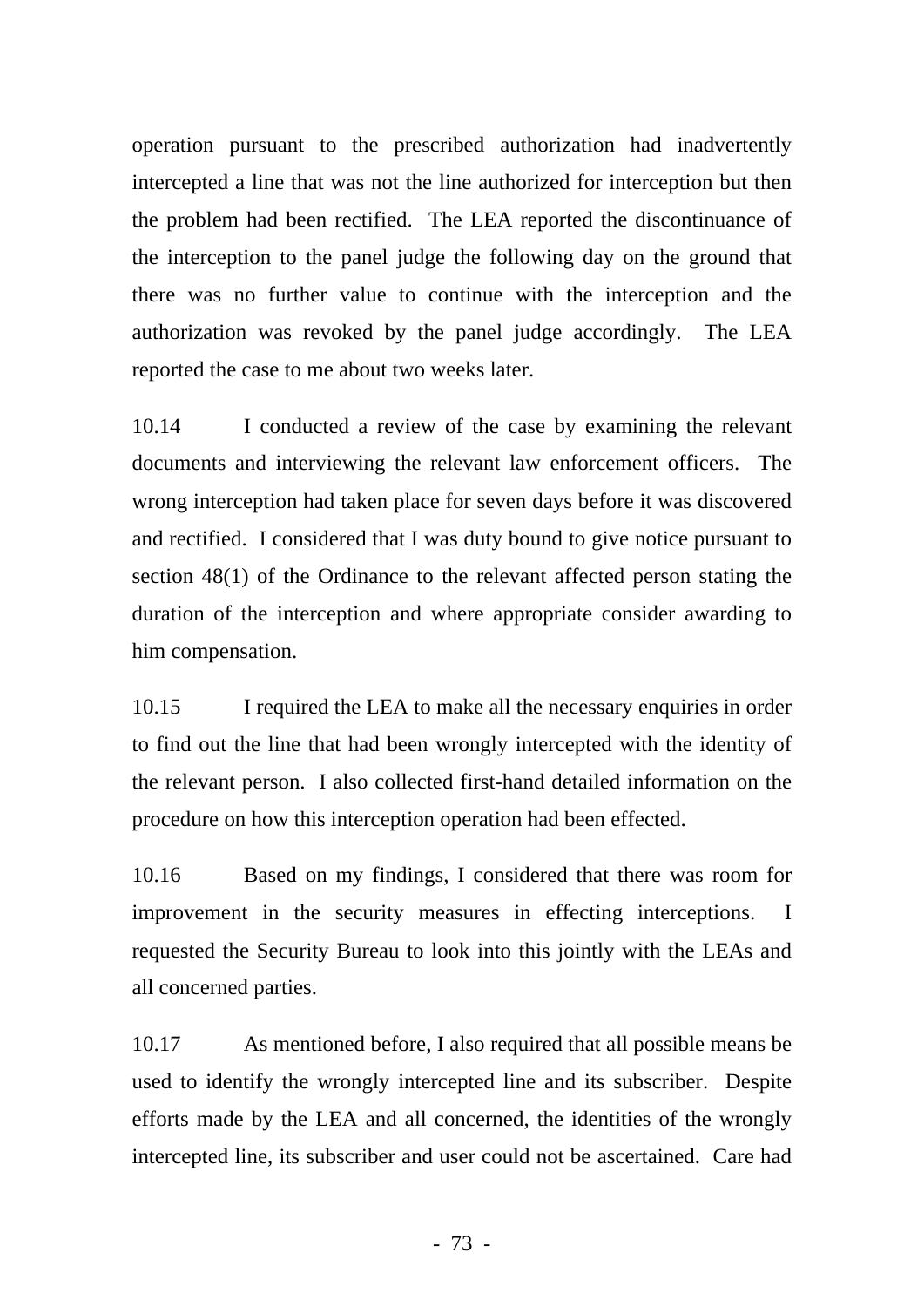operation pursuant to the prescribed authorization had inadvertently intercepted a line that was not the line authorized for interception but then the problem had been rectified. The LEA reported the discontinuance of the interception to the panel judge the following day on the ground that there was no further value to continue with the interception and the authorization was revoked by the panel judge accordingly. The LEA reported the case to me about two weeks later.

10.14 I conducted a review of the case by examining the relevant documents and interviewing the relevant law enforcement officers. The wrong interception had taken place for seven days before it was discovered and rectified. I considered that I was duty bound to give notice pursuant to section 48(1) of the Ordinance to the relevant affected person stating the duration of the interception and where appropriate consider awarding to him compensation.

10.15 I required the LEA to make all the necessary enquiries in order to find out the line that had been wrongly intercepted with the identity of the relevant person. I also collected first-hand detailed information on the procedure on how this interception operation had been effected.

10.16 Based on my findings, I considered that there was room for improvement in the security measures in effecting interceptions. I requested the Security Bureau to look into this jointly with the LEAs and all concerned parties.

10.17 As mentioned before, I also required that all possible means be used to identify the wrongly intercepted line and its subscriber. Despite efforts made by the LEA and all concerned, the identities of the wrongly intercepted line, its subscriber and user could not be ascertained. Care had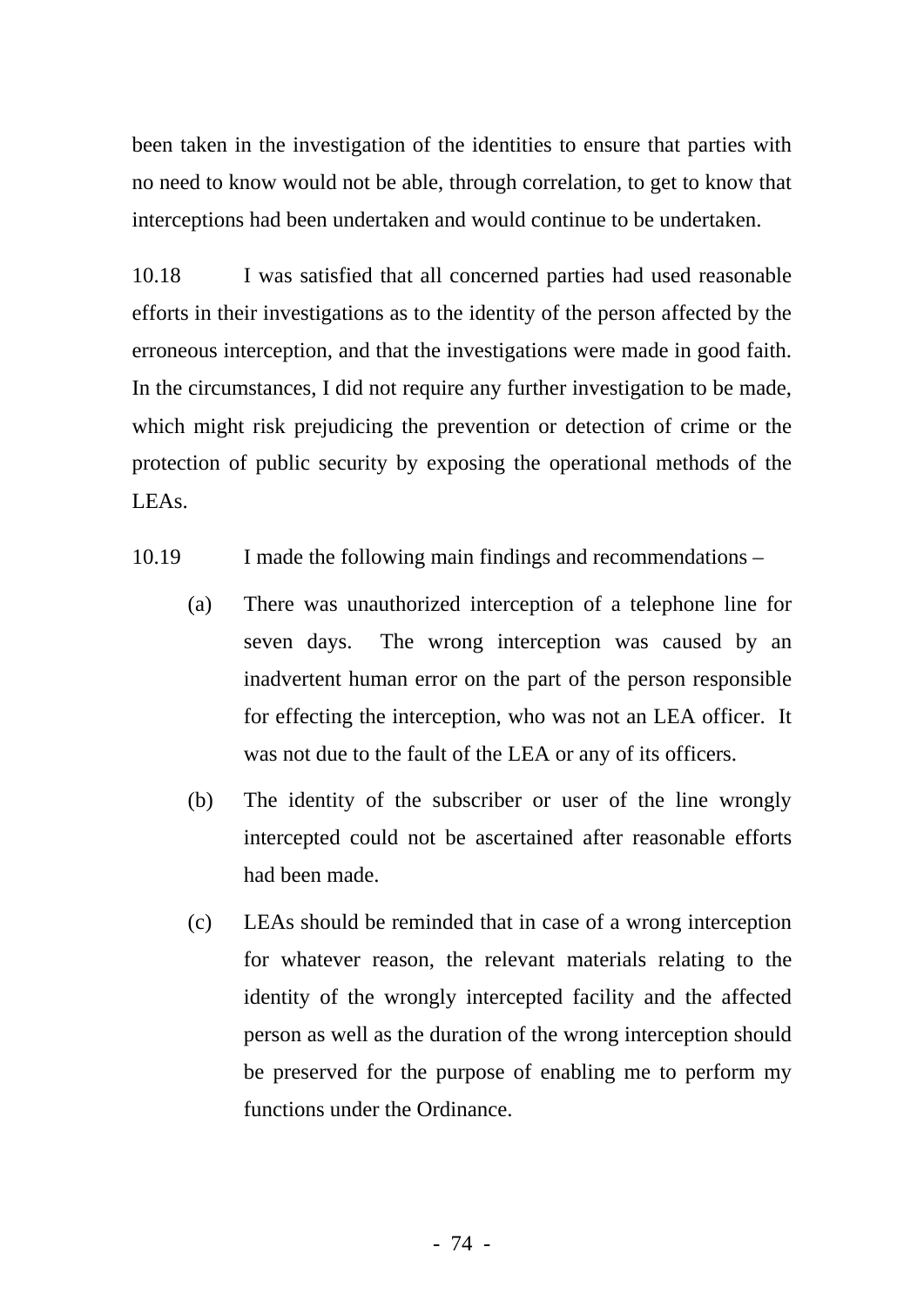been taken in the investigation of the identities to ensure that parties with no need to know would not be able, through correlation, to get to know that interceptions had been undertaken and would continue to be undertaken.

10.18 I was satisfied that all concerned parties had used reasonable efforts in their investigations as to the identity of the person affected by the erroneous interception, and that the investigations were made in good faith. In the circumstances, I did not require any further investigation to be made, which might risk prejudicing the prevention or detection of crime or the protection of public security by exposing the operational methods of the LEAs.

10.19 I made the following main findings and recommendations –

(a) There was unauthorized interception of a telephone line for seven days. The wrong interception was caused by an inadvertent human error on the part of the person responsible for effecting the interception, who was not an LEA officer. It was not due to the fault of the LEA or any of its officers.

(b) The identity of the subscriber or user of the line wrongly intercepted could not be ascertained after reasonable efforts had been made.

(c) LEAs should be reminded that in case of a wrong interception for whatever reason, the relevant materials relating to the identity of the wrongly intercepted facility and the affected person as well as the duration of the wrong interception should be preserved for the purpose of enabling me to perform my functions under the Ordinance.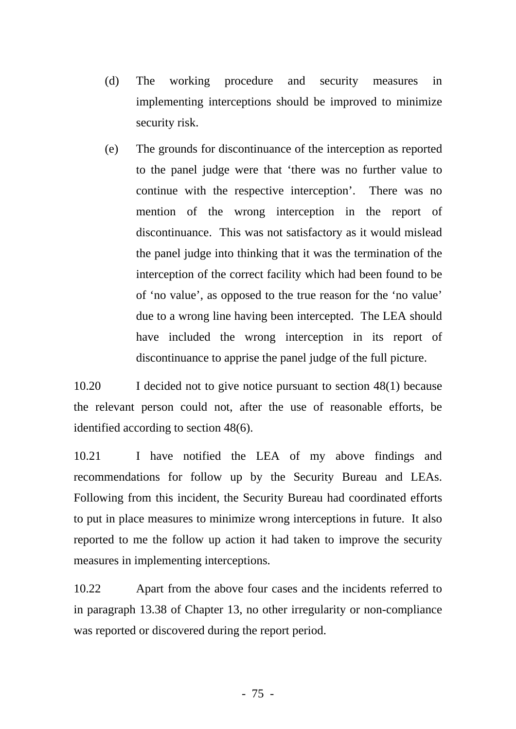(d) The working procedure and security measures in implementing interceptions should be improved to minimize security risk.

(e) The grounds for discontinuance of the interception as reported to the panel judge were that ‘there was no further value to continue with the respective interception’. There was no mention of the wrong interception in the report of discontinuance. This was not satisfactory as it would mislead the panel judge into thinking that it was the termination of the interception of the correct facility which had been found to be of ‘no value’, as opposed to the true reason for the ‘no value’ due to a wrong line having been intercepted. The LEA should have included the wrong interception in its report of discontinuance to apprise the panel judge of the full picture.

10.20 I decided not to give notice pursuant to section 48(1) because the relevant person could not, after the use of reasonable efforts, be identified according to section 48(6).

10.21 I have notified the LEA of my above findings and recommendations for follow up by the Security Bureau and LEAs. Following from this incident, the Security Bureau had coordinated efforts to put in place measures to minimize wrong interceptions in future. It also reported to me the follow up action it had taken to improve the security measures in implementing interceptions.

10.22 Apart from the above four cases and the incidents referred to in paragraph 13.38 of Chapter 13, no other irregularity or non-compliance was reported or discovered during the report period.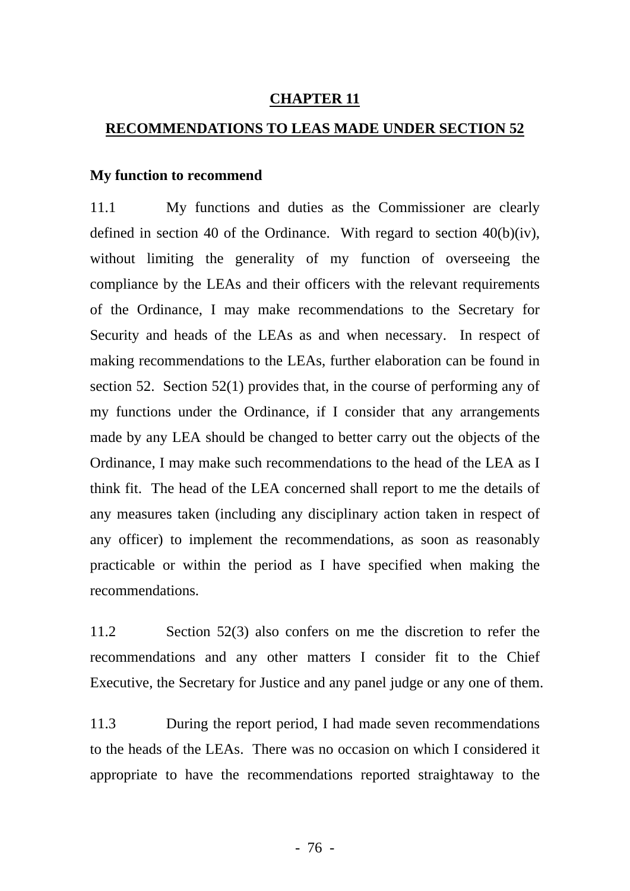# CHAPTER 11

## RECOMMENDATIONS TO LEAS MADE UNDER SECTION 52

### My function to recommend

11.1 My functions and duties as the Commissioner are clearly defined in section 40 of the Ordinance. With regard to section 40(b)(iv), without limiting the generality of my function of overseeing the compliance by the LEAs and their officers with the relevant requirements of the Ordinance, I may make recommendations to the Secretary for Security and heads of the LEAs as and when necessary. In respect of making recommendations to the LEAs, further elaboration can be found in section 52. Section 52(1) provides that, in the course of performing any of my functions under the Ordinance, if I consider that any arrangements made by any LEA should be changed to better carry out the objects of the Ordinance, I may make such recommendations to the head of the LEA as I think fit. The head of the LEA concerned shall report to me the details of any measures taken (including any disciplinary action taken in respect of any officer) to implement the recommendations, as soon as reasonably practicable or within the period as I have specified when making the recommendations.

11.2 Section 52(3) also confers on me the discretion to refer the recommendations and any other matters I consider fit to the Chief Executive, the Secretary for Justice and any panel judge or any one of them.

11.3 During the report period, I had made seven recommendations to the heads of the LEAs. There was no occasion on which I considered it appropriate to have the recommendations reported straightaway to the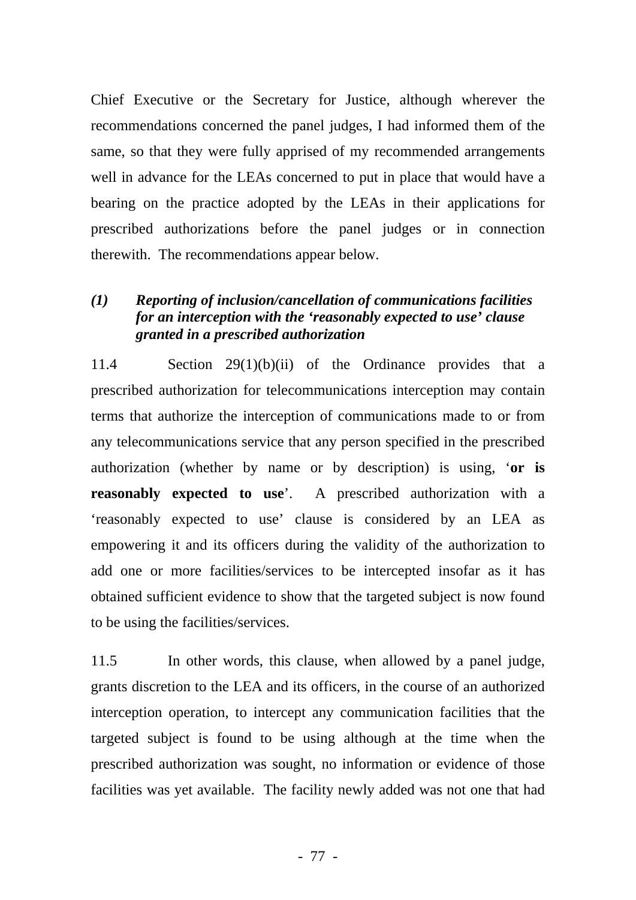Chief Executive or the Secretary for Justice, although wherever the recommendations concerned the panel judges, I had informed them of the same, so that they were fully apprised of my recommended arrangements well in advance for the LEAs concerned to put in place that would have a bearing on the practice adopted by the LEAs in their applications for prescribed authorizations before the panel judges or in connection therewith. The recommendations appear below.

### *(1) Reporting of inclusion/cancellation of communications facilities for an interception with the 'reasonably expected to use' clause granted in a prescribed authorization*

11.4 Section 29(1)(b)(ii) of the Ordinance provides that a prescribed authorization for telecommunications interception may contain terms that authorize the interception of communications made to or from any telecommunications service that any person specified in the prescribed authorization (whether by name or by description) is using, '**or is reasonably expected to use**'. A prescribed authorization with a 'reasonably expected to use' clause is considered by an LEA as empowering it and its officers during the validity of the authorization to add one or more facilities/services to be intercepted insofar as it has obtained sufficient evidence to show that the targeted subject is now found to be using the facilities/services.

11.5 In other words, this clause, when allowed by a panel judge, grants discretion to the LEA and its officers, in the course of an authorized interception operation, to intercept any communication facilities that the targeted subject is found to be using although at the time when the prescribed authorization was sought, no information or evidence of those facilities was yet available. The facility newly added was not one that had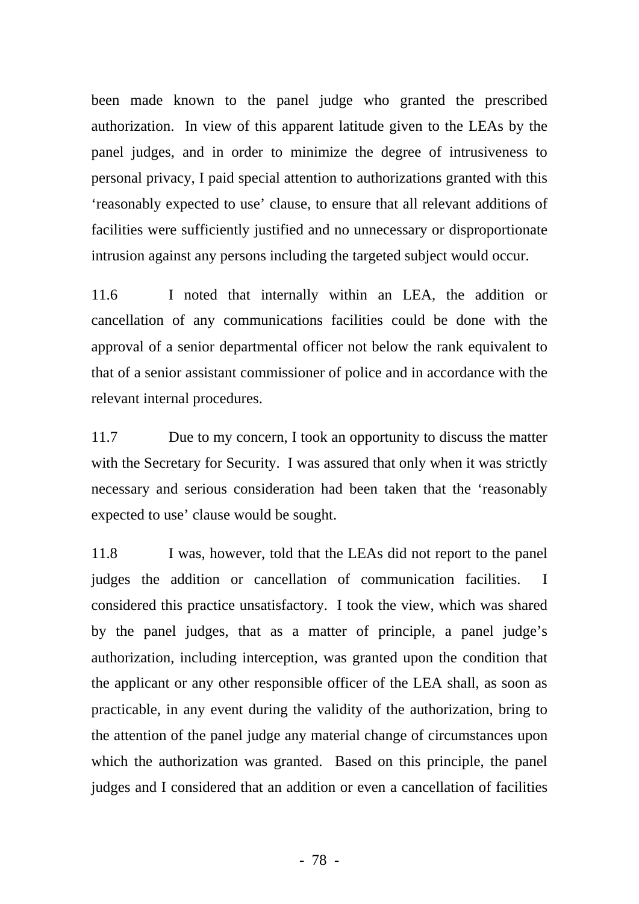been made known to the panel judge who granted the prescribed authorization. In view of this apparent latitude given to the LEAs by the panel judges, and in order to minimize the degree of intrusiveness to personal privacy, I paid special attention to authorizations granted with this 'reasonably expected to use' clause, to ensure that all relevant additions of facilities were sufficiently justified and no unnecessary or disproportionate intrusion against any persons including the targeted subject would occur.

11.6 I noted that internally within an LEA, the addition or cancellation of any communications facilities could be done with the approval of a senior departmental officer not below the rank equivalent to that of a senior assistant commissioner of police and in accordance with the relevant internal procedures.

11.7 Due to my concern, I took an opportunity to discuss the matter with the Secretary for Security. I was assured that only when it was strictly necessary and serious consideration had been taken that the 'reasonably expected to use' clause would be sought.

11.8 I was, however, told that the LEAs did not report to the panel judges the addition or cancellation of communication facilities. I considered this practice unsatisfactory. I took the view, which was shared by the panel judges, that as a matter of principle, a panel judge's authorization, including interception, was granted upon the condition that the applicant or any other responsible officer of the LEA shall, as soon as practicable, in any event during the validity of the authorization, bring to the attention of the panel judge any material change of circumstances upon which the authorization was granted. Based on this principle, the panel judges and I considered that an addition or even a cancellation of facilities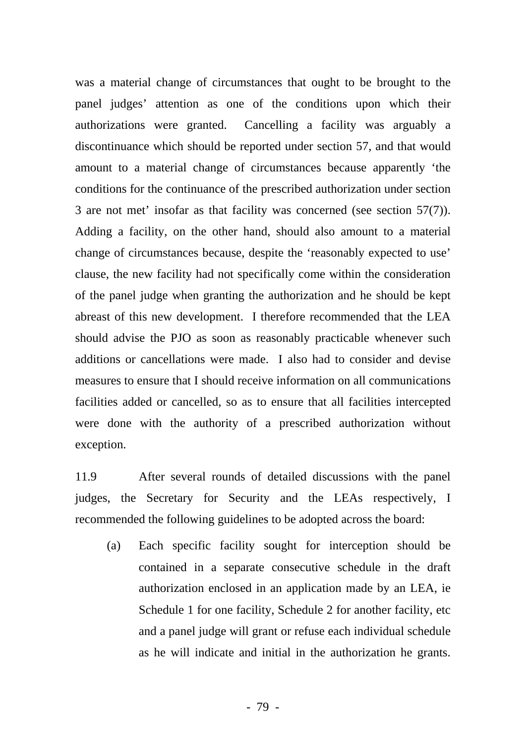was a material change of circumstances that ought to be brought to the panel judges' attention as one of the conditions upon which their authorizations were granted. Cancelling a facility was arguably a discontinuance which should be reported under section 57, and that would amount to a material change of circumstances because apparently 'the conditions for the continuance of the prescribed authorization under section 3 are not met' insofar as that facility was concerned (see section 57(7)). Adding a facility, on the other hand, should also amount to a material change of circumstances because, despite the 'reasonably expected to use' clause, the new facility had not specifically come within the consideration of the panel judge when granting the authorization and he should be kept abreast of this new development. I therefore recommended that the LEA should advise the PJO as soon as reasonably practicable whenever such additions or cancellations were made. I also had to consider and devise measures to ensure that I should receive information on all communications facilities added or cancelled, so as to ensure that all facilities intercepted were done with the authority of a prescribed authorization without exception.

11.9 After several rounds of detailed discussions with the panel judges, the Secretary for Security and the LEAs respectively, I recommended the following guidelines to be adopted across the board:

(a) Each specific facility sought for interception should be contained in a separate consecutive schedule in the draft authorization enclosed in an application made by an LEA, ie Schedule 1 for one facility, Schedule 2 for another facility, etc and a panel judge will grant or refuse each individual schedule as he will indicate and initial in the authorization he grants.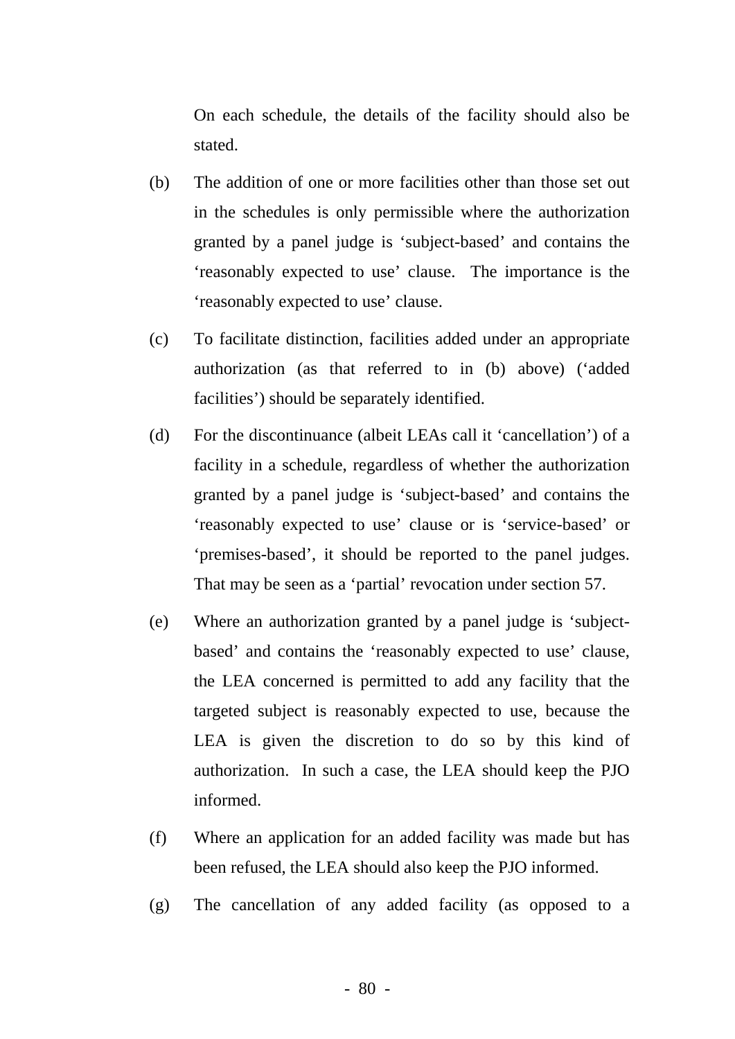On each schedule, the details of the facility should also be stated.

(b) The addition of one or more facilities other than those set out in the schedules is only permissible where the authorization granted by a panel judge is 'subject-based' and contains the 'reasonably expected to use' clause. The importance is the 'reasonably expected to use' clause.

(c) To facilitate distinction, facilities added under an appropriate authorization (as that referred to in (b) above) ('added facilities') should be separately identified.

(d) For the discontinuance (albeit LEAs call it 'cancellation') of a facility in a schedule, regardless of whether the authorization granted by a panel judge is 'subject-based' and contains the 'reasonably expected to use' clause or is 'service-based' or 'premises-based', it should be reported to the panel judges. That may be seen as a 'partial' revocation under section 57.

(e) Where an authorization granted by a panel judge is 'subject-based' and contains the 'reasonably expected to use' clause, the LEA concerned is permitted to add any facility that the targeted subject is reasonably expected to use, because the LEA is given the discretion to do so by this kind of authorization. In such a case, the LEA should keep the PJO informed.

(f) Where an application for an added facility was made but has been refused, the LEA should also keep the PJO informed.

(g) The cancellation of any added facility (as opposed to a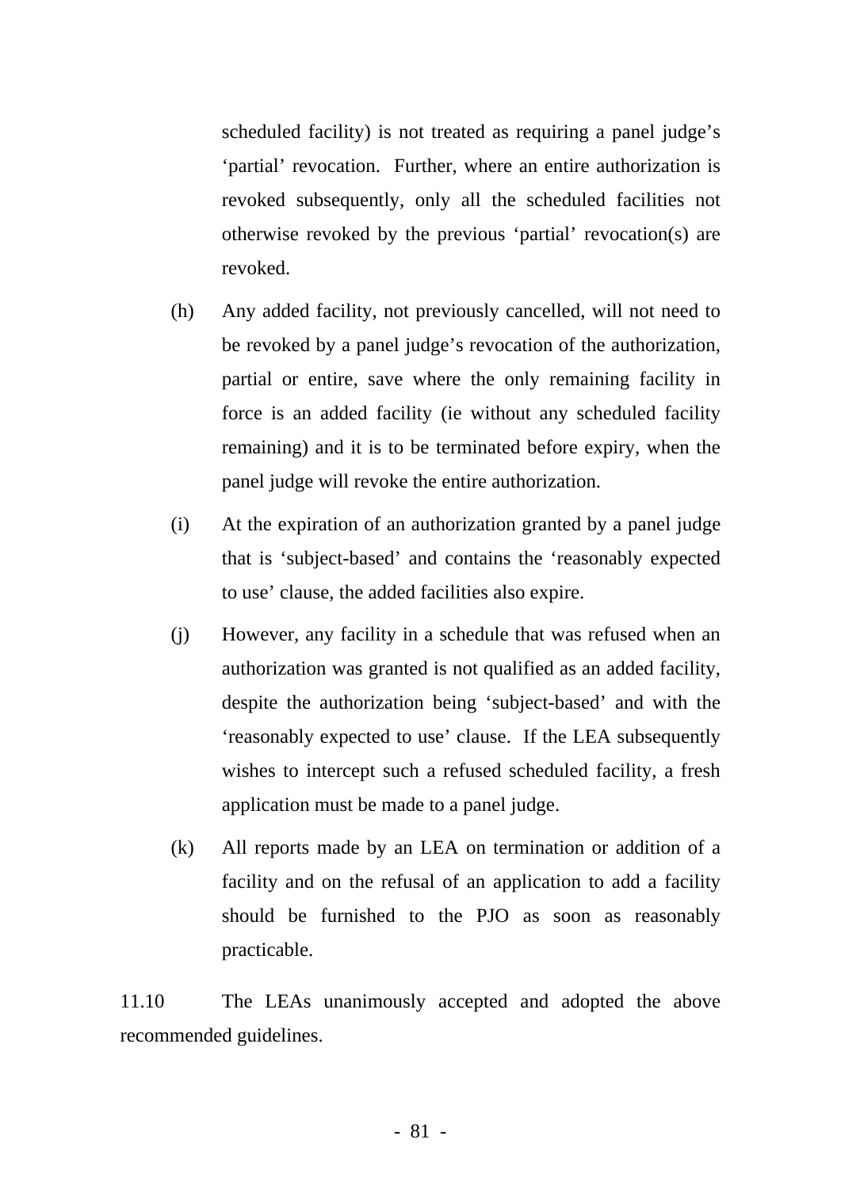scheduled facility) is not treated as requiring a panel judge's 'partial' revocation. Further, where an entire authorization is revoked subsequently, only all the scheduled facilities not otherwise revoked by the previous 'partial' revocation(s) are revoked.

(h) Any added facility, not previously cancelled, will not need to be revoked by a panel judge's revocation of the authorization, partial or entire, save where the only remaining facility in force is an added facility (ie without any scheduled facility remaining) and it is to be terminated before expiry, when the panel judge will revoke the entire authorization.

(i) At the expiration of an authorization granted by a panel judge that is 'subject-based' and contains the 'reasonably expected to use' clause, the added facilities also expire.

(j) However, any facility in a schedule that was refused when an authorization was granted is not qualified as an added facility, despite the authorization being 'subject-based' and with the 'reasonably expected to use' clause. If the LEA subsequently wishes to intercept such a refused scheduled facility, a fresh application must be made to a panel judge.

(k) All reports made by an LEA on termination or addition of a facility and on the refusal of an application to add a facility should be furnished to the PJO as soon as reasonably practicable.

11.10 The LEAs unanimously accepted and adopted the above recommended guidelines.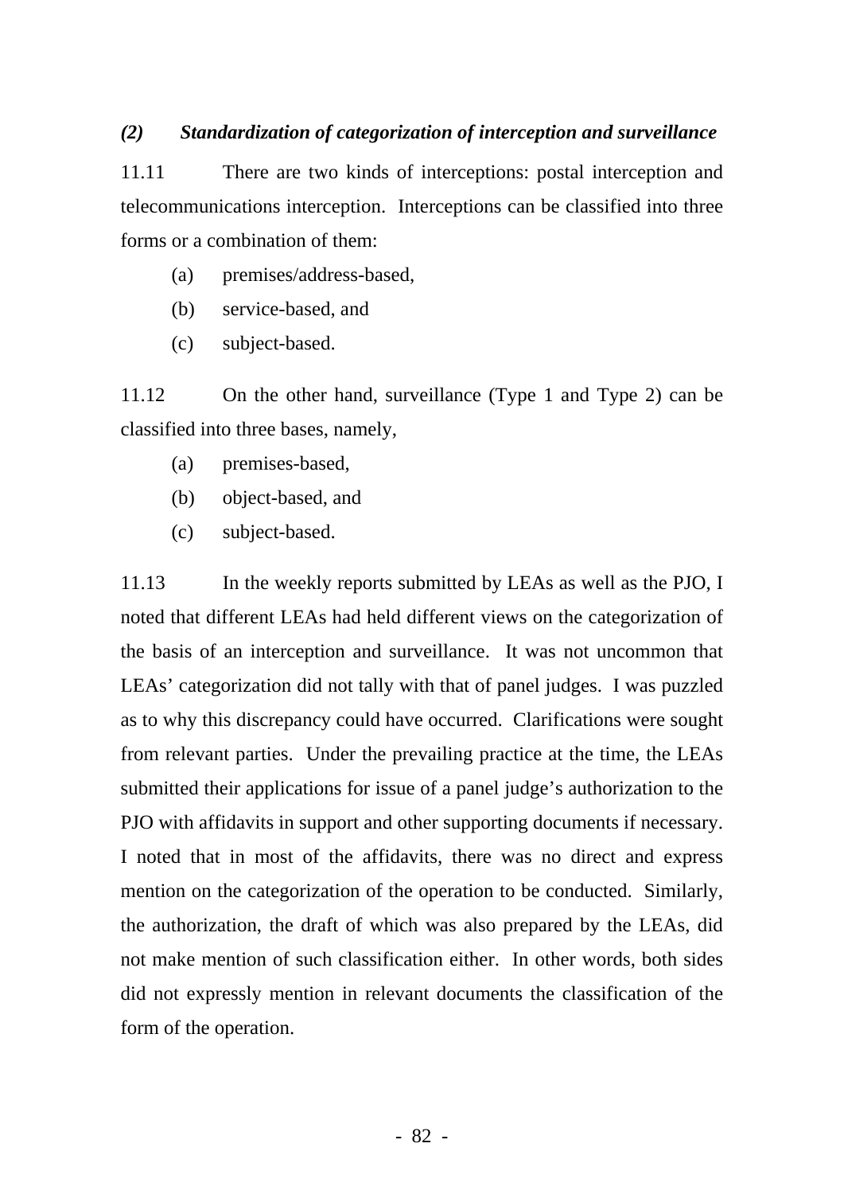### *(2) Standardization of categorization of interception and surveillance*

11.11 There are two kinds of interceptions: postal interception and telecommunications interception. Interceptions can be classified into three forms or a combination of them:

- (a) premises/address-based,
- (b) service-based, and
- (c) subject-based.

11.12 On the other hand, surveillance (Type 1 and Type 2) can be classified into three bases, namely,

- (a) premises-based,
- (b) object-based, and
- (c) subject-based.

11.13 In the weekly reports submitted by LEAs as well as the PJO, I noted that different LEAs had held different views on the categorization of the basis of an interception and surveillance. It was not uncommon that LEAs' categorization did not tally with that of panel judges. I was puzzled as to why this discrepancy could have occurred. Clarifications were sought from relevant parties. Under the prevailing practice at the time, the LEAs submitted their applications for issue of a panel judge's authorization to the PJO with affidavits in support and other supporting documents if necessary. I noted that in most of the affidavits, there was no direct and express mention on the categorization of the operation to be conducted. Similarly, the authorization, the draft of which was also prepared by the LEAs, did not make mention of such classification either. In other words, both sides did not expressly mention in relevant documents the classification of the form of the operation.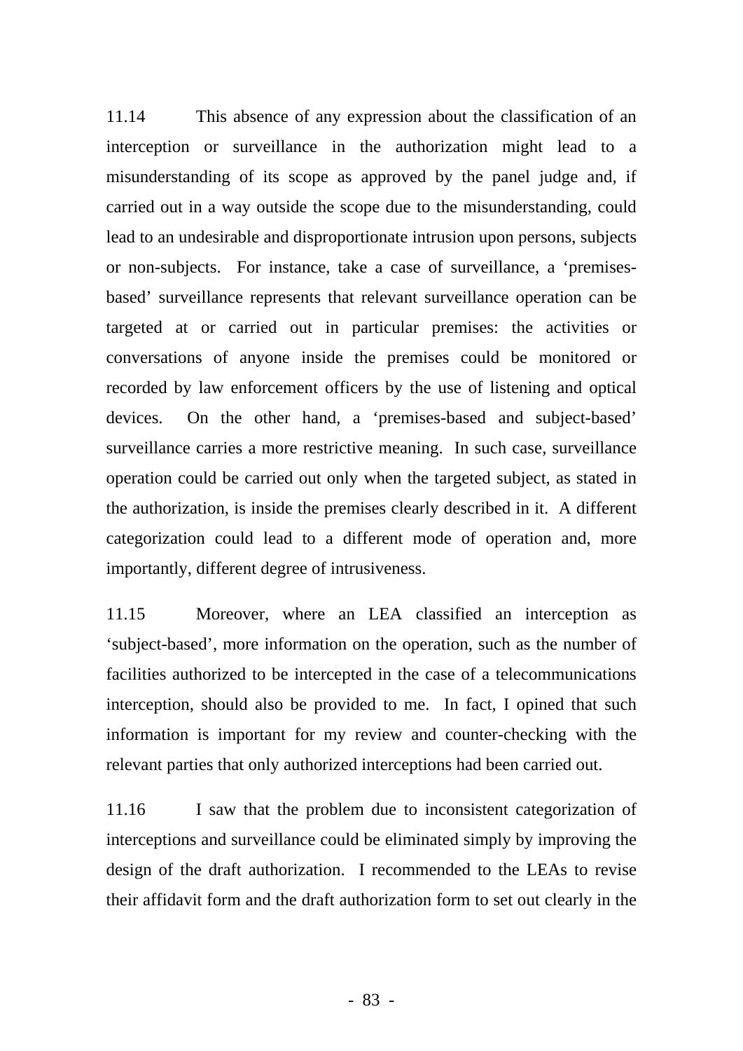11.14 This absence of any expression about the classification of an interception or surveillance in the authorization might lead to a misunderstanding of its scope as approved by the panel judge and, if carried out in a way outside the scope due to the misunderstanding, could lead to an undesirable and disproportionate intrusion upon persons, subjects or non-subjects. For instance, take a case of surveillance, a 'premises-based' surveillance represents that relevant surveillance operation can be targeted at or carried out in particular premises: the activities or conversations of anyone inside the premises could be monitored or recorded by law enforcement officers by the use of listening and optical devices. On the other hand, a 'premises-based and subject-based' surveillance carries a more restrictive meaning. In such case, surveillance operation could be carried out only when the targeted subject, as stated in the authorization, is inside the premises clearly described in it. A different categorization could lead to a different mode of operation and, more importantly, different degree of intrusiveness.

11.15 Moreover, where an LEA classified an interception as 'subject-based', more information on the operation, such as the number of facilities authorized to be intercepted in the case of a telecommunications interception, should also be provided to me. In fact, I opined that such information is important for my review and counter-checking with the relevant parties that only authorized interceptions had been carried out.

11.16 I saw that the problem due to inconsistent categorization of interceptions and surveillance could be eliminated simply by improving the design of the draft authorization. I recommended to the LEAs to revise their affidavit form and the draft authorization form to set out clearly in the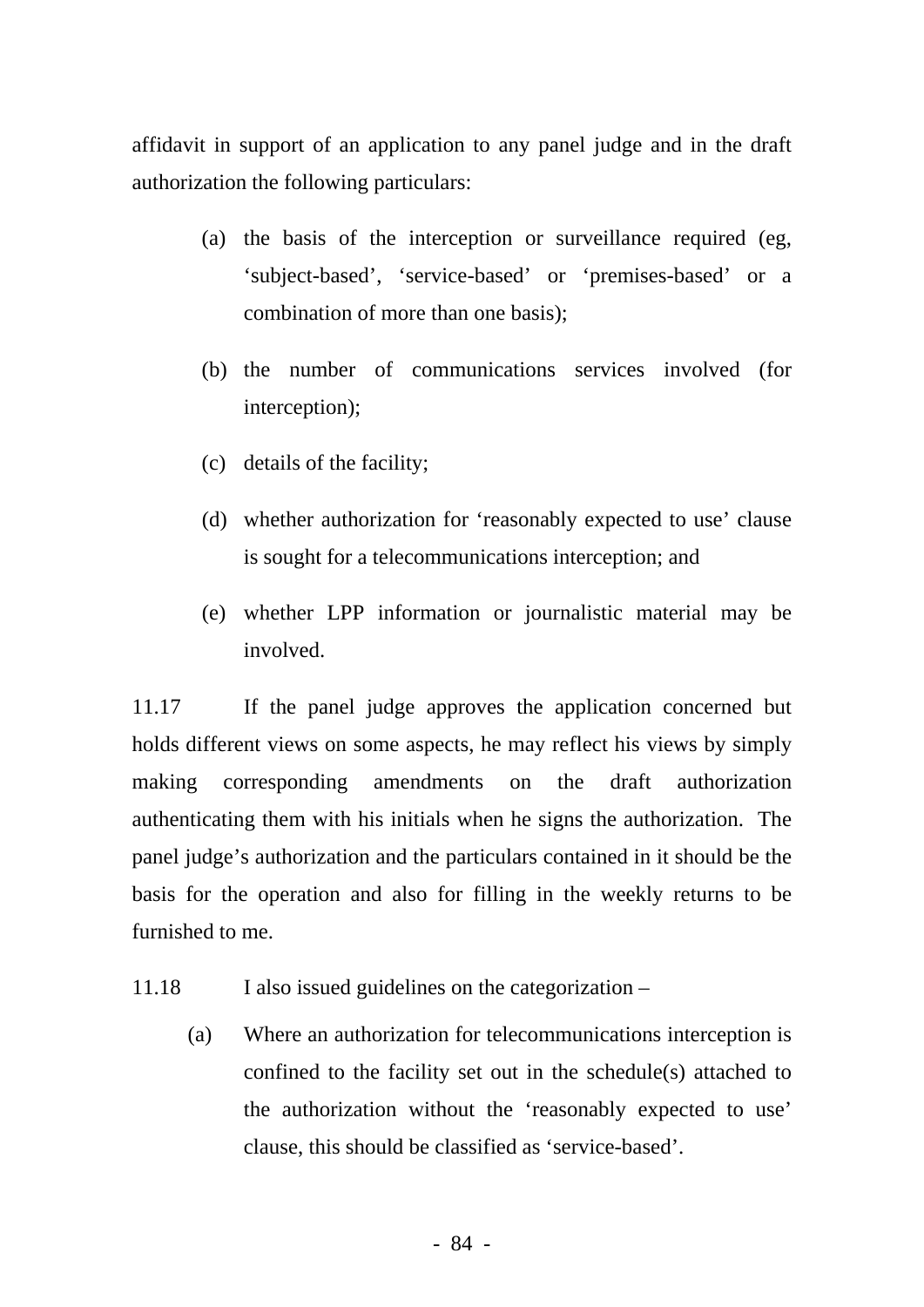affidavit in support of an application to any panel judge and in the draft authorization the following particulars:

(a) the basis of the interception or surveillance required (eg, ‘subject-based’, ‘service-based’ or ‘premises-based’ or a combination of more than one basis);

(b) the number of communications services involved (for interception);

(c) details of the facility;

(d) whether authorization for ‘reasonably expected to use’ clause is sought for a telecommunications interception; and

(e) whether LPP information or journalistic material may be involved.

11.17 If the panel judge approves the application concerned but holds different views on some aspects, he may reflect his views by simply making corresponding amendments on the draft authorization authenticating them with his initials when he signs the authorization. The panel judge’s authorization and the particulars contained in it should be the basis for the operation and also for filling in the weekly returns to be furnished to me.

11.18 I also issued guidelines on the categorization –

(a) Where an authorization for telecommunications interception is confined to the facility set out in the schedule(s) attached to the authorization without the ‘reasonably expected to use’ clause, this should be classified as ‘service-based’.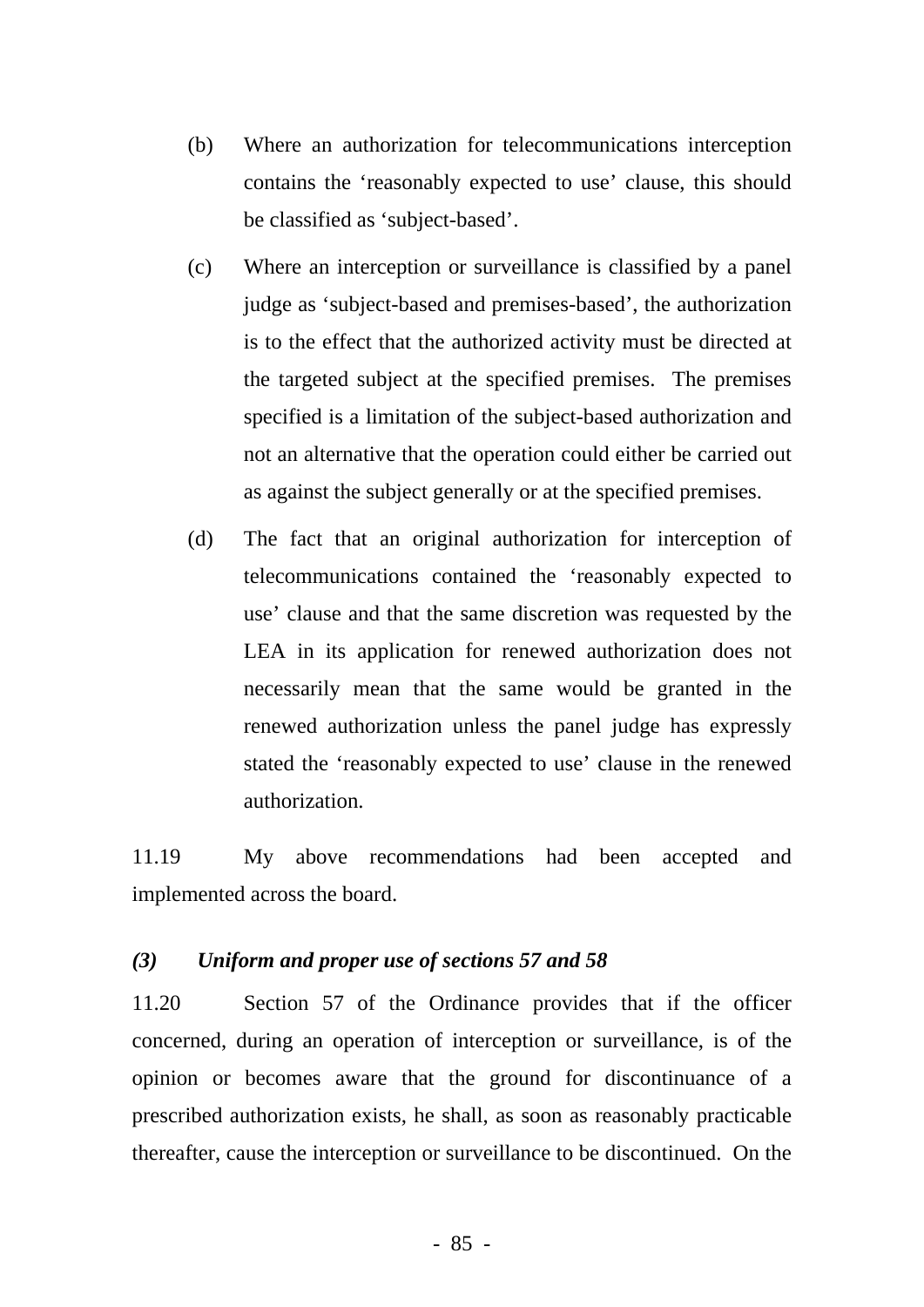(b) Where an authorization for telecommunications interception contains the 'reasonably expected to use' clause, this should be classified as 'subject-based'.

(c) Where an interception or surveillance is classified by a panel judge as 'subject-based and premises-based', the authorization is to the effect that the authorized activity must be directed at the targeted subject at the specified premises. The premises specified is a limitation of the subject-based authorization and not an alternative that the operation could either be carried out as against the subject generally or at the specified premises.

(d) The fact that an original authorization for interception of telecommunications contained the 'reasonably expected to use' clause and that the same discretion was requested by the LEA in its application for renewed authorization does not necessarily mean that the same would be granted in the renewed authorization unless the panel judge has expressly stated the 'reasonably expected to use' clause in the renewed authorization.

11.19 My above recommendations had been accepted and implemented across the board.

***(3) Uniform and proper use of sections 57 and 58***

11.20 Section 57 of the Ordinance provides that if the officer concerned, during an operation of interception or surveillance, is of the opinion or becomes aware that the ground for discontinuance of a prescribed authorization exists, he shall, as soon as reasonably practicable thereafter, cause the interception or surveillance to be discontinued. On the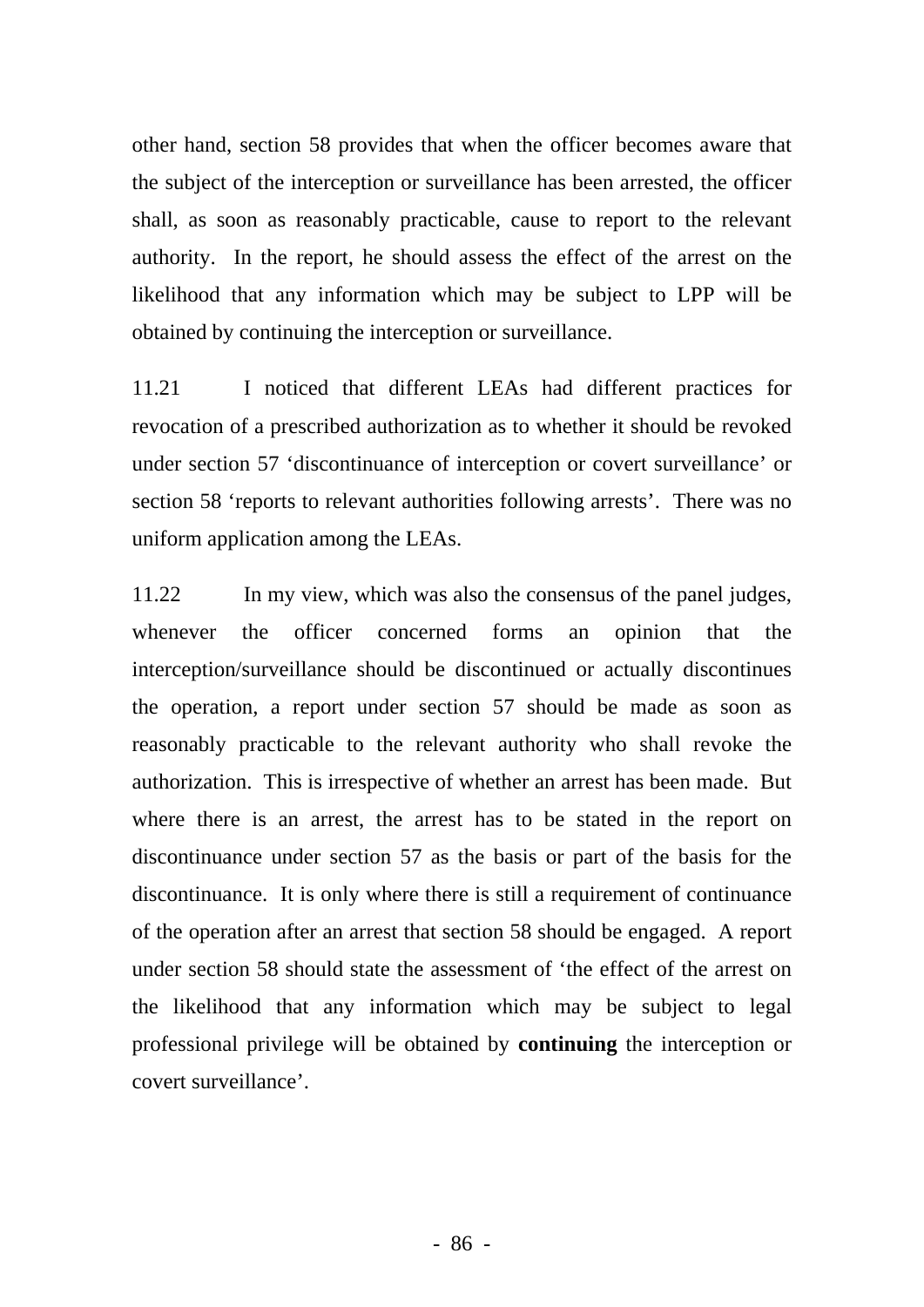other hand, section 58 provides that when the officer becomes aware that the subject of the interception or surveillance has been arrested, the officer shall, as soon as reasonably practicable, cause to report to the relevant authority. In the report, he should assess the effect of the arrest on the likelihood that any information which may be subject to LPP will be obtained by continuing the interception or surveillance.

11.21 I noticed that different LEAs had different practices for revocation of a prescribed authorization as to whether it should be revoked under section 57 'discontinuance of interception or covert surveillance' or section 58 'reports to relevant authorities following arrests'. There was no uniform application among the LEAs.

11.22 In my view, which was also the consensus of the panel judges, whenever the officer concerned forms an opinion that the interception/surveillance should be discontinued or actually discontinues the operation, a report under section 57 should be made as soon as reasonably practicable to the relevant authority who shall revoke the authorization. This is irrespective of whether an arrest has been made. But where there is an arrest, the arrest has to be stated in the report on discontinuance under section 57 as the basis or part of the basis for the discontinuance. It is only where there is still a requirement of continuance of the operation after an arrest that section 58 should be engaged. A report under section 58 should state the assessment of 'the effect of the arrest on the likelihood that any information which may be subject to legal professional privilege will be obtained by **continuing** the interception or covert surveillance'.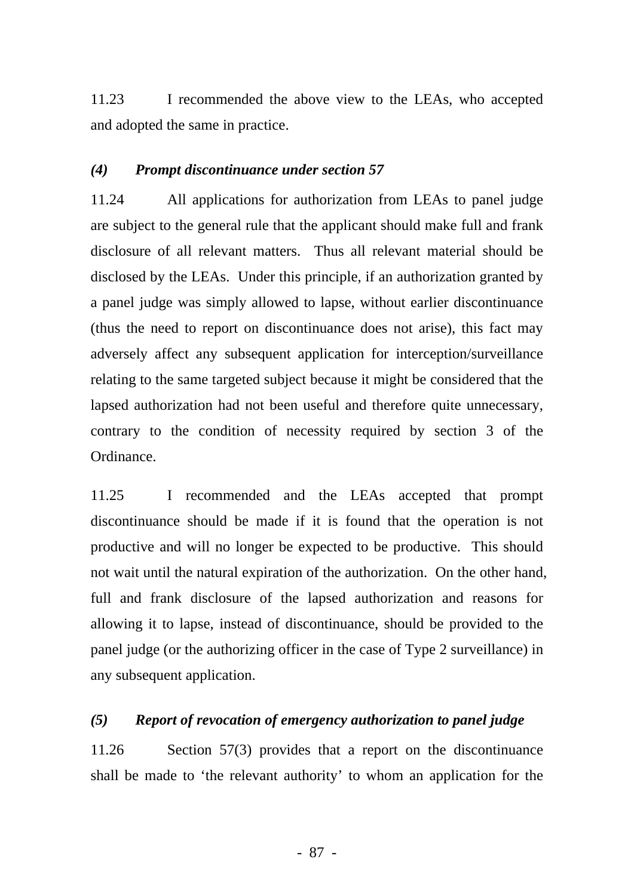11.23 I recommended the above view to the LEAs, who accepted and adopted the same in practice.

### *(4) Prompt discontinuance under section 57*

11.24 All applications for authorization from LEAs to panel judge are subject to the general rule that the applicant should make full and frank disclosure of all relevant matters. Thus all relevant material should be disclosed by the LEAs. Under this principle, if an authorization granted by a panel judge was simply allowed to lapse, without earlier discontinuance (thus the need to report on discontinuance does not arise), this fact may adversely affect any subsequent application for interception/surveillance relating to the same targeted subject because it might be considered that the lapsed authorization had not been useful and therefore quite unnecessary, contrary to the condition of necessity required by section 3 of the Ordinance.

11.25 I recommended and the LEAs accepted that prompt discontinuance should be made if it is found that the operation is not productive and will no longer be expected to be productive. This should not wait until the natural expiration of the authorization. On the other hand, full and frank disclosure of the lapsed authorization and reasons for allowing it to lapse, instead of discontinuance, should be provided to the panel judge (or the authorizing officer in the case of Type 2 surveillance) in any subsequent application.

### *(5) Report of revocation of emergency authorization to panel judge*

11.26 Section 57(3) provides that a report on the discontinuance shall be made to 'the relevant authority' to whom an application for the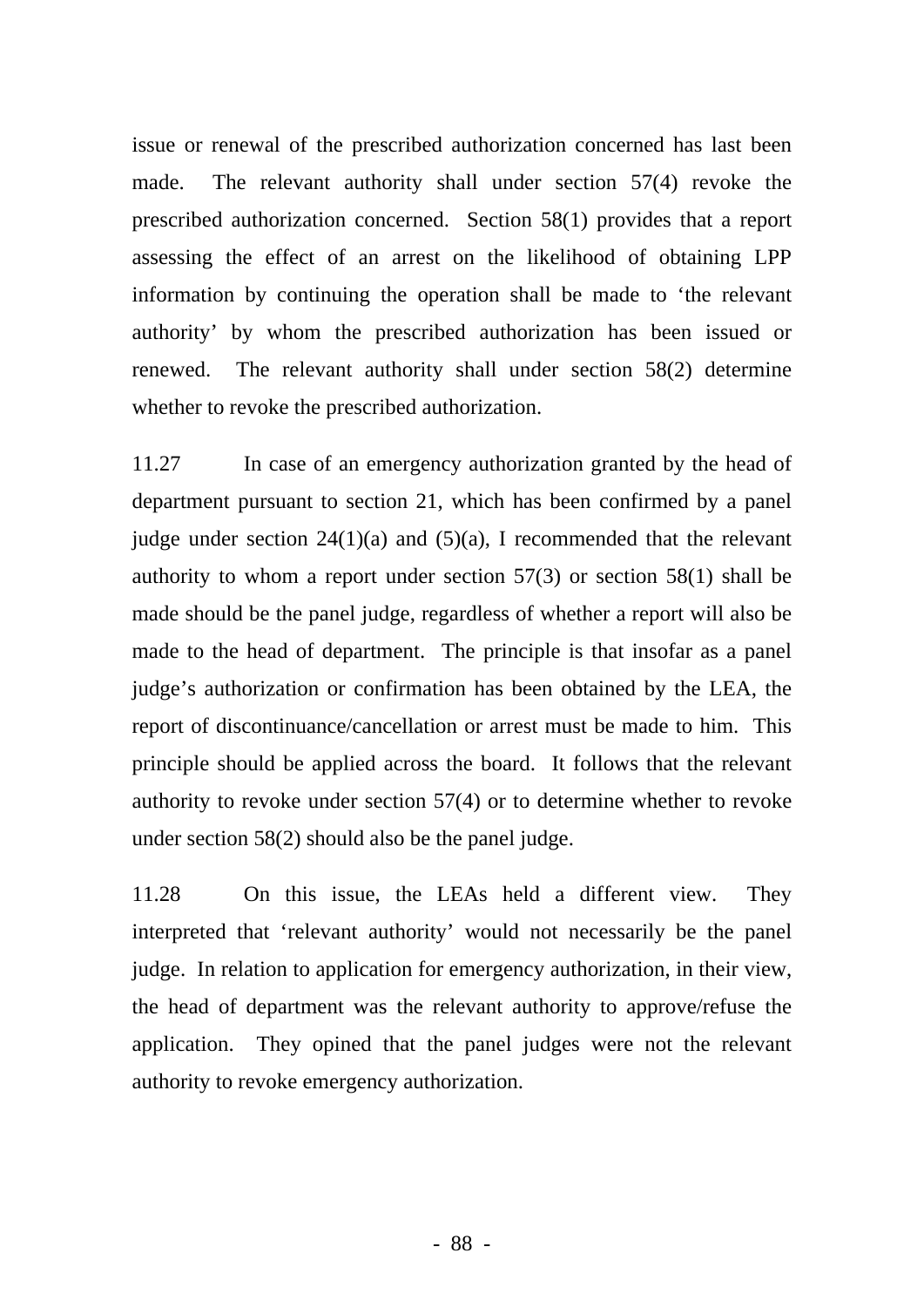issue or renewal of the prescribed authorization concerned has last been made. The relevant authority shall under section 57(4) revoke the prescribed authorization concerned. Section 58(1) provides that a report assessing the effect of an arrest on the likelihood of obtaining LPP information by continuing the operation shall be made to 'the relevant authority' by whom the prescribed authorization has been issued or renewed. The relevant authority shall under section 58(2) determine whether to revoke the prescribed authorization.

11.27 In case of an emergency authorization granted by the head of department pursuant to section 21, which has been confirmed by a panel judge under section 24(1)(a) and (5)(a), I recommended that the relevant authority to whom a report under section 57(3) or section 58(1) shall be made should be the panel judge, regardless of whether a report will also be made to the head of department. The principle is that insofar as a panel judge's authorization or confirmation has been obtained by the LEA, the report of discontinuance/cancellation or arrest must be made to him. This principle should be applied across the board. It follows that the relevant authority to revoke under section 57(4) or to determine whether to revoke under section 58(2) should also be the panel judge.

11.28 On this issue, the LEAs held a different view. They interpreted that 'relevant authority' would not necessarily be the panel judge. In relation to application for emergency authorization, in their view, the head of department was the relevant authority to approve/refuse the application. They opined that the panel judges were not the relevant authority to revoke emergency authorization.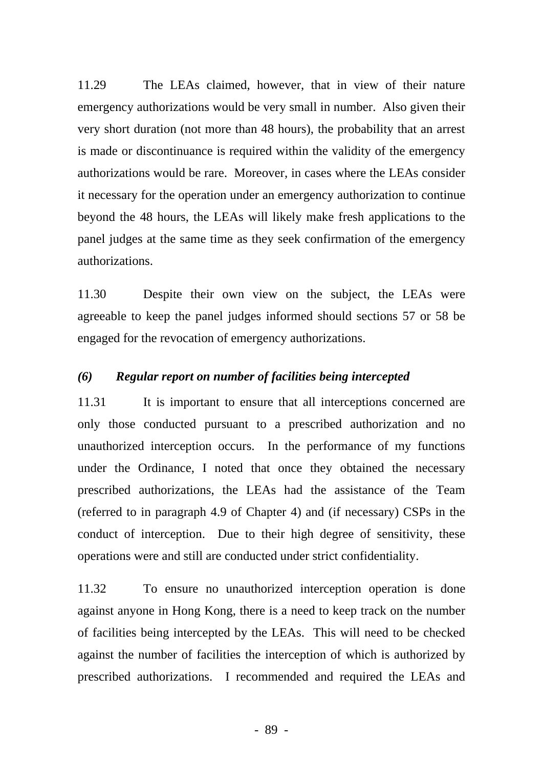11.29 The LEAs claimed, however, that in view of their nature emergency authorizations would be very small in number. Also given their very short duration (not more than 48 hours), the probability that an arrest is made or discontinuance is required within the validity of the emergency authorizations would be rare. Moreover, in cases where the LEAs consider it necessary for the operation under an emergency authorization to continue beyond the 48 hours, the LEAs will likely make fresh applications to the panel judges at the same time as they seek confirmation of the emergency authorizations.

11.30 Despite their own view on the subject, the LEAs were agreeable to keep the panel judges informed should sections 57 or 58 be engaged for the revocation of emergency authorizations.

***(6) Regular report on number of facilities being intercepted***

11.31 It is important to ensure that all interceptions concerned are only those conducted pursuant to a prescribed authorization and no unauthorized interception occurs. In the performance of my functions under the Ordinance, I noted that once they obtained the necessary prescribed authorizations, the LEAs had the assistance of the Team (referred to in paragraph 4.9 of Chapter 4) and (if necessary) CSPs in the conduct of interception. Due to their high degree of sensitivity, these operations were and still are conducted under strict confidentiality.

11.32 To ensure no unauthorized interception operation is done against anyone in Hong Kong, there is a need to keep track on the number of facilities being intercepted by the LEAs. This will need to be checked against the number of facilities the interception of which is authorized by prescribed authorizations. I recommended and required the LEAs and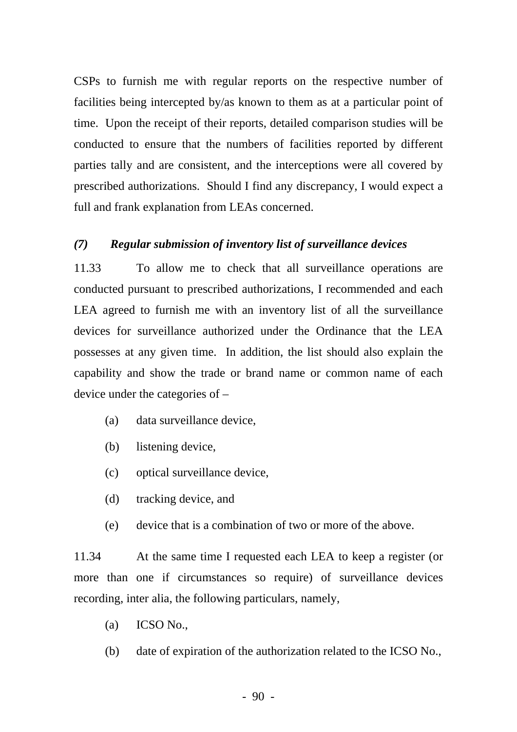CSPs to furnish me with regular reports on the respective number of facilities being intercepted by/as known to them as at a particular point of time. Upon the receipt of their reports, detailed comparison studies will be conducted to ensure that the numbers of facilities reported by different parties tally and are consistent, and the interceptions were all covered by prescribed authorizations. Should I find any discrepancy, I would expect a full and frank explanation from LEAs concerned.

### *(7) Regular submission of inventory list of surveillance devices*

11.33 To allow me to check that all surveillance operations are conducted pursuant to prescribed authorizations, I recommended and each LEA agreed to furnish me with an inventory list of all the surveillance devices for surveillance authorized under the Ordinance that the LEA possesses at any given time. In addition, the list should also explain the capability and show the trade or brand name or common name of each device under the categories of –

(a) data surveillance device,

(b) listening device,

(c) optical surveillance device,

(d) tracking device, and

(e) device that is a combination of two or more of the above.

11.34 At the same time I requested each LEA to keep a register (or more than one if circumstances so require) of surveillance devices recording, inter alia, the following particulars, namely,

(a) ICSO No.,

(b) date of expiration of the authorization related to the ICSO No.,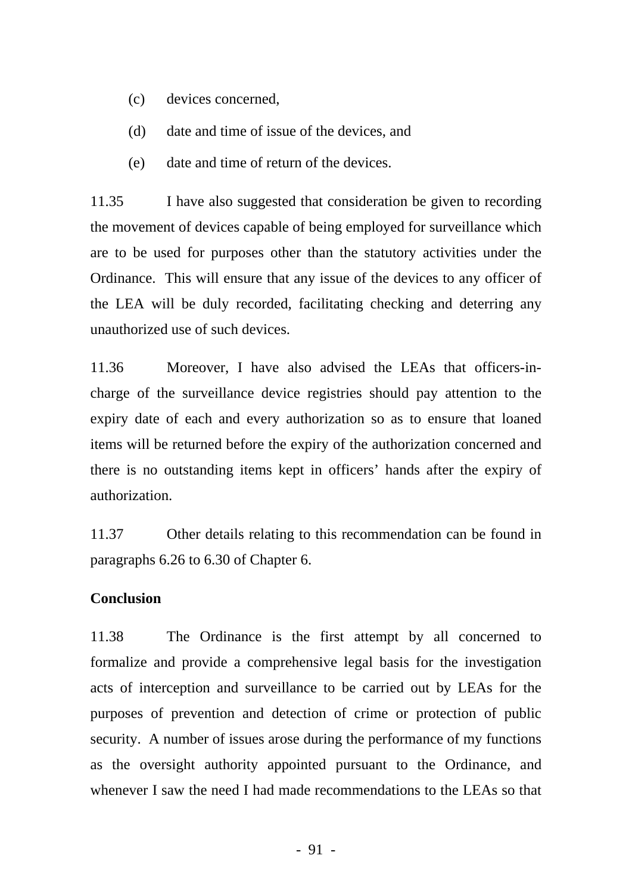(c) devices concerned,

(d) date and time of issue of the devices, and

(e) date and time of return of the devices.

11.35 I have also suggested that consideration be given to recording the movement of devices capable of being employed for surveillance which are to be used for purposes other than the statutory activities under the Ordinance. This will ensure that any issue of the devices to any officer of the LEA will be duly recorded, facilitating checking and deterring any unauthorized use of such devices.

11.36 Moreover, I have also advised the LEAs that officers-in-charge of the surveillance device registries should pay attention to the expiry date of each and every authorization so as to ensure that loaned items will be returned before the expiry of the authorization concerned and there is no outstanding items kept in officers' hands after the expiry of authorization.

11.37 Other details relating to this recommendation can be found in paragraphs 6.26 to 6.30 of Chapter 6.

**Conclusion**

11.38 The Ordinance is the first attempt by all concerned to formalize and provide a comprehensive legal basis for the investigation acts of interception and surveillance to be carried out by LEAs for the purposes of prevention and detection of crime or protection of public security. A number of issues arose during the performance of my functions as the oversight authority appointed pursuant to the Ordinance, and whenever I saw the need I had made recommendations to the LEAs so that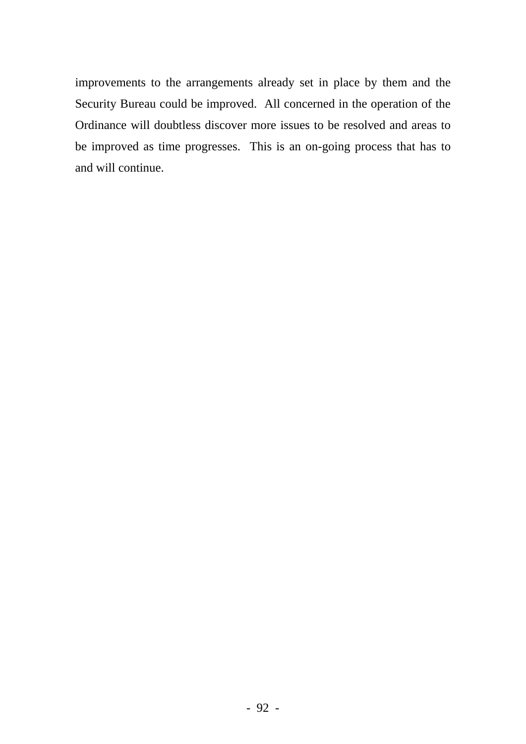improvements to the arrangements already set in place by them and the Security Bureau could be improved. All concerned in the operation of the Ordinance will doubtless discover more issues to be resolved and areas to be improved as time progresses. This is an on-going process that has to and will continue.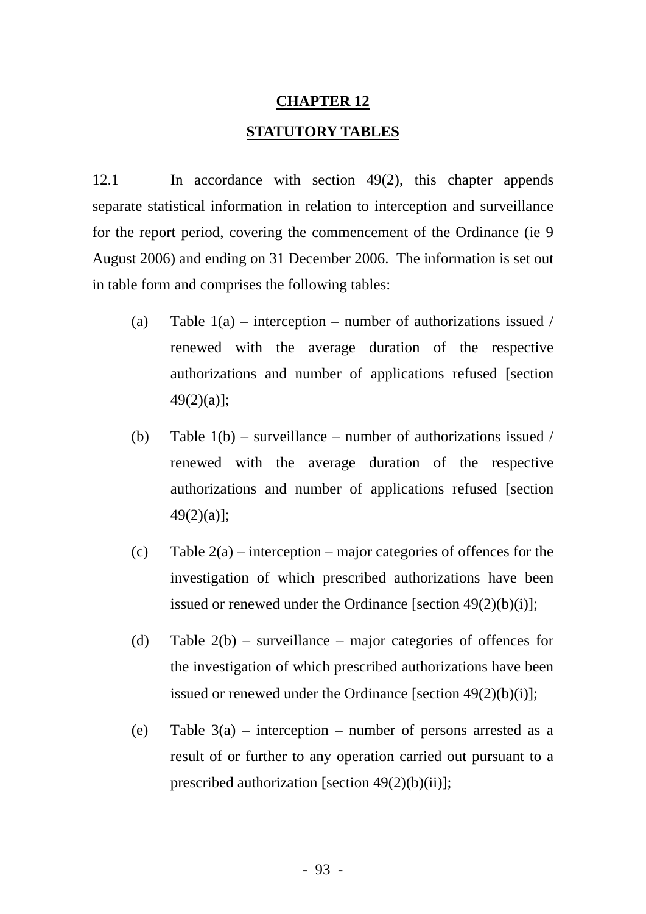# CHAPTER 12

## STATUTORY TABLES

12.1 In accordance with section 49(2), this chapter appends separate statistical information in relation to interception and surveillance for the report period, covering the commencement of the Ordinance (ie 9 August 2006) and ending on 31 December 2006. The information is set out in table form and comprises the following tables:

(a) Table 1(a) – interception – number of authorizations issued / renewed with the average duration of the respective authorizations and number of applications refused [section 49(2)(a)];

(b) Table 1(b) – surveillance – number of authorizations issued / renewed with the average duration of the respective authorizations and number of applications refused [section 49(2)(a)];

(c) Table 2(a) – interception – major categories of offences for the investigation of which prescribed authorizations have been issued or renewed under the Ordinance [section 49(2)(b)(i)];

(d) Table 2(b) – surveillance – major categories of offences for the investigation of which prescribed authorizations have been issued or renewed under the Ordinance [section 49(2)(b)(i)];

(e) Table 3(a) – interception – number of persons arrested as a result of or further to any operation carried out pursuant to a prescribed authorization [section 49(2)(b)(ii)];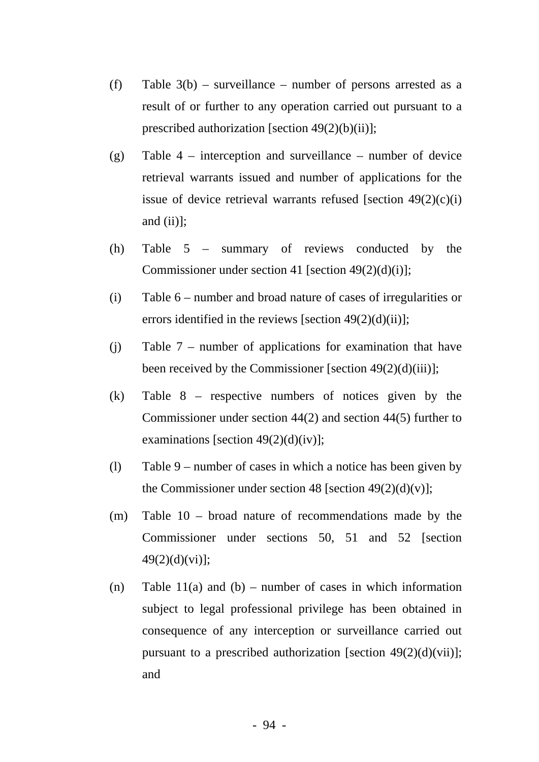(f) Table 3(b) – surveillance – number of persons arrested as a result of or further to any operation carried out pursuant to a prescribed authorization [section 49(2)(b)(ii)];

(g) Table 4 – interception and surveillance – number of device retrieval warrants issued and number of applications for the issue of device retrieval warrants refused [section 49(2)(c)(i) and (ii)];

(h) Table 5 – summary of reviews conducted by the Commissioner under section 41 [section 49(2)(d)(i)];

(i) Table 6 – number and broad nature of cases of irregularities or errors identified in the reviews [section 49(2)(d)(ii)];

(j) Table 7 – number of applications for examination that have been received by the Commissioner [section 49(2)(d)(iii)];

(k) Table 8 – respective numbers of notices given by the Commissioner under section 44(2) and section 44(5) further to examinations [section 49(2)(d)(iv)];

(l) Table 9 – number of cases in which a notice has been given by the Commissioner under section 48 [section 49(2)(d)(v)];

(m) Table 10 – broad nature of recommendations made by the Commissioner under sections 50, 51 and 52 [section 49(2)(d)(vi)];

(n) Table 11(a) and (b) – number of cases in which information subject to legal professional privilege has been obtained in consequence of any interception or surveillance carried out pursuant to a prescribed authorization [section 49(2)(d)(vii)]; and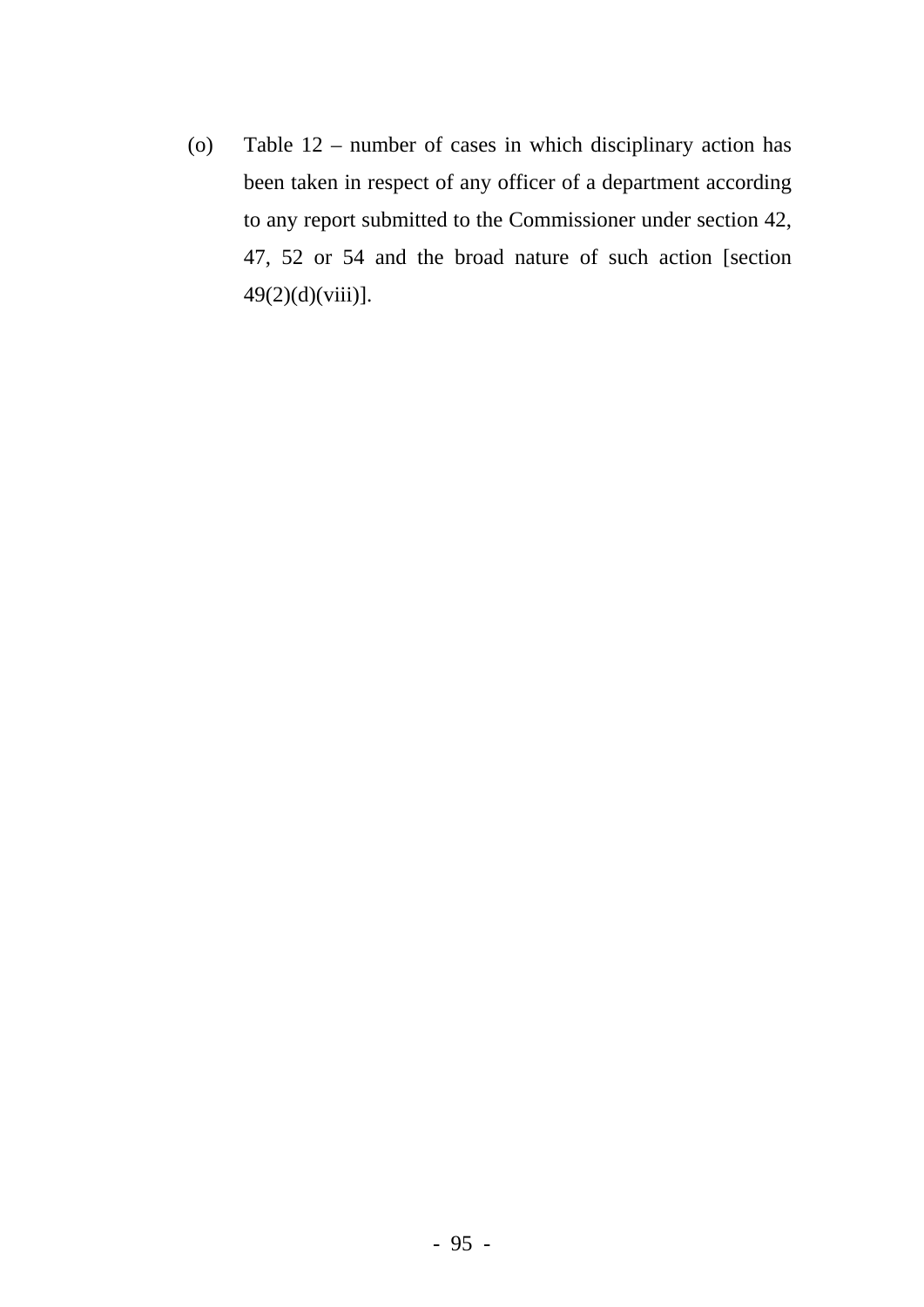(o) Table 12 – number of cases in which disciplinary action has been taken in respect of any officer of a department according to any report submitted to the Commissioner under section 42, 47, 52 or 54 and the broad nature of such action [section 49(2)(d)(viii)].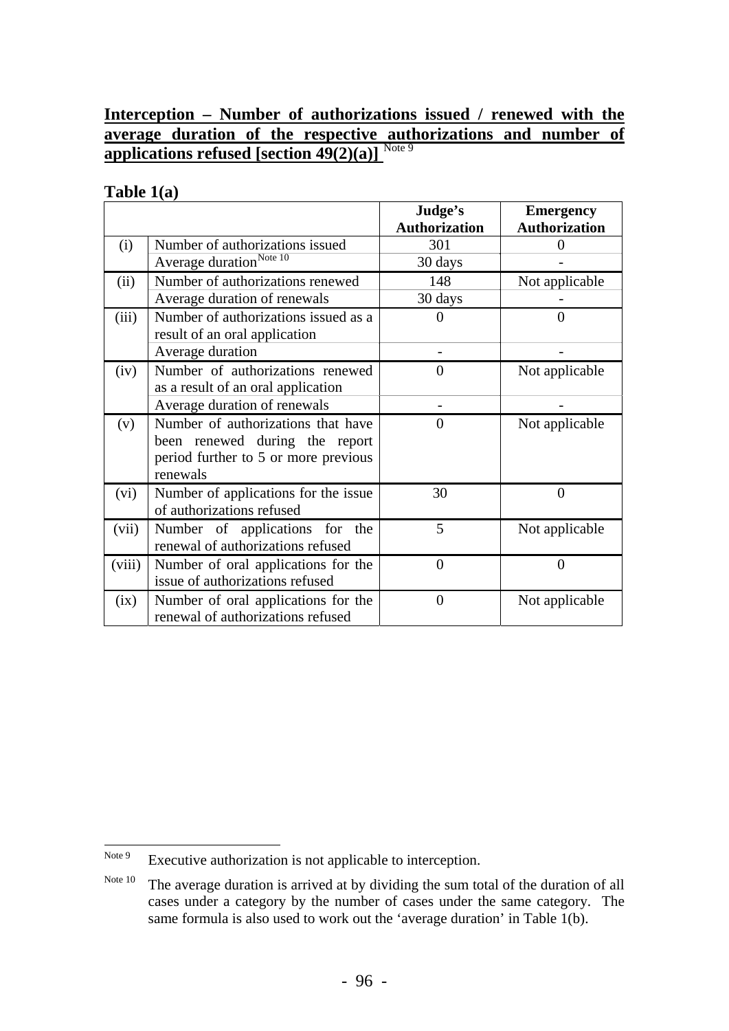**Interception – Number of authorizations issued / renewed with the average duration of the respective authorizations and number of applications refused [section 49(2)(a)]** [Note 9]

**Table 1(a)**

| | | Judge's Authorization | Emergency Authorization |
|---|---|---|---|
| (i) | Number of authorizations issued | 301 | 0 |
| | Average duration [Note 10] | 30 days | - |
| (ii) | Number of authorizations renewed | 148 | Not applicable |
| | Average duration of renewals | 30 days | - |
| (iii) | Number of authorizations issued as a result of an oral application | 0 | 0 |
| | Average duration | - | - |
| (iv) | Number of authorizations renewed as a result of an oral application | 0 | Not applicable |
| | Average duration of renewals | - | - |
| (v) | Number of authorizations that have been renewed during the report period further to 5 or more previous renewals | 0 | Not applicable |
| (vi) | Number of applications for the issue of authorizations refused | 30 | 0 |
| (vii) | Number of applications for the renewal of authorizations refused | 5 | Not applicable |
| (viii) | Number of oral applications for the issue of authorizations refused | 0 | 0 |
| (ix) | Number of oral applications for the renewal of authorizations refused | 0 | Not applicable |

---

Note 9 Executive authorization is not applicable to interception.

Note 10 The average duration is arrived at by dividing the sum total of the duration of all cases under a category by the number of cases under the same category. The same formula is also used to work out the 'average duration' in Table 1(b).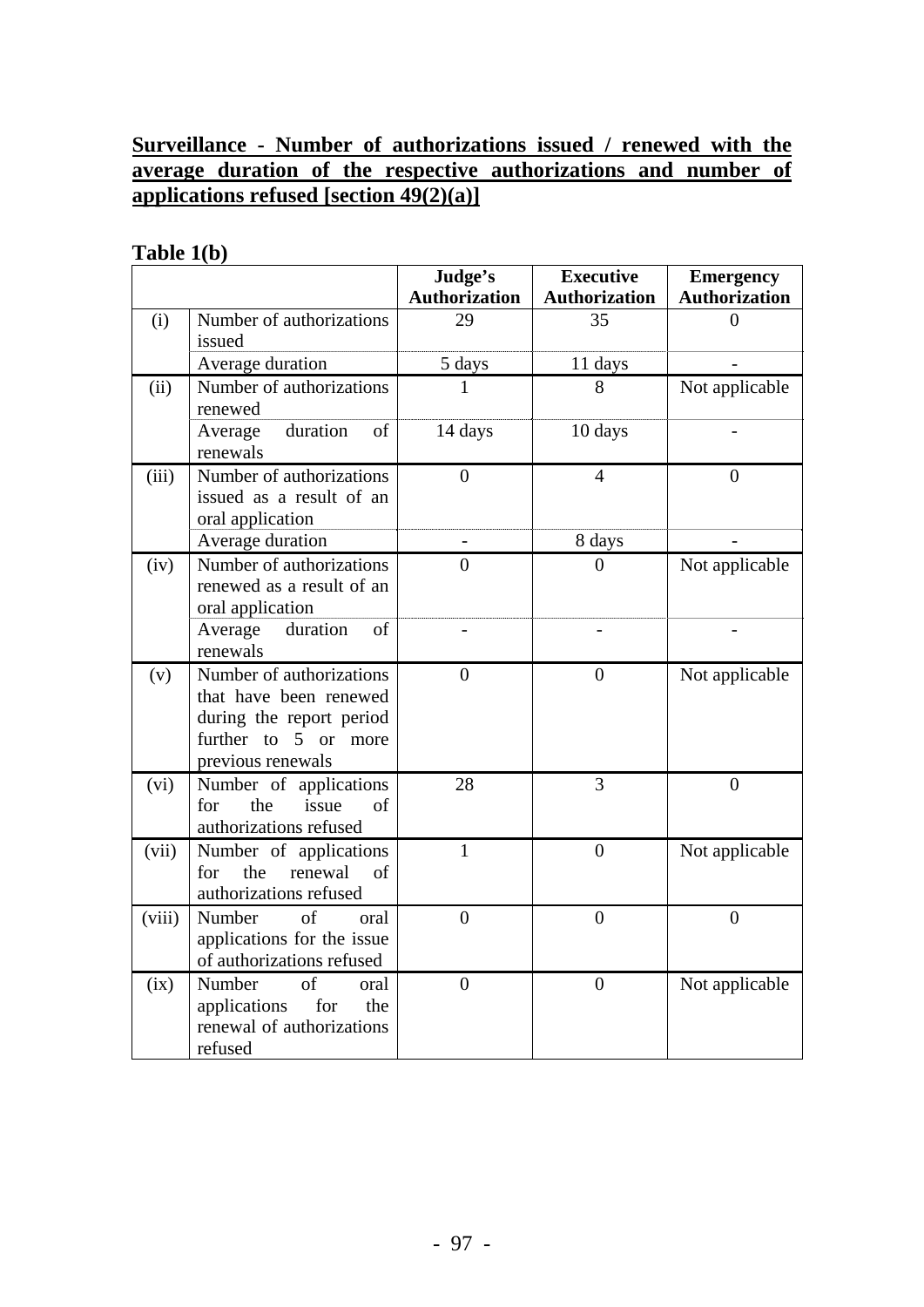**Surveillance - Number of authorizations issued / renewed with the average duration of the respective authorizations and number of applications refused [section 49(2)(a)]**

**Table 1(b)**

| | | Judge's Authorization | Executive Authorization | Emergency Authorization |
|---|---|---|---|---|
| (i) | Number of authorizations issued | 29 | 35 | 0 |
| | Average duration | 5 days | 11 days | - |
| (ii) | Number of authorizations renewed | 1 | 8 | Not applicable |
| | Average duration of renewals | 14 days | 10 days | - |
| (iii) | Number of authorizations issued as a result of an oral application | 0 | 4 | 0 |
| | Average duration | - | 8 days | - |
| (iv) | Number of authorizations renewed as a result of an oral application | 0 | 0 | Not applicable |
| | Average duration of renewals | - | - | - |
| (v) | Number of authorizations that have been renewed during the report period further to 5 or more previous renewals | 0 | 0 | Not applicable |
| (vi) | Number of applications for the issue of authorizations refused | 28 | 3 | 0 |
| (vii) | Number of applications for the renewal of authorizations refused | 1 | 0 | Not applicable |
| (viii) | Number of oral applications for the issue of authorizations refused | 0 | 0 | 0 |
| (ix) | Number of oral applications for the renewal of authorizations refused | 0 | 0 | Not applicable |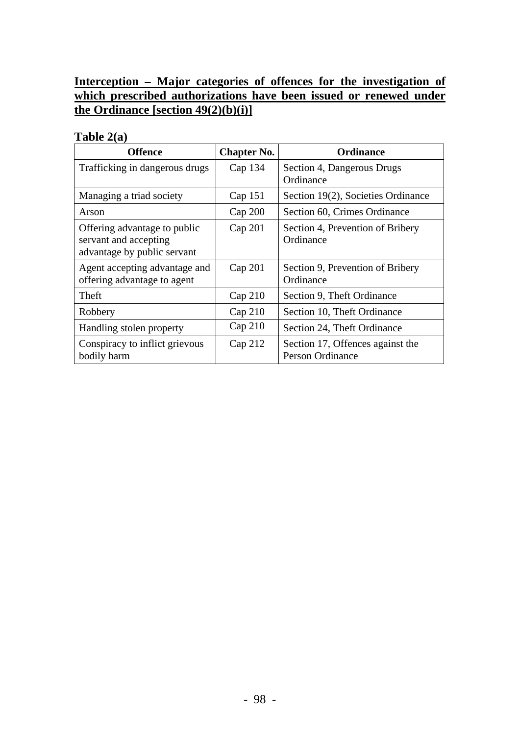**Interception – Major categories of offences for the investigation of which prescribed authorizations have been issued or renewed under the Ordinance [section 49(2)(b)(i)]**

**Table 2(a)**

| Offence | Chapter No. | Ordinance |
|---|---|---|
| Trafficking in dangerous drugs | Cap 134 | Section 4, Dangerous Drugs Ordinance |
| Managing a triad society | Cap 151 | Section 19(2), Societies Ordinance |
| Arson | Cap 200 | Section 60, Crimes Ordinance |
| Offering advantage to public servant and accepting advantage by public servant | Cap 201 | Section 4, Prevention of Bribery Ordinance |
| Agent accepting advantage and offering advantage to agent | Cap 201 | Section 9, Prevention of Bribery Ordinance |
| Theft | Cap 210 | Section 9, Theft Ordinance |
| Robbery | Cap 210 | Section 10, Theft Ordinance |
| Handling stolen property | Cap 210 | Section 24, Theft Ordinance |
| Conspiracy to inflict grievous bodily harm | Cap 212 | Section 17, Offences against the Person Ordinance |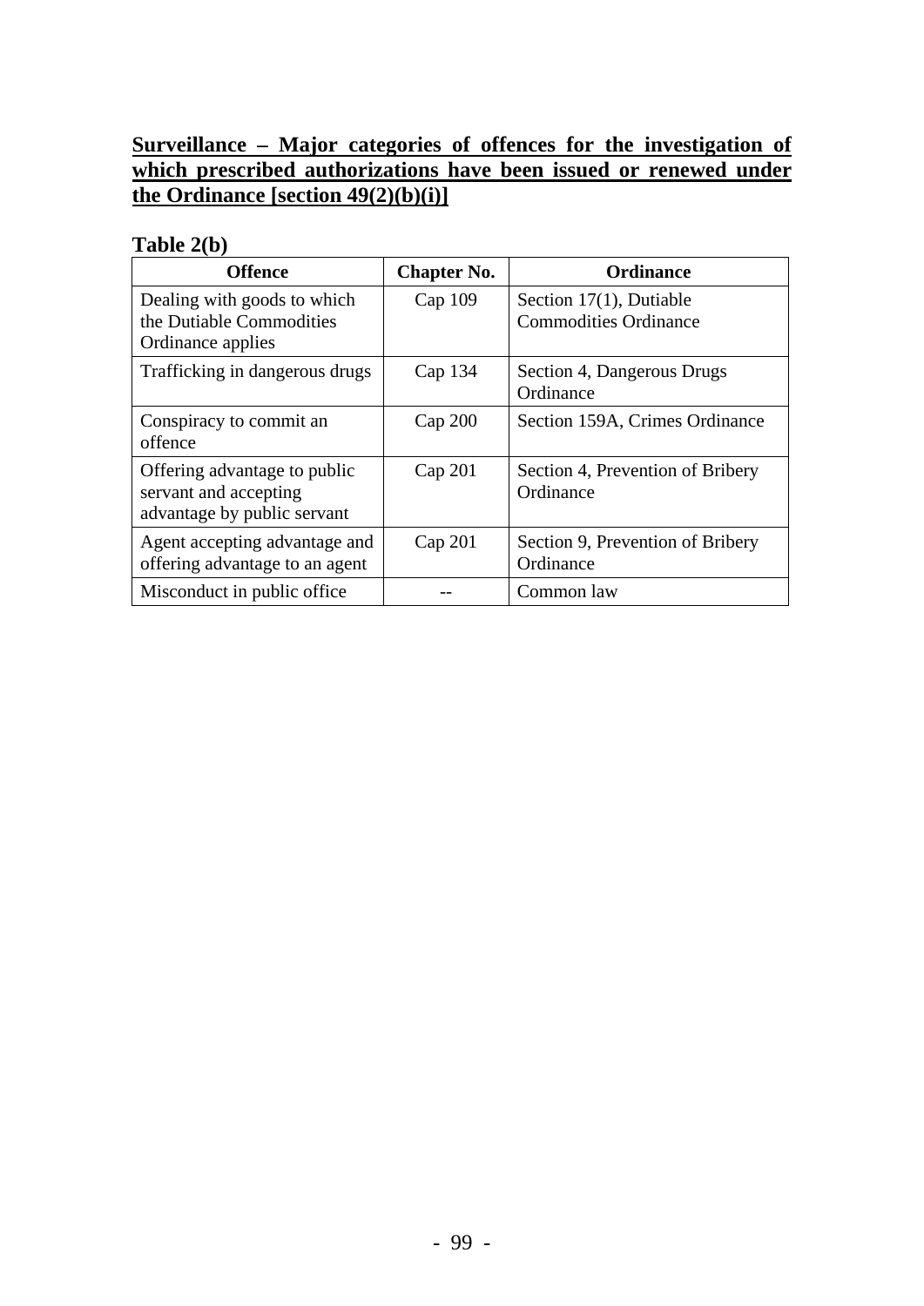**Surveillance – Major categories of offences for the investigation of which prescribed authorizations have been issued or renewed under the Ordinance [section 49(2)(b)(i)]**

**Table 2(b)**

| Offence | Chapter No. | Ordinance |
|---|---|---|
| Dealing with goods to which the Dutiable Commodities Ordinance applies | Cap 109 | Section 17(1), Dutiable Commodities Ordinance |
| Trafficking in dangerous drugs | Cap 134 | Section 4, Dangerous Drugs Ordinance |
| Conspiracy to commit an offence | Cap 200 | Section 159A, Crimes Ordinance |
| Offering advantage to public servant and accepting advantage by public servant | Cap 201 | Section 4, Prevention of Bribery Ordinance |
| Agent accepting advantage and offering advantage to an agent | Cap 201 | Section 9, Prevention of Bribery Ordinance |
| Misconduct in public office | -- | Common law |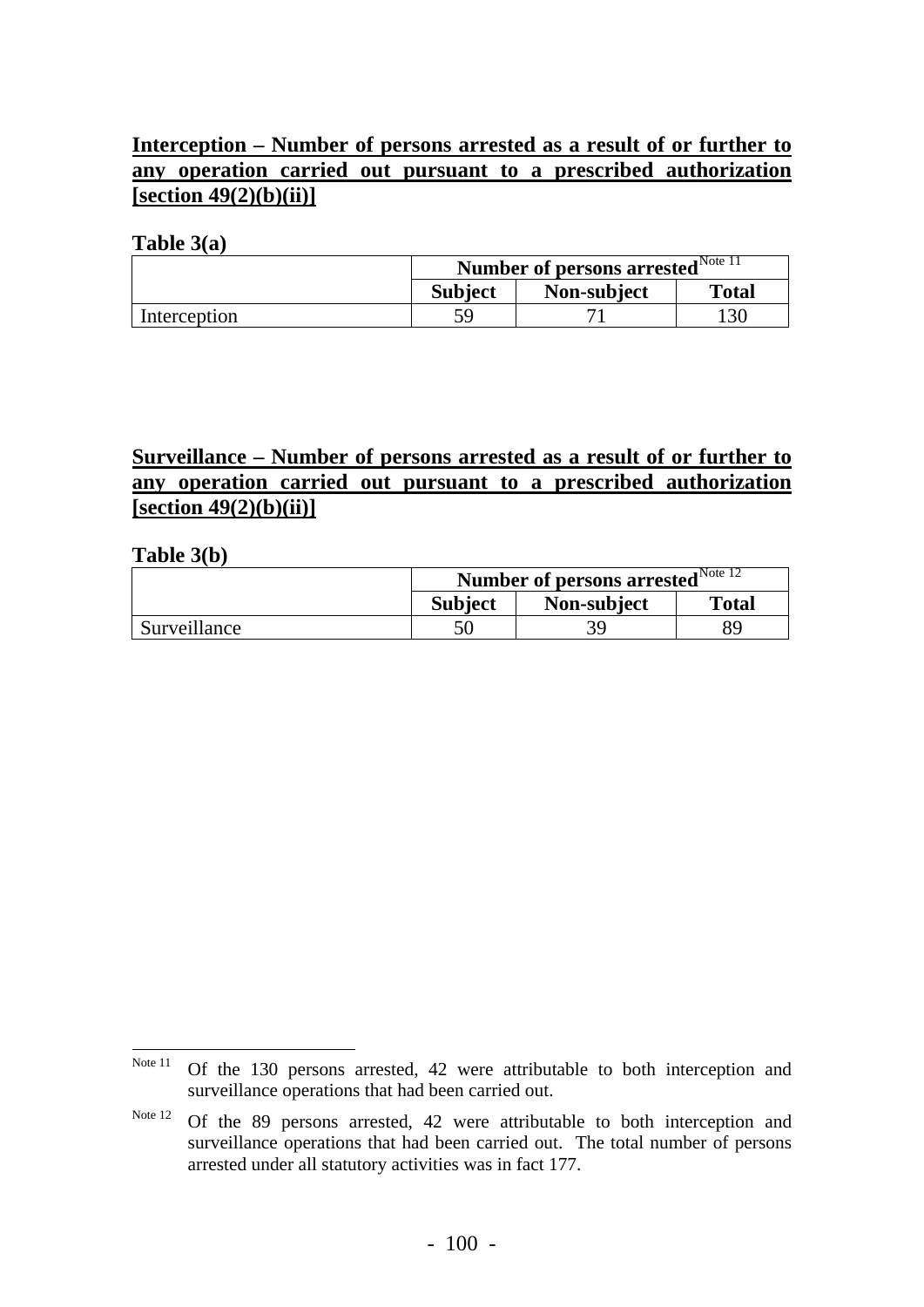**Interception – Number of persons arrested as a result of or further to any operation carried out pursuant to a prescribed authorization [section 49(2)(b)(ii)]**

**Table 3(a)**

| | Number of persons arrested[Note 11] | | |
|---|---|---|---|
| | **Subject** | **Non-subject** | **Total** |
| Interception | 59 | 71 | 130 |

**Surveillance – Number of persons arrested as a result of or further to any operation carried out pursuant to a prescribed authorization [section 49(2)(b)(ii)]**

**Table 3(b)**

| | Number of persons arrested[Note 12] | | |
|---|---|---|---|
| | **Subject** | **Non-subject** | **Total** |
| Surveillance | 50 | 39 | 89 |

---

Note 11 Of the 130 persons arrested, 42 were attributable to both interception and surveillance operations that had been carried out.

Note 12 Of the 89 persons arrested, 42 were attributable to both interception and surveillance operations that had been carried out. The total number of persons arrested under all statutory activities was in fact 177.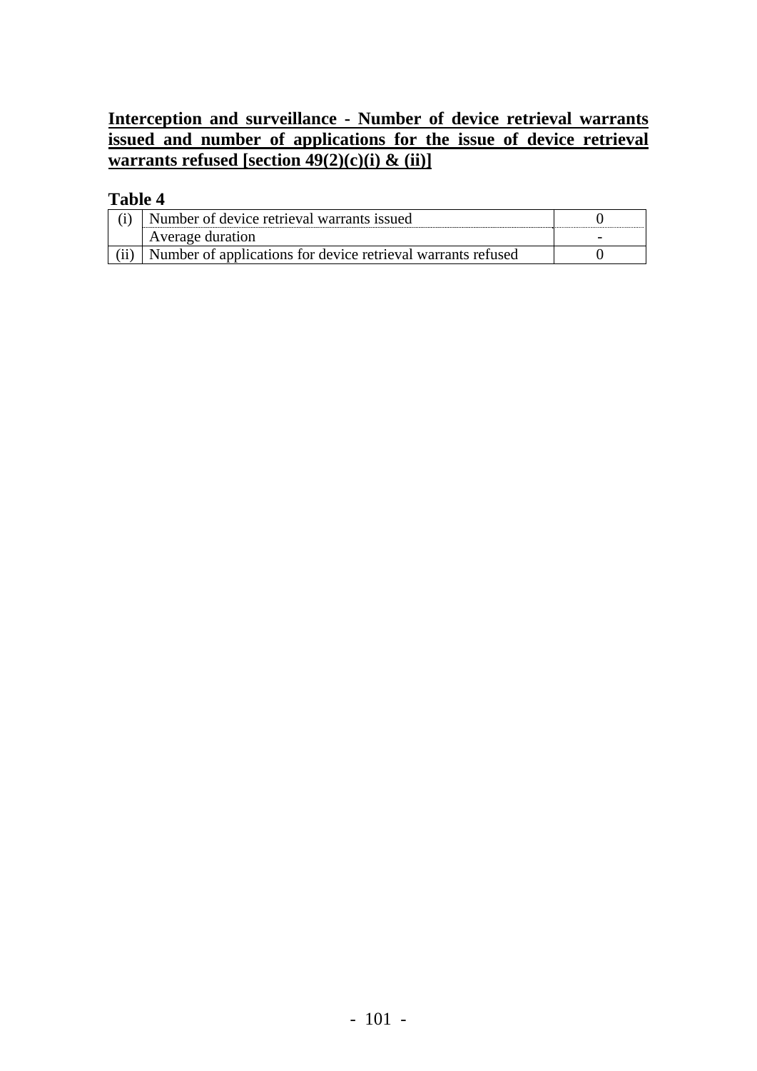**Interception and surveillance - Number of device retrieval warrants issued and number of applications for the issue of device retrieval warrants refused [section 49(2)(c)(i) & (ii)]**

**Table 4**

| | | |
|---|---|---|
| (i) | Number of device retrieval warrants issued | 0 |
| | Average duration | - |
| (ii) | Number of applications for device retrieval warrants refused | 0 |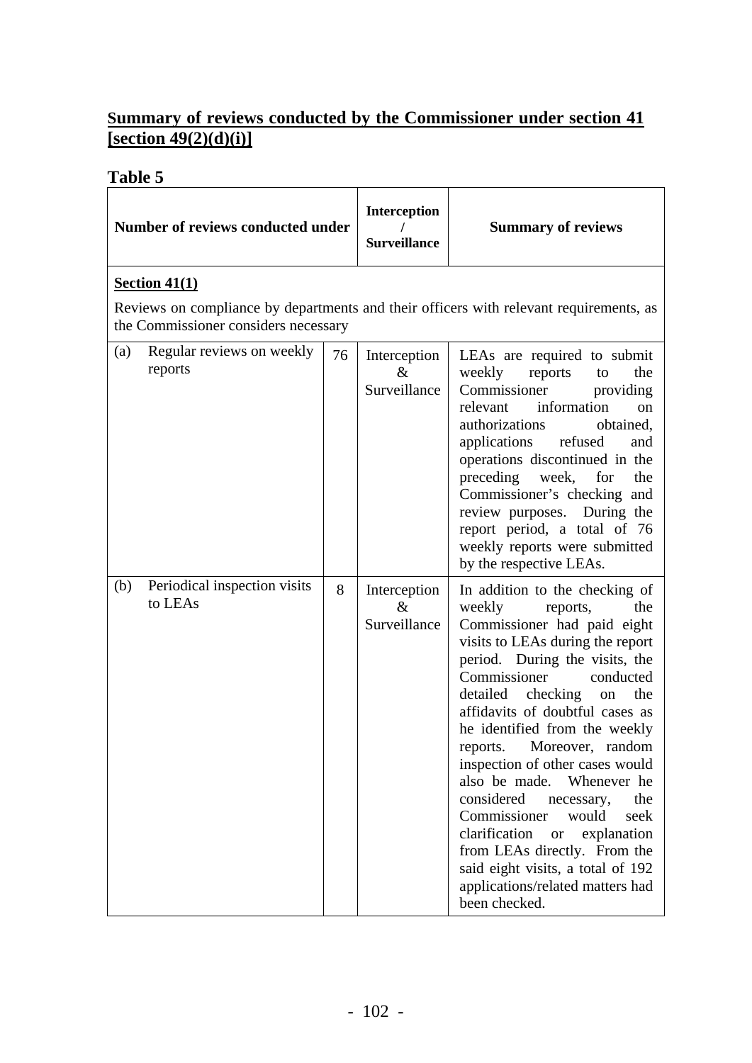## Summary of reviews conducted by the Commissioner under section 41 [section 49(2)(d)(i)]

### Table 5

| Number of reviews conducted under | | Interception / Surveillance | Summary of reviews |
|---|---|---|---|
| **Section 41(1)**<br>Reviews on compliance by departments and their officers with relevant requirements, as the Commissioner considers necessary | | | |
| (a) Regular reviews on weekly reports | 76 | Interception & Surveillance | LEAs are required to submit weekly reports to the Commissioner providing relevant information on authorizations obtained, applications refused and operations discontinued in the preceding week, for the Commissioner's checking and review purposes. During the report period, a total of 76 weekly reports were submitted by the respective LEAs. |
| (b) Periodical inspection visits to LEAs | 8 | Interception & Surveillance | In addition to the checking of weekly reports, the Commissioner had paid eight visits to LEAs during the report period. During the visits, the Commissioner conducted detailed checking on the affidavits of doubtful cases as he identified from the weekly reports. Moreover, random inspection of other cases would also be made. Whenever he considered necessary, the Commissioner would seek clarification or explanation from LEAs directly. From the said eight visits, a total of 192 applications/related matters had been checked. |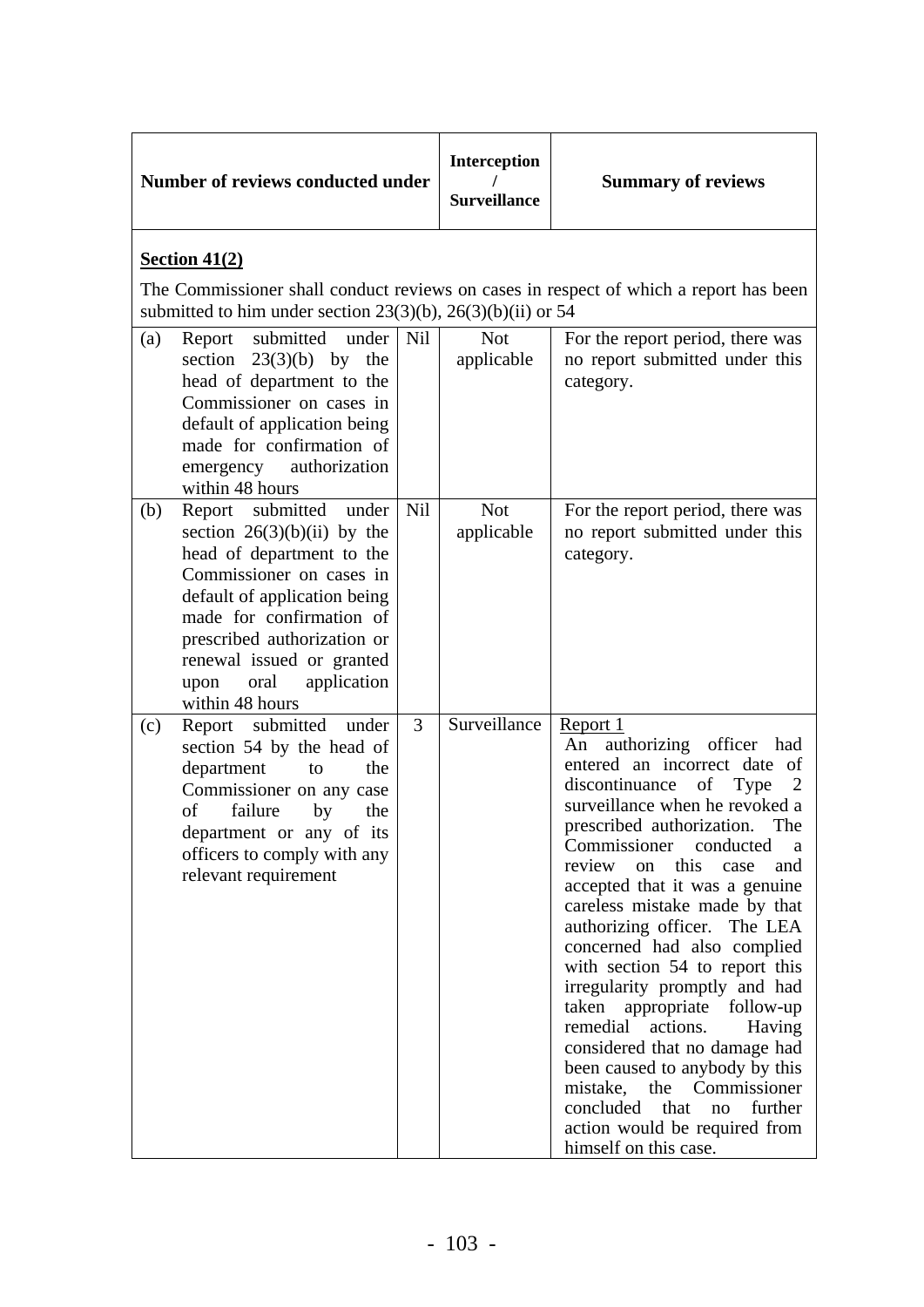| Number of reviews conducted under | | Interception / Surveillance | Summary of reviews |
|---|---|---|---|
| **Section 41(2)** The Commissioner shall conduct reviews on cases in respect of which a report has been submitted to him under section 23(3)(b), 26(3)(b)(ii) or 54 | | | |
| (a) Report submitted under section 23(3)(b) by the head of department to the Commissioner on cases in default of application being made for confirmation of emergency authorization within 48 hours | Nil | Not applicable | For the report period, there was no report submitted under this category. |
| (b) Report submitted under section 26(3)(b)(ii) by the head of department to the Commissioner on cases in default of application being made for confirmation of prescribed authorization or renewal issued or granted upon oral application within 48 hours | Nil | Not applicable | For the report period, there was no report submitted under this category. |
| (c) Report submitted under section 54 by the head of department to the Commissioner on any case of failure by the department or any of its officers to comply with any relevant requirement | 3 | Surveillance | Report 1<br>An authorizing officer had entered an incorrect date of discontinuance of Type 2 surveillance when he revoked a prescribed authorization. The Commissioner conducted a review on this case and accepted that it was a genuine careless mistake made by that authorizing officer. The LEA concerned had also complied with section 54 to report this irregularity promptly and had taken appropriate follow-up remedial actions. Having considered that no damage had been caused to anybody by this mistake, the Commissioner concluded that no further action would be required from himself on this case. |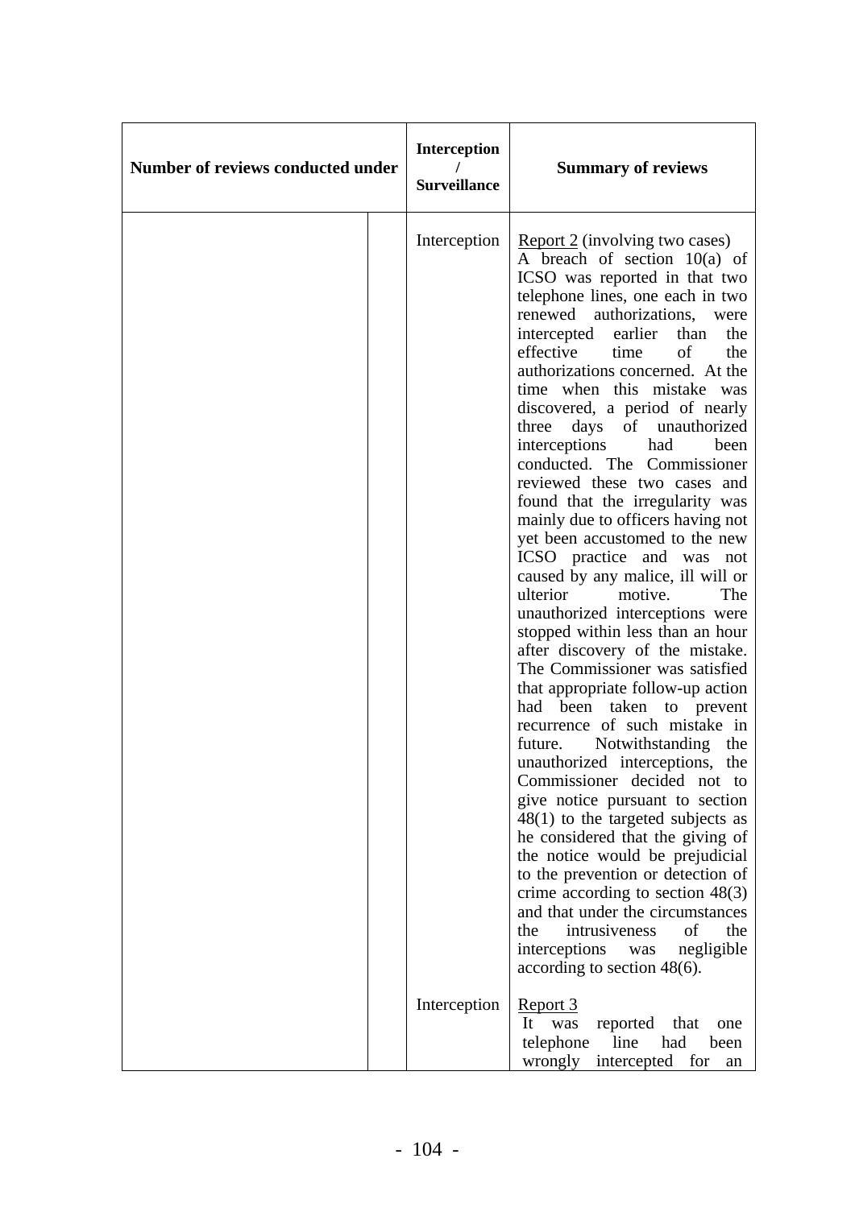| Number of reviews conducted under | | Interception / Surveillance | Summary of reviews |
|---|---|---|---|
| | | Interception | Report 2 (involving two cases)<br>A breach of section 10(a) of ICSO was reported in that two telephone lines, one each in two renewed authorizations, were intercepted earlier than the effective time of the authorizations concerned. At the time when this mistake was discovered, a period of nearly three days of unauthorized interceptions had been conducted. The Commissioner reviewed these two cases and found that the irregularity was mainly due to officers having not yet been accustomed to the new ICSO practice and was not caused by any malice, ill will or ulterior motive. The unauthorized interceptions were stopped within less than an hour after discovery of the mistake. The Commissioner was satisfied that appropriate follow-up action had been taken to prevent recurrence of such mistake in future. Notwithstanding the unauthorized interceptions, the Commissioner decided not to give notice pursuant to section 48(1) to the targeted subjects as he considered that the giving of the notice would be prejudicial to the prevention or detection of crime according to section 48(3) and that under the circumstances the intrusiveness of the interceptions was negligible according to section 48(6). |
| | | Interception | Report 3<br>It was reported that one telephone line had been wrongly intercepted for an |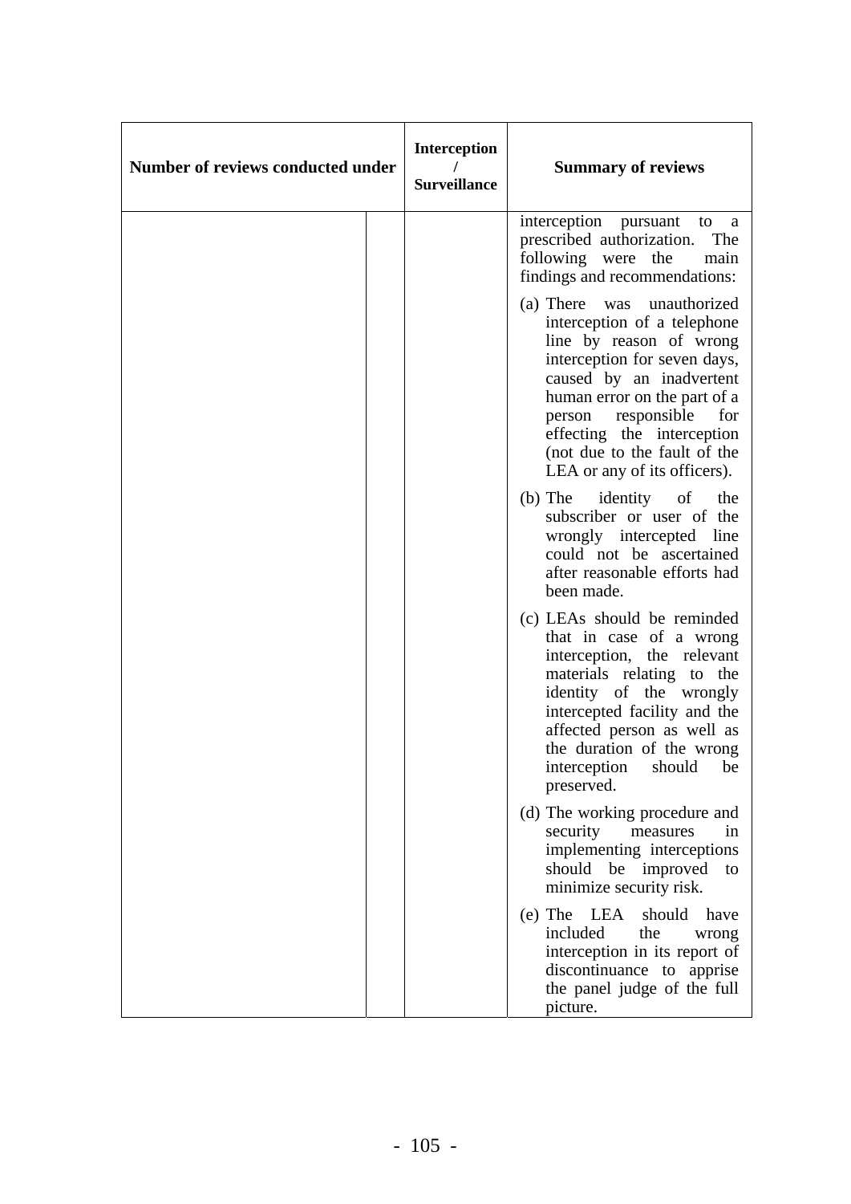| Number of reviews conducted under | | Interception / Surveillance | Summary of reviews |
|---|---|---|---|
| | | | interception pursuant to a prescribed authorization. The following were the main findings and recommendations:<br><br>(a) There was unauthorized interception of a telephone line by reason of wrong interception for seven days, caused by an inadvertent human error on the part of a person responsible for effecting the interception (not due to the fault of the LEA or any of its officers).<br><br>(b) The identity of the subscriber or user of the wrongly intercepted line could not be ascertained after reasonable efforts had been made.<br><br>(c) LEAs should be reminded that in case of a wrong interception, the relevant materials relating to the identity of the wrongly intercepted facility and the affected person as well as the duration of the wrong interception should be preserved.<br><br>(d) The working procedure and security measures in implementing interceptions should be improved to minimize security risk.<br><br>(e) The LEA should have included the wrong interception in its report of discontinuance to apprise the panel judge of the full picture. |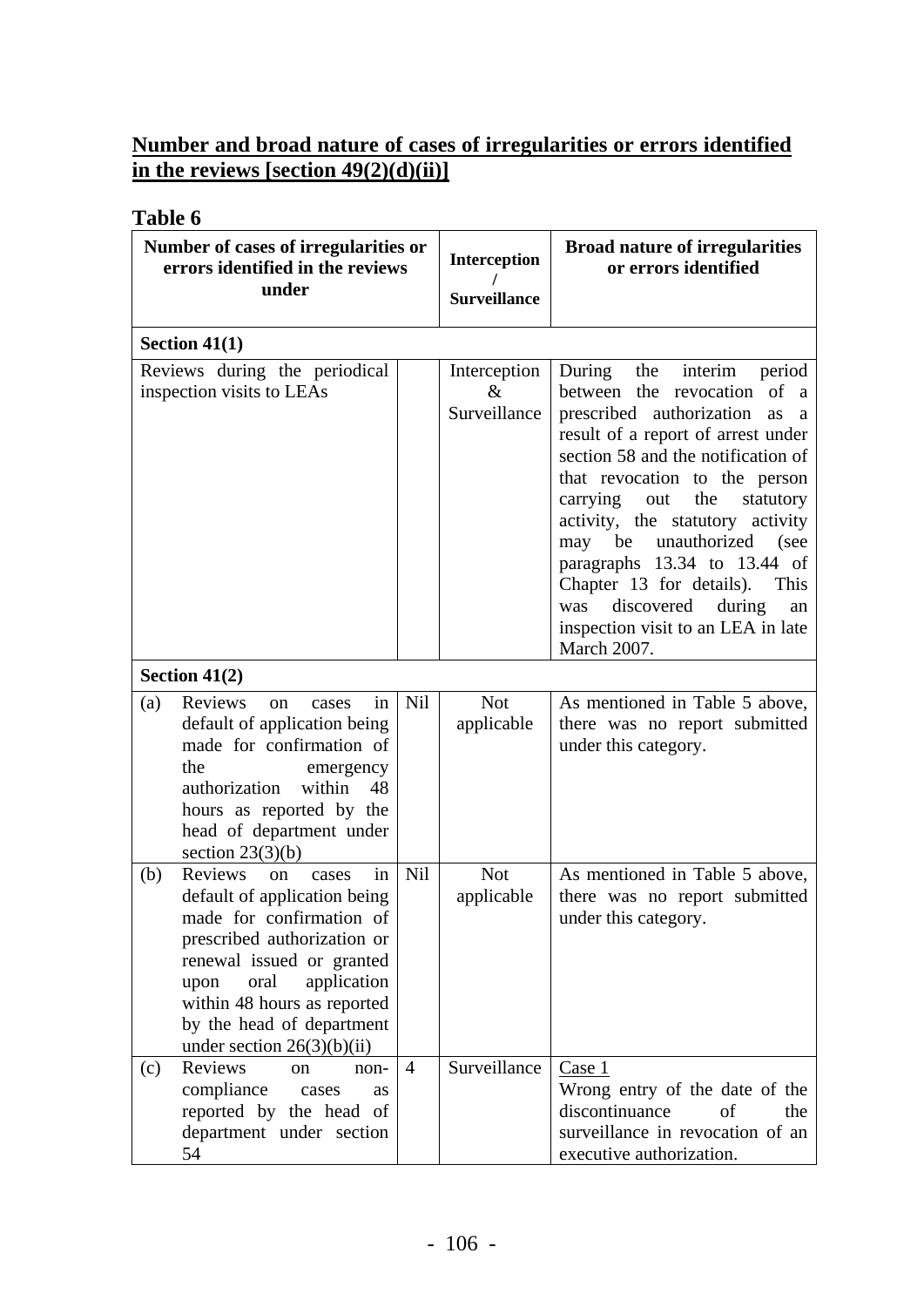## Number and broad nature of cases of irregularities or errors identified in the reviews [section 49(2)(d)(ii)]

### Table 6

| Number of cases of irregularities or errors identified in the reviews under | | Interception / Surveillance | Broad nature of irregularities or errors identified |
|---|---|---|---|
| **Section 41(1)** | | | |
| Reviews during the periodical inspection visits to LEAs | | Interception & Surveillance | During the interim period between the revocation of a prescribed authorization as a result of a report of arrest under section 58 and the notification of that revocation to the person carrying out the statutory activity, the statutory activity may be unauthorized (see paragraphs 13.34 to 13.44 of Chapter 13 for details). This was discovered during an inspection visit to an LEA in late March 2007. |
| **Section 41(2)** | | | |
| (a) Reviews on cases in default of application being made for confirmation of the emergency authorization within 48 hours as reported by the head of department under section 23(3)(b) | Nil | Not applicable | As mentioned in Table 5 above, there was no report submitted under this category. |
| (b) Reviews on cases in default of application being made for confirmation of prescribed authorization or renewal issued or granted upon oral application within 48 hours as reported by the head of department under section 26(3)(b)(ii) | Nil | Not applicable | As mentioned in Table 5 above, there was no report submitted under this category. |
| (c) Reviews on non-compliance cases as reported by the head of department under section 54 | 4 | Surveillance | Case 1<br>Wrong entry of the date of the discontinuance of the surveillance in revocation of an executive authorization. |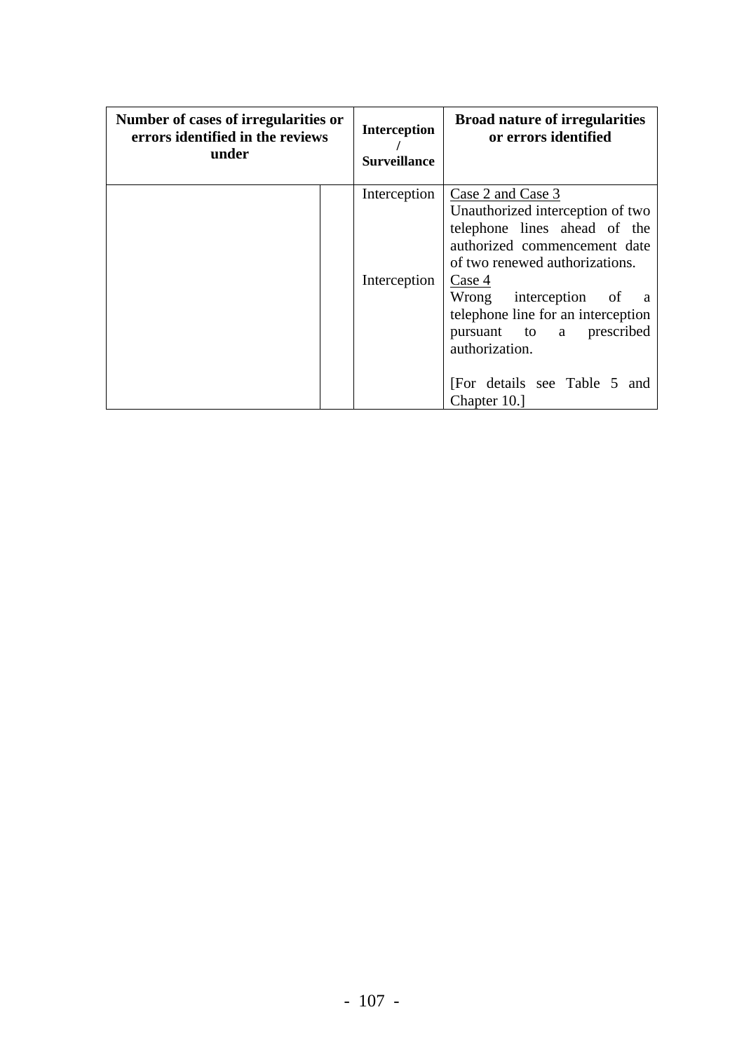| Number of cases of irregularities or errors identified in the reviews under | | Interception / Surveillance | Broad nature of irregularities or errors identified |
|---|---|---|---|
| | | Interception | Case 2 and Case 3<br>Unauthorized interception of two telephone lines ahead of the authorized commencement date of two renewed authorizations. |
| | | Interception | Case 4<br>Wrong interception of a telephone line for an interception pursuant to a prescribed authorization.<br><br>[For details see Table 5 and Chapter 10.] |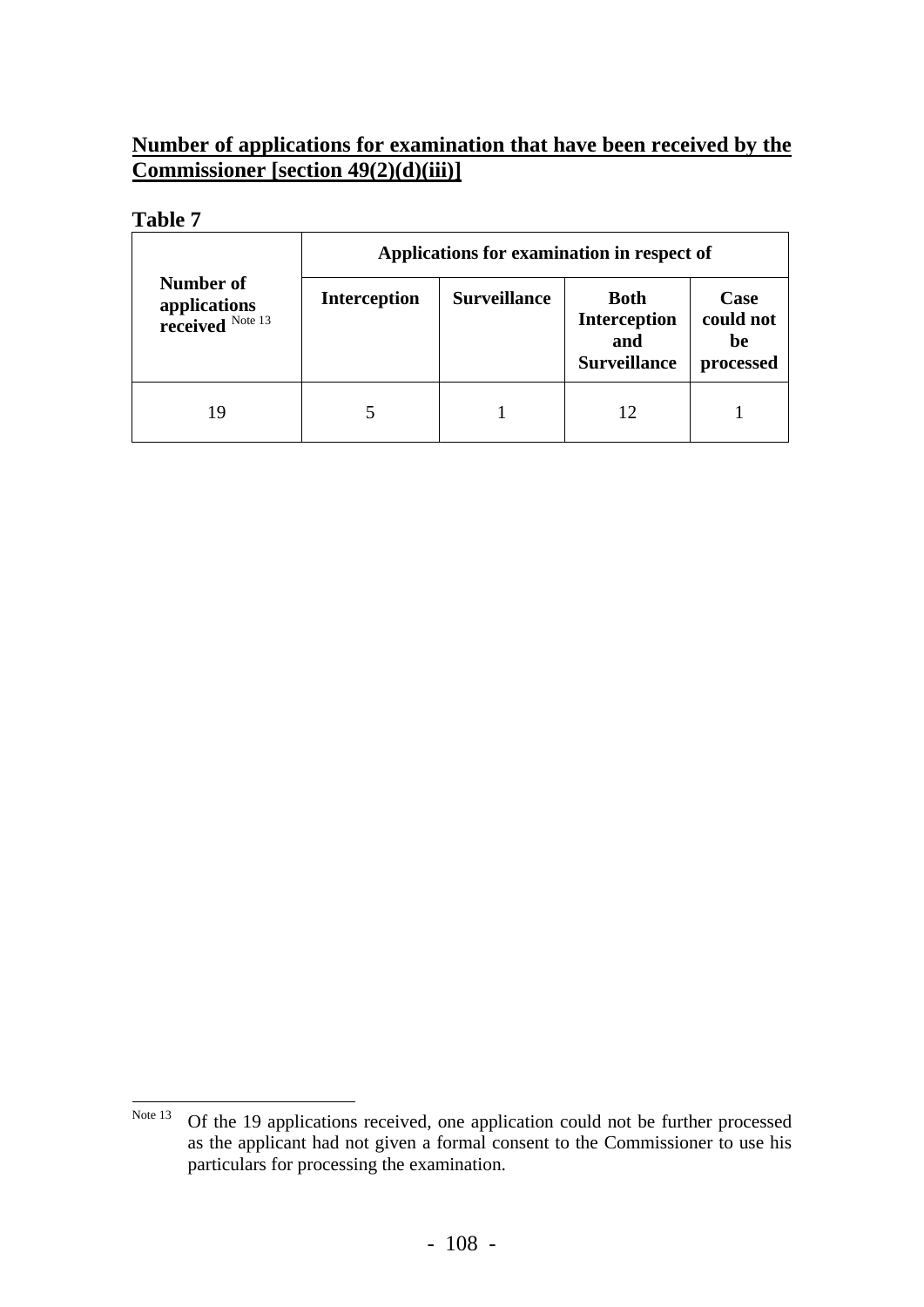**Number of applications for examination that have been received by the Commissioner [section 49(2)(d)(iii)]**

**Table 7**

| Number of applications received [Note 13] | Applications for examination in respect of | | | |
|---|---|---|---|---|
| | Interception | Surveillance | Both Interception and Surveillance | Case could not be processed |
| 19 | 5 | 1 | 12 | 1 |

---

Note 13 Of the 19 applications received, one application could not be further processed as the applicant had not given a formal consent to the Commissioner to use his particulars for processing the examination.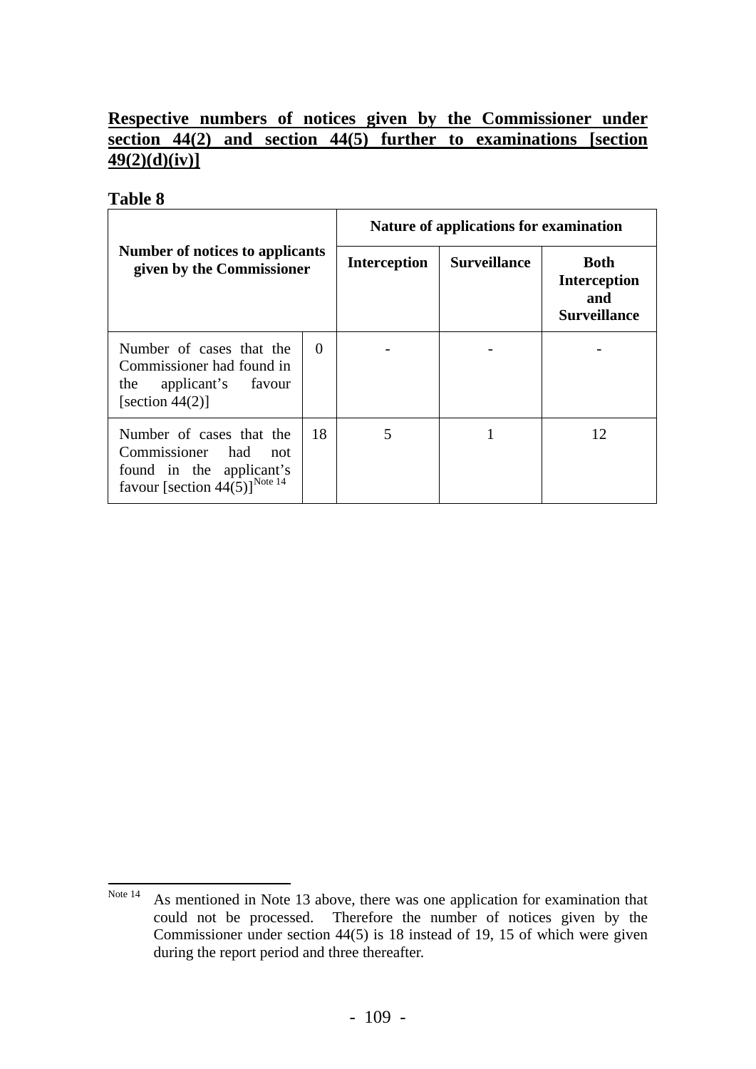**Respective numbers of notices given by the Commissioner under section 44(2) and section 44(5) further to examinations [section 49(2)(d)(iv)]**

**Table 8**

| **Number of notices to applicants given by the Commissioner** | | **Nature of applications for examination** | | |
|---|---|---|---|---|
| | | **Interception** | **Surveillance** | **Both Interception and Surveillance** |
| Number of cases that the Commissioner had found in the applicant's favour [section 44(2)] | 0 | - | - | - |
| Number of cases that the Commissioner had not found in the applicant's favour [section 44(5)][Note 14] | 18 | 5 | 1 | 12 |

---

Note 14 As mentioned in Note 13 above, there was one application for examination that could not be processed. Therefore the number of notices given by the Commissioner under section 44(5) is 18 instead of 19, 15 of which were given during the report period and three thereafter.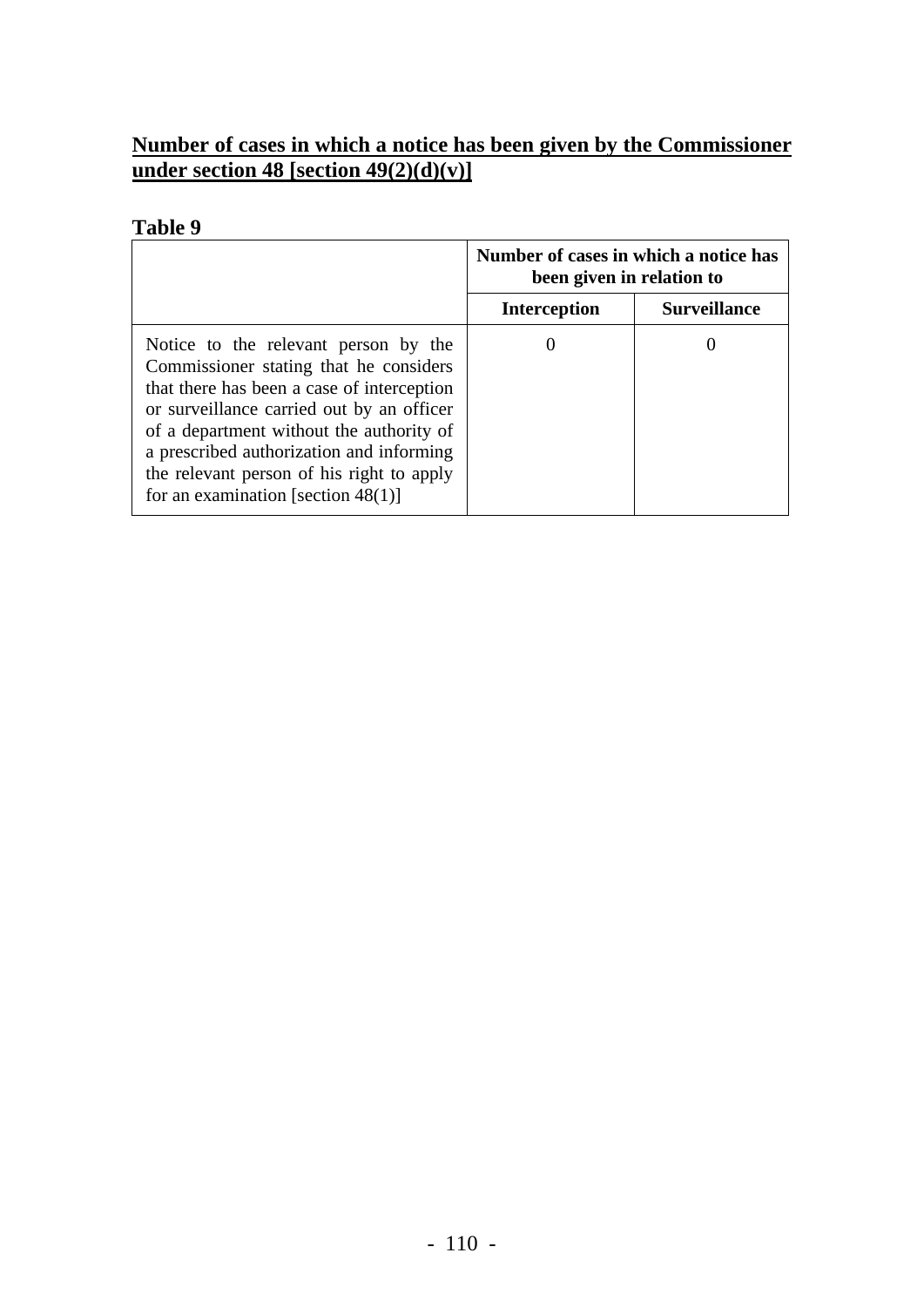**Number of cases in which a notice has been given by the Commissioner under section 48 [section 49(2)(d)(v)]**

**Table 9**

| | **Number of cases in which a notice has been given in relation to** | |
|---|---|---|
| | **Interception** | **Surveillance** |
| Notice to the relevant person by the Commissioner stating that he considers that there has been a case of interception or surveillance carried out by an officer of a department without the authority of a prescribed authorization and informing the relevant person of his right to apply for an examination [section 48(1)] | 0 | 0 |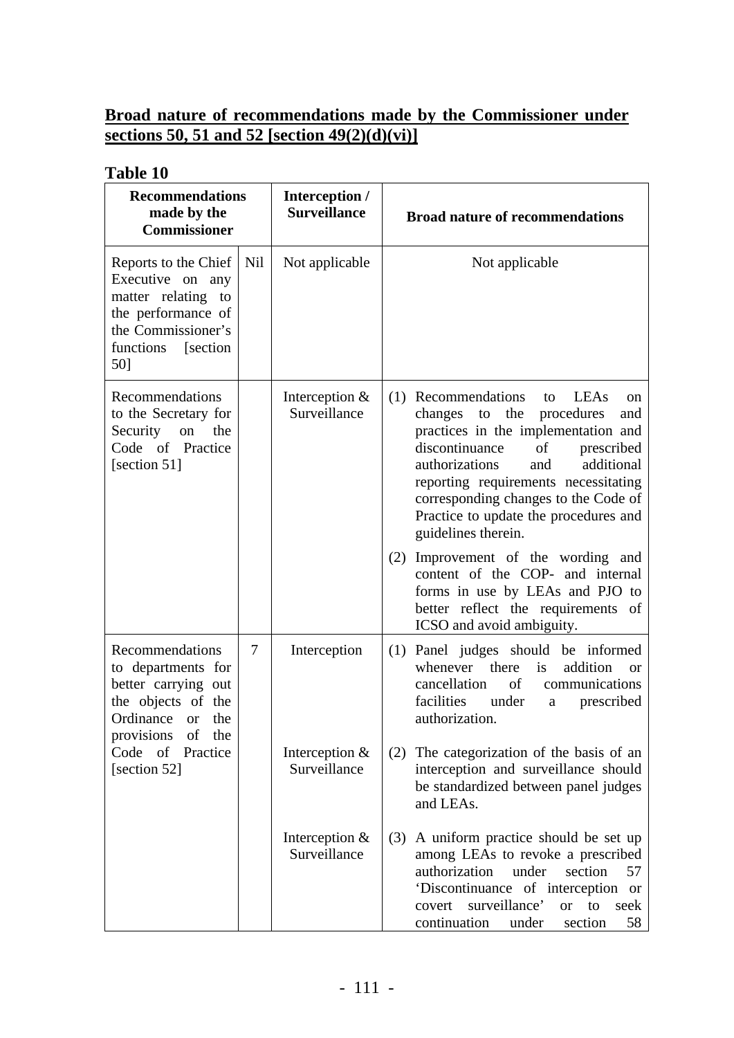**Broad nature of recommendations made by the Commissioner under sections 50, 51 and 52 [section 49(2)(d)(vi)]**

**Table 10**

| **Recommendations made by the Commissioner** | | **Interception / Surveillance** | **Broad nature of recommendations** |
|---|---|---|---|
| Reports to the Chief Executive on any matter relating to the performance of the Commissioner's functions [section 50] | Nil | Not applicable | Not applicable |
| Recommendations to the Secretary for Security on the Code of Practice [section 51] | | Interception & Surveillance | (1) Recommendations to LEAs on changes to the procedures and practices in the implementation and discontinuance of prescribed authorizations and additional reporting requirements necessitating corresponding changes to the Code of Practice to update the procedures and guidelines therein. |
| | | | (2) Improvement of the wording and content of the COP- and internal forms in use by LEAs and PJO to better reflect the requirements of ICSO and avoid ambiguity. |
| Recommendations to departments for better carrying out the objects of the Ordinance or the provisions of the Code of Practice [section 52] | 7 | Interception | (1) Panel judges should be informed whenever there is addition or cancellation of communications facilities under a prescribed authorization. |
| | | Interception & Surveillance | (2) The categorization of the basis of an interception and surveillance should be standardized between panel judges and LEAs. |
| | | Interception & Surveillance | (3) A uniform practice should be set up among LEAs to revoke a prescribed authorization under section 57 'Discontinuance of interception or covert surveillance' or to seek continuation under section 58 |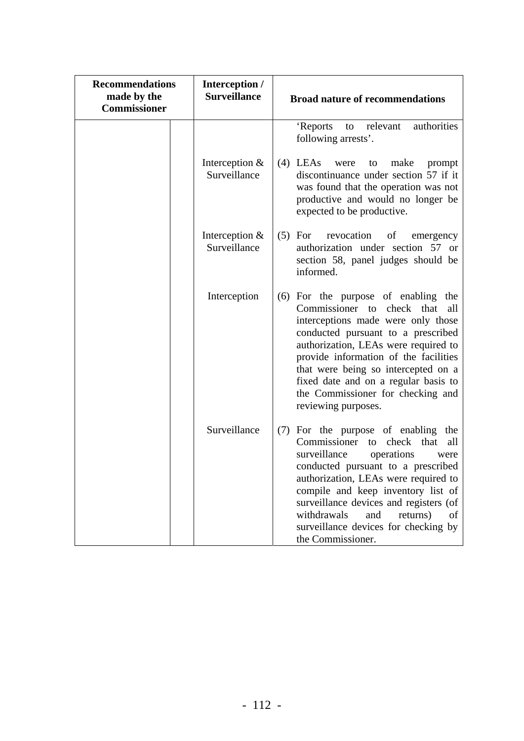| Recommendations made by the Commissioner | | Interception / Surveillance | Broad nature of recommendations |
|---|---|---|---|
| | | | 'Reports to relevant authorities following arrests'. |
| | | Interception & Surveillance | (4) LEAs were to make prompt discontinuance under section 57 if it was found that the operation was not productive and would no longer be expected to be productive. |
| | | Interception & Surveillance | (5) For revocation of emergency authorization under section 57 or section 58, panel judges should be informed. |
| | | Interception | (6) For the purpose of enabling the Commissioner to check that all interceptions made were only those conducted pursuant to a prescribed authorization, LEAs were required to provide information of the facilities that were being so intercepted on a fixed date and on a regular basis to the Commissioner for checking and reviewing purposes. |
| | | Surveillance | (7) For the purpose of enabling the Commissioner to check that all surveillance operations were conducted pursuant to a prescribed authorization, LEAs were required to compile and keep inventory list of surveillance devices and registers (of withdrawals and returns) of surveillance devices for checking by the Commissioner. |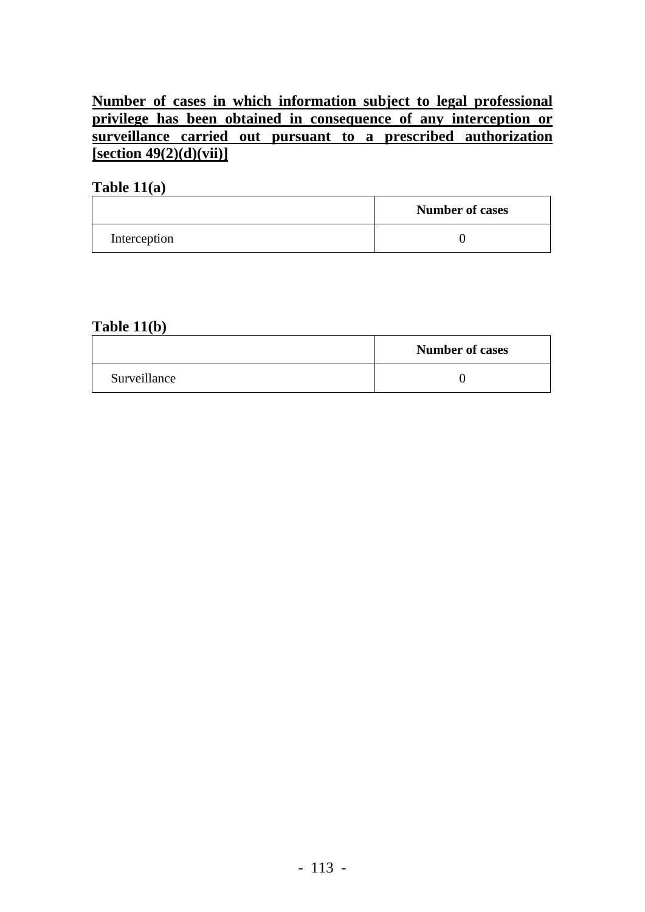**Number of cases in which information subject to legal professional privilege has been obtained in consequence of any interception or surveillance carried out pursuant to a prescribed authorization [section 49(2)(d)(vii)]**

**Table 11(a)**

| | **Number of cases** |
|---|---|
| Interception | 0 |

**Table 11(b)**

| | **Number of cases** |
|---|---|
| Surveillance | 0 |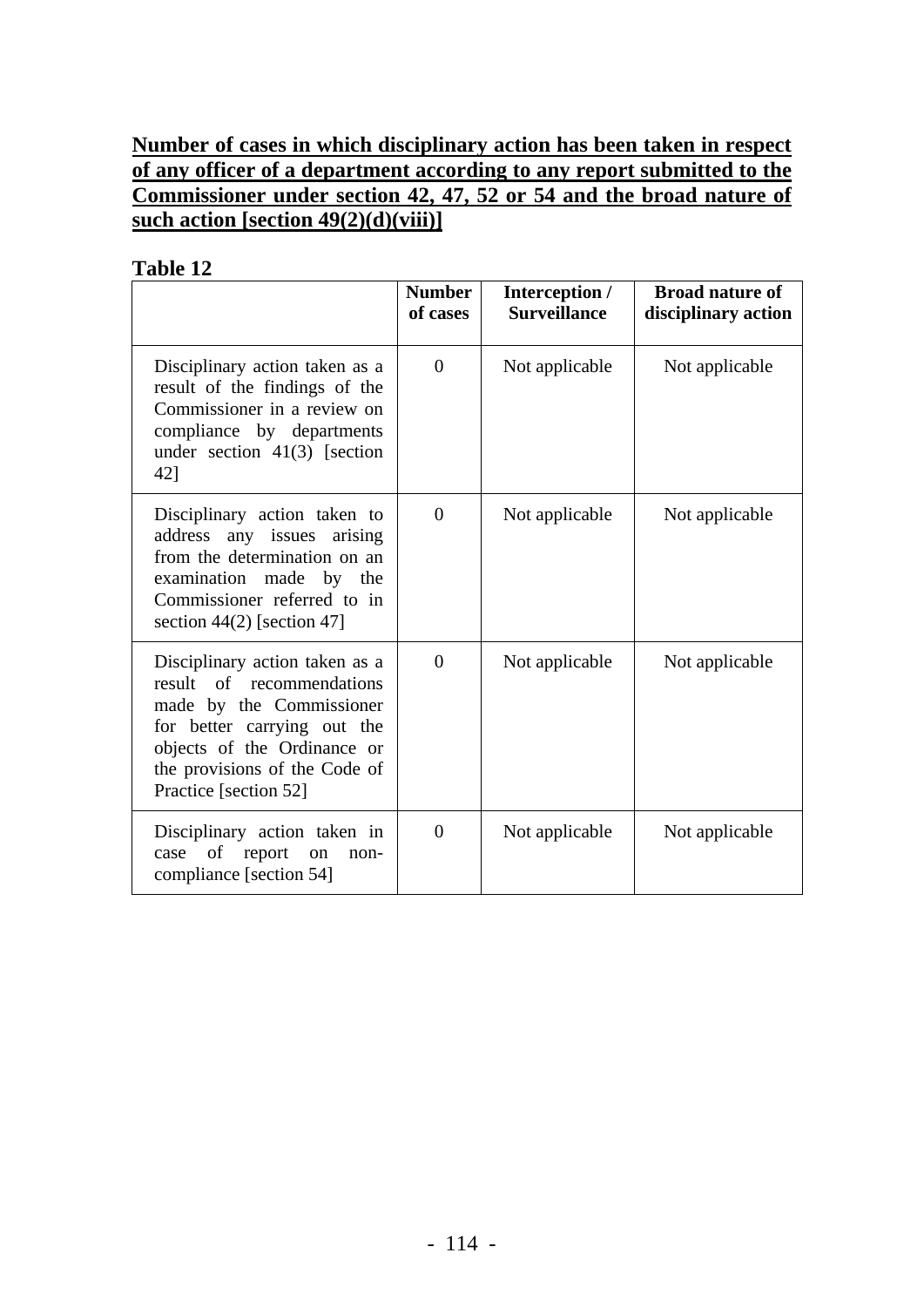**Number of cases in which disciplinary action has been taken in respect of any officer of a department according to any report submitted to the Commissioner under section 42, 47, 52 or 54 and the broad nature of such action [section 49(2)(d)(viii)]**

**Table 12**

| | Number of cases | Interception / Surveillance | Broad nature of disciplinary action |
|---|---|---|---|
| Disciplinary action taken as a result of the findings of the Commissioner in a review on compliance by departments under section 41(3) [section 42] | 0 | Not applicable | Not applicable |
| Disciplinary action taken to address any issues arising from the determination on an examination made by the Commissioner referred to in section 44(2) [section 47] | 0 | Not applicable | Not applicable |
| Disciplinary action taken as a result of recommendations made by the Commissioner for better carrying out the objects of the Ordinance or the provisions of the Code of Practice [section 52] | 0 | Not applicable | Not applicable |
| Disciplinary action taken in case of report on non-compliance [section 54] | 0 | Not applicable | Not applicable |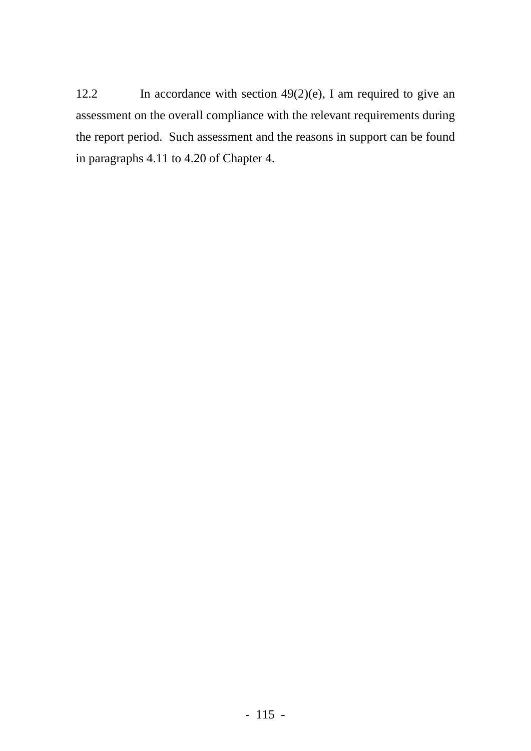12.2 In accordance with section 49(2)(e), I am required to give an assessment on the overall compliance with the relevant requirements during the report period. Such assessment and the reasons in support can be found in paragraphs 4.11 to 4.20 of Chapter 4.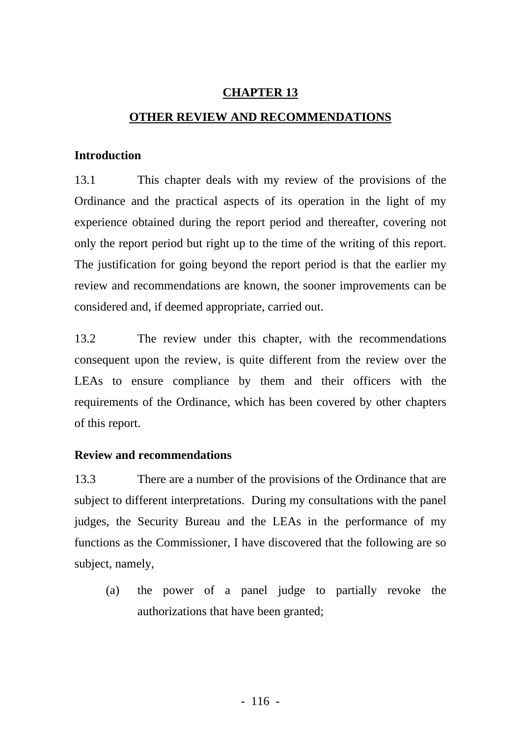# CHAPTER 13

## OTHER REVIEW AND RECOMMENDATIONS

### Introduction

13.1 This chapter deals with my review of the provisions of the Ordinance and the practical aspects of its operation in the light of my experience obtained during the report period and thereafter, covering not only the report period but right up to the time of the writing of this report. The justification for going beyond the report period is that the earlier my review and recommendations are known, the sooner improvements can be considered and, if deemed appropriate, carried out.

13.2 The review under this chapter, with the recommendations consequent upon the review, is quite different from the review over the LEAs to ensure compliance by them and their officers with the requirements of the Ordinance, which has been covered by other chapters of this report.

### Review and recommendations

13.3 There are a number of the provisions of the Ordinance that are subject to different interpretations. During my consultations with the panel judges, the Security Bureau and the LEAs in the performance of my functions as the Commissioner, I have discovered that the following are so subject, namely,

(a) the power of a panel judge to partially revoke the authorizations that have been granted;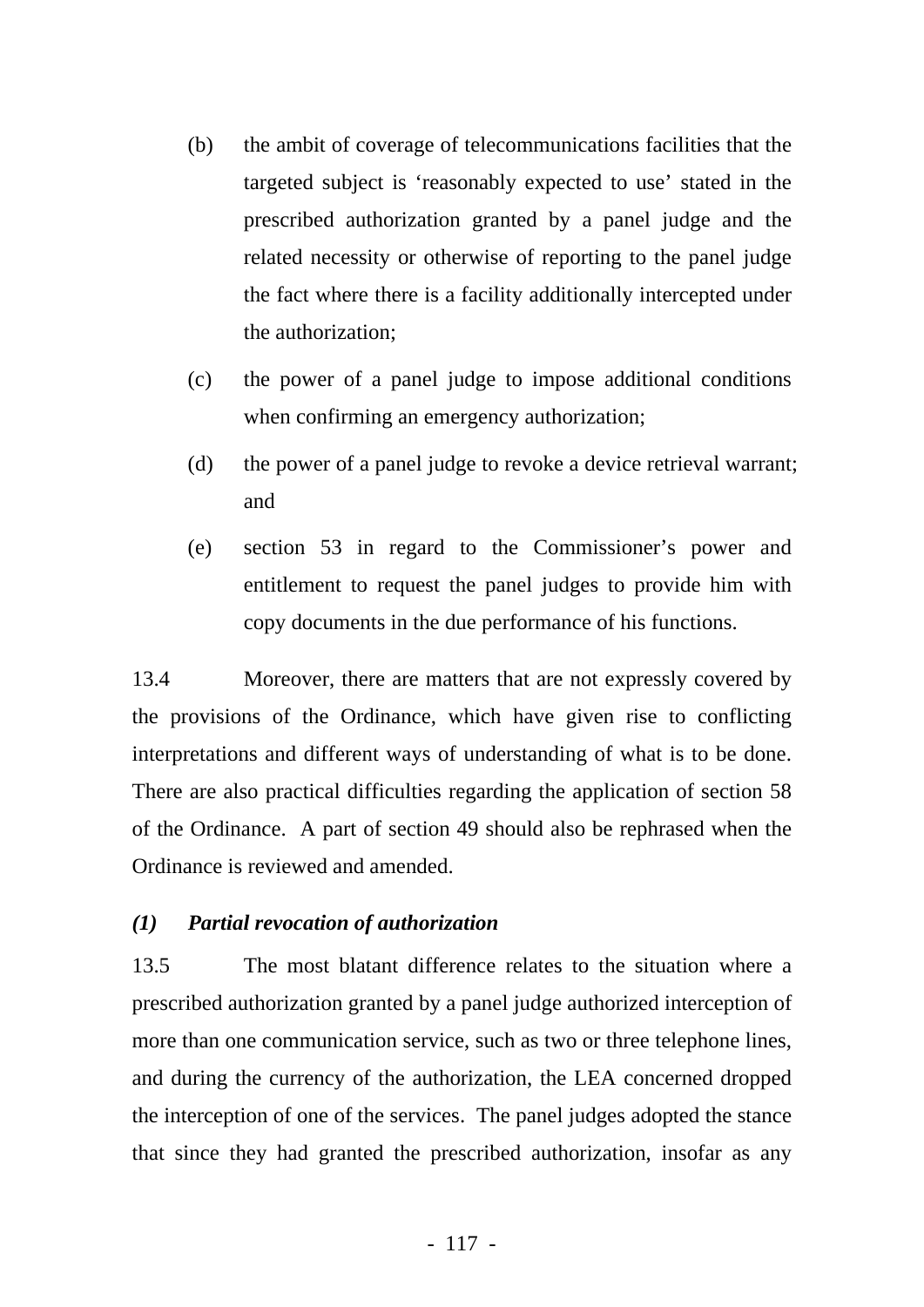(b) the ambit of coverage of telecommunications facilities that the targeted subject is 'reasonably expected to use' stated in the prescribed authorization granted by a panel judge and the related necessity or otherwise of reporting to the panel judge the fact where there is a facility additionally intercepted under the authorization;

(c) the power of a panel judge to impose additional conditions when confirming an emergency authorization;

(d) the power of a panel judge to revoke a device retrieval warrant; and

(e) section 53 in regard to the Commissioner's power and entitlement to request the panel judges to provide him with copy documents in the due performance of his functions.

13.4 Moreover, there are matters that are not expressly covered by the provisions of the Ordinance, which have given rise to conflicting interpretations and different ways of understanding of what is to be done. There are also practical difficulties regarding the application of section 58 of the Ordinance. A part of section 49 should also be rephrased when the Ordinance is reviewed and amended.

***(1) Partial revocation of authorization***

13.5 The most blatant difference relates to the situation where a prescribed authorization granted by a panel judge authorized interception of more than one communication service, such as two or three telephone lines, and during the currency of the authorization, the LEA concerned dropped the interception of one of the services. The panel judges adopted the stance that since they had granted the prescribed authorization, insofar as any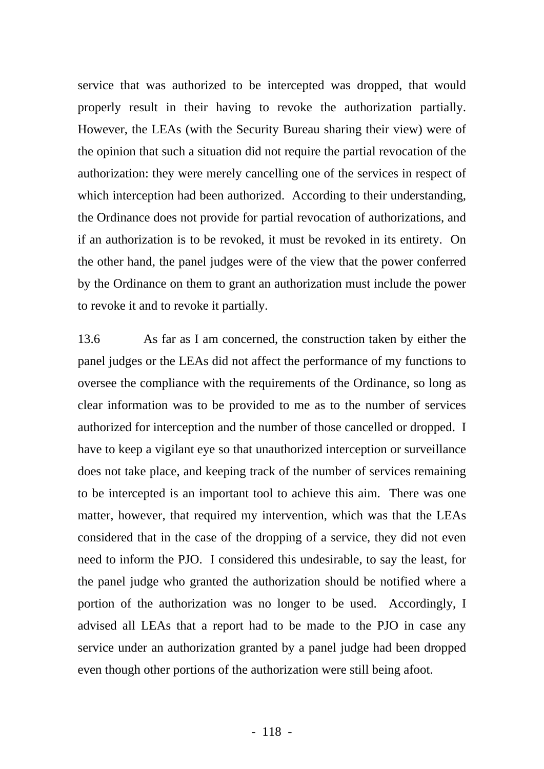service that was authorized to be intercepted was dropped, that would properly result in their having to revoke the authorization partially. However, the LEAs (with the Security Bureau sharing their view) were of the opinion that such a situation did not require the partial revocation of the authorization: they were merely cancelling one of the services in respect of which interception had been authorized. According to their understanding, the Ordinance does not provide for partial revocation of authorizations, and if an authorization is to be revoked, it must be revoked in its entirety. On the other hand, the panel judges were of the view that the power conferred by the Ordinance on them to grant an authorization must include the power to revoke it and to revoke it partially.

13.6 As far as I am concerned, the construction taken by either the panel judges or the LEAs did not affect the performance of my functions to oversee the compliance with the requirements of the Ordinance, so long as clear information was to be provided to me as to the number of services authorized for interception and the number of those cancelled or dropped. I have to keep a vigilant eye so that unauthorized interception or surveillance does not take place, and keeping track of the number of services remaining to be intercepted is an important tool to achieve this aim. There was one matter, however, that required my intervention, which was that the LEAs considered that in the case of the dropping of a service, they did not even need to inform the PJO. I considered this undesirable, to say the least, for the panel judge who granted the authorization should be notified where a portion of the authorization was no longer to be used. Accordingly, I advised all LEAs that a report had to be made to the PJO in case any service under an authorization granted by a panel judge had been dropped even though other portions of the authorization were still being afoot.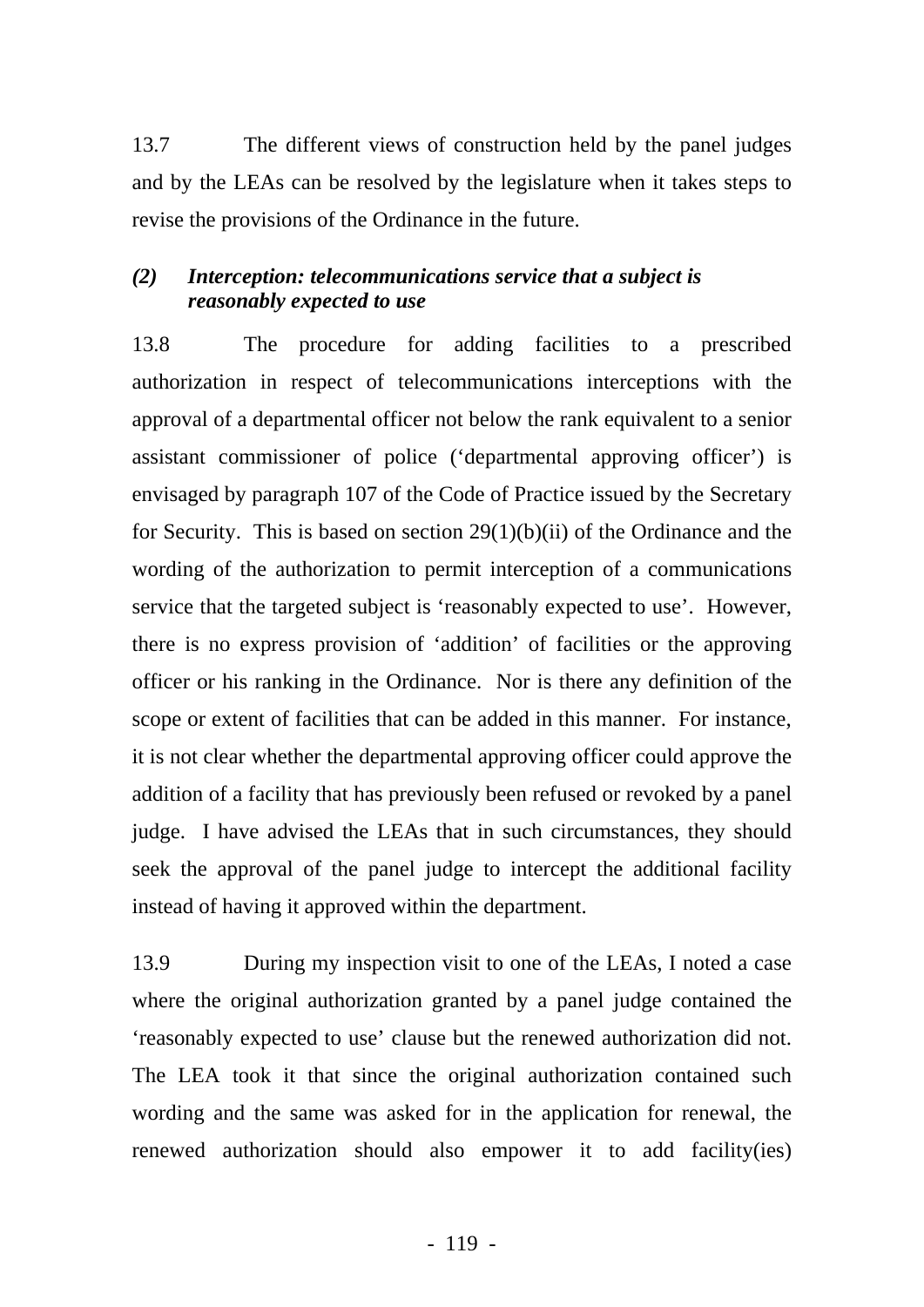13.7 The different views of construction held by the panel judges and by the LEAs can be resolved by the legislature when it takes steps to revise the provisions of the Ordinance in the future.

### *(2) Interception: telecommunications service that a subject is reasonably expected to use*

13.8 The procedure for adding facilities to a prescribed authorization in respect of telecommunications interceptions with the approval of a departmental officer not below the rank equivalent to a senior assistant commissioner of police ('departmental approving officer') is envisaged by paragraph 107 of the Code of Practice issued by the Secretary for Security. This is based on section 29(1)(b)(ii) of the Ordinance and the wording of the authorization to permit interception of a communications service that the targeted subject is 'reasonably expected to use'. However, there is no express provision of 'addition' of facilities or the approving officer or his ranking in the Ordinance. Nor is there any definition of the scope or extent of facilities that can be added in this manner. For instance, it is not clear whether the departmental approving officer could approve the addition of a facility that has previously been refused or revoked by a panel judge. I have advised the LEAs that in such circumstances, they should seek the approval of the panel judge to intercept the additional facility instead of having it approved within the department.

13.9 During my inspection visit to one of the LEAs, I noted a case where the original authorization granted by a panel judge contained the 'reasonably expected to use' clause but the renewed authorization did not. The LEA took it that since the original authorization contained such wording and the same was asked for in the application for renewal, the renewed authorization should also empower it to add facility(ies)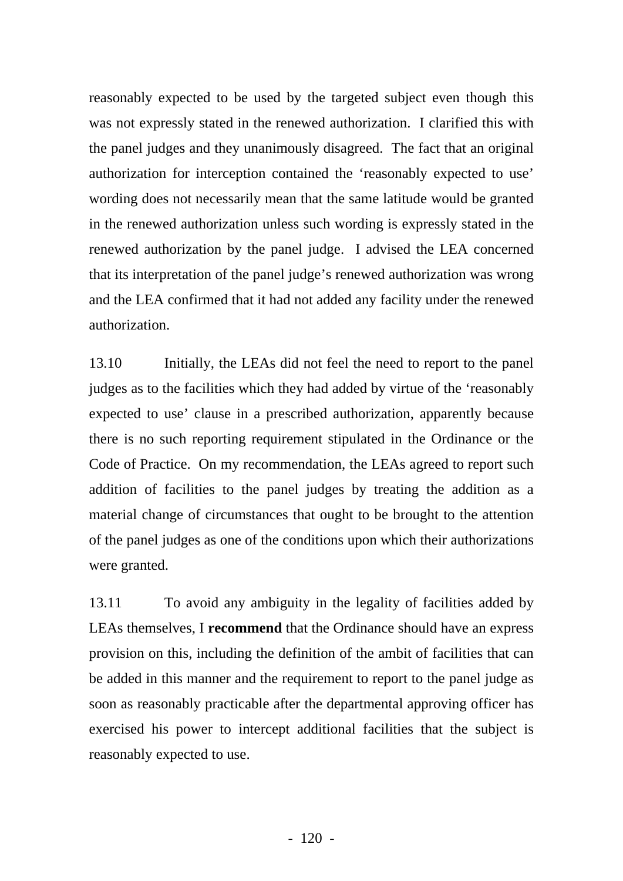reasonably expected to be used by the targeted subject even though this was not expressly stated in the renewed authorization. I clarified this with the panel judges and they unanimously disagreed. The fact that an original authorization for interception contained the 'reasonably expected to use' wording does not necessarily mean that the same latitude would be granted in the renewed authorization unless such wording is expressly stated in the renewed authorization by the panel judge. I advised the LEA concerned that its interpretation of the panel judge's renewed authorization was wrong and the LEA confirmed that it had not added any facility under the renewed authorization.

13.10 Initially, the LEAs did not feel the need to report to the panel judges as to the facilities which they had added by virtue of the 'reasonably expected to use' clause in a prescribed authorization, apparently because there is no such reporting requirement stipulated in the Ordinance or the Code of Practice. On my recommendation, the LEAs agreed to report such addition of facilities to the panel judges by treating the addition as a material change of circumstances that ought to be brought to the attention of the panel judges as one of the conditions upon which their authorizations were granted.

13.11 To avoid any ambiguity in the legality of facilities added by LEAs themselves, I **recommend** that the Ordinance should have an express provision on this, including the definition of the ambit of facilities that can be added in this manner and the requirement to report to the panel judge as soon as reasonably practicable after the departmental approving officer has exercised his power to intercept additional facilities that the subject is reasonably expected to use.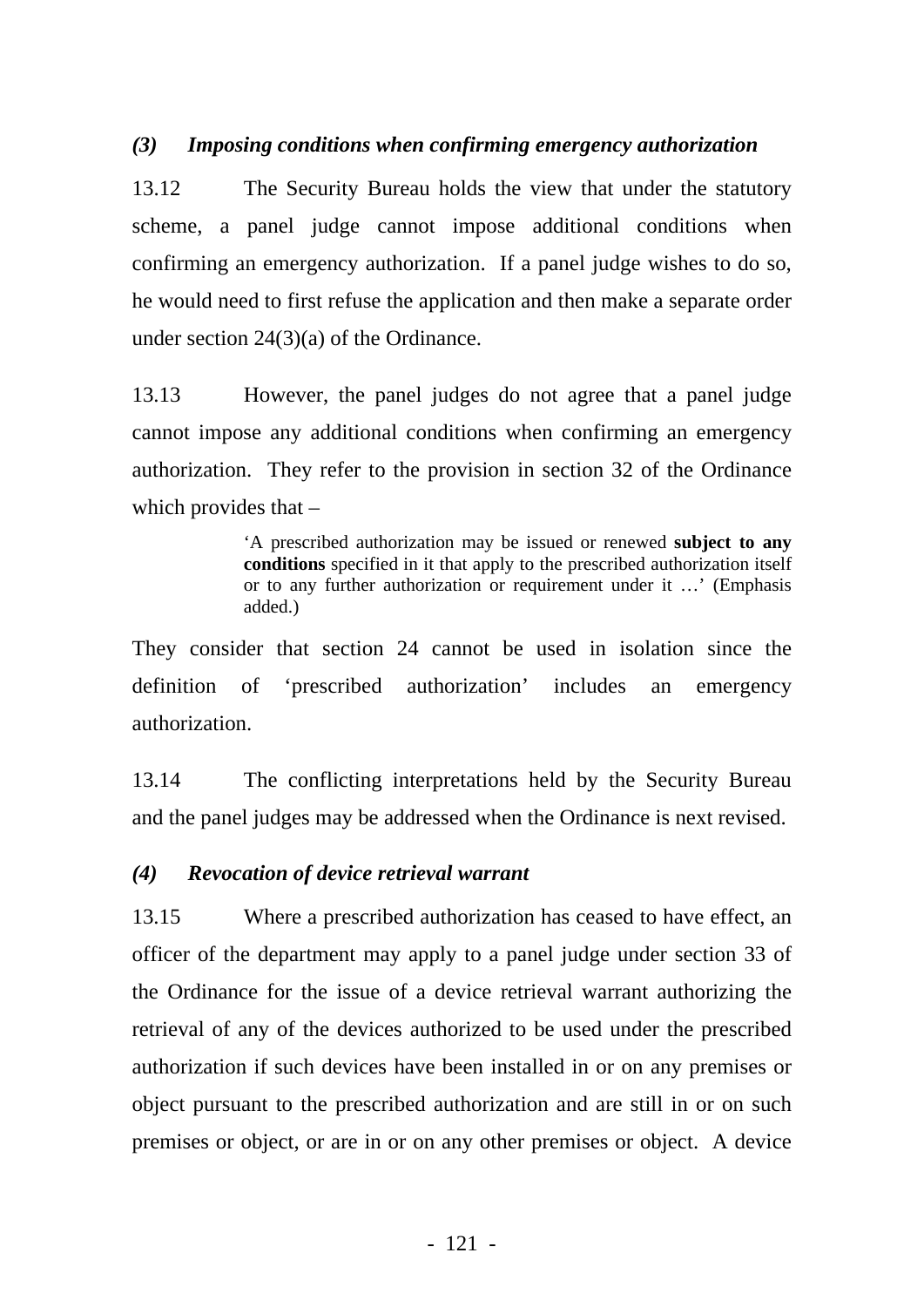### *(3) Imposing conditions when confirming emergency authorization*

13.12 The Security Bureau holds the view that under the statutory scheme, a panel judge cannot impose additional conditions when confirming an emergency authorization. If a panel judge wishes to do so, he would need to first refuse the application and then make a separate order under section 24(3)(a) of the Ordinance.

13.13 However, the panel judges do not agree that a panel judge cannot impose any additional conditions when confirming an emergency authorization. They refer to the provision in section 32 of the Ordinance which provides that –

> 'A prescribed authorization may be issued or renewed **subject to any conditions** specified in it that apply to the prescribed authorization itself or to any further authorization or requirement under it …' (Emphasis added.)

They consider that section 24 cannot be used in isolation since the definition of 'prescribed authorization' includes an emergency authorization.

13.14 The conflicting interpretations held by the Security Bureau and the panel judges may be addressed when the Ordinance is next revised.

### *(4) Revocation of device retrieval warrant*

13.15 Where a prescribed authorization has ceased to have effect, an officer of the department may apply to a panel judge under section 33 of the Ordinance for the issue of a device retrieval warrant authorizing the retrieval of any of the devices authorized to be used under the prescribed authorization if such devices have been installed in or on any premises or object pursuant to the prescribed authorization and are still in or on such premises or object, or are in or on any other premises or object. A device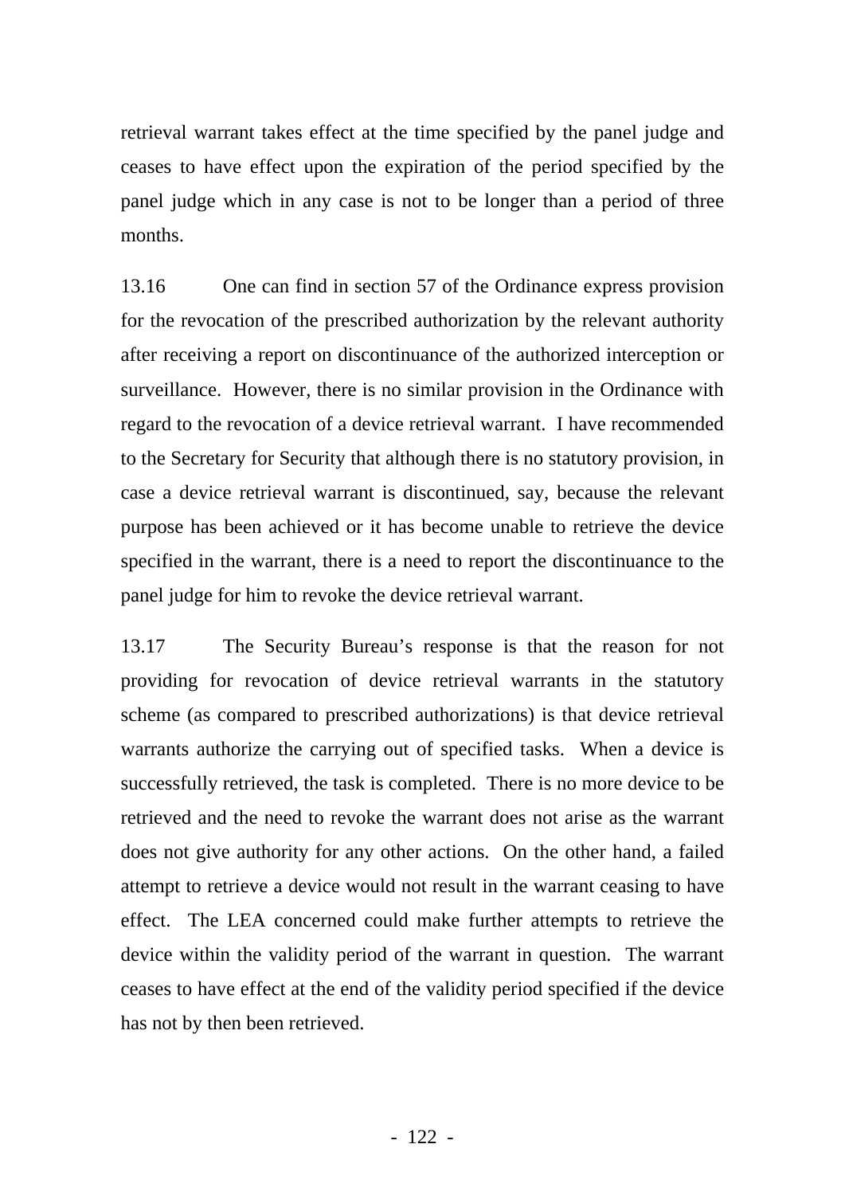retrieval warrant takes effect at the time specified by the panel judge and ceases to have effect upon the expiration of the period specified by the panel judge which in any case is not to be longer than a period of three months.

13.16 One can find in section 57 of the Ordinance express provision for the revocation of the prescribed authorization by the relevant authority after receiving a report on discontinuance of the authorized interception or surveillance. However, there is no similar provision in the Ordinance with regard to the revocation of a device retrieval warrant. I have recommended to the Secretary for Security that although there is no statutory provision, in case a device retrieval warrant is discontinued, say, because the relevant purpose has been achieved or it has become unable to retrieve the device specified in the warrant, there is a need to report the discontinuance to the panel judge for him to revoke the device retrieval warrant.

13.17 The Security Bureau's response is that the reason for not providing for revocation of device retrieval warrants in the statutory scheme (as compared to prescribed authorizations) is that device retrieval warrants authorize the carrying out of specified tasks. When a device is successfully retrieved, the task is completed. There is no more device to be retrieved and the need to revoke the warrant does not arise as the warrant does not give authority for any other actions. On the other hand, a failed attempt to retrieve a device would not result in the warrant ceasing to have effect. The LEA concerned could make further attempts to retrieve the device within the validity period of the warrant in question. The warrant ceases to have effect at the end of the validity period specified if the device has not by then been retrieved.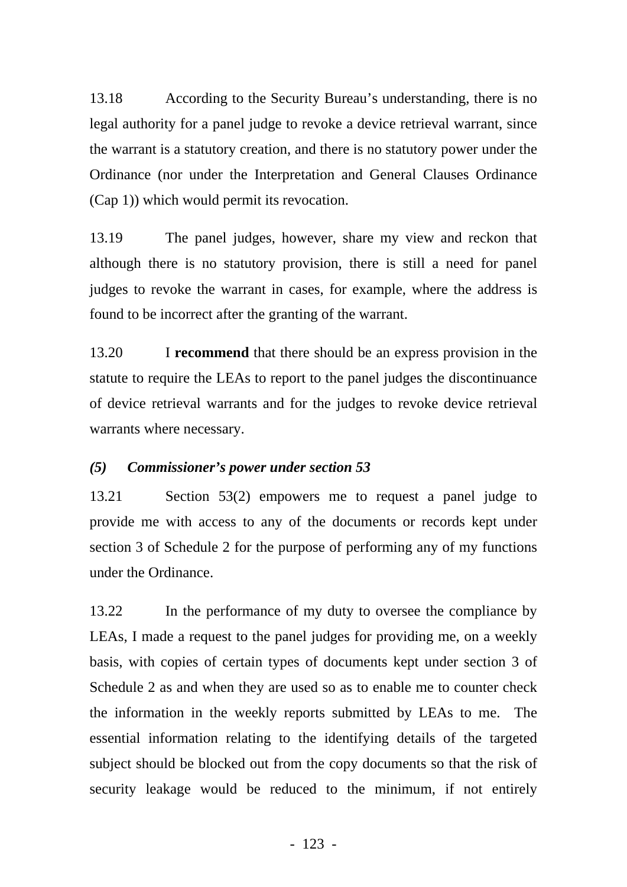13.18 According to the Security Bureau's understanding, there is no legal authority for a panel judge to revoke a device retrieval warrant, since the warrant is a statutory creation, and there is no statutory power under the Ordinance (nor under the Interpretation and General Clauses Ordinance (Cap 1)) which would permit its revocation.

13.19 The panel judges, however, share my view and reckon that although there is no statutory provision, there is still a need for panel judges to revoke the warrant in cases, for example, where the address is found to be incorrect after the granting of the warrant.

13.20 I **recommend** that there should be an express provision in the statute to require the LEAs to report to the panel judges the discontinuance of device retrieval warrants and for the judges to revoke device retrieval warrants where necessary.

### *(5) Commissioner's power under section 53*

13.21 Section 53(2) empowers me to request a panel judge to provide me with access to any of the documents or records kept under section 3 of Schedule 2 for the purpose of performing any of my functions under the Ordinance.

13.22 In the performance of my duty to oversee the compliance by LEAs, I made a request to the panel judges for providing me, on a weekly basis, with copies of certain types of documents kept under section 3 of Schedule 2 as and when they are used so as to enable me to counter check the information in the weekly reports submitted by LEAs to me. The essential information relating to the identifying details of the targeted subject should be blocked out from the copy documents so that the risk of security leakage would be reduced to the minimum, if not entirely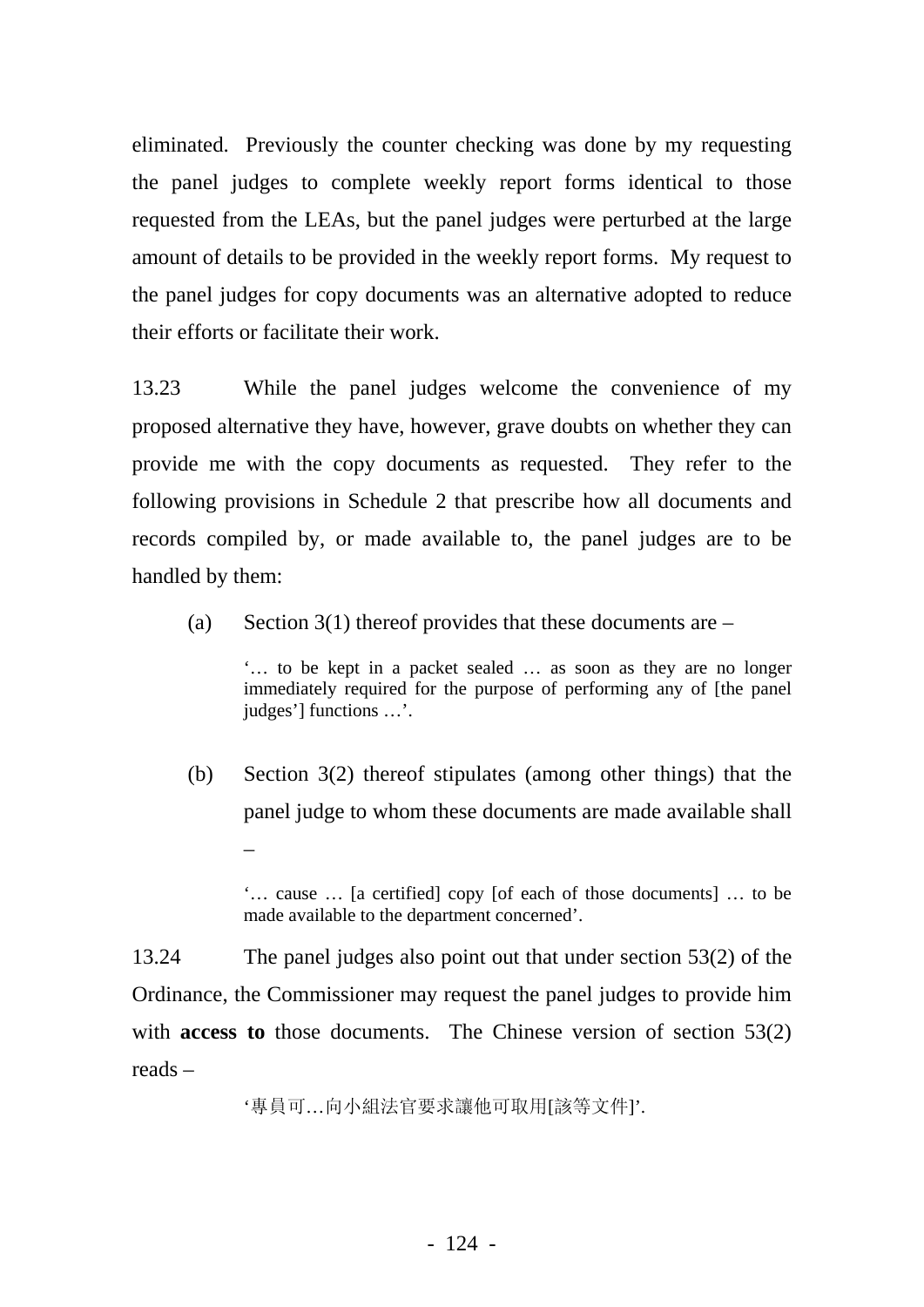eliminated. Previously the counter checking was done by my requesting the panel judges to complete weekly report forms identical to those requested from the LEAs, but the panel judges were perturbed at the large amount of details to be provided in the weekly report forms. My request to the panel judges for copy documents was an alternative adopted to reduce their efforts or facilitate their work.

13.23 While the panel judges welcome the convenience of my proposed alternative they have, however, grave doubts on whether they can provide me with the copy documents as requested. They refer to the following provisions in Schedule 2 that prescribe how all documents and records compiled by, or made available to, the panel judges are to be handled by them:

(a) Section 3(1) thereof provides that these documents are –

> '… to be kept in a packet sealed … as soon as they are no longer immediately required for the purpose of performing any of [the panel judges'] functions …'.

(b) Section 3(2) thereof stipulates (among other things) that the panel judge to whom these documents are made available shall –

> '… cause … [a certified] copy [of each of those documents] … to be made available to the department concerned'.

13.24 The panel judges also point out that under section 53(2) of the Ordinance, the Commissioner may request the panel judges to provide him with **access to** those documents. The Chinese version of section 53(2) reads –

> '專員可…向小組法官要求讓他可取用[該等文件]'.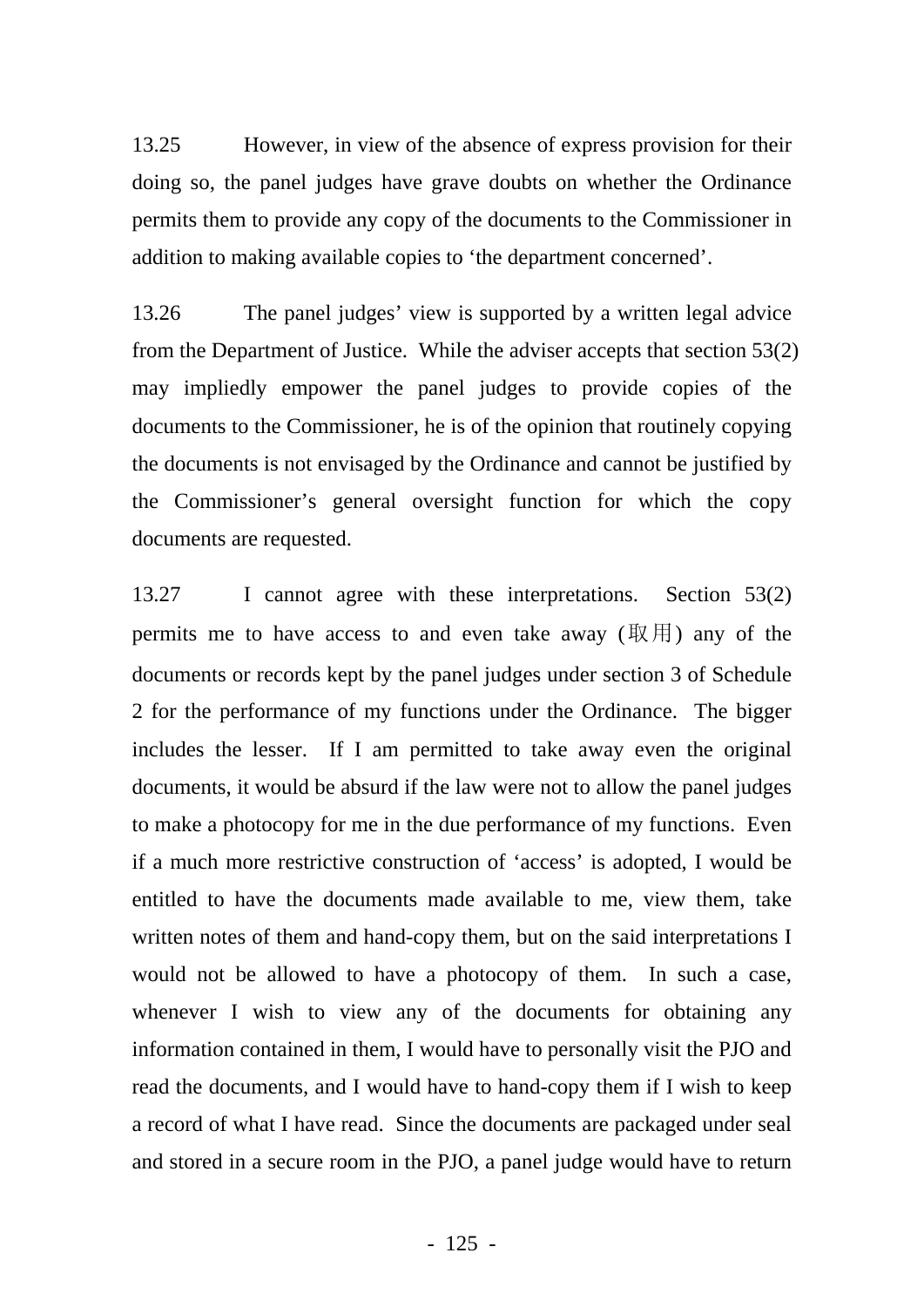13.25 However, in view of the absence of express provision for their doing so, the panel judges have grave doubts on whether the Ordinance permits them to provide any copy of the documents to the Commissioner in addition to making available copies to 'the department concerned'.

13.26 The panel judges' view is supported by a written legal advice from the Department of Justice. While the adviser accepts that section 53(2) may impliedly empower the panel judges to provide copies of the documents to the Commissioner, he is of the opinion that routinely copying the documents is not envisaged by the Ordinance and cannot be justified by the Commissioner's general oversight function for which the copy documents are requested.

13.27 I cannot agree with these interpretations. Section 53(2) permits me to have access to and even take away (取用) any of the documents or records kept by the panel judges under section 3 of Schedule 2 for the performance of my functions under the Ordinance. The bigger includes the lesser. If I am permitted to take away even the original documents, it would be absurd if the law were not to allow the panel judges to make a photocopy for me in the due performance of my functions. Even if a much more restrictive construction of 'access' is adopted, I would be entitled to have the documents made available to me, view them, take written notes of them and hand-copy them, but on the said interpretations I would not be allowed to have a photocopy of them. In such a case, whenever I wish to view any of the documents for obtaining any information contained in them, I would have to personally visit the PJO and read the documents, and I would have to hand-copy them if I wish to keep a record of what I have read. Since the documents are packaged under seal and stored in a secure room in the PJO, a panel judge would have to return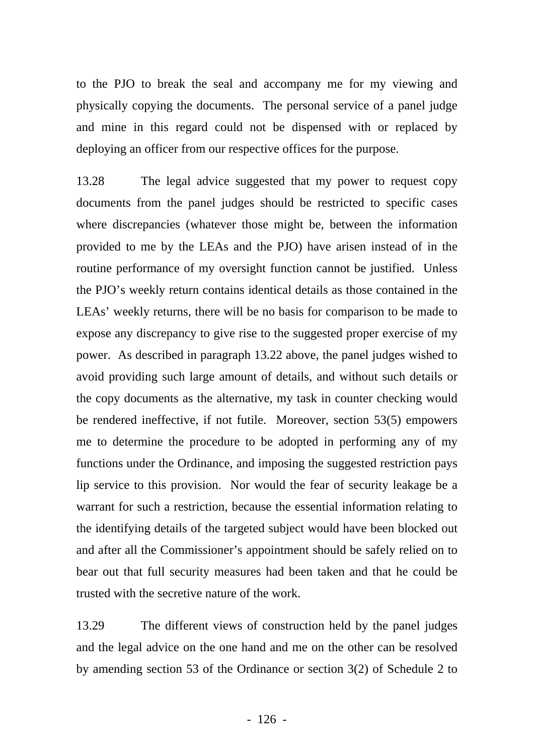to the PJO to break the seal and accompany me for my viewing and physically copying the documents. The personal service of a panel judge and mine in this regard could not be dispensed with or replaced by deploying an officer from our respective offices for the purpose.

13.28 The legal advice suggested that my power to request copy documents from the panel judges should be restricted to specific cases where discrepancies (whatever those might be, between the information provided to me by the LEAs and the PJO) have arisen instead of in the routine performance of my oversight function cannot be justified. Unless the PJO's weekly return contains identical details as those contained in the LEAs' weekly returns, there will be no basis for comparison to be made to expose any discrepancy to give rise to the suggested proper exercise of my power. As described in paragraph 13.22 above, the panel judges wished to avoid providing such large amount of details, and without such details or the copy documents as the alternative, my task in counter checking would be rendered ineffective, if not futile. Moreover, section 53(5) empowers me to determine the procedure to be adopted in performing any of my functions under the Ordinance, and imposing the suggested restriction pays lip service to this provision. Nor would the fear of security leakage be a warrant for such a restriction, because the essential information relating to the identifying details of the targeted subject would have been blocked out and after all the Commissioner's appointment should be safely relied on to bear out that full security measures had been taken and that he could be trusted with the secretive nature of the work.

13.29 The different views of construction held by the panel judges and the legal advice on the one hand and me on the other can be resolved by amending section 53 of the Ordinance or section 3(2) of Schedule 2 to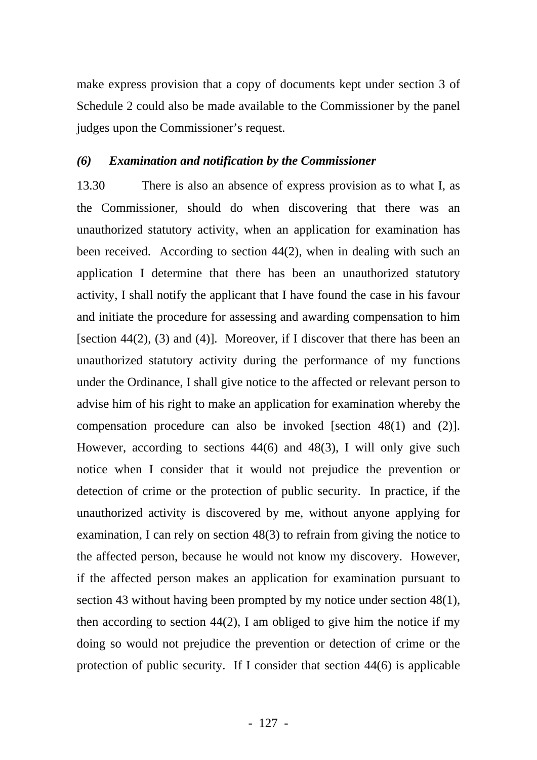make express provision that a copy of documents kept under section 3 of Schedule 2 could also be made available to the Commissioner by the panel judges upon the Commissioner's request.

### *(6) Examination and notification by the Commissioner*

13.30 There is also an absence of express provision as to what I, as the Commissioner, should do when discovering that there was an unauthorized statutory activity, when an application for examination has been received. According to section 44(2), when in dealing with such an application I determine that there has been an unauthorized statutory activity, I shall notify the applicant that I have found the case in his favour and initiate the procedure for assessing and awarding compensation to him [section 44(2), (3) and (4)]. Moreover, if I discover that there has been an unauthorized statutory activity during the performance of my functions under the Ordinance, I shall give notice to the affected or relevant person to advise him of his right to make an application for examination whereby the compensation procedure can also be invoked [section 48(1) and (2)]. However, according to sections 44(6) and 48(3), I will only give such notice when I consider that it would not prejudice the prevention or detection of crime or the protection of public security. In practice, if the unauthorized activity is discovered by me, without anyone applying for examination, I can rely on section 48(3) to refrain from giving the notice to the affected person, because he would not know my discovery. However, if the affected person makes an application for examination pursuant to section 43 without having been prompted by my notice under section 48(1), then according to section 44(2), I am obliged to give him the notice if my doing so would not prejudice the prevention or detection of crime or the protection of public security. If I consider that section 44(6) is applicable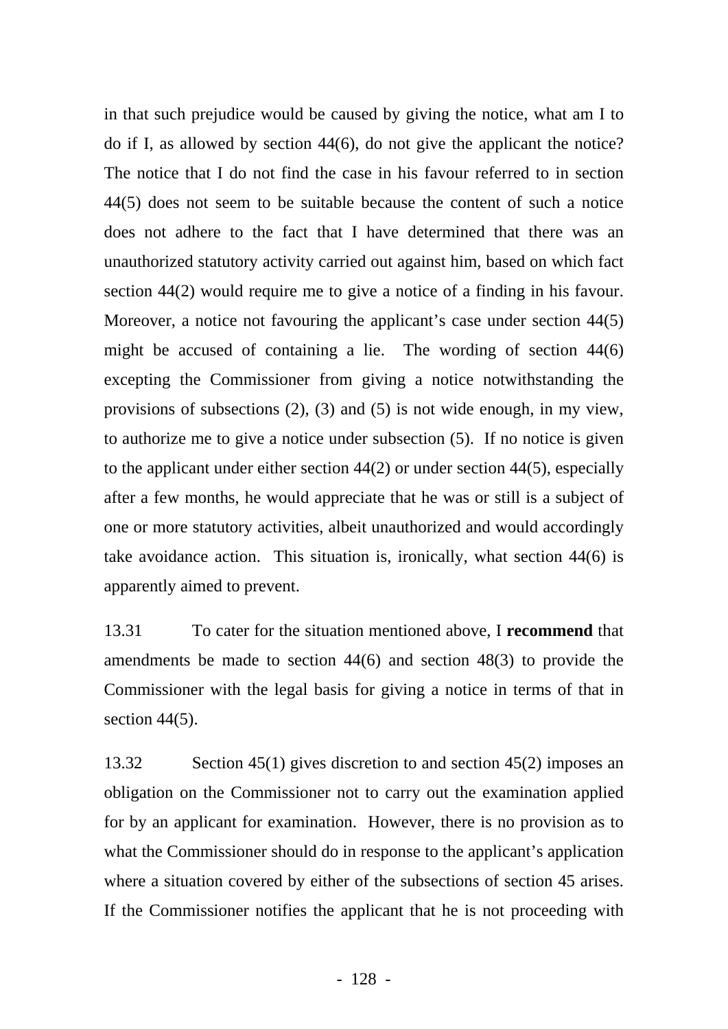in that such prejudice would be caused by giving the notice, what am I to do if I, as allowed by section 44(6), do not give the applicant the notice? The notice that I do not find the case in his favour referred to in section 44(5) does not seem to be suitable because the content of such a notice does not adhere to the fact that I have determined that there was an unauthorized statutory activity carried out against him, based on which fact section 44(2) would require me to give a notice of a finding in his favour. Moreover, a notice not favouring the applicant's case under section 44(5) might be accused of containing a lie. The wording of section 44(6) excepting the Commissioner from giving a notice notwithstanding the provisions of subsections (2), (3) and (5) is not wide enough, in my view, to authorize me to give a notice under subsection (5). If no notice is given to the applicant under either section 44(2) or under section 44(5), especially after a few months, he would appreciate that he was or still is a subject of one or more statutory activities, albeit unauthorized and would accordingly take avoidance action. This situation is, ironically, what section 44(6) is apparently aimed to prevent.

13.31 To cater for the situation mentioned above, I **recommend** that amendments be made to section 44(6) and section 48(3) to provide the Commissioner with the legal basis for giving a notice in terms of that in section 44(5).

13.32 Section 45(1) gives discretion to and section 45(2) imposes an obligation on the Commissioner not to carry out the examination applied for by an applicant for examination. However, there is no provision as to what the Commissioner should do in response to the applicant's application where a situation covered by either of the subsections of section 45 arises. If the Commissioner notifies the applicant that he is not proceeding with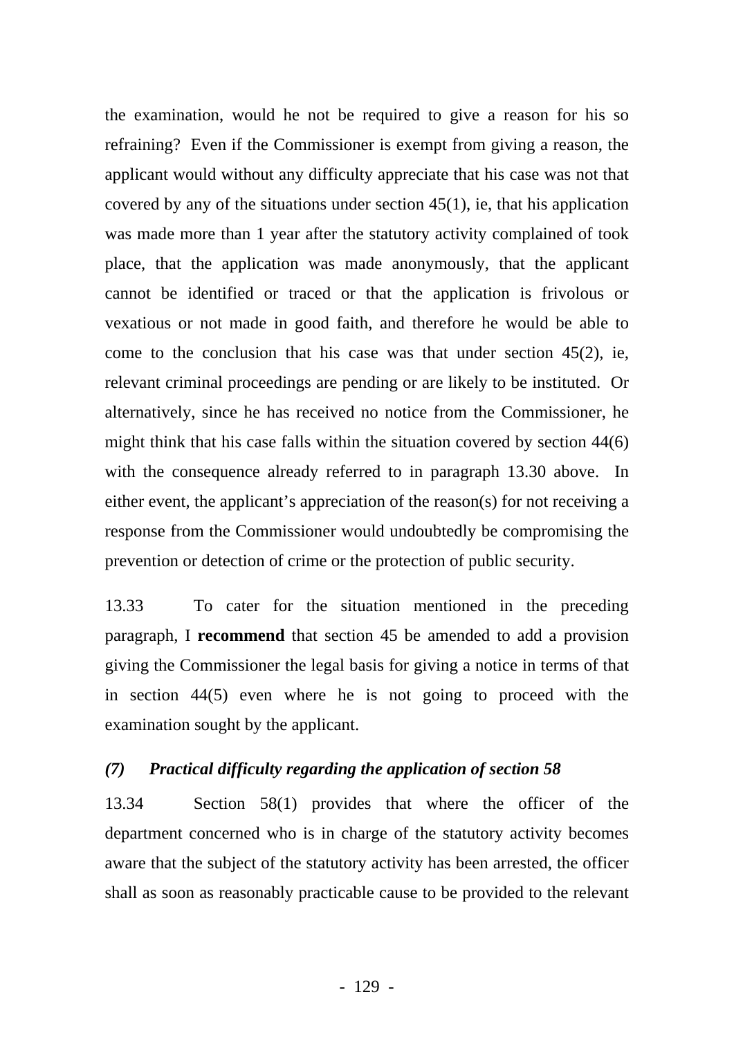the examination, would he not be required to give a reason for his so refraining? Even if the Commissioner is exempt from giving a reason, the applicant would without any difficulty appreciate that his case was not that covered by any of the situations under section 45(1), ie, that his application was made more than 1 year after the statutory activity complained of took place, that the application was made anonymously, that the applicant cannot be identified or traced or that the application is frivolous or vexatious or not made in good faith, and therefore he would be able to come to the conclusion that his case was that under section 45(2), ie, relevant criminal proceedings are pending or are likely to be instituted. Or alternatively, since he has received no notice from the Commissioner, he might think that his case falls within the situation covered by section 44(6) with the consequence already referred to in paragraph 13.30 above. In either event, the applicant's appreciation of the reason(s) for not receiving a response from the Commissioner would undoubtedly be compromising the prevention or detection of crime or the protection of public security.

13.33 To cater for the situation mentioned in the preceding paragraph, I **recommend** that section 45 be amended to add a provision giving the Commissioner the legal basis for giving a notice in terms of that in section 44(5) even where he is not going to proceed with the examination sought by the applicant.

### *(7) Practical difficulty regarding the application of section 58*

13.34 Section 58(1) provides that where the officer of the department concerned who is in charge of the statutory activity becomes aware that the subject of the statutory activity has been arrested, the officer shall as soon as reasonably practicable cause to be provided to the relevant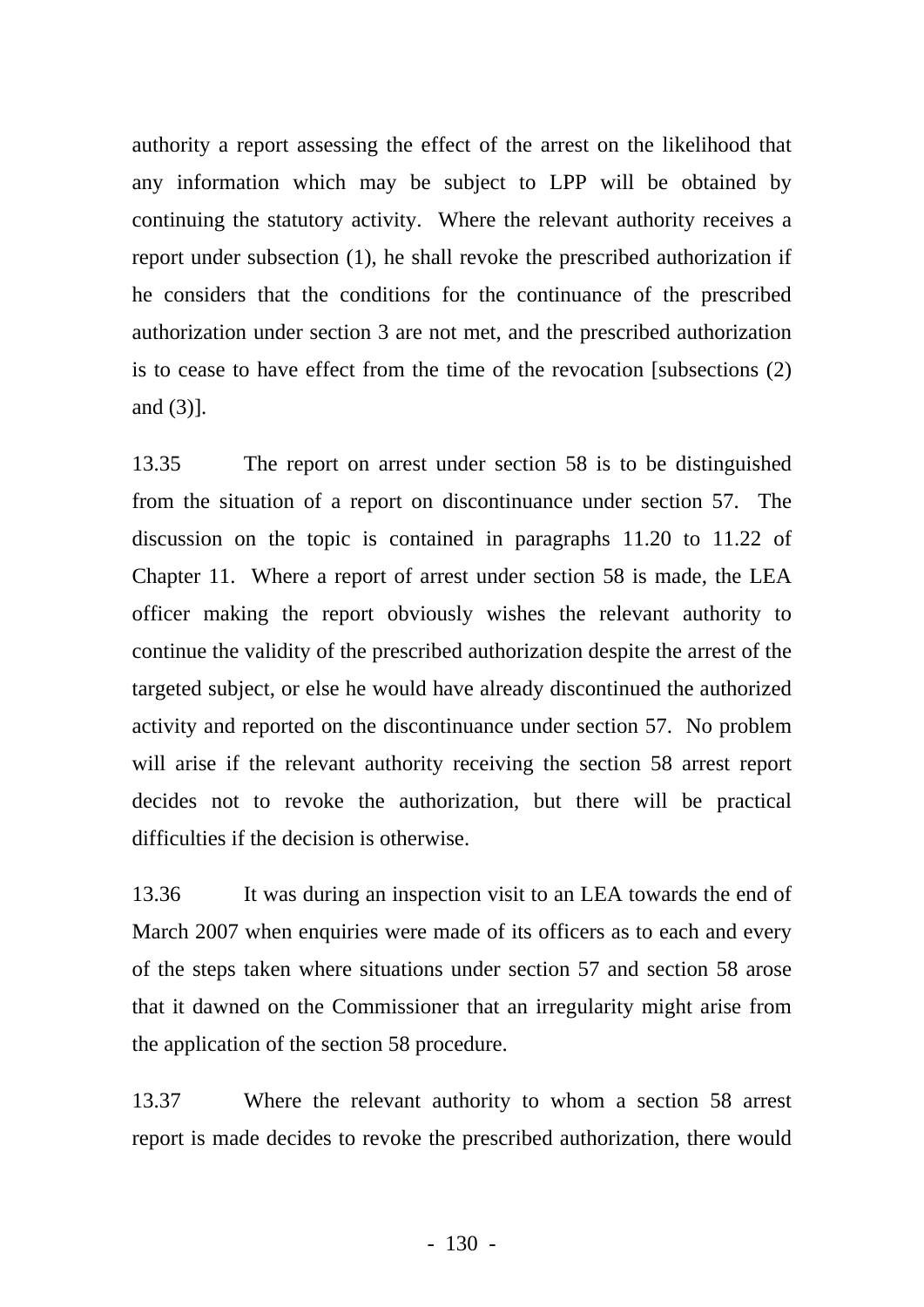authority a report assessing the effect of the arrest on the likelihood that any information which may be subject to LPP will be obtained by continuing the statutory activity. Where the relevant authority receives a report under subsection (1), he shall revoke the prescribed authorization if he considers that the conditions for the continuance of the prescribed authorization under section 3 are not met, and the prescribed authorization is to cease to have effect from the time of the revocation [subsections (2) and (3)].

13.35 The report on arrest under section 58 is to be distinguished from the situation of a report on discontinuance under section 57. The discussion on the topic is contained in paragraphs 11.20 to 11.22 of Chapter 11. Where a report of arrest under section 58 is made, the LEA officer making the report obviously wishes the relevant authority to continue the validity of the prescribed authorization despite the arrest of the targeted subject, or else he would have already discontinued the authorized activity and reported on the discontinuance under section 57. No problem will arise if the relevant authority receiving the section 58 arrest report decides not to revoke the authorization, but there will be practical difficulties if the decision is otherwise.

13.36 It was during an inspection visit to an LEA towards the end of March 2007 when enquiries were made of its officers as to each and every of the steps taken where situations under section 57 and section 58 arose that it dawned on the Commissioner that an irregularity might arise from the application of the section 58 procedure.

13.37 Where the relevant authority to whom a section 58 arrest report is made decides to revoke the prescribed authorization, there would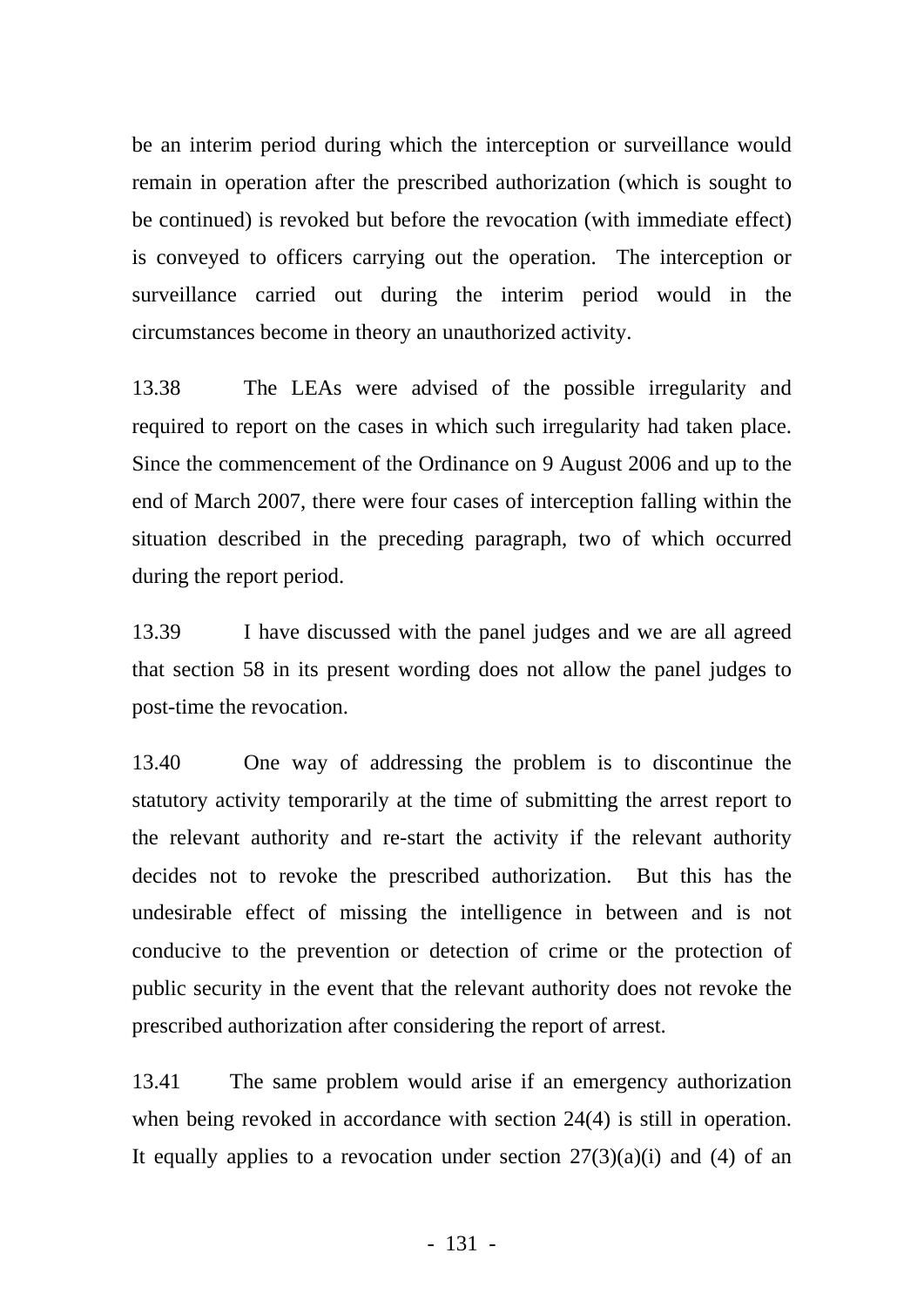be an interim period during which the interception or surveillance would remain in operation after the prescribed authorization (which is sought to be continued) is revoked but before the revocation (with immediate effect) is conveyed to officers carrying out the operation. The interception or surveillance carried out during the interim period would in the circumstances become in theory an unauthorized activity.

13.38 The LEAs were advised of the possible irregularity and required to report on the cases in which such irregularity had taken place. Since the commencement of the Ordinance on 9 August 2006 and up to the end of March 2007, there were four cases of interception falling within the situation described in the preceding paragraph, two of which occurred during the report period.

13.39 I have discussed with the panel judges and we are all agreed that section 58 in its present wording does not allow the panel judges to post-time the revocation.

13.40 One way of addressing the problem is to discontinue the statutory activity temporarily at the time of submitting the arrest report to the relevant authority and re-start the activity if the relevant authority decides not to revoke the prescribed authorization. But this has the undesirable effect of missing the intelligence in between and is not conducive to the prevention or detection of crime or the protection of public security in the event that the relevant authority does not revoke the prescribed authorization after considering the report of arrest.

13.41 The same problem would arise if an emergency authorization when being revoked in accordance with section 24(4) is still in operation. It equally applies to a revocation under section 27(3)(a)(i) and (4) of an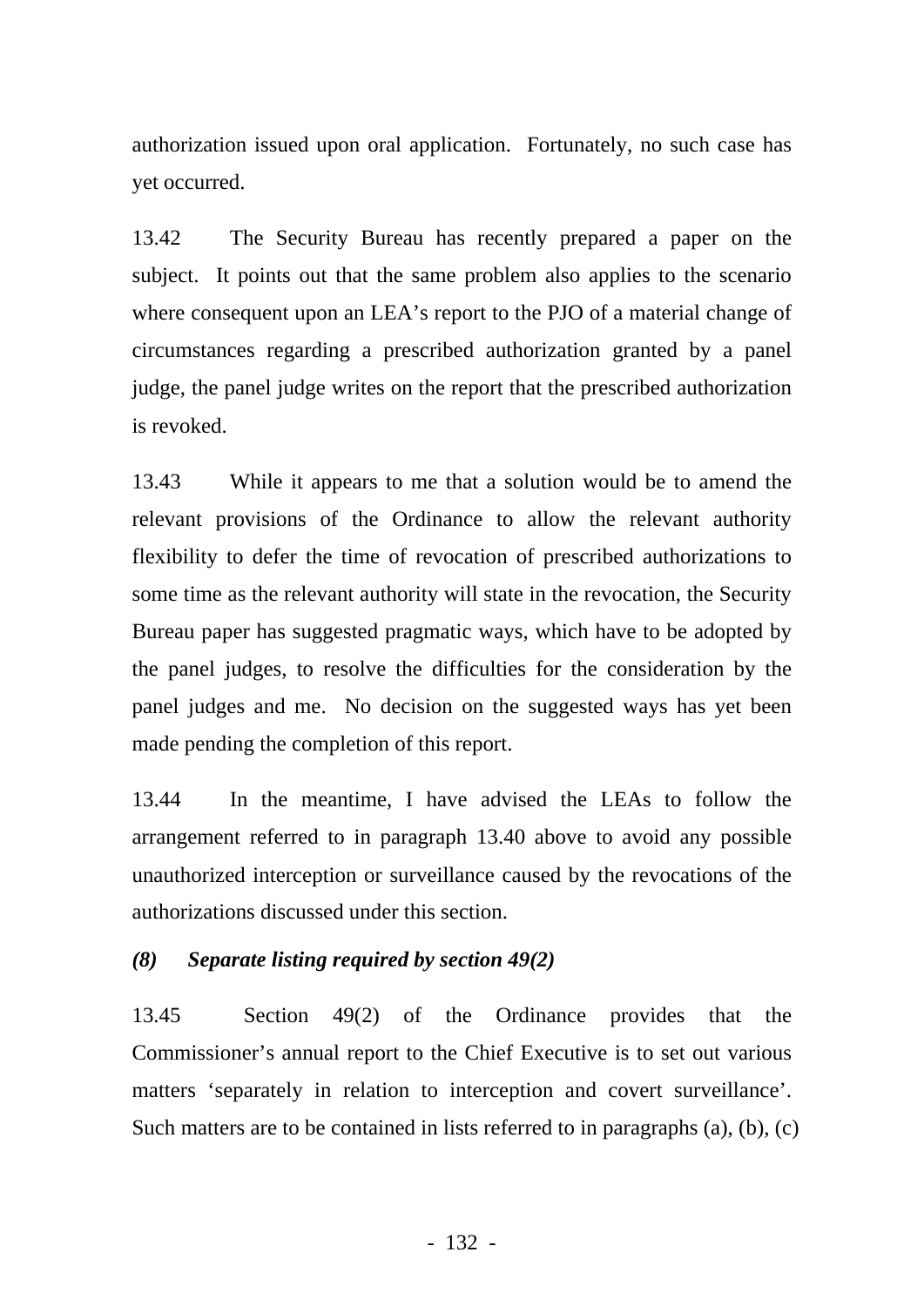authorization issued upon oral application. Fortunately, no such case has yet occurred.

13.42 The Security Bureau has recently prepared a paper on the subject. It points out that the same problem also applies to the scenario where consequent upon an LEA's report to the PJO of a material change of circumstances regarding a prescribed authorization granted by a panel judge, the panel judge writes on the report that the prescribed authorization is revoked.

13.43 While it appears to me that a solution would be to amend the relevant provisions of the Ordinance to allow the relevant authority flexibility to defer the time of revocation of prescribed authorizations to some time as the relevant authority will state in the revocation, the Security Bureau paper has suggested pragmatic ways, which have to be adopted by the panel judges, to resolve the difficulties for the consideration by the panel judges and me. No decision on the suggested ways has yet been made pending the completion of this report.

13.44 In the meantime, I have advised the LEAs to follow the arrangement referred to in paragraph 13.40 above to avoid any possible unauthorized interception or surveillance caused by the revocations of the authorizations discussed under this section.

### *(8) Separate listing required by section 49(2)*

13.45 Section 49(2) of the Ordinance provides that the Commissioner's annual report to the Chief Executive is to set out various matters 'separately in relation to interception and covert surveillance'. Such matters are to be contained in lists referred to in paragraphs (a), (b), (c)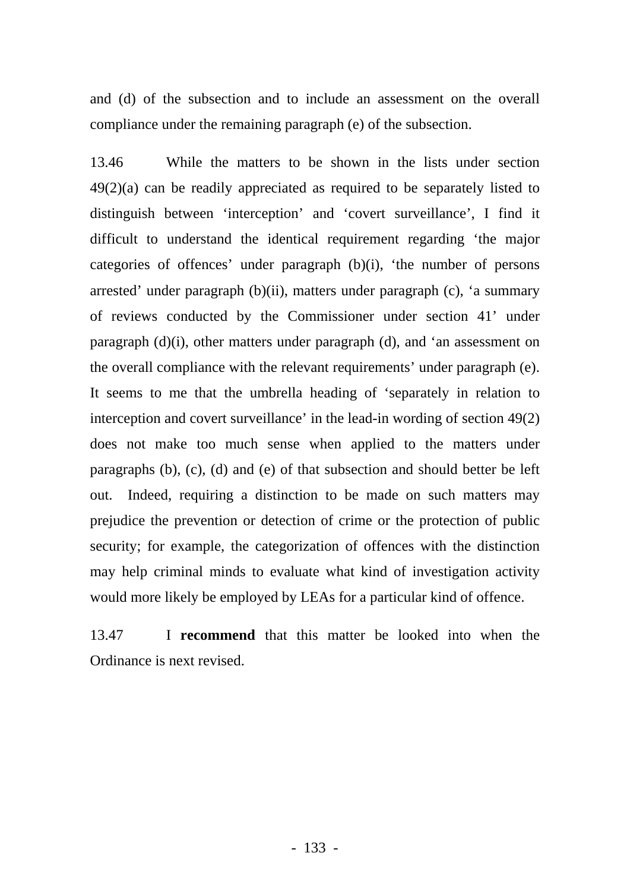and (d) of the subsection and to include an assessment on the overall compliance under the remaining paragraph (e) of the subsection.

13.46 While the matters to be shown in the lists under section 49(2)(a) can be readily appreciated as required to be separately listed to distinguish between 'interception' and 'covert surveillance', I find it difficult to understand the identical requirement regarding 'the major categories of offences' under paragraph (b)(i), 'the number of persons arrested' under paragraph (b)(ii), matters under paragraph (c), 'a summary of reviews conducted by the Commissioner under section 41' under paragraph (d)(i), other matters under paragraph (d), and 'an assessment on the overall compliance with the relevant requirements' under paragraph (e). It seems to me that the umbrella heading of 'separately in relation to interception and covert surveillance' in the lead-in wording of section 49(2) does not make too much sense when applied to the matters under paragraphs (b), (c), (d) and (e) of that subsection and should better be left out. Indeed, requiring a distinction to be made on such matters may prejudice the prevention or detection of crime or the protection of public security; for example, the categorization of offences with the distinction may help criminal minds to evaluate what kind of investigation activity would more likely be employed by LEAs for a particular kind of offence.

13.47 I **recommend** that this matter be looked into when the Ordinance is next revised.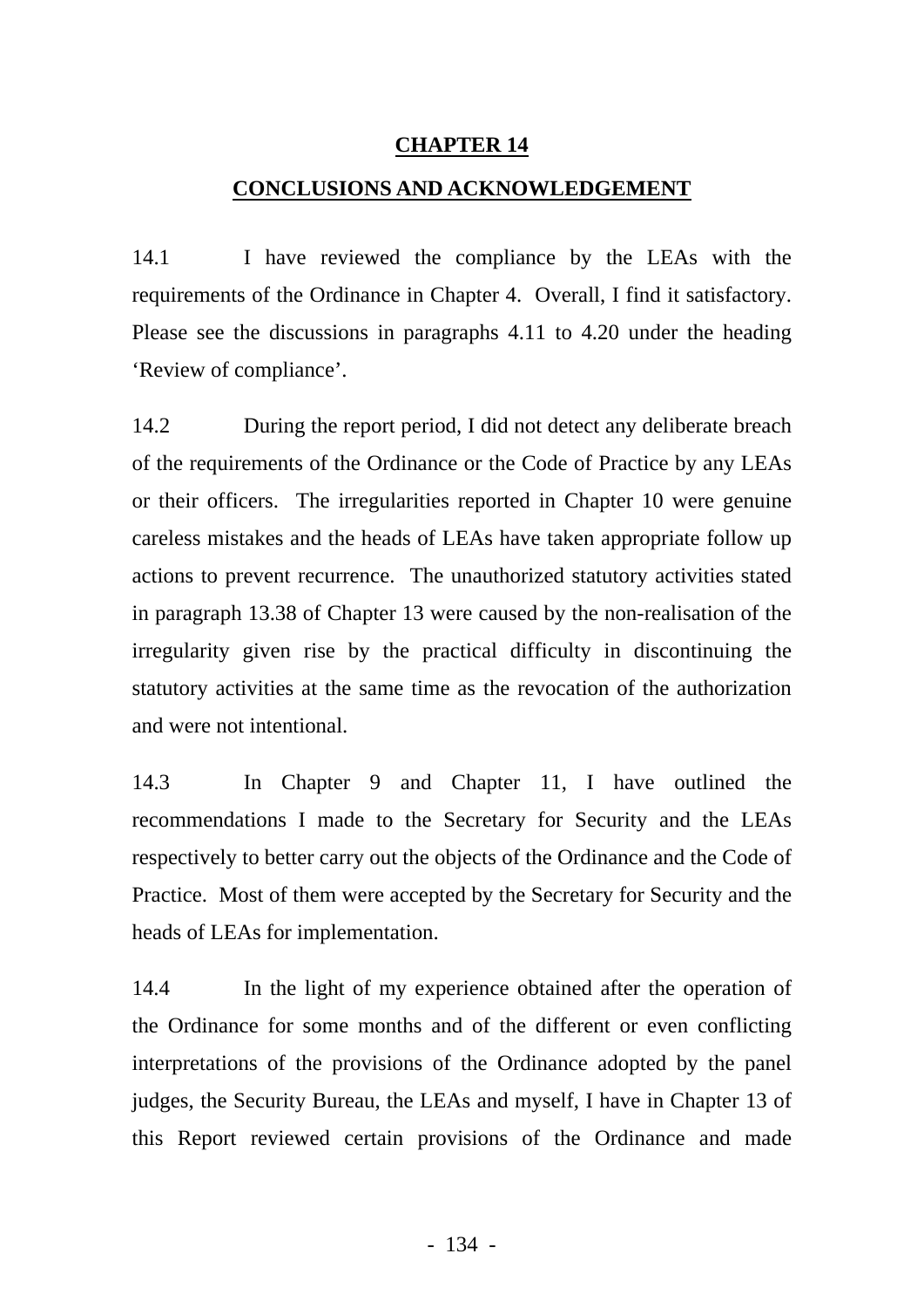# CHAPTER 14

## CONCLUSIONS AND ACKNOWLEDGEMENT

14.1 I have reviewed the compliance by the LEAs with the requirements of the Ordinance in Chapter 4. Overall, I find it satisfactory. Please see the discussions in paragraphs 4.11 to 4.20 under the heading 'Review of compliance'.

14.2 During the report period, I did not detect any deliberate breach of the requirements of the Ordinance or the Code of Practice by any LEAs or their officers. The irregularities reported in Chapter 10 were genuine careless mistakes and the heads of LEAs have taken appropriate follow up actions to prevent recurrence. The unauthorized statutory activities stated in paragraph 13.38 of Chapter 13 were caused by the non-realisation of the irregularity given rise by the practical difficulty in discontinuing the statutory activities at the same time as the revocation of the authorization and were not intentional.

14.3 In Chapter 9 and Chapter 11, I have outlined the recommendations I made to the Secretary for Security and the LEAs respectively to better carry out the objects of the Ordinance and the Code of Practice. Most of them were accepted by the Secretary for Security and the heads of LEAs for implementation.

14.4 In the light of my experience obtained after the operation of the Ordinance for some months and of the different or even conflicting interpretations of the provisions of the Ordinance adopted by the panel judges, the Security Bureau, the LEAs and myself, I have in Chapter 13 of this Report reviewed certain provisions of the Ordinance and made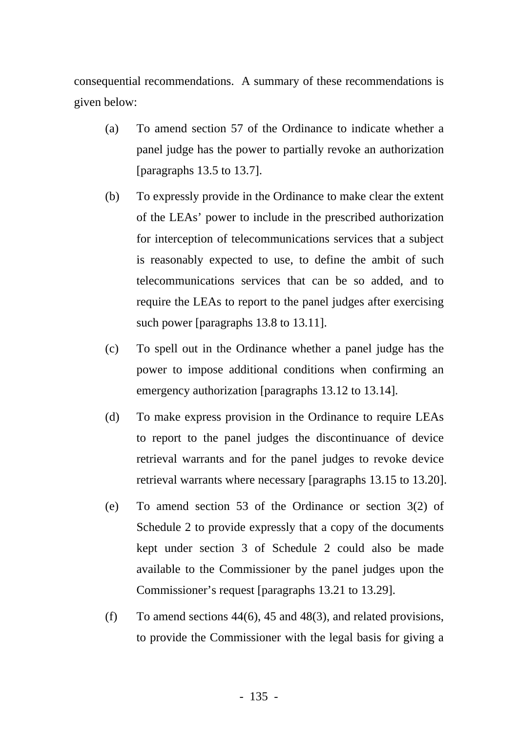consequential recommendations. A summary of these recommendations is given below:

(a) To amend section 57 of the Ordinance to indicate whether a panel judge has the power to partially revoke an authorization [paragraphs 13.5 to 13.7].

(b) To expressly provide in the Ordinance to make clear the extent of the LEAs' power to include in the prescribed authorization for interception of telecommunications services that a subject is reasonably expected to use, to define the ambit of such telecommunications services that can be so added, and to require the LEAs to report to the panel judges after exercising such power [paragraphs 13.8 to 13.11].

(c) To spell out in the Ordinance whether a panel judge has the power to impose additional conditions when confirming an emergency authorization [paragraphs 13.12 to 13.14].

(d) To make express provision in the Ordinance to require LEAs to report to the panel judges the discontinuance of device retrieval warrants and for the panel judges to revoke device retrieval warrants where necessary [paragraphs 13.15 to 13.20].

(e) To amend section 53 of the Ordinance or section 3(2) of Schedule 2 to provide expressly that a copy of the documents kept under section 3 of Schedule 2 could also be made available to the Commissioner by the panel judges upon the Commissioner's request [paragraphs 13.21 to 13.29].

(f) To amend sections 44(6), 45 and 48(3), and related provisions, to provide the Commissioner with the legal basis for giving a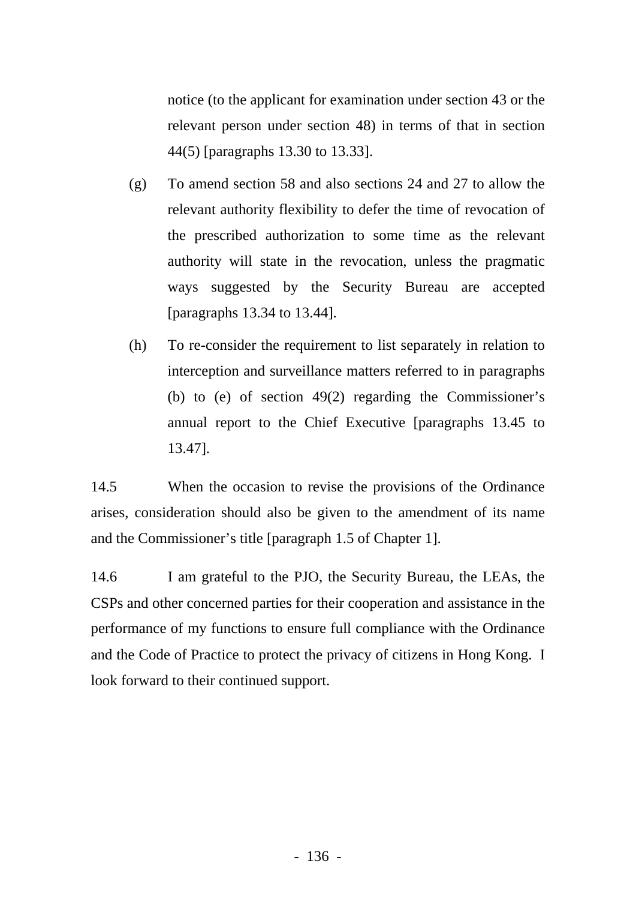notice (to the applicant for examination under section 43 or the relevant person under section 48) in terms of that in section 44(5) [paragraphs 13.30 to 13.33].

(g) To amend section 58 and also sections 24 and 27 to allow the relevant authority flexibility to defer the time of revocation of the prescribed authorization to some time as the relevant authority will state in the revocation, unless the pragmatic ways suggested by the Security Bureau are accepted [paragraphs 13.34 to 13.44].

(h) To re-consider the requirement to list separately in relation to interception and surveillance matters referred to in paragraphs (b) to (e) of section 49(2) regarding the Commissioner's annual report to the Chief Executive [paragraphs 13.45 to 13.47].

14.5 When the occasion to revise the provisions of the Ordinance arises, consideration should also be given to the amendment of its name and the Commissioner's title [paragraph 1.5 of Chapter 1].

14.6 I am grateful to the PJO, the Security Bureau, the LEAs, the CSPs and other concerned parties for their cooperation and assistance in the performance of my functions to ensure full compliance with the Ordinance and the Code of Practice to protect the privacy of citizens in Hong Kong. I look forward to their continued support.